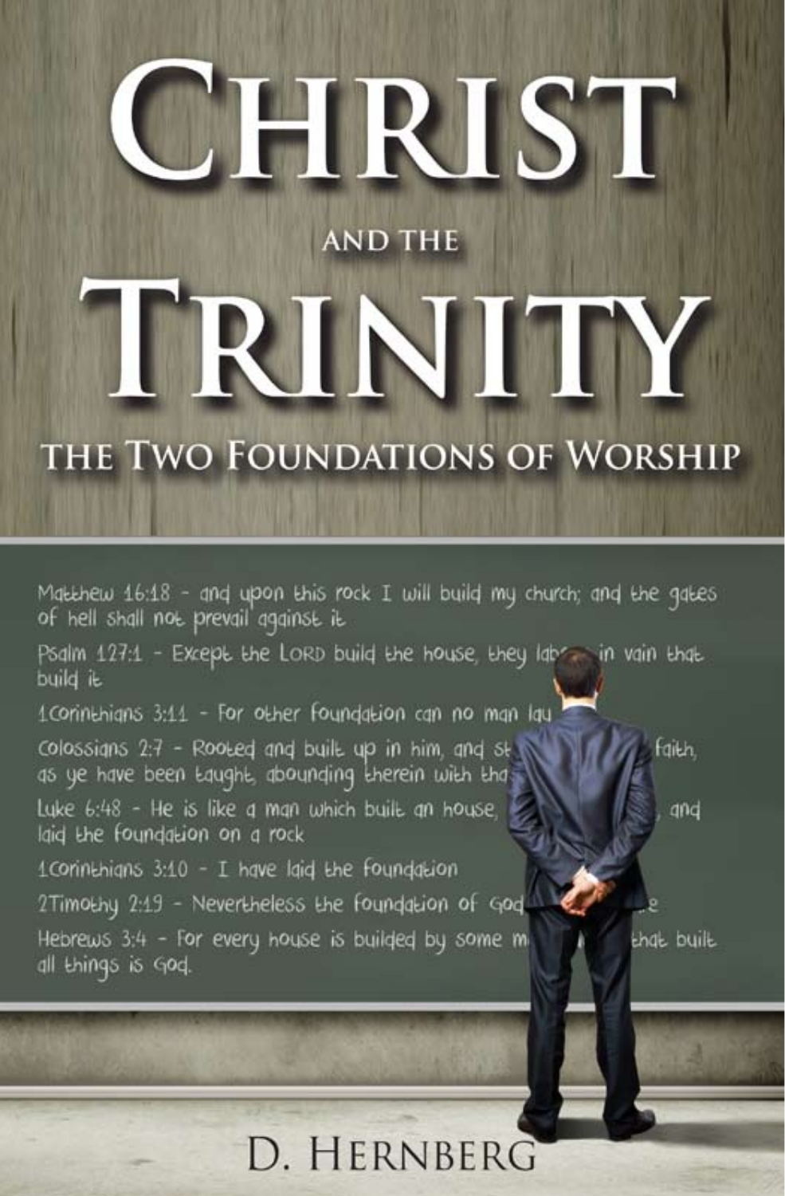# Christ

AND THE

# Trinity

## the Two Foundations of Worship

Matthew 16:18 - and upon this rock I will build my church; and the gates of hell shall not prevail against it

Psalm 127:1 - Except the LORD build the house, they lab[...] in vain that build it

1Corinthians 3:11 - For other foundation can no man lay [...]

Colossians 2:7 - Rooted and built up in him, and st[...] faith, as ye have been taught, abounding therein with tha[...]

Luke 6:48 - He is like a man which built an house, [...] and laid the foundation on a rock

1Corinthians 3:10 - I have laid the foundation

2Timothy 2:19 - Nevertheless the foundation of God [...]

Hebrews 3:4 - For every house is builded by some m[...] that built all things is God.

D. HERNBERG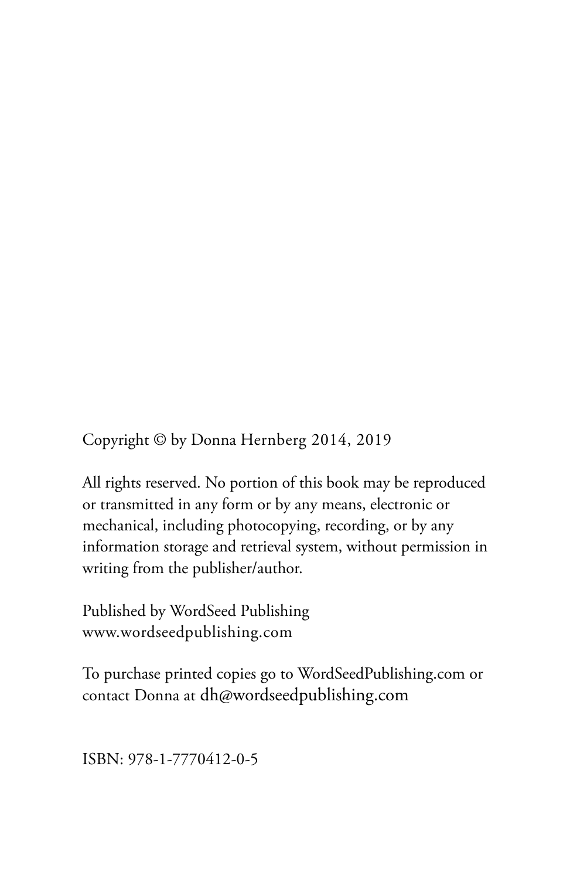Copyright © by Donna Hernberg 2014, 2019

All rights reserved. No portion of this book may be reproduced or transmitted in any form or by any means, electronic or mechanical, including photocopying, recording, or by any information storage and retrieval system, without permission in writing from the publisher/author.

Published by WordSeed Publishing
www.wordseedpublishing.com

To purchase printed copies go to WordSeedPublishing.com or contact Donna at dh@wordseedpublishing.com

ISBN: 978-1-7770412-0-5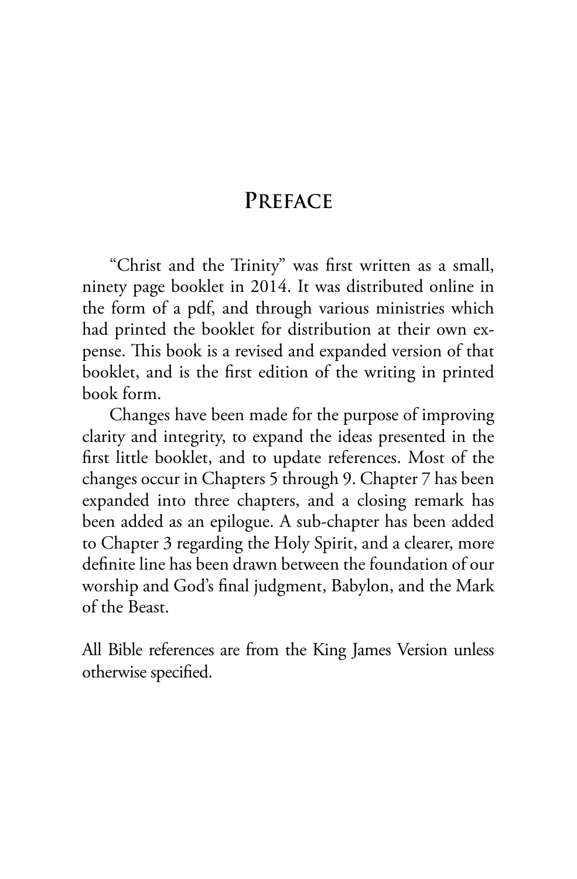# Preface

"Christ and the Trinity" was first written as a small, ninety page booklet in 2014. It was distributed online in the form of a pdf, and through various ministries which had printed the booklet for distribution at their own expense. This book is a revised and expanded version of that booklet, and is the first edition of the writing in printed book form.

Changes have been made for the purpose of improving clarity and integrity, to expand the ideas presented in the first little booklet, and to update references. Most of the changes occur in Chapters 5 through 9. Chapter 7 has been expanded into three chapters, and a closing remark has been added as an epilogue. A sub-chapter has been added to Chapter 3 regarding the Holy Spirit, and a clearer, more definite line has been drawn between the foundation of our worship and God's final judgment, Babylon, and the Mark of the Beast.

All Bible references are from the King James Version unless otherwise specified.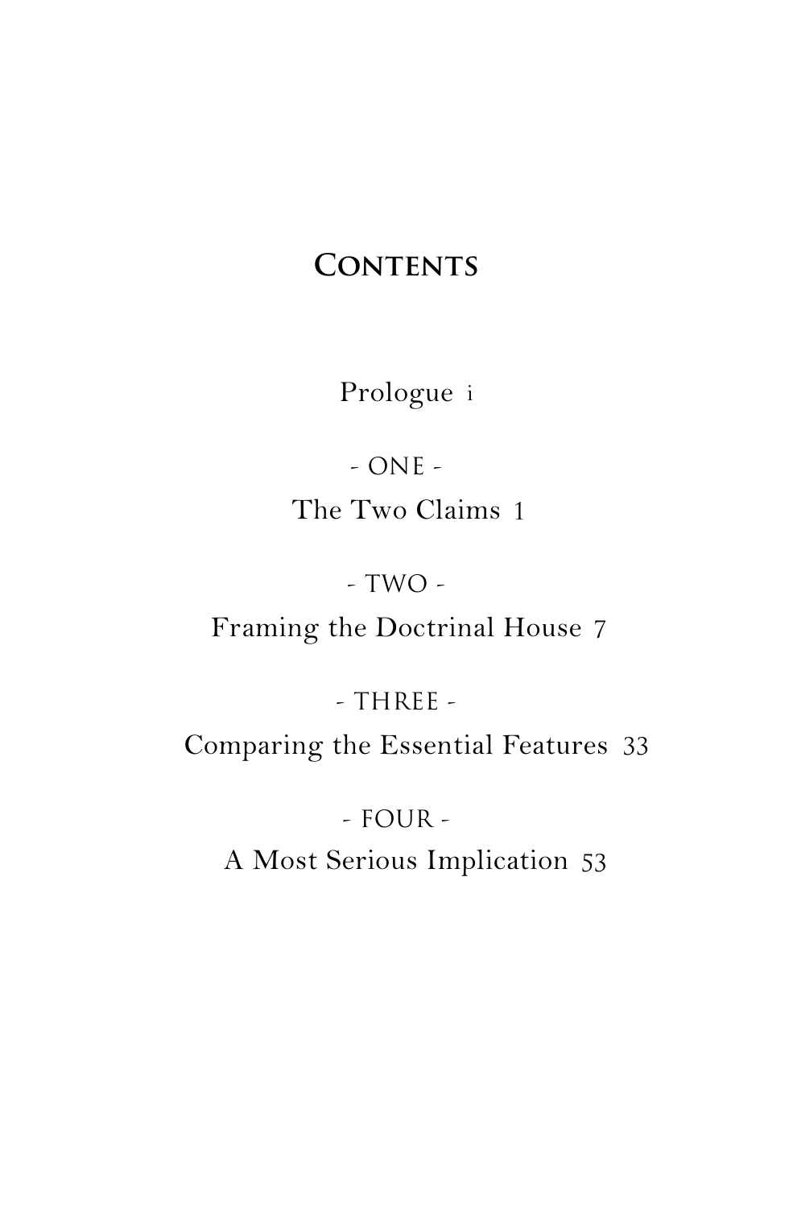# Contents

Prologue i

- ONE -
The Two Claims 1

- TWO -
Framing the Doctrinal House 7

- THREE -
Comparing the Essential Features 33

- FOUR -
A Most Serious Implication 53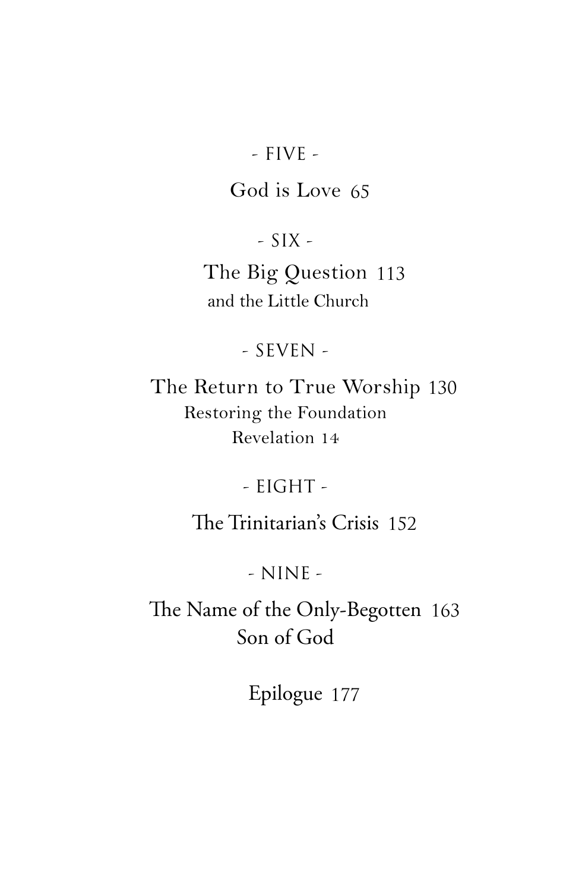- FIVE -

God is Love 65

- SIX -

The Big Question 113
and the Little Church

- SEVEN -

The Return to True Worship 130
Restoring the Foundation
Revelation 14

- EIGHT -

The Trinitarian's Crisis 152

- NINE -

The Name of the Only-Begotten 163
Son of God

Epilogue 177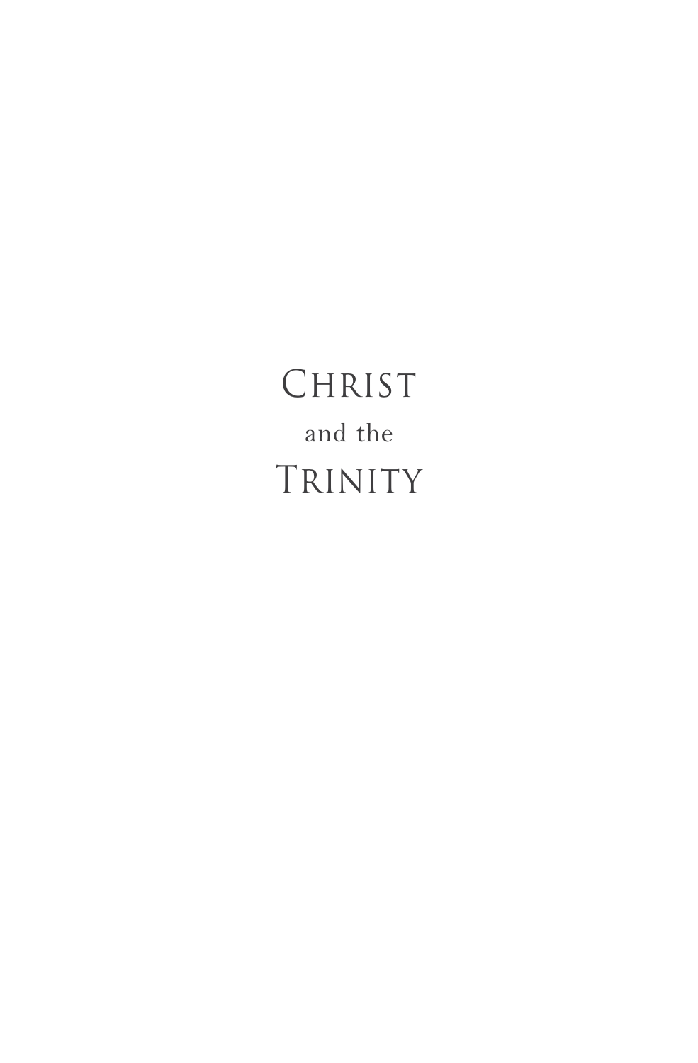# Christ and the Trinity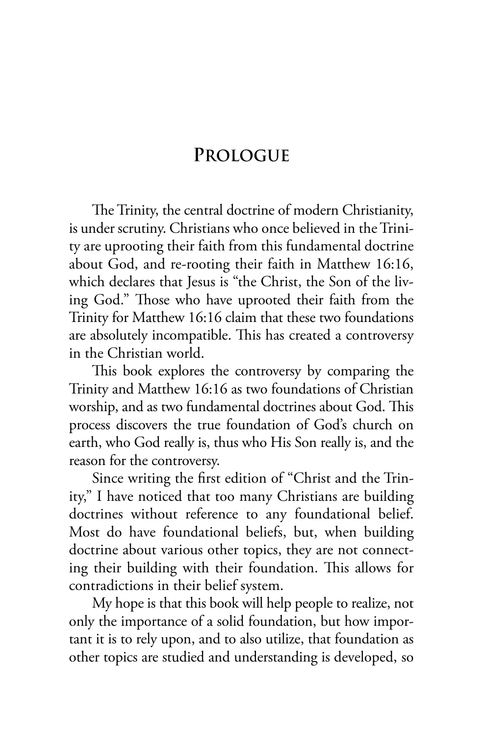# Prologue

The Trinity, the central doctrine of modern Christianity, is under scrutiny. Christians who once believed in the Trinity are uprooting their faith from this fundamental doctrine about God, and re-rooting their faith in Matthew 16:16, which declares that Jesus is "the Christ, the Son of the living God." Those who have uprooted their faith from the Trinity for Matthew 16:16 claim that these two foundations are absolutely incompatible. This has created a controversy in the Christian world.

This book explores the controversy by comparing the Trinity and Matthew 16:16 as two foundations of Christian worship, and as two fundamental doctrines about God. This process discovers the true foundation of God's church on earth, who God really is, thus who His Son really is, and the reason for the controversy.

Since writing the first edition of "Christ and the Trinity," I have noticed that too many Christians are building doctrines without reference to any foundational belief. Most do have foundational beliefs, but, when building doctrine about various other topics, they are not connecting their building with their foundation. This allows for contradictions in their belief system.

My hope is that this book will help people to realize, not only the importance of a solid foundation, but how important it is to rely upon, and to also utilize, that foundation as other topics are studied and understanding is developed, so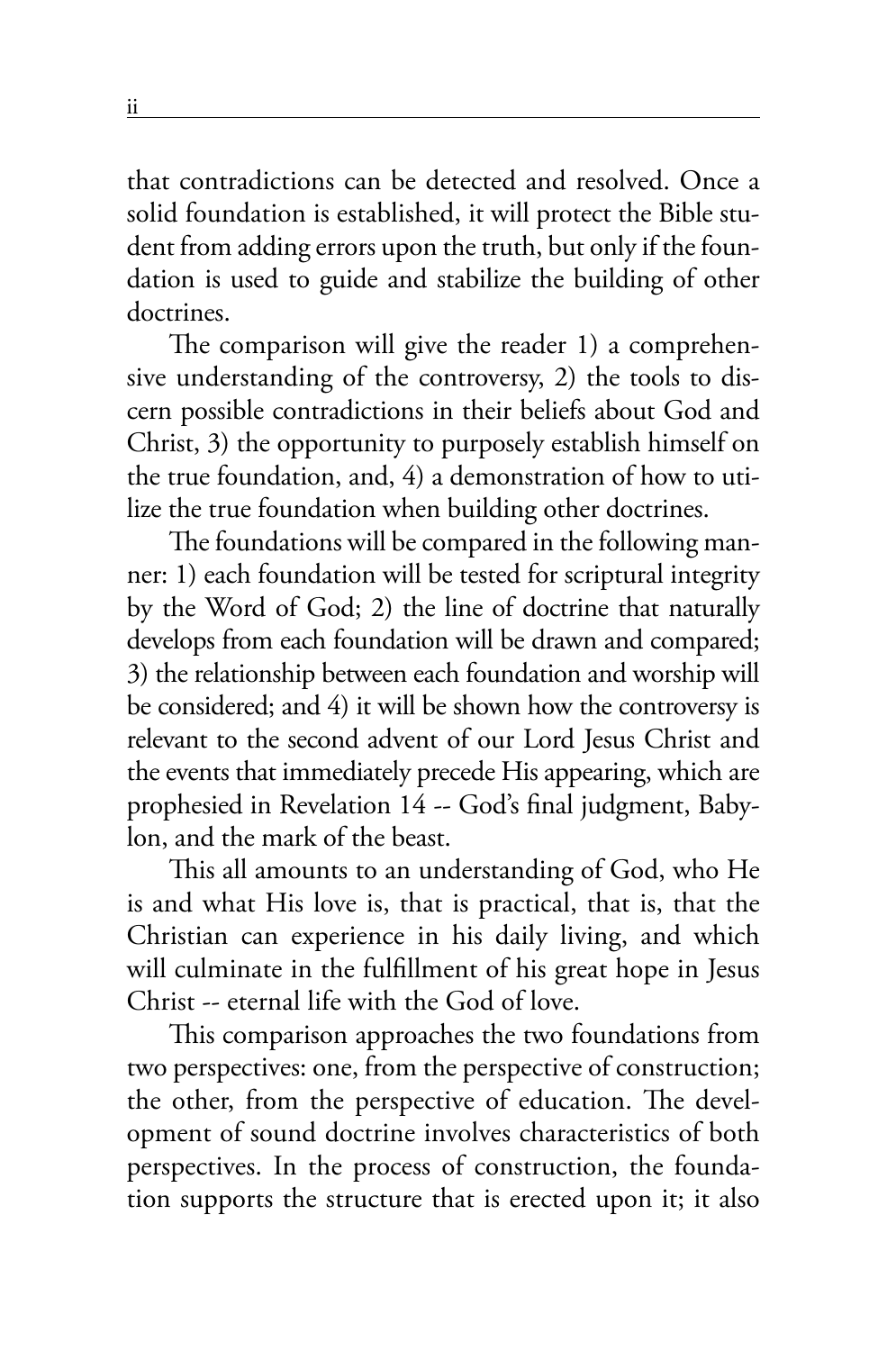that contradictions can be detected and resolved. Once a solid foundation is established, it will protect the Bible student from adding errors upon the truth, but only if the foundation is used to guide and stabilize the building of other doctrines.

The comparison will give the reader 1) a comprehensive understanding of the controversy, 2) the tools to discern possible contradictions in their beliefs about God and Christ, 3) the opportunity to purposely establish himself on the true foundation, and, 4) a demonstration of how to utilize the true foundation when building other doctrines.

The foundations will be compared in the following manner: 1) each foundation will be tested for scriptural integrity by the Word of God; 2) the line of doctrine that naturally develops from each foundation will be drawn and compared; 3) the relationship between each foundation and worship will be considered; and 4) it will be shown how the controversy is relevant to the second advent of our Lord Jesus Christ and the events that immediately precede His appearing, which are prophesied in Revelation 14 -- God's final judgment, Babylon, and the mark of the beast.

This all amounts to an understanding of God, who He is and what His love is, that is practical, that is, that the Christian can experience in his daily living, and which will culminate in the fulfillment of his great hope in Jesus Christ -- eternal life with the God of love.

This comparison approaches the two foundations from two perspectives: one, from the perspective of construction; the other, from the perspective of education. The development of sound doctrine involves characteristics of both perspectives. In the process of construction, the foundation supports the structure that is erected upon it; it also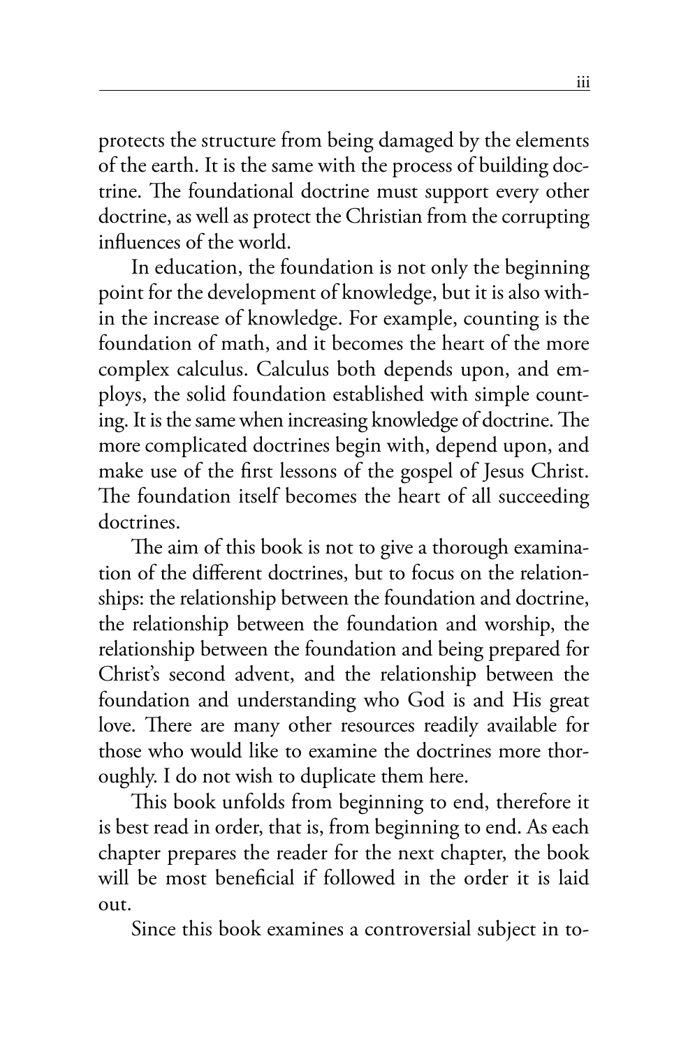protects the structure from being damaged by the elements of the earth. It is the same with the process of building doctrine. The foundational doctrine must support every other doctrine, as well as protect the Christian from the corrupting influences of the world.

In education, the foundation is not only the beginning point for the development of knowledge, but it is also within the increase of knowledge. For example, counting is the foundation of math, and it becomes the heart of the more complex calculus. Calculus both depends upon, and employs, the solid foundation established with simple counting. It is the same when increasing knowledge of doctrine. The more complicated doctrines begin with, depend upon, and make use of the first lessons of the gospel of Jesus Christ. The foundation itself becomes the heart of all succeeding doctrines.

The aim of this book is not to give a thorough examination of the different doctrines, but to focus on the relationships: the relationship between the foundation and doctrine, the relationship between the foundation and worship, the relationship between the foundation and being prepared for Christ's second advent, and the relationship between the foundation and understanding who God is and His great love. There are many other resources readily available for those who would like to examine the doctrines more thoroughly. I do not wish to duplicate them here.

This book unfolds from beginning to end, therefore it is best read in order, that is, from beginning to end. As each chapter prepares the reader for the next chapter, the book will be most beneficial if followed in the order it is laid out.

Since this book examines a controversial subject in to-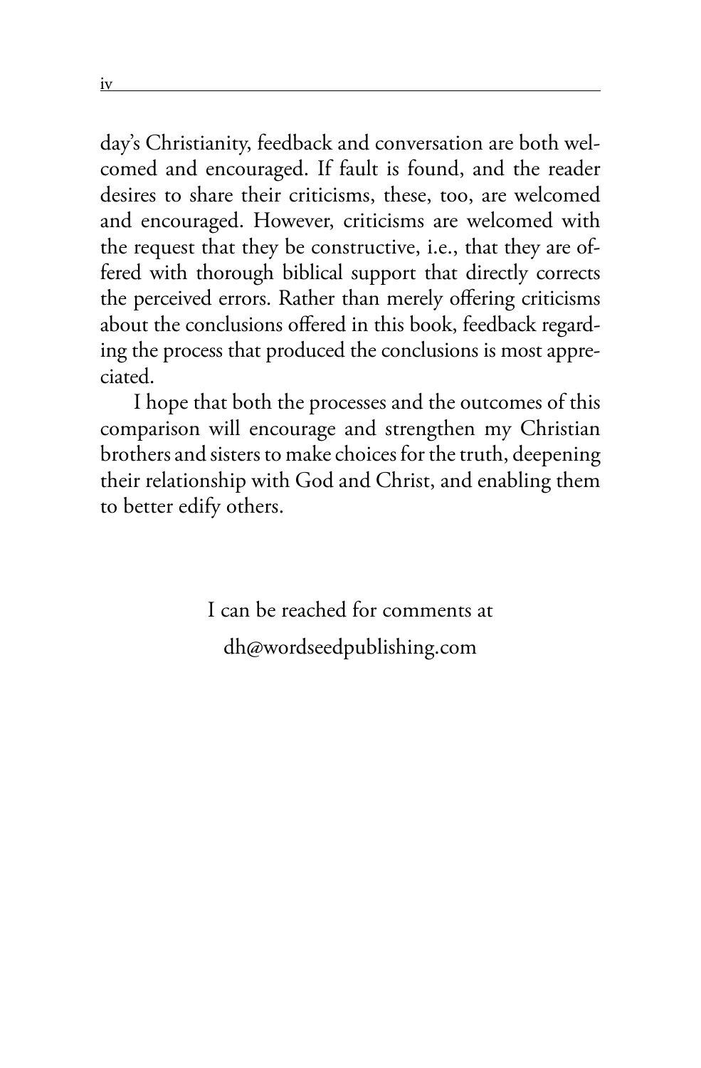day's Christianity, feedback and conversation are both welcomed and encouraged. If fault is found, and the reader desires to share their criticisms, these, too, are welcomed and encouraged. However, criticisms are welcomed with the request that they be constructive, i.e., that they are offered with thorough biblical support that directly corrects the perceived errors. Rather than merely offering criticisms about the conclusions offered in this book, feedback regarding the process that produced the conclusions is most appreciated.

I hope that both the processes and the outcomes of this comparison will encourage and strengthen my Christian brothers and sisters to make choices for the truth, deepening their relationship with God and Christ, and enabling them to better edify others.

I can be reached for comments at

dh@wordseedpublishing.com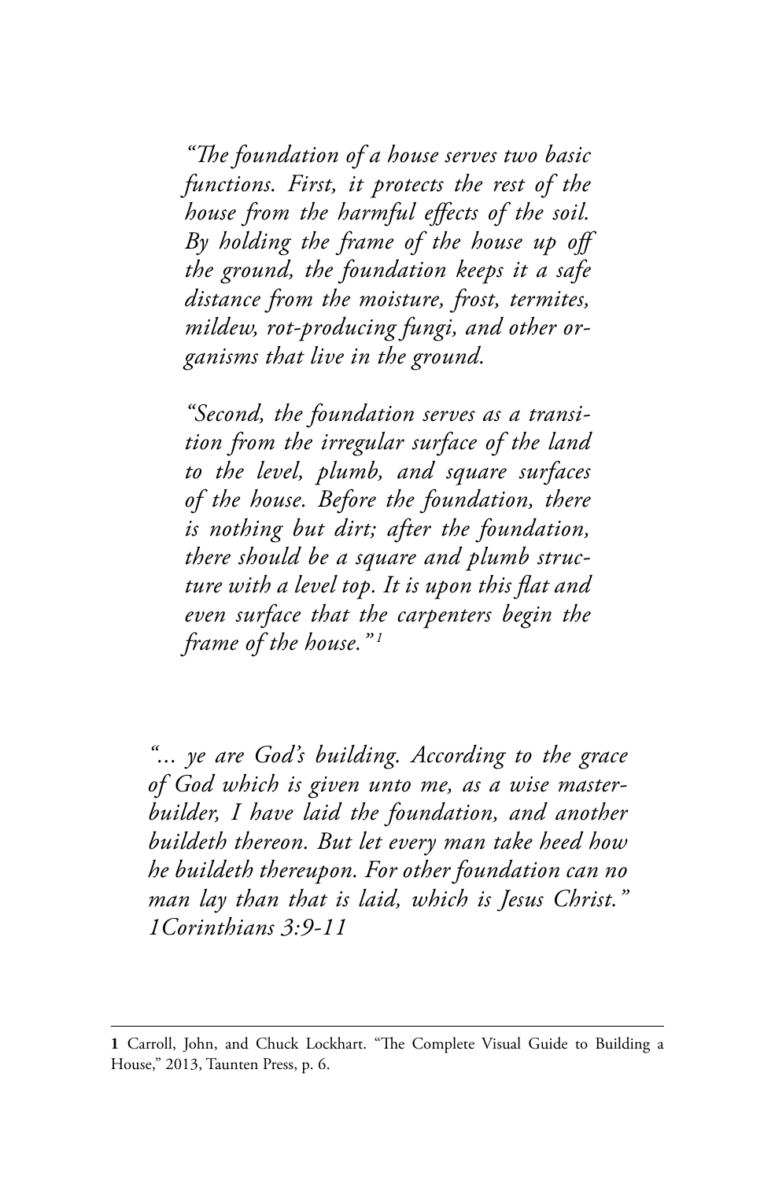*"The foundation of a house serves two basic functions. First, it protects the rest of the house from the harmful effects of the soil. By holding the frame of the house up off the ground, the foundation keeps it a safe distance from the moisture, frost, termites, mildew, rot-producing fungi, and other organisms that live in the ground.*

*"Second, the foundation serves as a transition from the irregular surface of the land to the level, plumb, and square surfaces of the house. Before the foundation, there is nothing but dirt; after the foundation, there should be a square and plumb structure with a level top. It is upon this flat and even surface that the carpenters begin the frame of the house."*[1]

*"... ye are God's building. According to the grace of God which is given unto me, as a wise masterbuilder, I have laid the foundation, and another buildeth thereon. But let every man take heed how he buildeth thereupon. For other foundation can no man lay than that is laid, which is Jesus Christ." 1Corinthians 3:9-11*

---

**1** Carroll, John, and Chuck Lockhart. "The Complete Visual Guide to Building a House," 2013, Taunten Press, p. 6.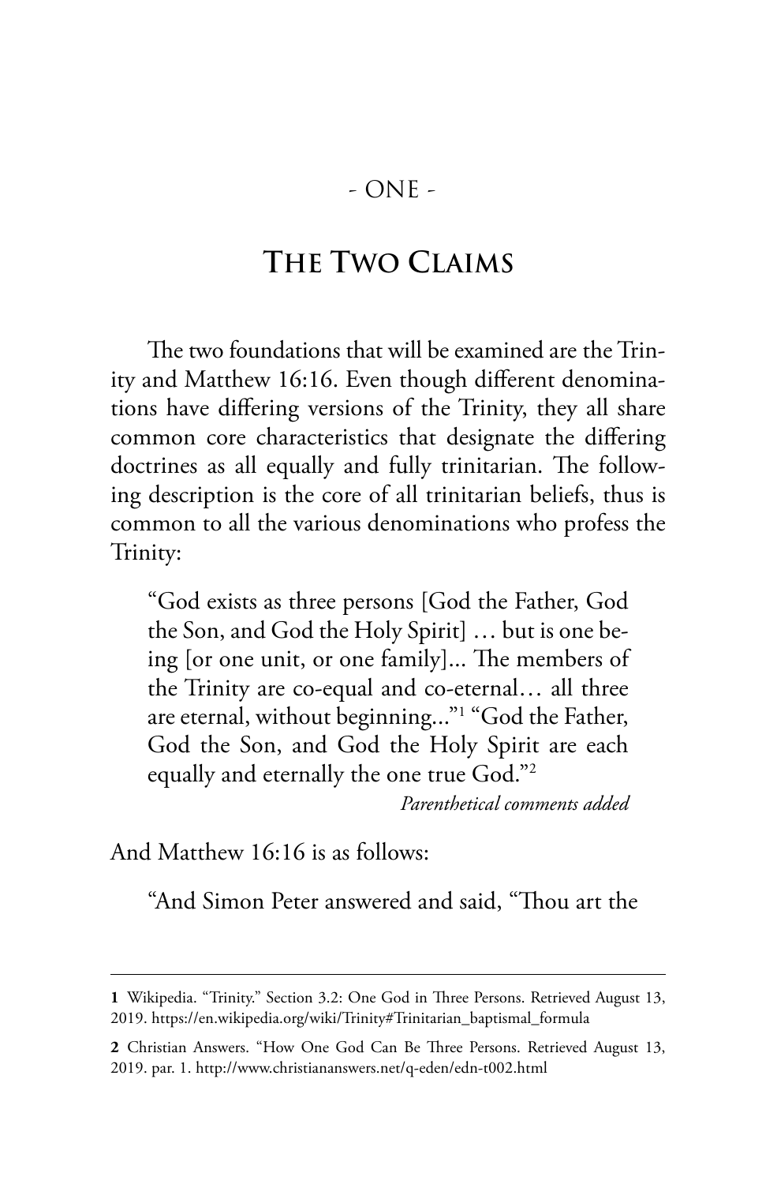- ONE -

# The Two Claims

The two foundations that will be examined are the Trinity and Matthew 16:16. Even though different denominations have differing versions of the Trinity, they all share common core characteristics that designate the differing doctrines as all equally and fully trinitarian. The following description is the core of all trinitarian beliefs, thus is common to all the various denominations who profess the Trinity:

> "God exists as three persons [God the Father, God the Son, and God the Holy Spirit] … but is one being [or one unit, or one family]... The members of the Trinity are co-equal and co-eternal… all three are eternal, without beginning..."[1] "God the Father, God the Son, and God the Holy Spirit are each equally and eternally the one true God."[2]
>
> *Parenthetical comments added*

And Matthew 16:16 is as follows:

> "And Simon Peter answered and said, "Thou art the

---

**1** Wikipedia. "Trinity." Section 3.2: One God in Three Persons. Retrieved August 13, 2019. https://en.wikipedia.org/wiki/Trinity#Trinitarian_baptismal_formula

**2** Christian Answers. "How One God Can Be Three Persons. Retrieved August 13, 2019. par. 1. http://www.christiananswers.net/q-eden/edn-t002.html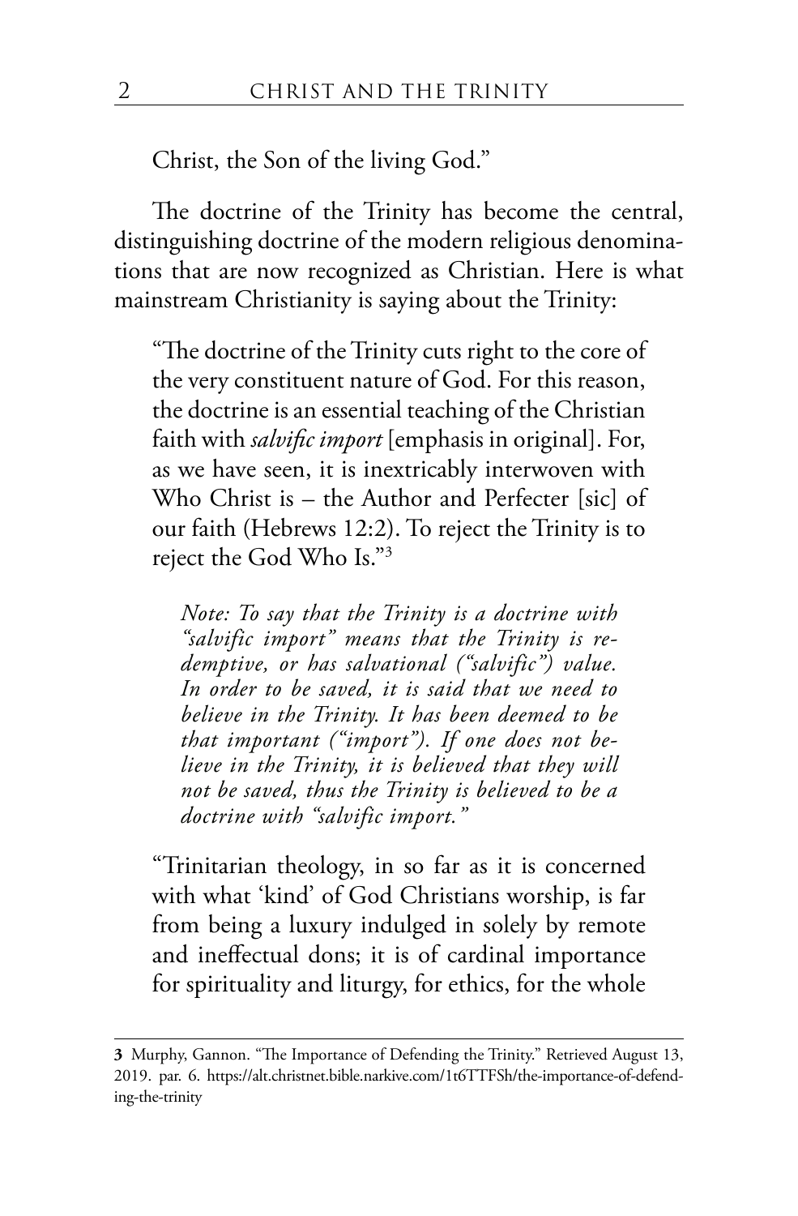Christ, the Son of the living God."

The doctrine of the Trinity has become the central, distinguishing doctrine of the modern religious denominations that are now recognized as Christian. Here is what mainstream Christianity is saying about the Trinity:

> "The doctrine of the Trinity cuts right to the core of the very constituent nature of God. For this reason, the doctrine is an essential teaching of the Christian faith with *salvific import* [emphasis in original]. For, as we have seen, it is inextricably interwoven with Who Christ is – the Author and Perfecter [sic] of our faith (Hebrews 12:2). To reject the Trinity is to reject the God Who Is."[3]
>
> > *Note: To say that the Trinity is a doctrine with "salvific import" means that the Trinity is redemptive, or has salvational ("salvific") value. In order to be saved, it is said that we need to believe in the Trinity. It has been deemed to be that important ("import"). If one does not believe in the Trinity, it is believed that they will not be saved, thus the Trinity is believed to be a doctrine with "salvific import."*
>
> "Trinitarian theology, in so far as it is concerned with what 'kind' of God Christians worship, is far from being a luxury indulged in solely by remote and ineffectual dons; it is of cardinal importance for spirituality and liturgy, for ethics, for the whole

---

**3** Murphy, Gannon. "The Importance of Defending the Trinity." Retrieved August 13, 2019. par. 6. https://alt.christnet.bible.narkive.com/1t6TTFSh/the-importance-of-defending-the-trinity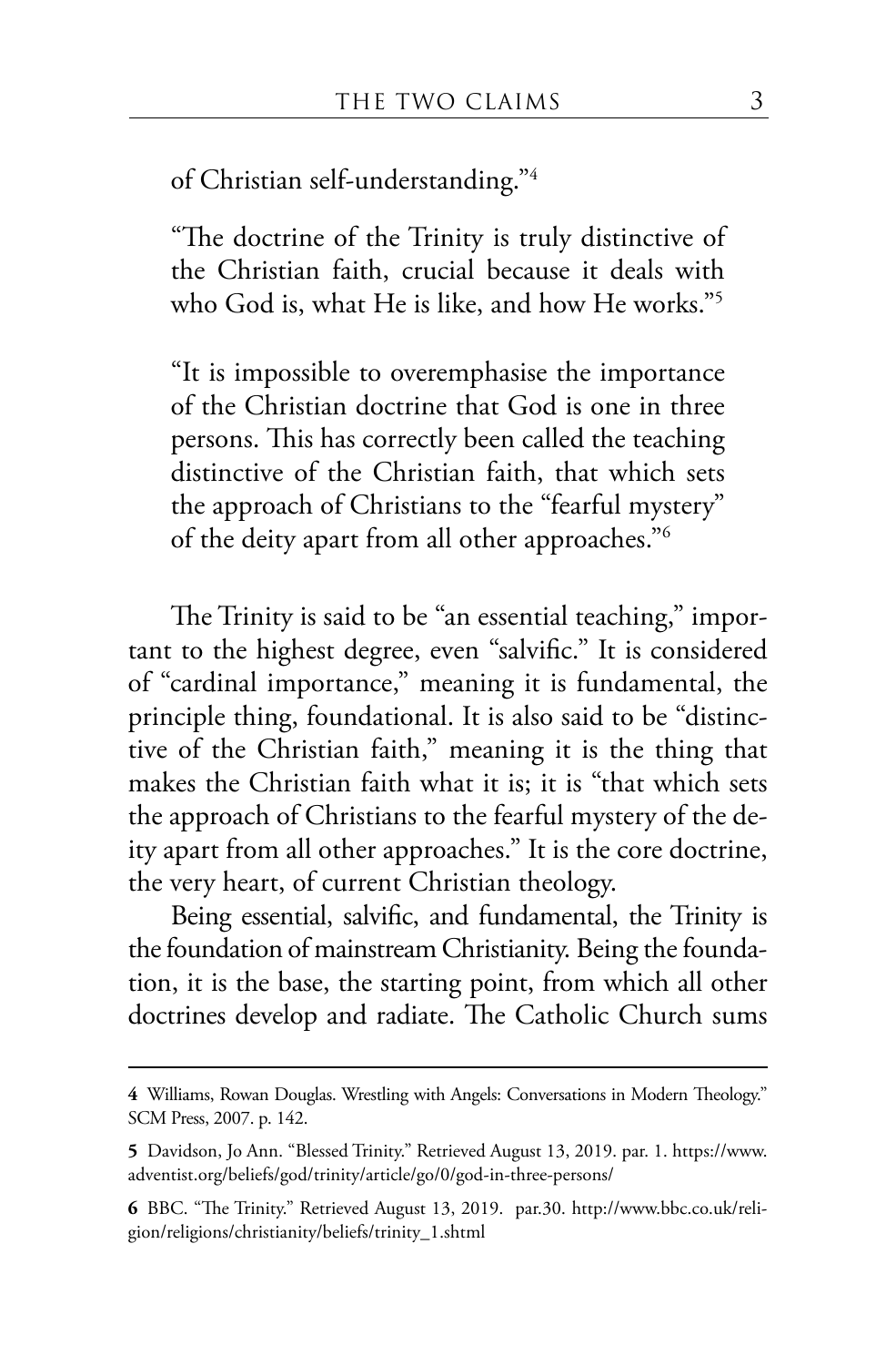of Christian self-understanding."[4]

"The doctrine of the Trinity is truly distinctive of the Christian faith, crucial because it deals with who God is, what He is like, and how He works."[5]

"It is impossible to overemphasise the importance of the Christian doctrine that God is one in three persons. This has correctly been called the teaching distinctive of the Christian faith, that which sets the approach of Christians to the "fearful mystery" of the deity apart from all other approaches."[6]

The Trinity is said to be "an essential teaching," important to the highest degree, even "salvific." It is considered of "cardinal importance," meaning it is fundamental, the principle thing, foundational. It is also said to be "distinctive of the Christian faith," meaning it is the thing that makes the Christian faith what it is; it is "that which sets the approach of Christians to the fearful mystery of the deity apart from all other approaches." It is the core doctrine, the very heart, of current Christian theology.

Being essential, salvific, and fundamental, the Trinity is the foundation of mainstream Christianity. Being the foundation, it is the base, the starting point, from which all other doctrines develop and radiate. The Catholic Church sums

---

**4** Williams, Rowan Douglas. Wrestling with Angels: Conversations in Modern Theology." SCM Press, 2007. p. 142.

**5** Davidson, Jo Ann. "Blessed Trinity." Retrieved August 13, 2019. par. 1. https://www.adventist.org/beliefs/god/trinity/article/go/0/god-in-three-persons/

**6** BBC. "The Trinity." Retrieved August 13, 2019. par.30. http://www.bbc.co.uk/religion/religions/christianity/beliefs/trinity_1.shtml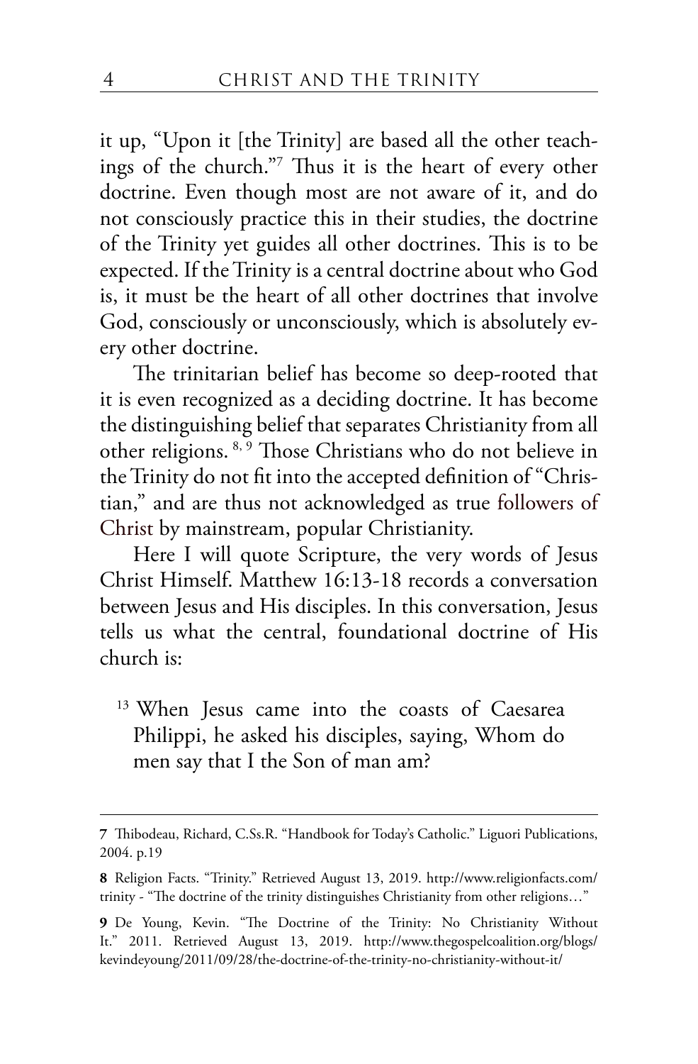it up, "Upon it [the Trinity] are based all the other teachings of the church."[7] Thus it is the heart of every other doctrine. Even though most are not aware of it, and do not consciously practice this in their studies, the doctrine of the Trinity yet guides all other doctrines. This is to be expected. If the Trinity is a central doctrine about who God is, it must be the heart of all other doctrines that involve God, consciously or unconsciously, which is absolutely every other doctrine.

The trinitarian belief has become so deep-rooted that it is even recognized as a deciding doctrine. It has become the distinguishing belief that separates Christianity from all other religions.[8, 9] Those Christians who do not believe in the Trinity do not fit into the accepted definition of "Christian," and are thus not acknowledged as true followers of Christ by mainstream, popular Christianity.

Here I will quote Scripture, the very words of Jesus Christ Himself. Matthew 16:13-18 records a conversation between Jesus and His disciples. In this conversation, Jesus tells us what the central, foundational doctrine of His church is:

> [13] When Jesus came into the coasts of Caesarea Philippi, he asked his disciples, saying, Whom do men say that I the Son of man am?

---

**7** Thibodeau, Richard, C.Ss.R. "Handbook for Today's Catholic." Liguori Publications, 2004. p.19

**8** Religion Facts. "Trinity." Retrieved August 13, 2019. http://www.religionfacts.com/trinity - "The doctrine of the trinity distinguishes Christianity from other religions…"

**9** De Young, Kevin. "The Doctrine of the Trinity: No Christianity Without It." 2011. Retrieved August 13, 2019. http://www.thegospelcoalition.org/blogs/kevindeyoung/2011/09/28/the-doctrine-of-the-trinity-no-christianity-without-it/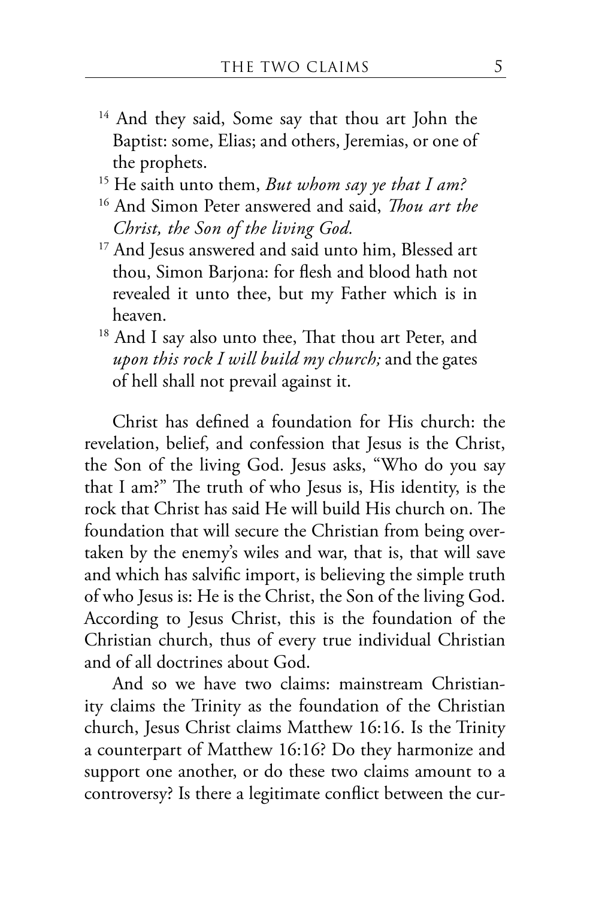[14] And they said, Some say that thou art John the Baptist: some, Elias; and others, Jeremias, or one of the prophets.

[15] He saith unto them, *But whom say ye that I am?*

[16] And Simon Peter answered and said, *Thou art the Christ, the Son of the living God.*

[17] And Jesus answered and said unto him, Blessed art thou, Simon Barjona: for flesh and blood hath not revealed it unto thee, but my Father which is in heaven.

[18] And I say also unto thee, That thou art Peter, and *upon this rock I will build my church;* and the gates of hell shall not prevail against it.

Christ has defined a foundation for His church: the revelation, belief, and confession that Jesus is the Christ, the Son of the living God. Jesus asks, "Who do you say that I am?" The truth of who Jesus is, His identity, is the rock that Christ has said He will build His church on. The foundation that will secure the Christian from being overtaken by the enemy's wiles and war, that is, that will save and which has salvific import, is believing the simple truth of who Jesus is: He is the Christ, the Son of the living God. According to Jesus Christ, this is the foundation of the Christian church, thus of every true individual Christian and of all doctrines about God.

And so we have two claims: mainstream Christianity claims the Trinity as the foundation of the Christian church, Jesus Christ claims Matthew 16:16. Is the Trinity a counterpart of Matthew 16:16? Do they harmonize and support one another, or do these two claims amount to a controversy? Is there a legitimate conflict between the cur-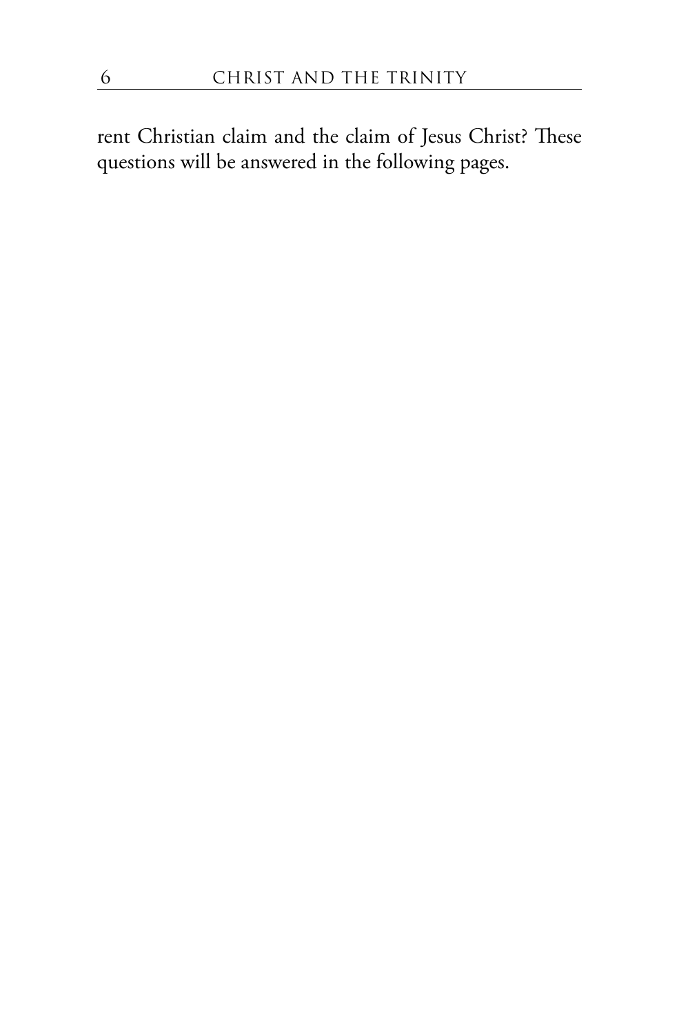rent Christian claim and the claim of Jesus Christ? These questions will be answered in the following pages.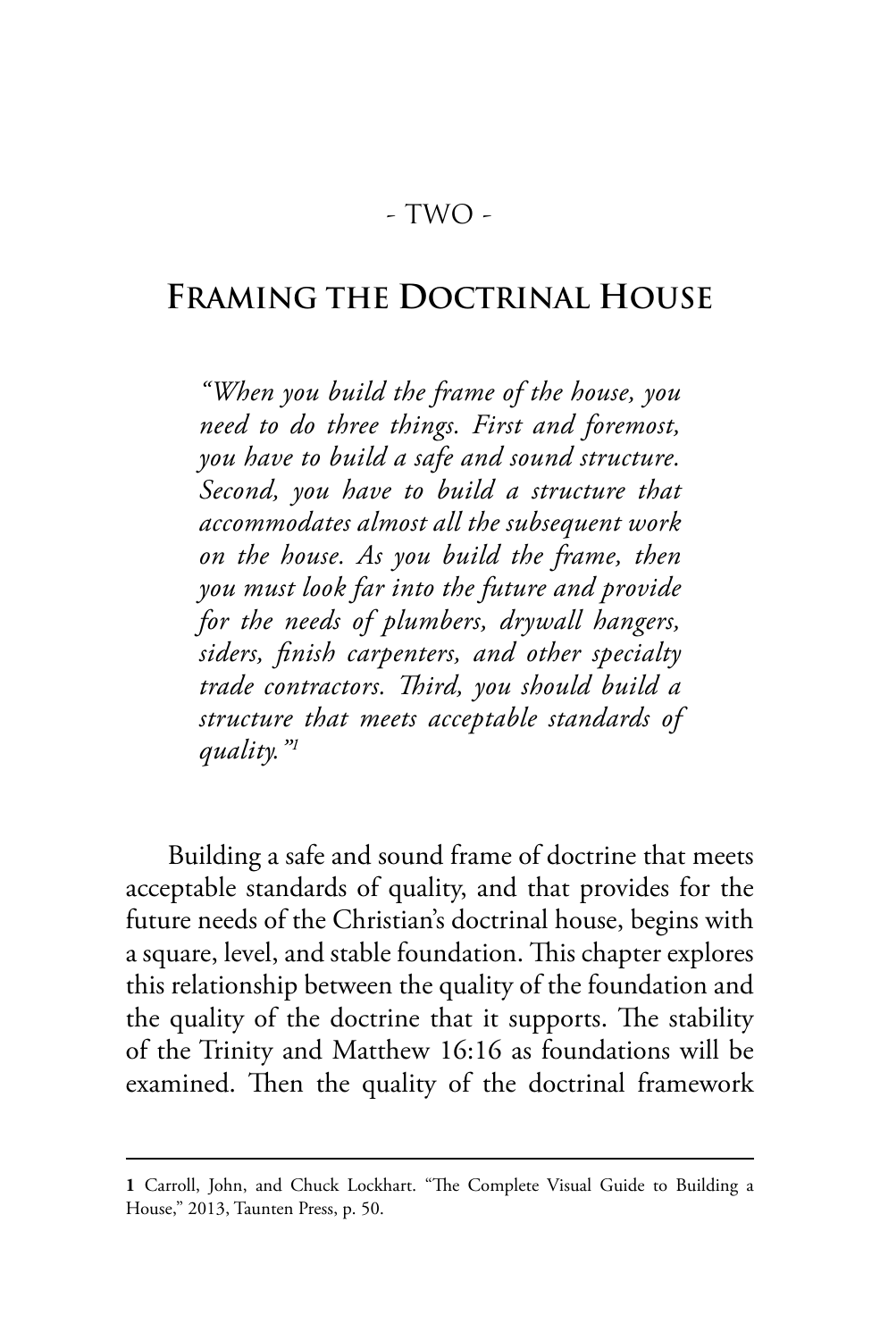- TWO -

# Framing the Doctrinal House

> *"When you build the frame of the house, you need to do three things. First and foremost, you have to build a safe and sound structure. Second, you have to build a structure that accommodates almost all the subsequent work on the house. As you build the frame, then you must look far into the future and provide for the needs of plumbers, drywall hangers, siders, finish carpenters, and other specialty trade contractors. Third, you should build a structure that meets acceptable standards of quality."*[1]

Building a safe and sound frame of doctrine that meets acceptable standards of quality, and that provides for the future needs of the Christian's doctrinal house, begins with a square, level, and stable foundation. This chapter explores this relationship between the quality of the foundation and the quality of the doctrine that it supports. The stability of the Trinity and Matthew 16:16 as foundations will be examined. Then the quality of the doctrinal framework

---

**1** Carroll, John, and Chuck Lockhart. "The Complete Visual Guide to Building a House," 2013, Taunten Press, p. 50.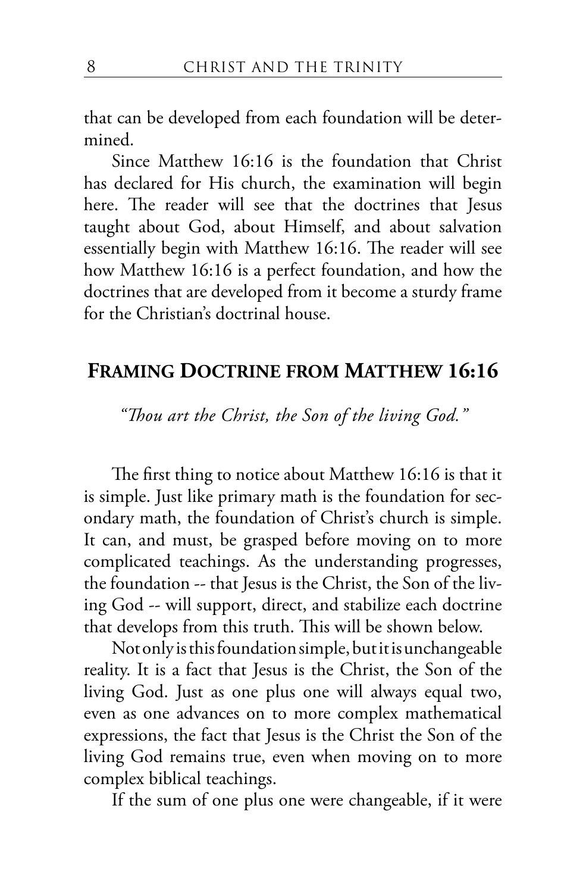that can be developed from each foundation will be determined.

Since Matthew 16:16 is the foundation that Christ has declared for His church, the examination will begin here. The reader will see that the doctrines that Jesus taught about God, about Himself, and about salvation essentially begin with Matthew 16:16. The reader will see how Matthew 16:16 is a perfect foundation, and how the doctrines that are developed from it become a sturdy frame for the Christian's doctrinal house.

## Framing Doctrine from Matthew 16:16

*"Thou art the Christ, the Son of the living God."*

The first thing to notice about Matthew 16:16 is that it is simple. Just like primary math is the foundation for secondary math, the foundation of Christ's church is simple. It can, and must, be grasped before moving on to more complicated teachings. As the understanding progresses, the foundation -- that Jesus is the Christ, the Son of the living God -- will support, direct, and stabilize each doctrine that develops from this truth. This will be shown below.

Not only is this foundation simple, but it is unchangeable reality. It is a fact that Jesus is the Christ, the Son of the living God. Just as one plus one will always equal two, even as one advances on to more complex mathematical expressions, the fact that Jesus is the Christ the Son of the living God remains true, even when moving on to more complex biblical teachings.

If the sum of one plus one were changeable, if it were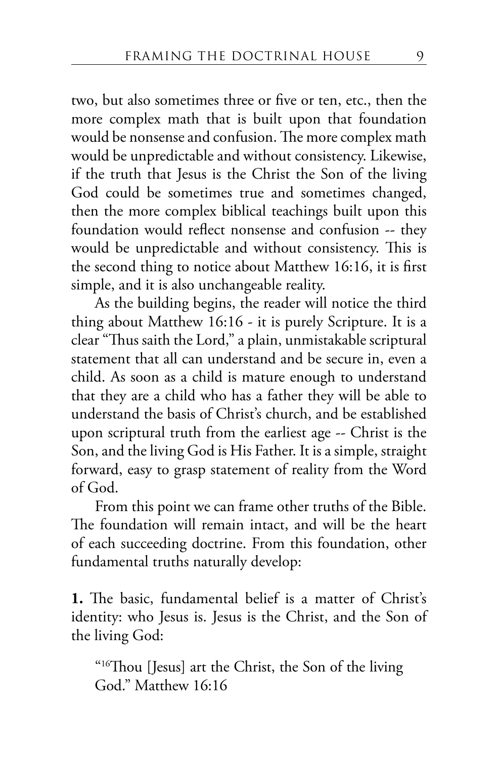two, but also sometimes three or five or ten, etc., then the more complex math that is built upon that foundation would be nonsense and confusion. The more complex math would be unpredictable and without consistency. Likewise, if the truth that Jesus is the Christ the Son of the living God could be sometimes true and sometimes changed, then the more complex biblical teachings built upon this foundation would reflect nonsense and confusion -- they would be unpredictable and without consistency. This is the second thing to notice about Matthew 16:16, it is first simple, and it is also unchangeable reality.

As the building begins, the reader will notice the third thing about Matthew 16:16 - it is purely Scripture. It is a clear "Thus saith the Lord," a plain, unmistakable scriptural statement that all can understand and be secure in, even a child. As soon as a child is mature enough to understand that they are a child who has a father they will be able to understand the basis of Christ's church, and be established upon scriptural truth from the earliest age -- Christ is the Son, and the living God is His Father. It is a simple, straight forward, easy to grasp statement of reality from the Word of God.

From this point we can frame other truths of the Bible. The foundation will remain intact, and will be the heart of each succeeding doctrine. From this foundation, other fundamental truths naturally develop:

**1.** The basic, fundamental belief is a matter of Christ's identity: who Jesus is. Jesus is the Christ, and the Son of the living God:

> "[16]Thou [Jesus] art the Christ, the Son of the living God." Matthew 16:16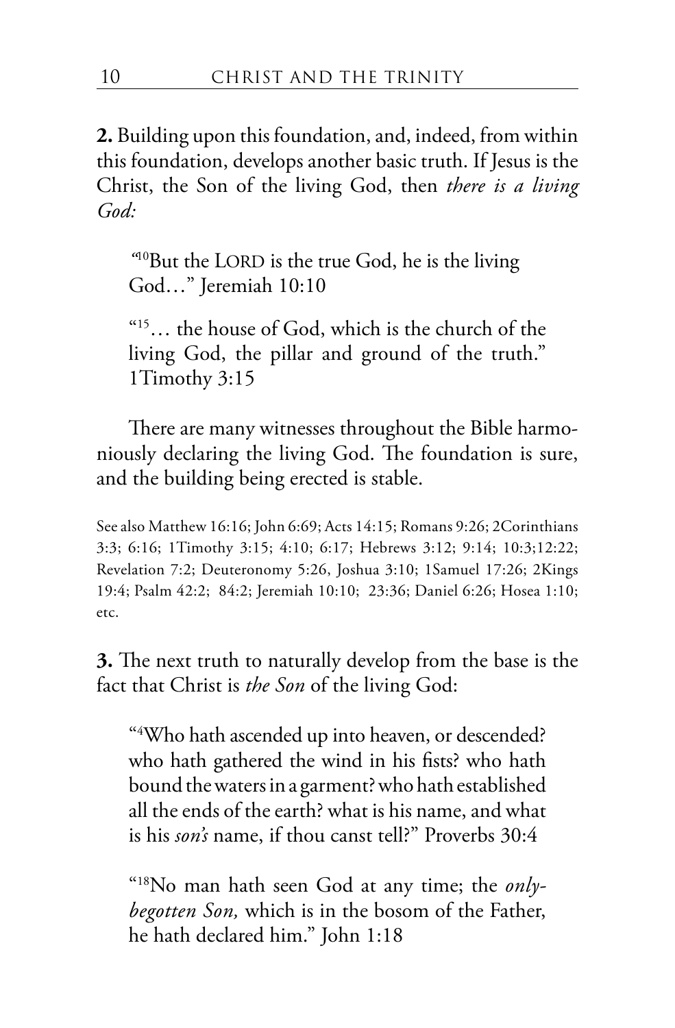**2.** Building upon this foundation, and, indeed, from within this foundation, develops another basic truth. If Jesus is the Christ, the Son of the living God, then *there is a living God:*

> "[10]But the LORD is the true God, he is the living God…" Jeremiah 10:10

> "[15]… the house of God, which is the church of the living God, the pillar and ground of the truth." 1Timothy 3:15

There are many witnesses throughout the Bible harmoniously declaring the living God. The foundation is sure, and the building being erected is stable.

See also Matthew 16:16; John 6:69; Acts 14:15; Romans 9:26; 2Corinthians 3:3; 6:16; 1Timothy 3:15; 4:10; 6:17; Hebrews 3:12; 9:14; 10:3;12:22; Revelation 7:2; Deuteronomy 5:26, Joshua 3:10; 1Samuel 17:26; 2Kings 19:4; Psalm 42:2; 84:2; Jeremiah 10:10; 23:36; Daniel 6:26; Hosea 1:10; etc.

**3.** The next truth to naturally develop from the base is the fact that Christ is *the Son* of the living God:

> "[4]Who hath ascended up into heaven, or descended? who hath gathered the wind in his fists? who hath bound the waters in a garment? who hath established all the ends of the earth? what is his name, and what is his *son's* name, if thou canst tell?" Proverbs 30:4

> "[18]No man hath seen God at any time; the *only-begotten Son,* which is in the bosom of the Father, he hath declared him." John 1:18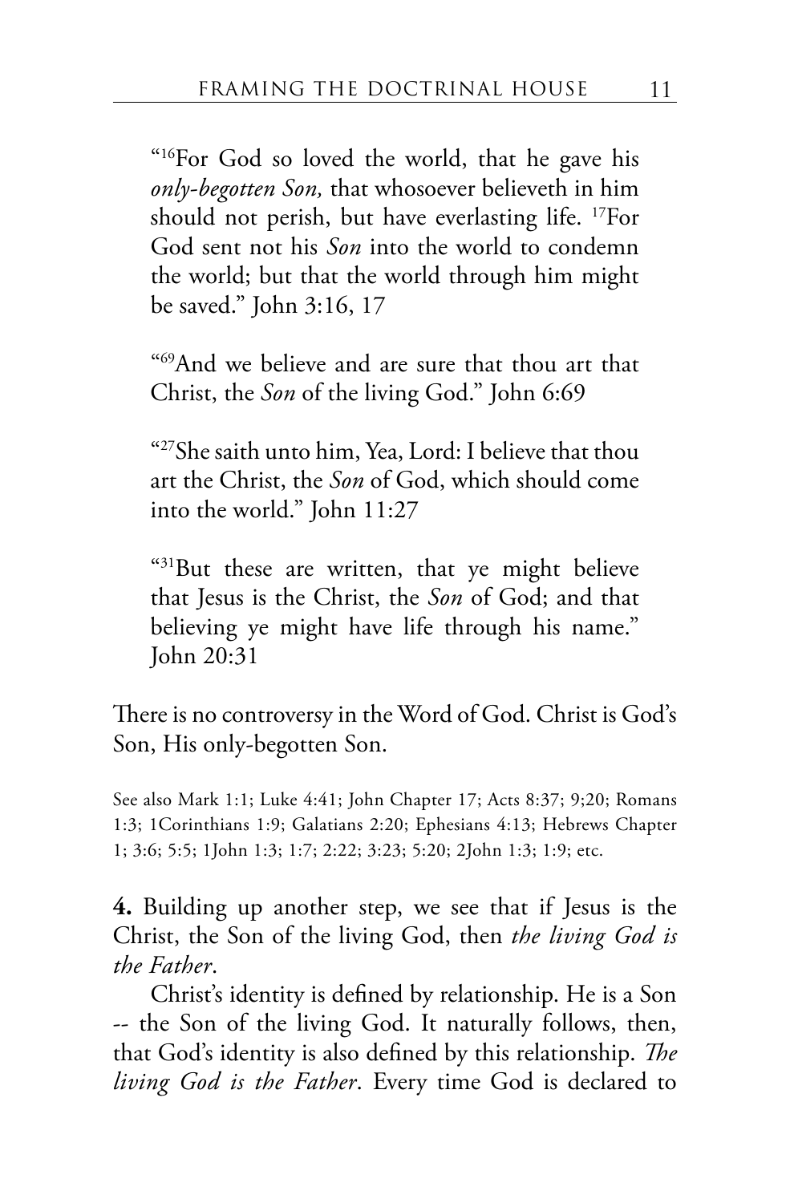"[16]For God so loved the world, that he gave his *only-begotten Son,* that whosoever believeth in him should not perish, but have everlasting life. [17]For God sent not his *Son* into the world to condemn the world; but that the world through him might be saved." John 3:16, 17

"[69]And we believe and are sure that thou art that Christ, the *Son* of the living God." John 6:69

"[27]She saith unto him, Yea, Lord: I believe that thou art the Christ, the *Son* of God, which should come into the world." John 11:27

"[31]But these are written, that ye might believe that Jesus is the Christ, the *Son* of God; and that believing ye might have life through his name." John 20:31

There is no controversy in the Word of God. Christ is God's Son, His only-begotten Son.

See also Mark 1:1; Luke 4:41; John Chapter 17; Acts 8:37; 9;20; Romans 1:3; 1Corinthians 1:9; Galatians 2:20; Ephesians 4:13; Hebrews Chapter 1; 3:6; 5:5; 1John 1:3; 1:7; 2:22; 3:23; 5:20; 2John 1:3; 1:9; etc.

**4.** Building up another step, we see that if Jesus is the Christ, the Son of the living God, then *the living God is the Father*.

Christ's identity is defined by relationship. He is a Son -- the Son of the living God. It naturally follows, then, that God's identity is also defined by this relationship. *The living God is the Father*. Every time God is declared to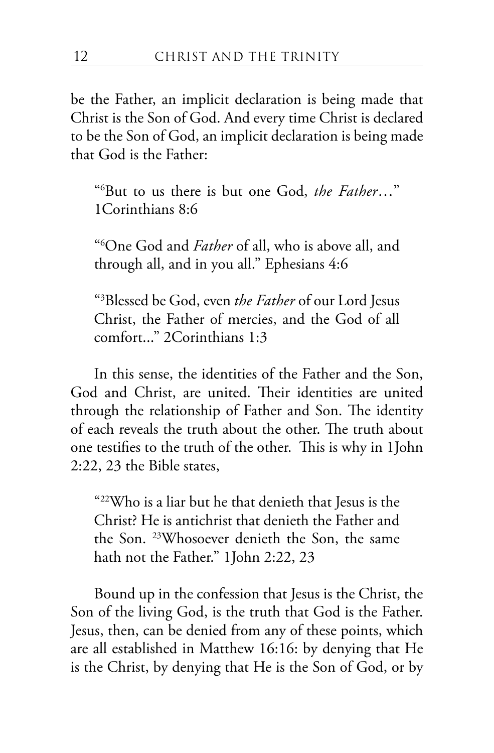be the Father, an implicit declaration is being made that Christ is the Son of God. And every time Christ is declared to be the Son of God, an implicit declaration is being made that God is the Father:

> "[6]But to us there is but one God, *the Father*…" 1Corinthians 8:6

> "[6]One God and *Father* of all, who is above all, and through all, and in you all." Ephesians 4:6

> "[3]Blessed be God, even *the Father* of our Lord Jesus Christ, the Father of mercies, and the God of all comfort..." 2Corinthians 1:3

In this sense, the identities of the Father and the Son, God and Christ, are united. Their identities are united through the relationship of Father and Son. The identity of each reveals the truth about the other. The truth about one testifies to the truth of the other. This is why in 1John 2:22, 23 the Bible states,

> "[22]Who is a liar but he that denieth that Jesus is the Christ? He is antichrist that denieth the Father and the Son. [23]Whosoever denieth the Son, the same hath not the Father." 1John 2:22, 23

Bound up in the confession that Jesus is the Christ, the Son of the living God, is the truth that God is the Father. Jesus, then, can be denied from any of these points, which are all established in Matthew 16:16: by denying that He is the Christ, by denying that He is the Son of God, or by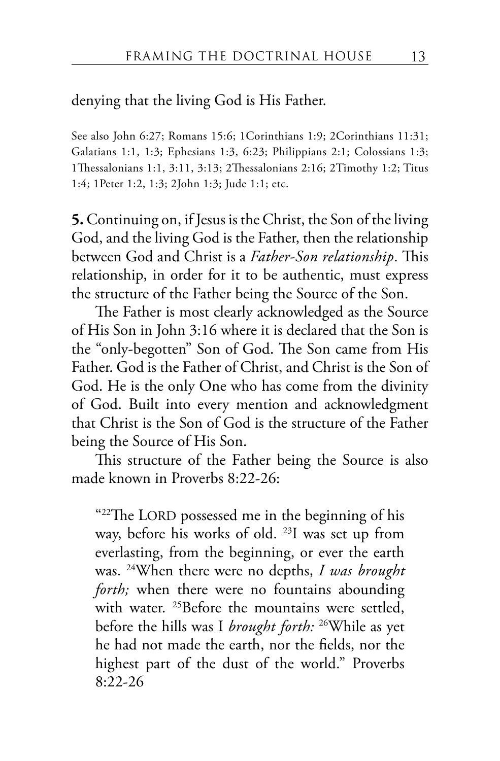denying that the living God is His Father.

See also John 6:27; Romans 15:6; 1Corinthians 1:9; 2Corinthians 11:31; Galatians 1:1, 1:3; Ephesians 1:3, 6:23; Philippians 2:1; Colossians 1:3; 1Thessalonians 1:1, 3:11, 3:13; 2Thessalonians 2:16; 2Timothy 1:2; Titus 1:4; 1Peter 1:2, 1:3; 2John 1:3; Jude 1:1; etc.

**5.** Continuing on, if Jesus is the Christ, the Son of the living God, and the living God is the Father, then the relationship between God and Christ is a *Father-Son relationship*. This relationship, in order for it to be authentic, must express the structure of the Father being the Source of the Son.

The Father is most clearly acknowledged as the Source of His Son in John 3:16 where it is declared that the Son is the "only-begotten" Son of God. The Son came from His Father. God is the Father of Christ, and Christ is the Son of God. He is the only One who has come from the divinity of God. Built into every mention and acknowledgment that Christ is the Son of God is the structure of the Father being the Source of His Son.

This structure of the Father being the Source is also made known in Proverbs 8:22-26:

> "[22]The LORD possessed me in the beginning of his way, before his works of old. [23]I was set up from everlasting, from the beginning, or ever the earth was. [24]When there were no depths, *I was brought forth;* when there were no fountains abounding with water. [25]Before the mountains were settled, before the hills was I *brought forth:* [26]While as yet he had not made the earth, nor the fields, nor the highest part of the dust of the world." Proverbs 8:22-26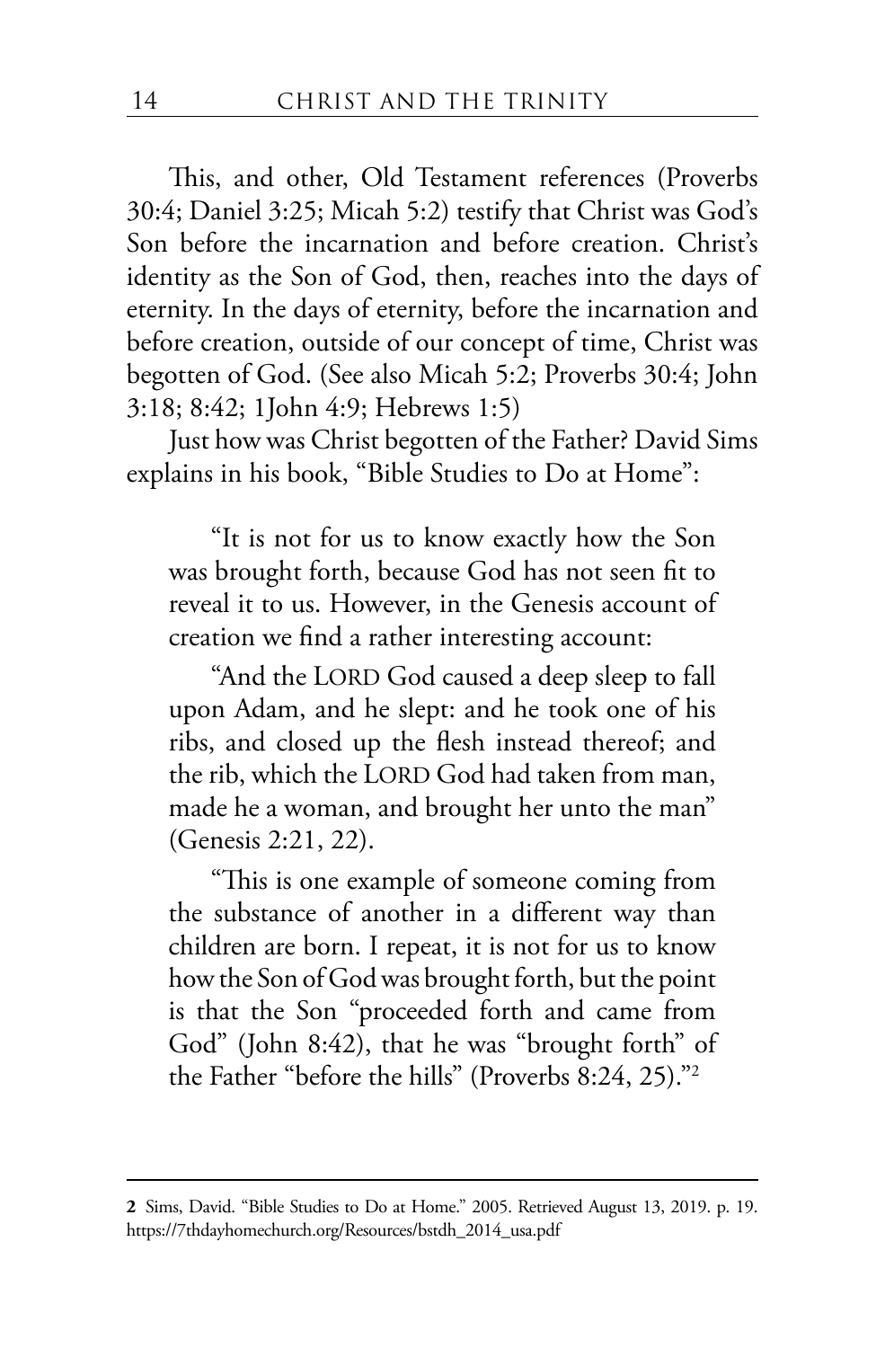This, and other, Old Testament references (Proverbs 30:4; Daniel 3:25; Micah 5:2) testify that Christ was God's Son before the incarnation and before creation. Christ's identity as the Son of God, then, reaches into the days of eternity. In the days of eternity, before the incarnation and before creation, outside of our concept of time, Christ was begotten of God. (See also Micah 5:2; Proverbs 30:4; John 3:18; 8:42; 1John 4:9; Hebrews 1:5)

Just how was Christ begotten of the Father? David Sims explains in his book, "Bible Studies to Do at Home":

> "It is not for us to know exactly how the Son was brought forth, because God has not seen fit to reveal it to us. However, in the Genesis account of creation we find a rather interesting account:
>
> "And the LORD God caused a deep sleep to fall upon Adam, and he slept: and he took one of his ribs, and closed up the flesh instead thereof; and the rib, which the LORD God had taken from man, made he a woman, and brought her unto the man" (Genesis 2:21, 22).
>
> "This is one example of someone coming from the substance of another in a different way than children are born. I repeat, it is not for us to know how the Son of God was brought forth, but the point is that the Son "proceeded forth and came from God" (John 8:42), that he was "brought forth" of the Father "before the hills" (Proverbs 8:24, 25)."[2]

---

**2** Sims, David. "Bible Studies to Do at Home." 2005. Retrieved August 13, 2019. p. 19. https://7thdayhomechurch.org/Resources/bstdh_2014_usa.pdf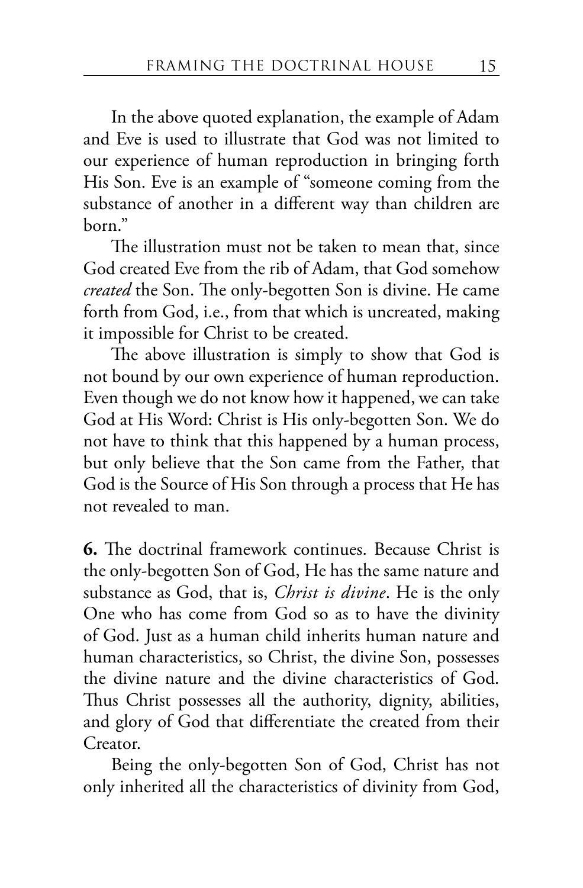In the above quoted explanation, the example of Adam and Eve is used to illustrate that God was not limited to our experience of human reproduction in bringing forth His Son. Eve is an example of "someone coming from the substance of another in a different way than children are born."

The illustration must not be taken to mean that, since God created Eve from the rib of Adam, that God somehow *created* the Son. The only-begotten Son is divine. He came forth from God, i.e., from that which is uncreated, making it impossible for Christ to be created.

The above illustration is simply to show that God is not bound by our own experience of human reproduction. Even though we do not know how it happened, we can take God at His Word: Christ is His only-begotten Son. We do not have to think that this happened by a human process, but only believe that the Son came from the Father, that God is the Source of His Son through a process that He has not revealed to man.

**6.** The doctrinal framework continues. Because Christ is the only-begotten Son of God, He has the same nature and substance as God, that is, *Christ is divine*. He is the only One who has come from God so as to have the divinity of God. Just as a human child inherits human nature and human characteristics, so Christ, the divine Son, possesses the divine nature and the divine characteristics of God. Thus Christ possesses all the authority, dignity, abilities, and glory of God that differentiate the created from their Creator.

Being the only-begotten Son of God, Christ has not only inherited all the characteristics of divinity from God,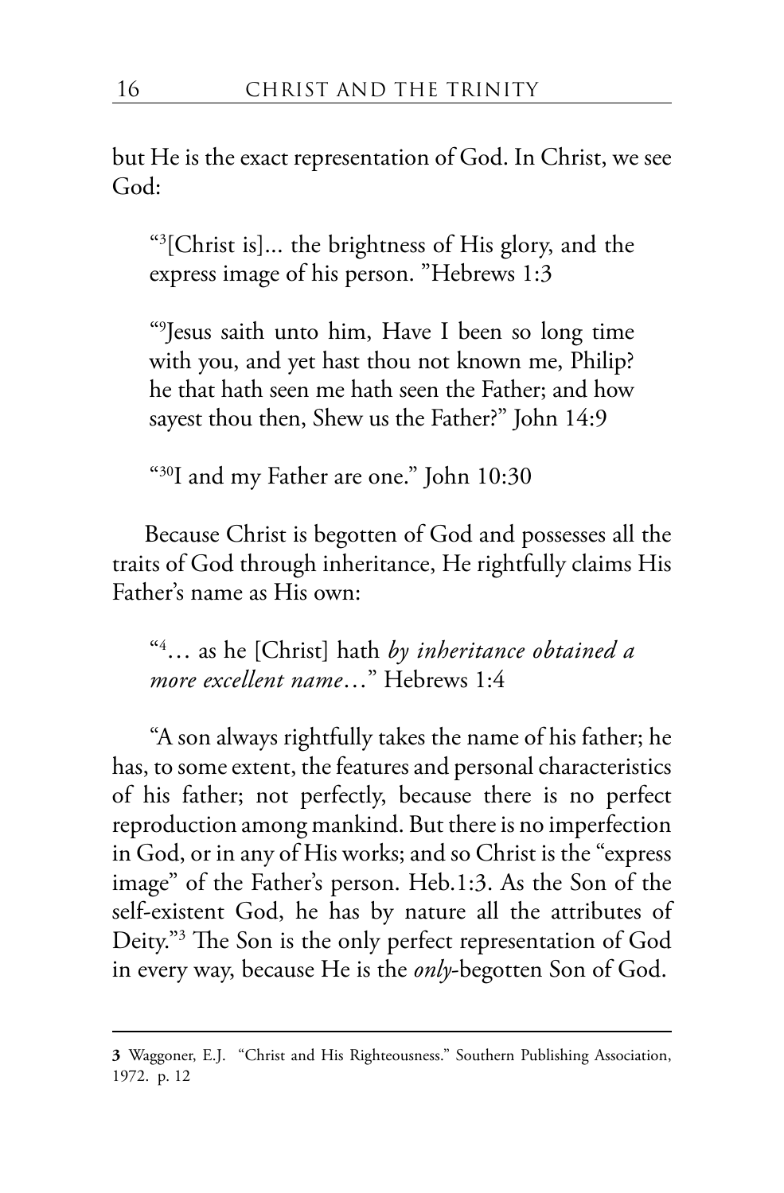but He is the exact representation of God. In Christ, we see God:

> "[3][Christ is]... the brightness of His glory, and the express image of his person. "Hebrews 1:3

> "[9]Jesus saith unto him, Have I been so long time with you, and yet hast thou not known me, Philip? he that hath seen me hath seen the Father; and how sayest thou then, Shew us the Father?" John 14:9

> "[30]I and my Father are one." John 10:30

Because Christ is begotten of God and possesses all the traits of God through inheritance, He rightfully claims His Father's name as His own:

> "[4]… as he [Christ] hath *by inheritance obtained a more excellent name*…" Hebrews 1:4

"A son always rightfully takes the name of his father; he has, to some extent, the features and personal characteristics of his father; not perfectly, because there is no perfect reproduction among mankind. But there is no imperfection in God, or in any of His works; and so Christ is the "express image" of the Father's person. Heb.1:3. As the Son of the self-existent God, he has by nature all the attributes of Deity."[3] The Son is the only perfect representation of God in every way, because He is the *only*-begotten Son of God.

---

**3** Waggoner, E.J. "Christ and His Righteousness." Southern Publishing Association, 1972. p. 12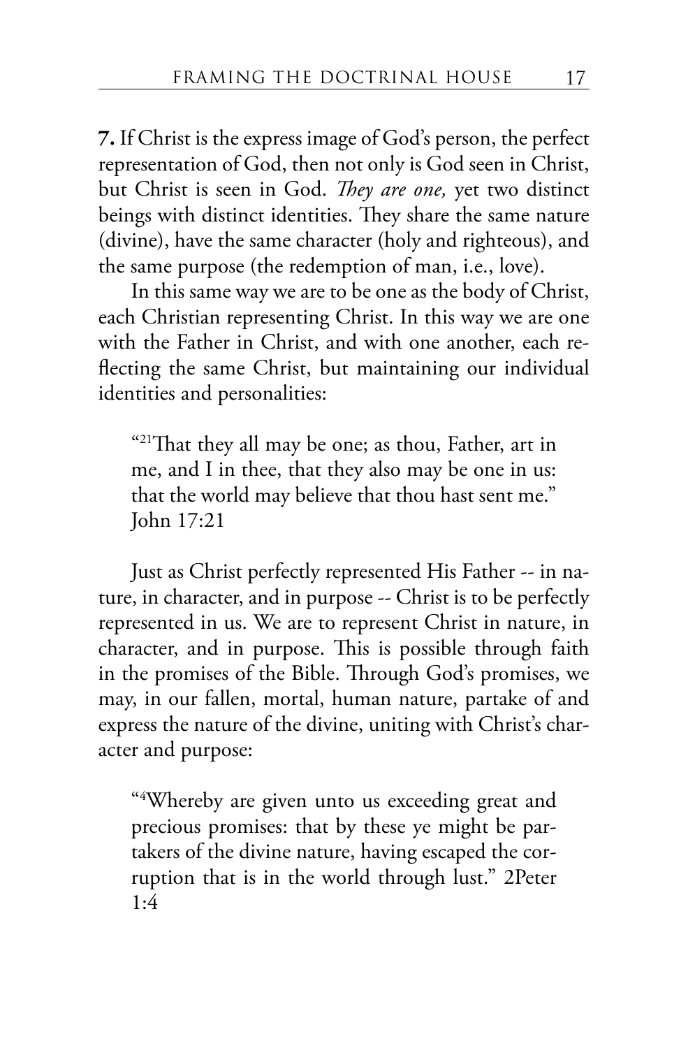**7.** If Christ is the express image of God's person, the perfect representation of God, then not only is God seen in Christ, but Christ is seen in God. *They are one,* yet two distinct beings with distinct identities. They share the same nature (divine), have the same character (holy and righteous), and the same purpose (the redemption of man, i.e., love).

In this same way we are to be one as the body of Christ, each Christian representing Christ. In this way we are one with the Father in Christ, and with one another, each reflecting the same Christ, but maintaining our individual identities and personalities:

> "[21]That they all may be one; as thou, Father, art in me, and I in thee, that they also may be one in us: that the world may believe that thou hast sent me." John 17:21

Just as Christ perfectly represented His Father -- in nature, in character, and in purpose -- Christ is to be perfectly represented in us. We are to represent Christ in nature, in character, and in purpose. This is possible through faith in the promises of the Bible. Through God's promises, we may, in our fallen, mortal, human nature, partake of and express the nature of the divine, uniting with Christ's character and purpose:

> "[4]Whereby are given unto us exceeding great and precious promises: that by these ye might be partakers of the divine nature, having escaped the corruption that is in the world through lust." 2Peter 1:4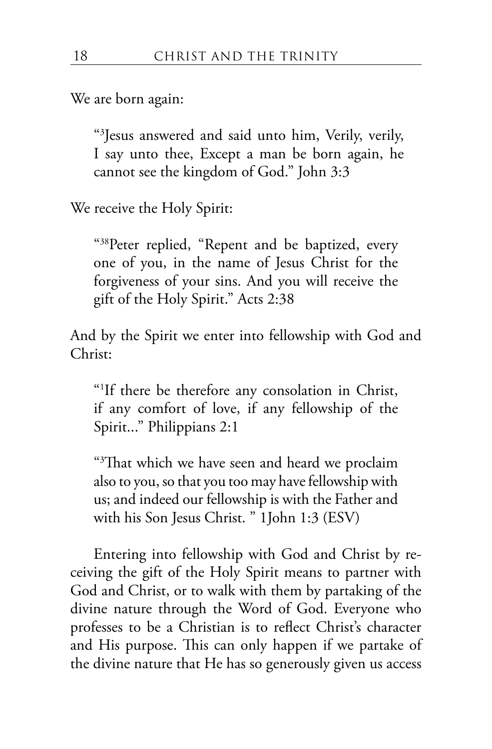We are born again:

> "[3]Jesus answered and said unto him, Verily, verily, I say unto thee, Except a man be born again, he cannot see the kingdom of God." John 3:3

We receive the Holy Spirit:

> "[38]Peter replied, "Repent and be baptized, every one of you, in the name of Jesus Christ for the forgiveness of your sins. And you will receive the gift of the Holy Spirit." Acts 2:38

And by the Spirit we enter into fellowship with God and Christ:

> "[1]If there be therefore any consolation in Christ, if any comfort of love, if any fellowship of the Spirit..." Philippians 2:1

> "[3]That which we have seen and heard we proclaim also to you, so that you too may have fellowship with us; and indeed our fellowship is with the Father and with his Son Jesus Christ. " 1John 1:3 (ESV)

Entering into fellowship with God and Christ by receiving the gift of the Holy Spirit means to partner with God and Christ, or to walk with them by partaking of the divine nature through the Word of God. Everyone who professes to be a Christian is to reflect Christ's character and His purpose. This can only happen if we partake of the divine nature that He has so generously given us access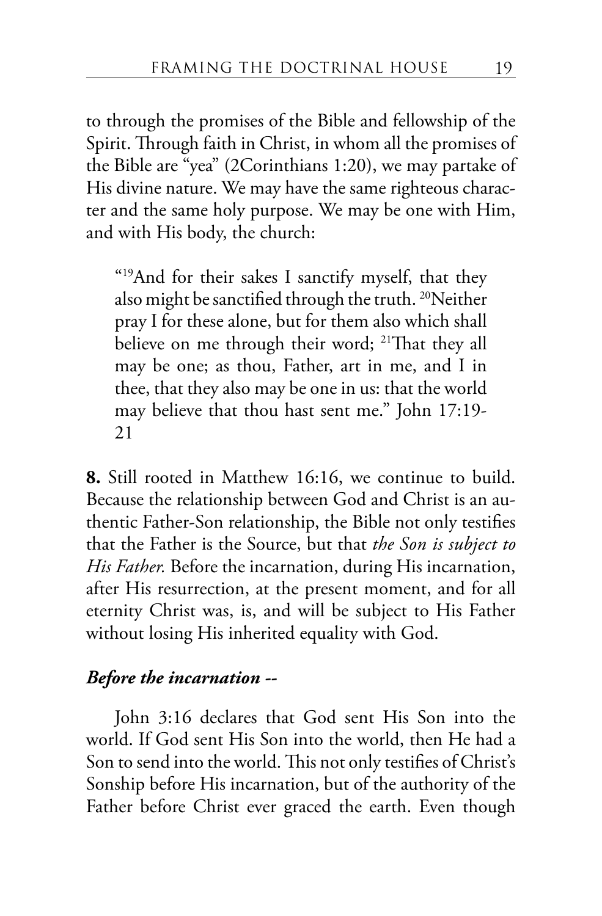to through the promises of the Bible and fellowship of the Spirit. Through faith in Christ, in whom all the promises of the Bible are "yea" (2Corinthians 1:20), we may partake of His divine nature. We may have the same righteous character and the same holy purpose. We may be one with Him, and with His body, the church:

> "[19]And for their sakes I sanctify myself, that they also might be sanctified through the truth. [20]Neither pray I for these alone, but for them also which shall believe on me through their word; [21]That they all may be one; as thou, Father, art in me, and I in thee, that they also may be one in us: that the world may believe that thou hast sent me." John 17:19-21

**8.** Still rooted in Matthew 16:16, we continue to build. Because the relationship between God and Christ is an authentic Father-Son relationship, the Bible not only testifies that the Father is the Source, but that *the Son is subject to His Father.* Before the incarnation, during His incarnation, after His resurrection, at the present moment, and for all eternity Christ was, is, and will be subject to His Father without losing His inherited equality with God.

***Before the incarnation --***

John 3:16 declares that God sent His Son into the world. If God sent His Son into the world, then He had a Son to send into the world. This not only testifies of Christ's Sonship before His incarnation, but of the authority of the Father before Christ ever graced the earth. Even though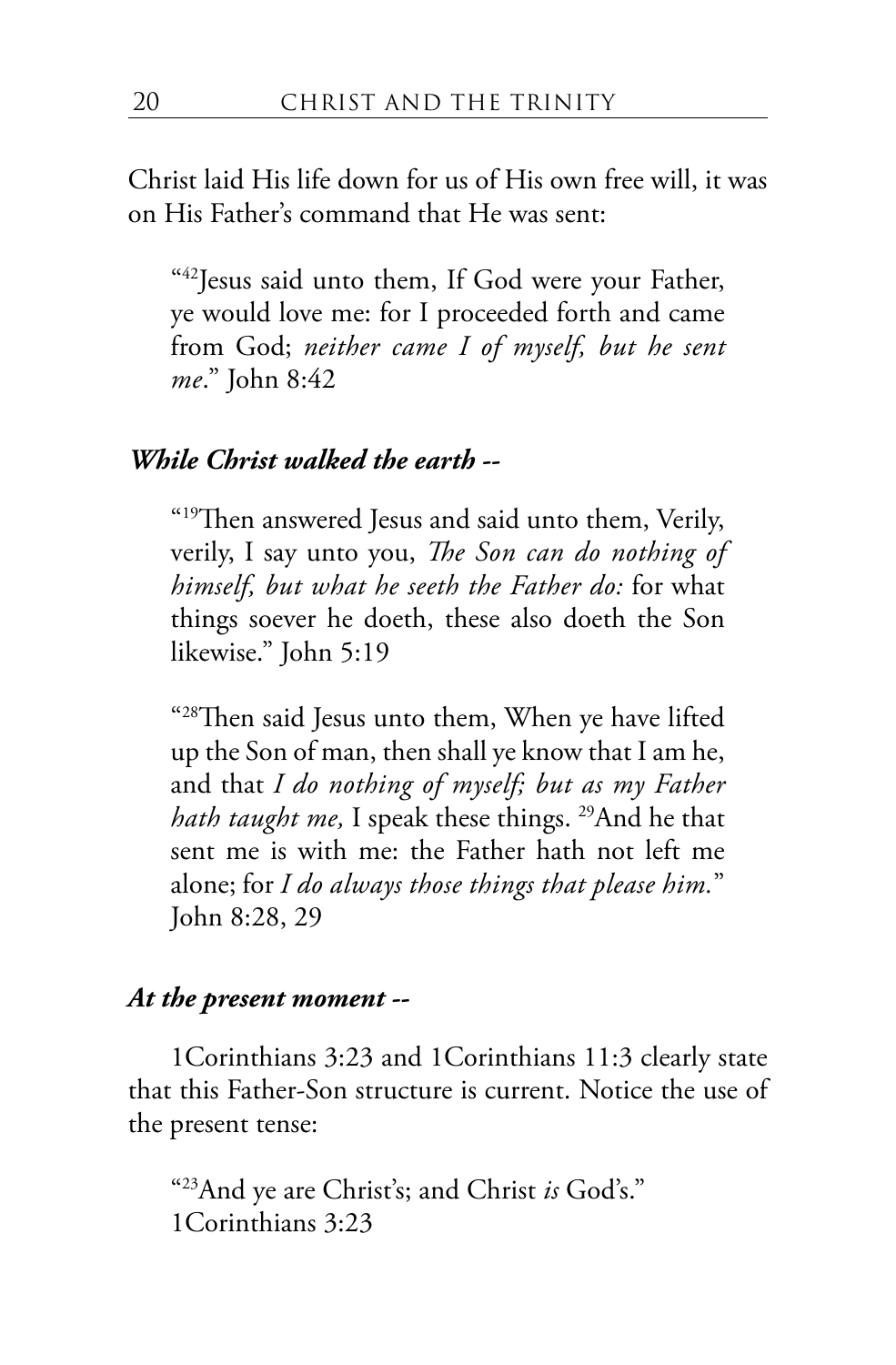Christ laid His life down for us of His own free will, it was on His Father's command that He was sent:

> "[42]Jesus said unto them, If God were your Father, ye would love me: for I proceeded forth and came from God; *neither came I of myself, but he sent me*." John 8:42

***While Christ walked the earth --***

> "[19]Then answered Jesus and said unto them, Verily, verily, I say unto you, *The Son can do nothing of himself, but what he seeth the Father do:* for what things soever he doeth, these also doeth the Son likewise." John 5:19

> "[28]Then said Jesus unto them, When ye have lifted up the Son of man, then shall ye know that I am he, and that *I do nothing of myself; but as my Father hath taught me,* I speak these things. [29]And he that sent me is with me: the Father hath not left me alone; for *I do always those things that please him.*" John 8:28, 29

***At the present moment --***

1Corinthians 3:23 and 1Corinthians 11:3 clearly state that this Father-Son structure is current. Notice the use of the present tense:

> "[23]And ye are Christ's; and Christ *is* God's." 1Corinthians 3:23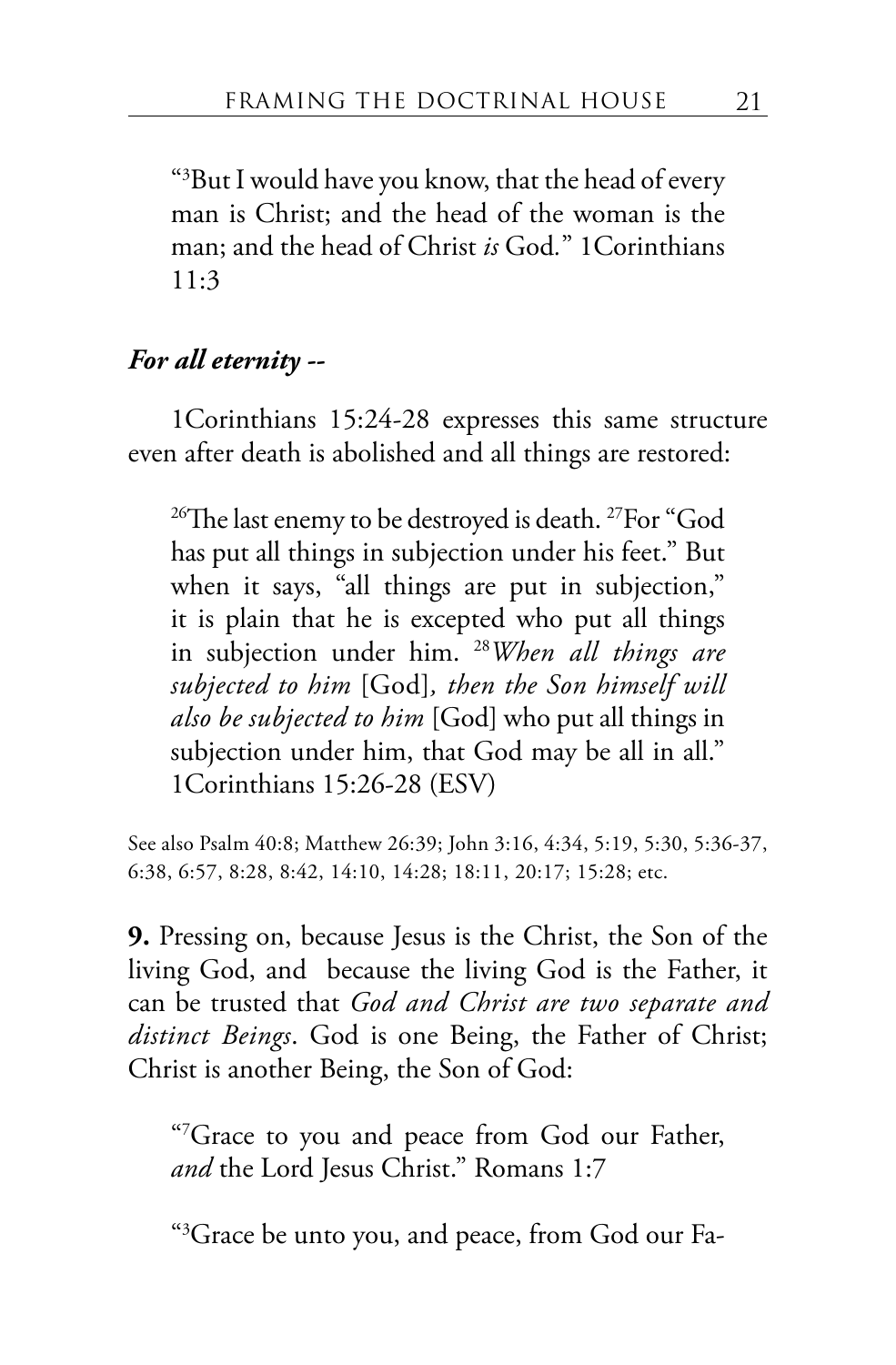"[3]But I would have you know, that the head of every man is Christ; and the head of the woman is the man; and the head of Christ *is* God." 1Corinthians 11:3

***For all eternity --***

1Corinthians 15:24-28 expresses this same structure even after death is abolished and all things are restored:

> [26]The last enemy to be destroyed is death. [27]For "God has put all things in subjection under his feet." But when it says, "all things are put in subjection," it is plain that he is excepted who put all things in subjection under him. [28]*When all things are subjected to him* [God]*, then the Son himself will also be subjected to him* [God] who put all things in subjection under him, that God may be all in all." 1Corinthians 15:26-28 (ESV)

See also Psalm 40:8; Matthew 26:39; John 3:16, 4:34, 5:19, 5:30, 5:36-37, 6:38, 6:57, 8:28, 8:42, 14:10, 14:28; 18:11, 20:17; 15:28; etc.

**9.** Pressing on, because Jesus is the Christ, the Son of the living God, and because the living God is the Father, it can be trusted that *God and Christ are two separate and distinct Beings*. God is one Being, the Father of Christ; Christ is another Being, the Son of God:

"[7]Grace to you and peace from God our Father, *and* the Lord Jesus Christ." Romans 1:7

"[3]Grace be unto you, and peace, from God our Fa-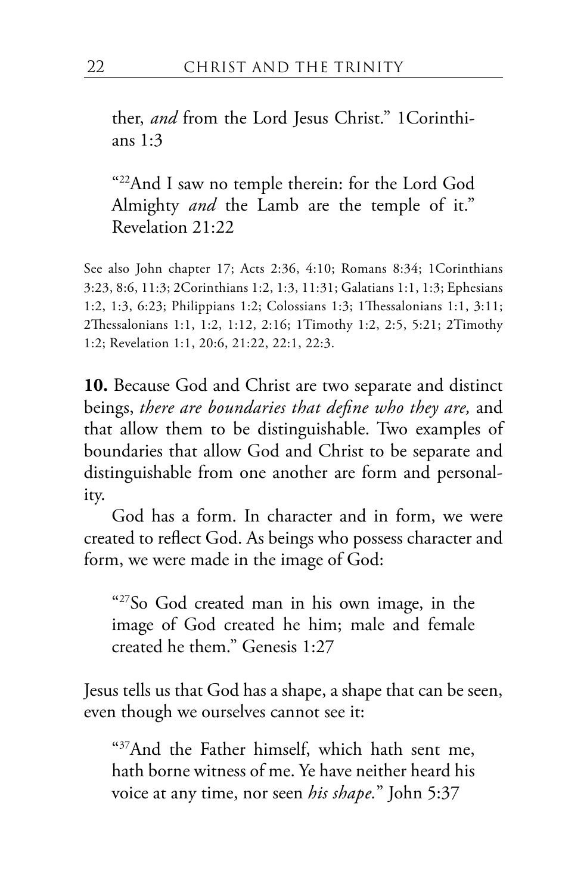ther, *and* from the Lord Jesus Christ." 1Corinthians 1:3

"[22]And I saw no temple therein: for the Lord God Almighty *and* the Lamb are the temple of it." Revelation 21:22

See also John chapter 17; Acts 2:36, 4:10; Romans 8:34; 1Corinthians 3:23, 8:6, 11:3; 2Corinthians 1:2, 1:3, 11:31; Galatians 1:1, 1:3; Ephesians 1:2, 1:3, 6:23; Philippians 1:2; Colossians 1:3; 1Thessalonians 1:1, 3:11; 2Thessalonians 1:1, 1:2, 1:12, 2:16; 1Timothy 1:2, 2:5, 5:21; 2Timothy 1:2; Revelation 1:1, 20:6, 21:22, 22:1, 22:3.

**10.** Because God and Christ are two separate and distinct beings, *there are boundaries that define who they are,* and that allow them to be distinguishable. Two examples of boundaries that allow God and Christ to be separate and distinguishable from one another are form and personality.

God has a form. In character and in form, we were created to reflect God. As beings who possess character and form, we were made in the image of God:

"[27]So God created man in his own image, in the image of God created he him; male and female created he them." Genesis 1:27

Jesus tells us that God has a shape, a shape that can be seen, even though we ourselves cannot see it:

"[37]And the Father himself, which hath sent me, hath borne witness of me. Ye have neither heard his voice at any time, nor seen *his shape.*" John 5:37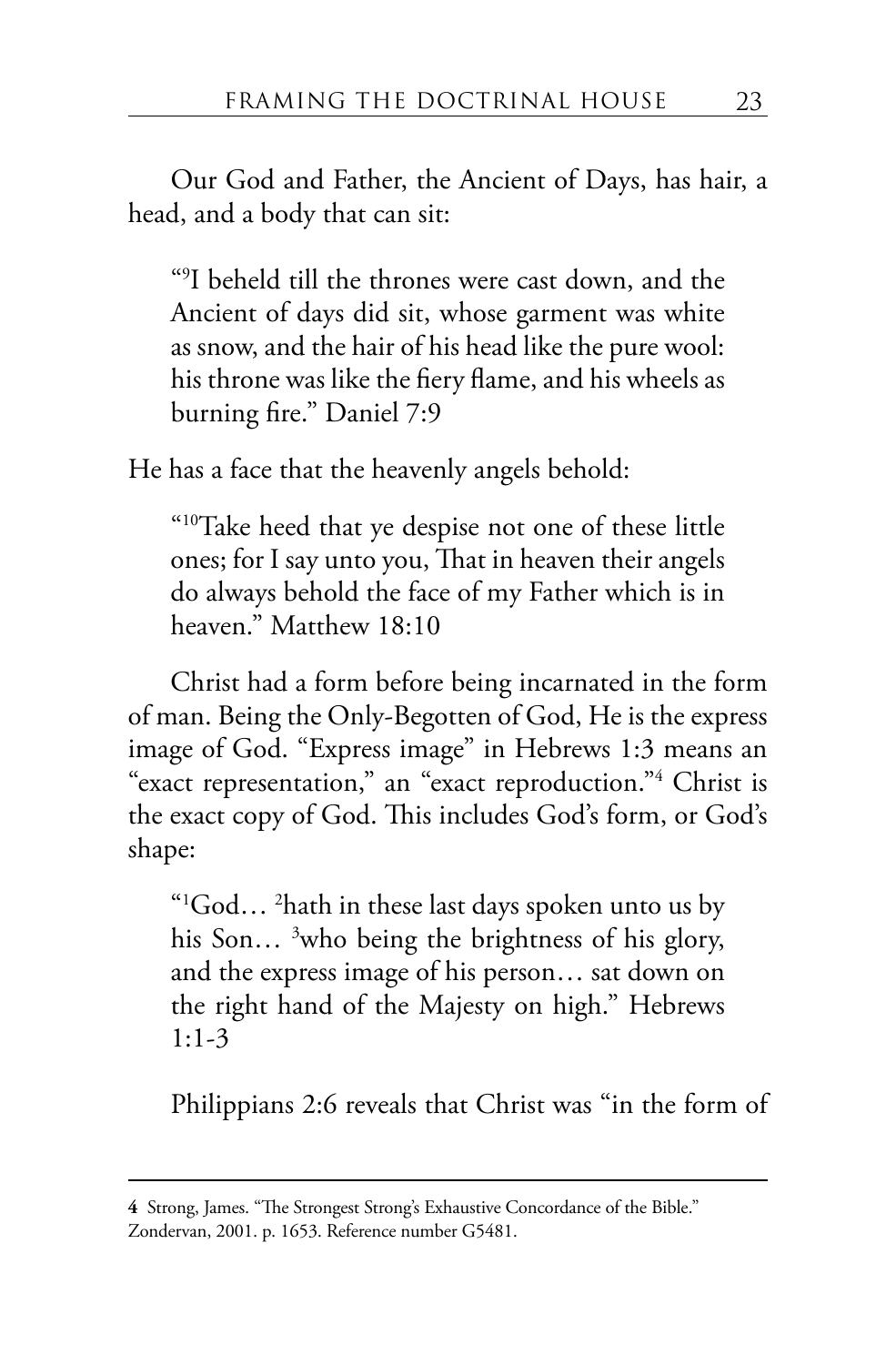Our God and Father, the Ancient of Days, has hair, a head, and a body that can sit:

> "[9]I beheld till the thrones were cast down, and the Ancient of days did sit, whose garment was white as snow, and the hair of his head like the pure wool: his throne was like the fiery flame, and his wheels as burning fire." Daniel 7:9

He has a face that the heavenly angels behold:

> "[10]Take heed that ye despise not one of these little ones; for I say unto you, That in heaven their angels do always behold the face of my Father which is in heaven." Matthew 18:10

Christ had a form before being incarnated in the form of man. Being the Only-Begotten of God, He is the express image of God. "Express image" in Hebrews 1:3 means an "exact representation," an "exact reproduction."[4] Christ is the exact copy of God. This includes God's form, or God's shape:

> "[1]God… [2]hath in these last days spoken unto us by his Son… [3]who being the brightness of his glory, and the express image of his person… sat down on the right hand of the Majesty on high." Hebrews 1:1-3

Philippians 2:6 reveals that Christ was "in the form of

---

**4** Strong, James. "The Strongest Strong's Exhaustive Concordance of the Bible." Zondervan, 2001. p. 1653. Reference number G5481.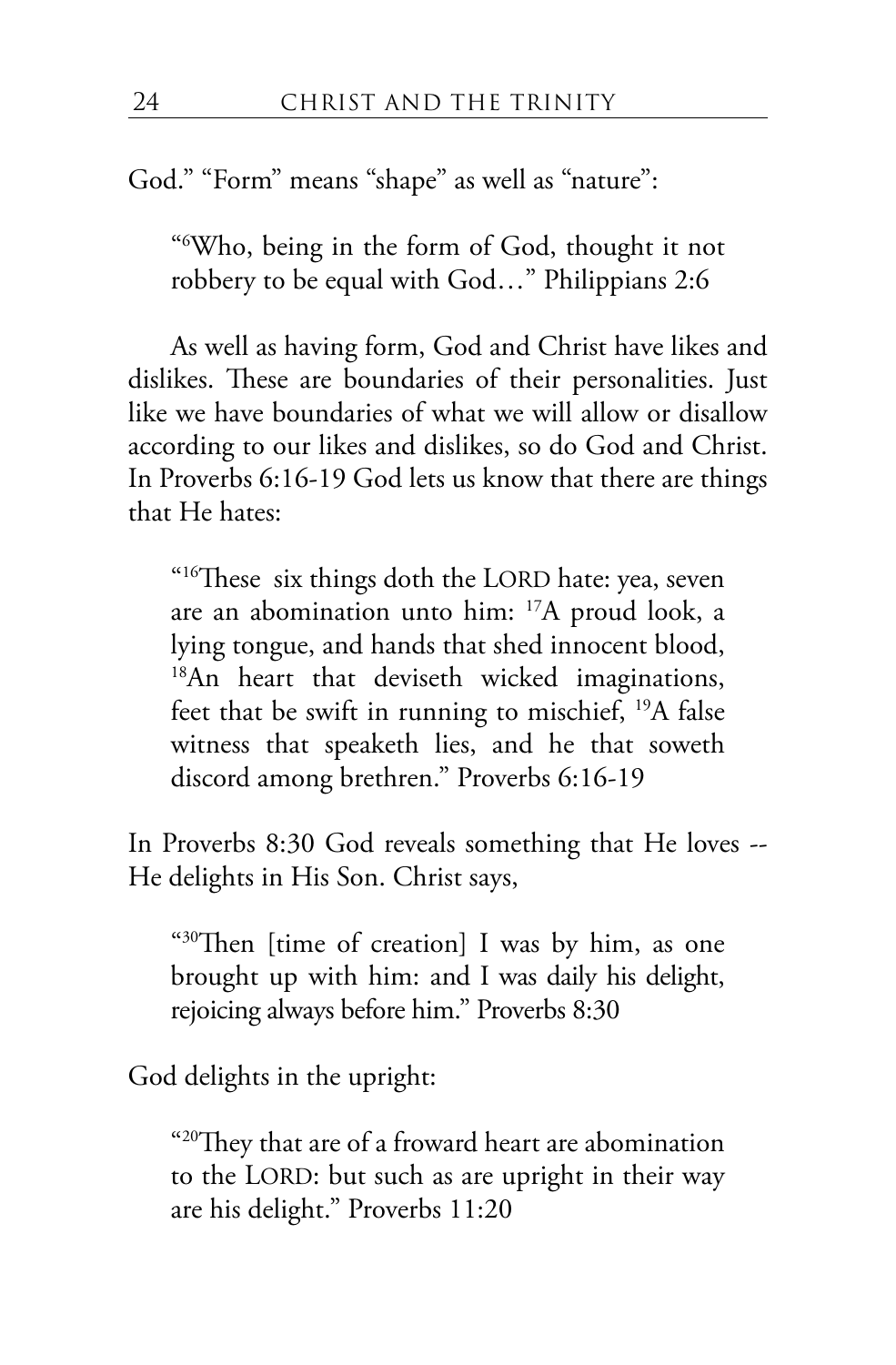God." "Form" means "shape" as well as "nature":

> "[6]Who, being in the form of God, thought it not robbery to be equal with God…" Philippians 2:6

As well as having form, God and Christ have likes and dislikes. These are boundaries of their personalities. Just like we have boundaries of what we will allow or disallow according to our likes and dislikes, so do God and Christ. In Proverbs 6:16-19 God lets us know that there are things that He hates:

> "[16]These six things doth the LORD hate: yea, seven are an abomination unto him: [17]A proud look, a lying tongue, and hands that shed innocent blood, [18]An heart that deviseth wicked imaginations, feet that be swift in running to mischief, [19]A false witness that speaketh lies, and he that soweth discord among brethren." Proverbs 6:16-19

In Proverbs 8:30 God reveals something that He loves -- He delights in His Son. Christ says,

> "[30]Then [time of creation] I was by him, as one brought up with him: and I was daily his delight, rejoicing always before him." Proverbs 8:30

God delights in the upright:

> "[20]They that are of a froward heart are abomination to the LORD: but such as are upright in their way are his delight." Proverbs 11:20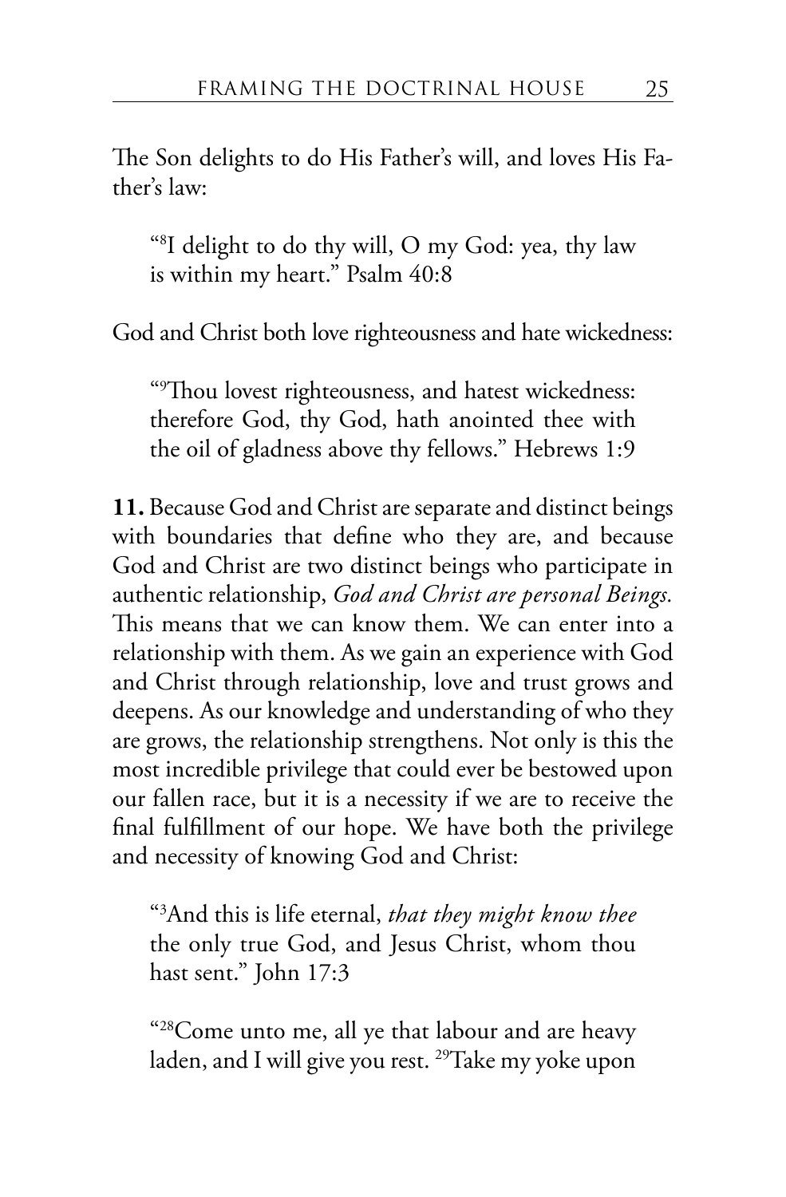The Son delights to do His Father's will, and loves His Father's law:

> "[8]I delight to do thy will, O my God: yea, thy law is within my heart." Psalm 40:8

God and Christ both love righteousness and hate wickedness:

> "[9]Thou lovest righteousness, and hatest wickedness: therefore God, thy God, hath anointed thee with the oil of gladness above thy fellows." Hebrews 1:9

**11.** Because God and Christ are separate and distinct beings with boundaries that define who they are, and because God and Christ are two distinct beings who participate in authentic relationship, *God and Christ are personal Beings.* This means that we can know them. We can enter into a relationship with them. As we gain an experience with God and Christ through relationship, love and trust grows and deepens. As our knowledge and understanding of who they are grows, the relationship strengthens. Not only is this the most incredible privilege that could ever be bestowed upon our fallen race, but it is a necessity if we are to receive the final fulfillment of our hope. We have both the privilege and necessity of knowing God and Christ:

> "[3]And this is life eternal, *that they might know thee* the only true God, and Jesus Christ, whom thou hast sent." John 17:3

> "[28]Come unto me, all ye that labour and are heavy laden, and I will give you rest. [29]Take my yoke upon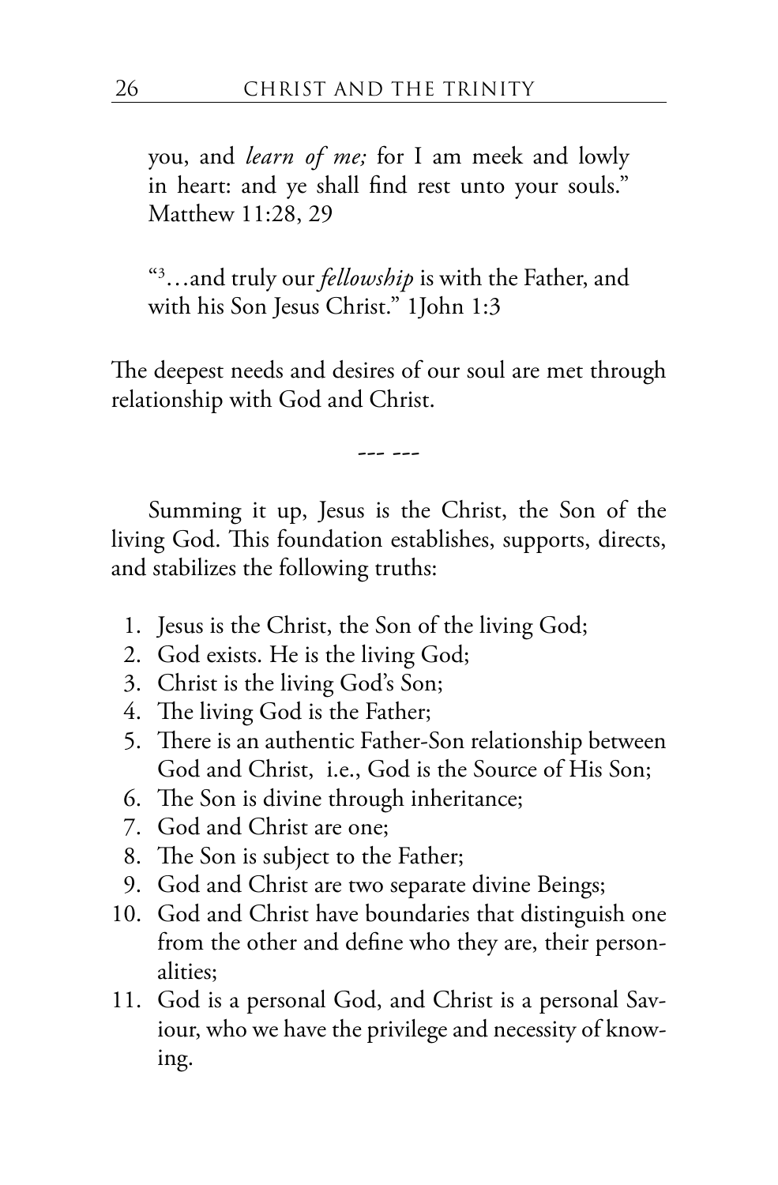you, and *learn of me;* for I am meek and lowly in heart: and ye shall find rest unto your souls." Matthew 11:28, 29

"[3]…and truly our *fellowship* is with the Father, and with his Son Jesus Christ." 1John 1:3

The deepest needs and desires of our soul are met through relationship with God and Christ.

--- ---

Summing it up, Jesus is the Christ, the Son of the living God. This foundation establishes, supports, directs, and stabilizes the following truths:

1. Jesus is the Christ, the Son of the living God;
2. God exists. He is the living God;
3. Christ is the living God's Son;
4. The living God is the Father;
5. There is an authentic Father-Son relationship between God and Christ, i.e., God is the Source of His Son;
6. The Son is divine through inheritance;
7. God and Christ are one;
8. The Son is subject to the Father;
9. God and Christ are two separate divine Beings;
10. God and Christ have boundaries that distinguish one from the other and define who they are, their personalities;
11. God is a personal God, and Christ is a personal Saviour, who we have the privilege and necessity of knowing.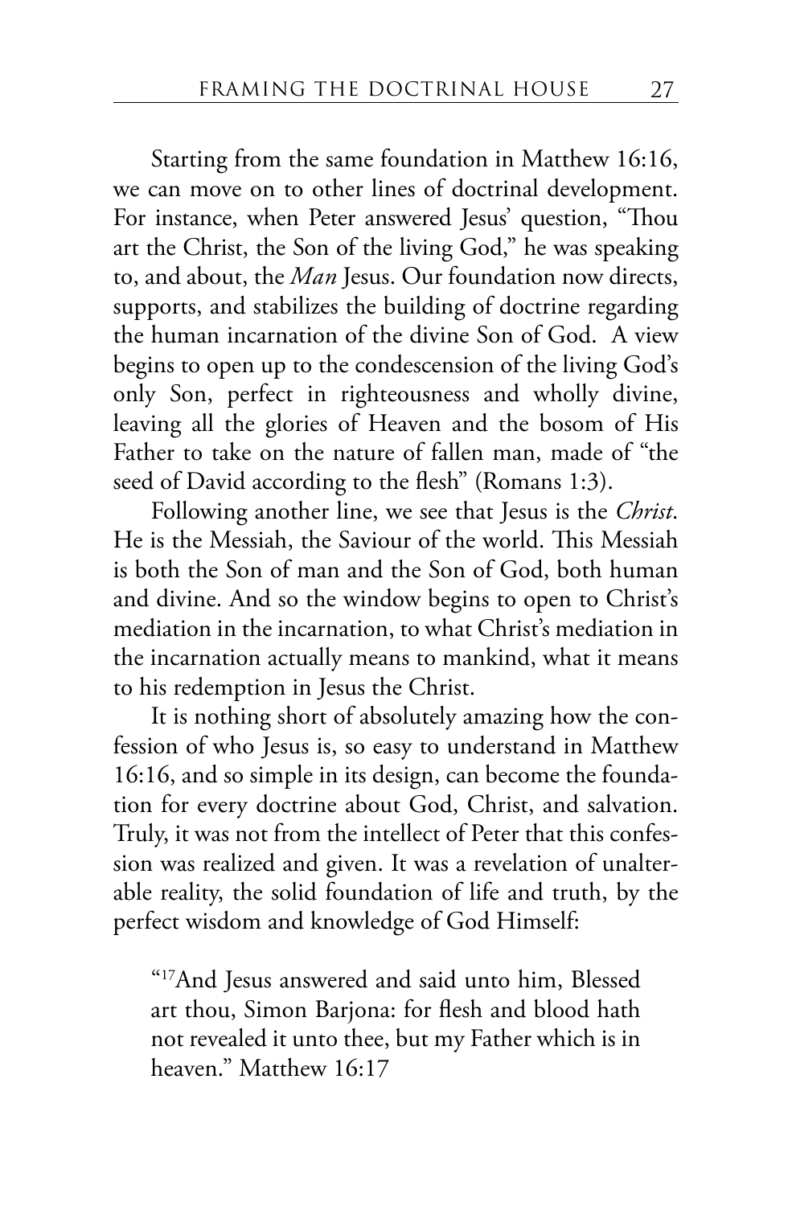Starting from the same foundation in Matthew 16:16, we can move on to other lines of doctrinal development. For instance, when Peter answered Jesus' question, "Thou art the Christ, the Son of the living God," he was speaking to, and about, the *Man* Jesus. Our foundation now directs, supports, and stabilizes the building of doctrine regarding the human incarnation of the divine Son of God. A view begins to open up to the condescension of the living God's only Son, perfect in righteousness and wholly divine, leaving all the glories of Heaven and the bosom of His Father to take on the nature of fallen man, made of "the seed of David according to the flesh" (Romans 1:3).

Following another line, we see that Jesus is the *Christ*. He is the Messiah, the Saviour of the world. This Messiah is both the Son of man and the Son of God, both human and divine. And so the window begins to open to Christ's mediation in the incarnation, to what Christ's mediation in the incarnation actually means to mankind, what it means to his redemption in Jesus the Christ.

It is nothing short of absolutely amazing how the confession of who Jesus is, so easy to understand in Matthew 16:16, and so simple in its design, can become the foundation for every doctrine about God, Christ, and salvation. Truly, it was not from the intellect of Peter that this confession was realized and given. It was a revelation of unalterable reality, the solid foundation of life and truth, by the perfect wisdom and knowledge of God Himself:

> "[17]And Jesus answered and said unto him, Blessed art thou, Simon Barjona: for flesh and blood hath not revealed it unto thee, but my Father which is in heaven." Matthew 16:17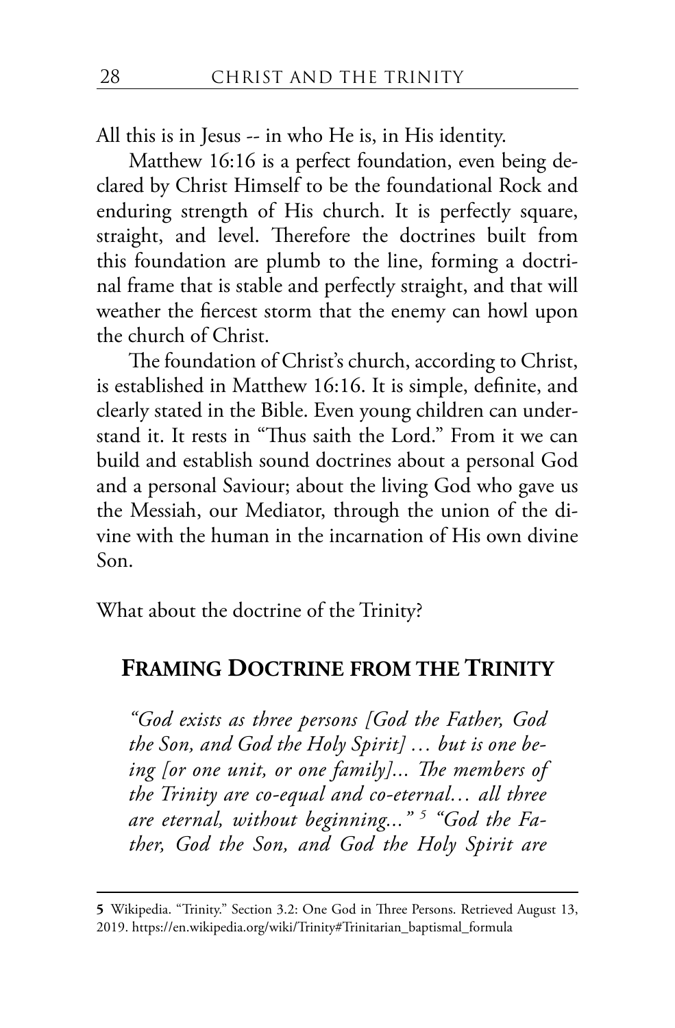All this is in Jesus -- in who He is, in His identity.

Matthew 16:16 is a perfect foundation, even being declared by Christ Himself to be the foundational Rock and enduring strength of His church. It is perfectly square, straight, and level. Therefore the doctrines built from this foundation are plumb to the line, forming a doctrinal frame that is stable and perfectly straight, and that will weather the fiercest storm that the enemy can howl upon the church of Christ.

The foundation of Christ's church, according to Christ, is established in Matthew 16:16. It is simple, definite, and clearly stated in the Bible. Even young children can understand it. It rests in "Thus saith the Lord." From it we can build and establish sound doctrines about a personal God and a personal Saviour; about the living God who gave us the Messiah, our Mediator, through the union of the divine with the human in the incarnation of His own divine Son.

What about the doctrine of the Trinity?

## Framing Doctrine from the Trinity

*"God exists as three persons [God the Father, God the Son, and God the Holy Spirit] … but is one being [or one unit, or one family]... The members of the Trinity are co-equal and co-eternal… all three are eternal, without beginning..."* [5] *"God the Father, God the Son, and God the Holy Spirit are*

---

**5** Wikipedia. "Trinity." Section 3.2: One God in Three Persons. Retrieved August 13, 2019. https://en.wikipedia.org/wiki/Trinity#Trinitarian_baptismal_formula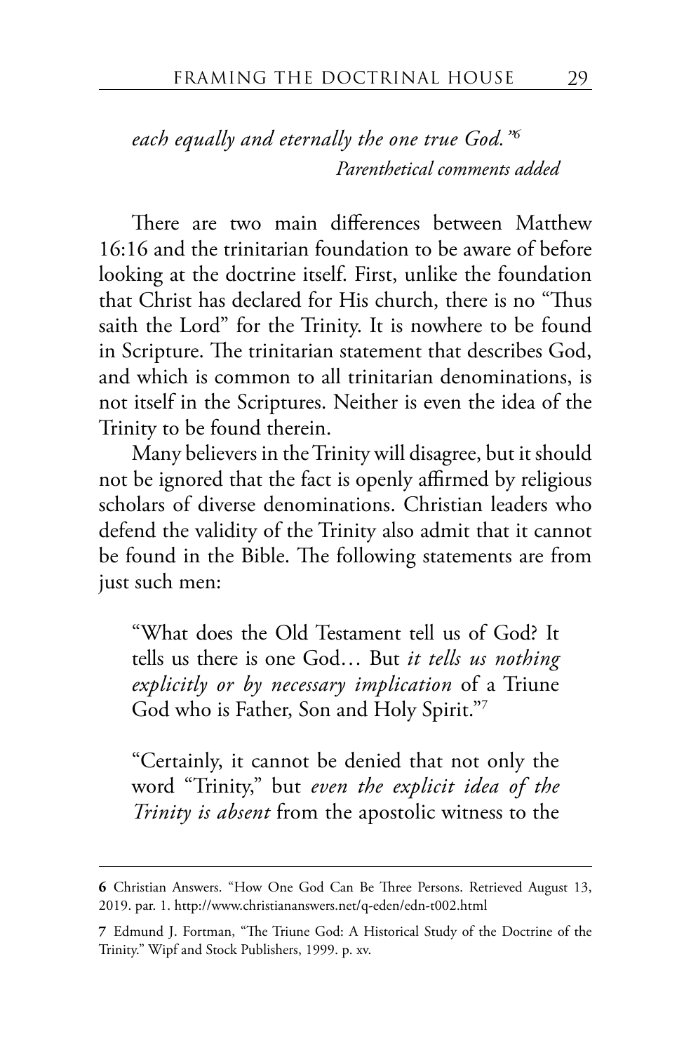*each equally and eternally the one true God."*[6]

*Parenthetical comments added*

There are two main differences between Matthew 16:16 and the trinitarian foundation to be aware of before looking at the doctrine itself. First, unlike the foundation that Christ has declared for His church, there is no "Thus saith the Lord" for the Trinity. It is nowhere to be found in Scripture. The trinitarian statement that describes God, and which is common to all trinitarian denominations, is not itself in the Scriptures. Neither is even the idea of the Trinity to be found therein.

Many believers in the Trinity will disagree, but it should not be ignored that the fact is openly affirmed by religious scholars of diverse denominations. Christian leaders who defend the validity of the Trinity also admit that it cannot be found in the Bible. The following statements are from just such men:

> "What does the Old Testament tell us of God? It tells us there is one God… But *it tells us nothing explicitly or by necessary implication* of a Triune God who is Father, Son and Holy Spirit."[7]

> "Certainly, it cannot be denied that not only the word "Trinity," but *even the explicit idea of the Trinity is absent* from the apostolic witness to the

---

**6** Christian Answers. "How One God Can Be Three Persons. Retrieved August 13, 2019. par. 1. http://www.christiananswers.net/q-eden/edn-t002.html

**7** Edmund J. Fortman, "The Triune God: A Historical Study of the Doctrine of the Trinity." Wipf and Stock Publishers, 1999. p. xv.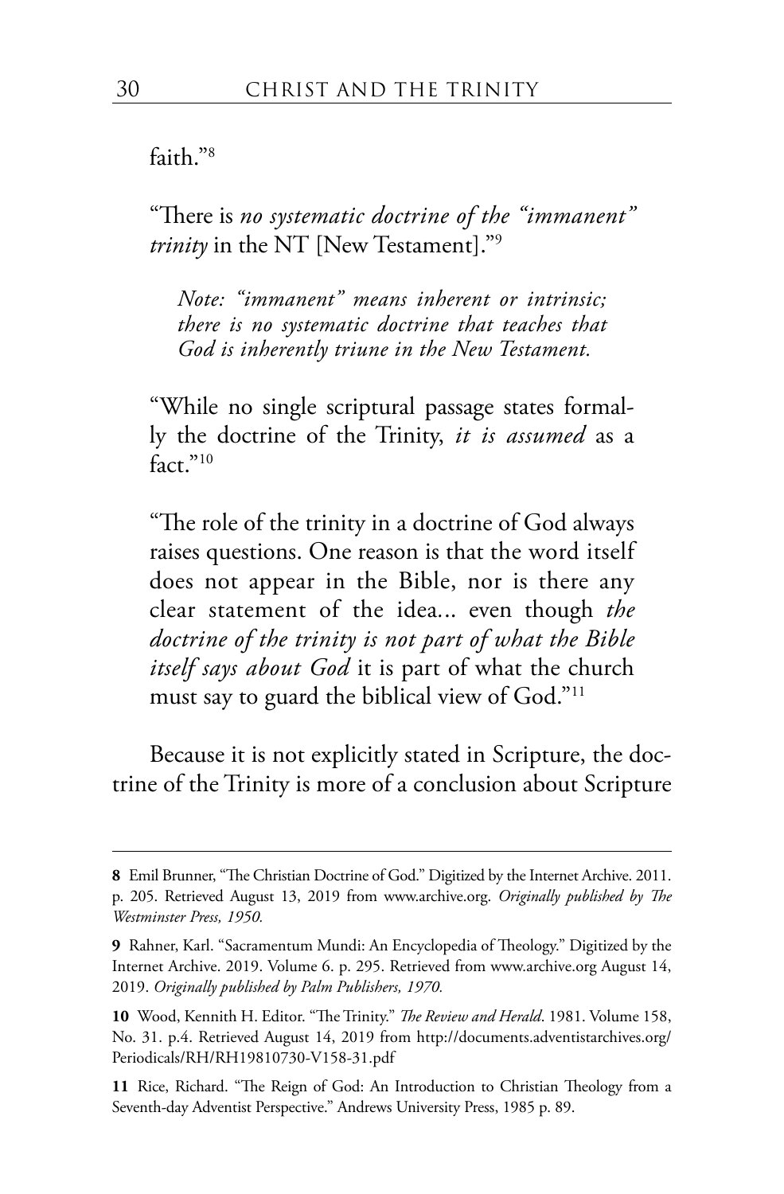faith."[8]

"There is *no systematic doctrine of the "immanent" trinity* in the NT [New Testament]."[9]

> *Note: "immanent" means inherent or intrinsic; there is no systematic doctrine that teaches that God is inherently triune in the New Testament.*

"While no single scriptural passage states formally the doctrine of the Trinity, *it is assumed* as a fact."[10]

"The role of the trinity in a doctrine of God always raises questions. One reason is that the word itself does not appear in the Bible, nor is there any clear statement of the idea... even though *the doctrine of the trinity is not part of what the Bible itself says about God* it is part of what the church must say to guard the biblical view of God."[11]

Because it is not explicitly stated in Scripture, the doctrine of the Trinity is more of a conclusion about Scripture

---

**8** Emil Brunner, "The Christian Doctrine of God." Digitized by the Internet Archive. 2011. p. 205. Retrieved August 13, 2019 from www.archive.org. *Originally published by The Westminster Press, 1950.*

**9** Rahner, Karl. "Sacramentum Mundi: An Encyclopedia of Theology." Digitized by the Internet Archive. 2019. Volume 6. p. 295. Retrieved from www.archive.org August 14, 2019. *Originally published by Palm Publishers, 1970.*

**10** Wood, Kennith H. Editor. "The Trinity." *The Review and Herald*. 1981. Volume 158, No. 31. p.4. Retrieved August 14, 2019 from http://documents.adventistarchives.org/Periodicals/RH/RH19810730-V158-31.pdf

**11** Rice, Richard. "The Reign of God: An Introduction to Christian Theology from a Seventh-day Adventist Perspective." Andrews University Press, 1985 p. 89.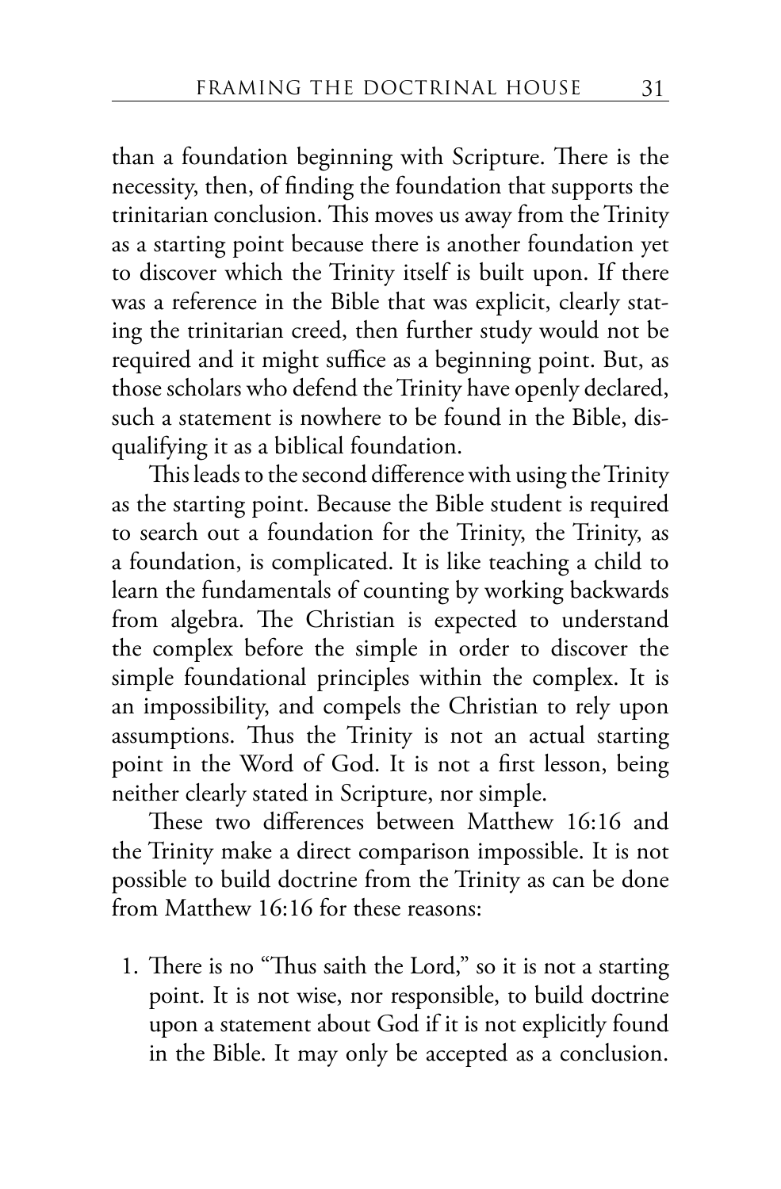than a foundation beginning with Scripture. There is the necessity, then, of finding the foundation that supports the trinitarian conclusion. This moves us away from the Trinity as a starting point because there is another foundation yet to discover which the Trinity itself is built upon. If there was a reference in the Bible that was explicit, clearly stating the trinitarian creed, then further study would not be required and it might suffice as a beginning point. But, as those scholars who defend the Trinity have openly declared, such a statement is nowhere to be found in the Bible, disqualifying it as a biblical foundation.

This leads to the second difference with using the Trinity as the starting point. Because the Bible student is required to search out a foundation for the Trinity, the Trinity, as a foundation, is complicated. It is like teaching a child to learn the fundamentals of counting by working backwards from algebra. The Christian is expected to understand the complex before the simple in order to discover the simple foundational principles within the complex. It is an impossibility, and compels the Christian to rely upon assumptions. Thus the Trinity is not an actual starting point in the Word of God. It is not a first lesson, being neither clearly stated in Scripture, nor simple.

These two differences between Matthew 16:16 and the Trinity make a direct comparison impossible. It is not possible to build doctrine from the Trinity as can be done from Matthew 16:16 for these reasons:

1. There is no "Thus saith the Lord," so it is not a starting point. It is not wise, nor responsible, to build doctrine upon a statement about God if it is not explicitly found in the Bible. It may only be accepted as a conclusion.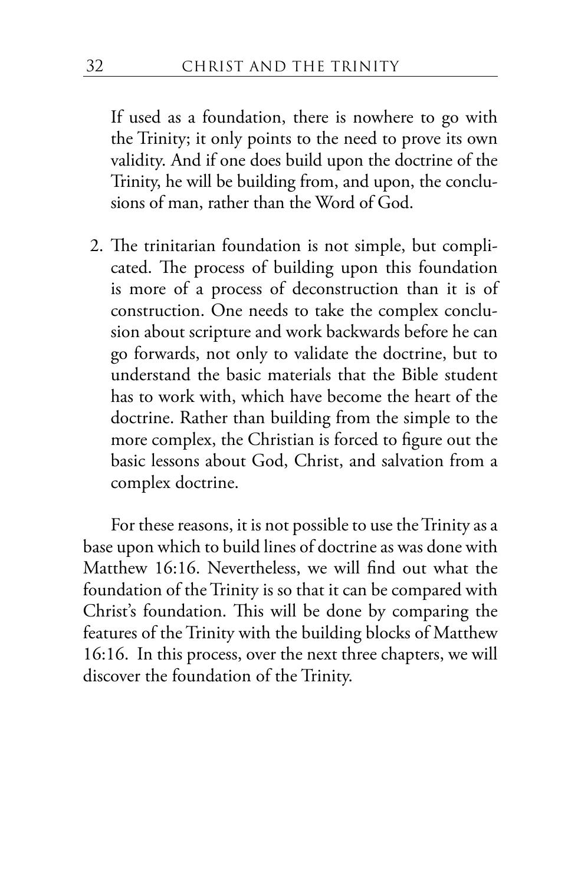If used as a foundation, there is nowhere to go with the Trinity; it only points to the need to prove its own validity. And if one does build upon the doctrine of the Trinity, he will be building from, and upon, the conclusions of man, rather than the Word of God.

2. The trinitarian foundation is not simple, but complicated. The process of building upon this foundation is more of a process of deconstruction than it is of construction. One needs to take the complex conclusion about scripture and work backwards before he can go forwards, not only to validate the doctrine, but to understand the basic materials that the Bible student has to work with, which have become the heart of the doctrine. Rather than building from the simple to the more complex, the Christian is forced to figure out the basic lessons about God, Christ, and salvation from a complex doctrine.

For these reasons, it is not possible to use the Trinity as a base upon which to build lines of doctrine as was done with Matthew 16:16. Nevertheless, we will find out what the foundation of the Trinity is so that it can be compared with Christ's foundation. This will be done by comparing the features of the Trinity with the building blocks of Matthew 16:16. In this process, over the next three chapters, we will discover the foundation of the Trinity.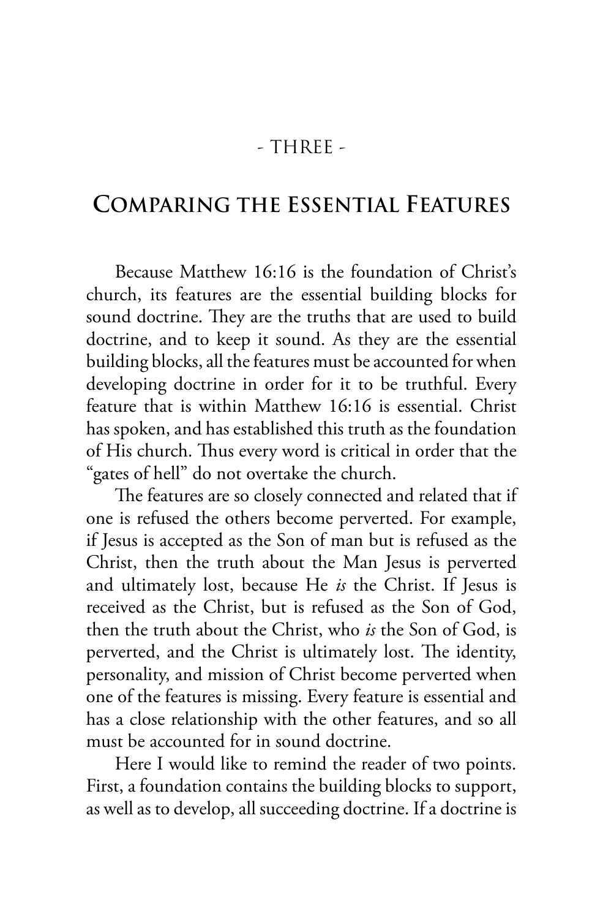- THREE -

# Comparing the Essential Features

Because Matthew 16:16 is the foundation of Christ's church, its features are the essential building blocks for sound doctrine. They are the truths that are used to build doctrine, and to keep it sound. As they are the essential building blocks, all the features must be accounted for when developing doctrine in order for it to be truthful. Every feature that is within Matthew 16:16 is essential. Christ has spoken, and has established this truth as the foundation of His church. Thus every word is critical in order that the "gates of hell" do not overtake the church.

The features are so closely connected and related that if one is refused the others become perverted. For example, if Jesus is accepted as the Son of man but is refused as the Christ, then the truth about the Man Jesus is perverted and ultimately lost, because He *is* the Christ. If Jesus is received as the Christ, but is refused as the Son of God, then the truth about the Christ, who *is* the Son of God, is perverted, and the Christ is ultimately lost. The identity, personality, and mission of Christ become perverted when one of the features is missing. Every feature is essential and has a close relationship with the other features, and so all must be accounted for in sound doctrine.

Here I would like to remind the reader of two points. First, a foundation contains the building blocks to support, as well as to develop, all succeeding doctrine. If a doctrine is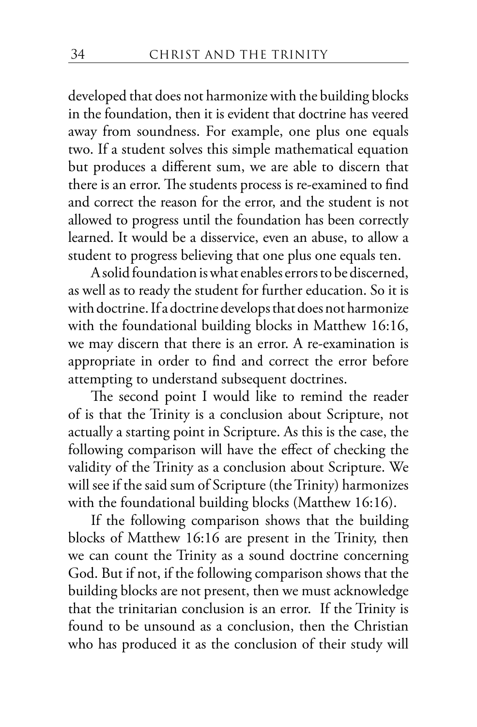developed that does not harmonize with the building blocks in the foundation, then it is evident that doctrine has veered away from soundness. For example, one plus one equals two. If a student solves this simple mathematical equation but produces a different sum, we are able to discern that there is an error. The students process is re-examined to find and correct the reason for the error, and the student is not allowed to progress until the foundation has been correctly learned. It would be a disservice, even an abuse, to allow a student to progress believing that one plus one equals ten.

A solid foundation is what enables errors to be discerned, as well as to ready the student for further education. So it is with doctrine. If a doctrine develops that does not harmonize with the foundational building blocks in Matthew 16:16, we may discern that there is an error. A re-examination is appropriate in order to find and correct the error before attempting to understand subsequent doctrines.

The second point I would like to remind the reader of is that the Trinity is a conclusion about Scripture, not actually a starting point in Scripture. As this is the case, the following comparison will have the effect of checking the validity of the Trinity as a conclusion about Scripture. We will see if the said sum of Scripture (the Trinity) harmonizes with the foundational building blocks (Matthew 16:16).

If the following comparison shows that the building blocks of Matthew 16:16 are present in the Trinity, then we can count the Trinity as a sound doctrine concerning God. But if not, if the following comparison shows that the building blocks are not present, then we must acknowledge that the trinitarian conclusion is an error. If the Trinity is found to be unsound as a conclusion, then the Christian who has produced it as the conclusion of their study will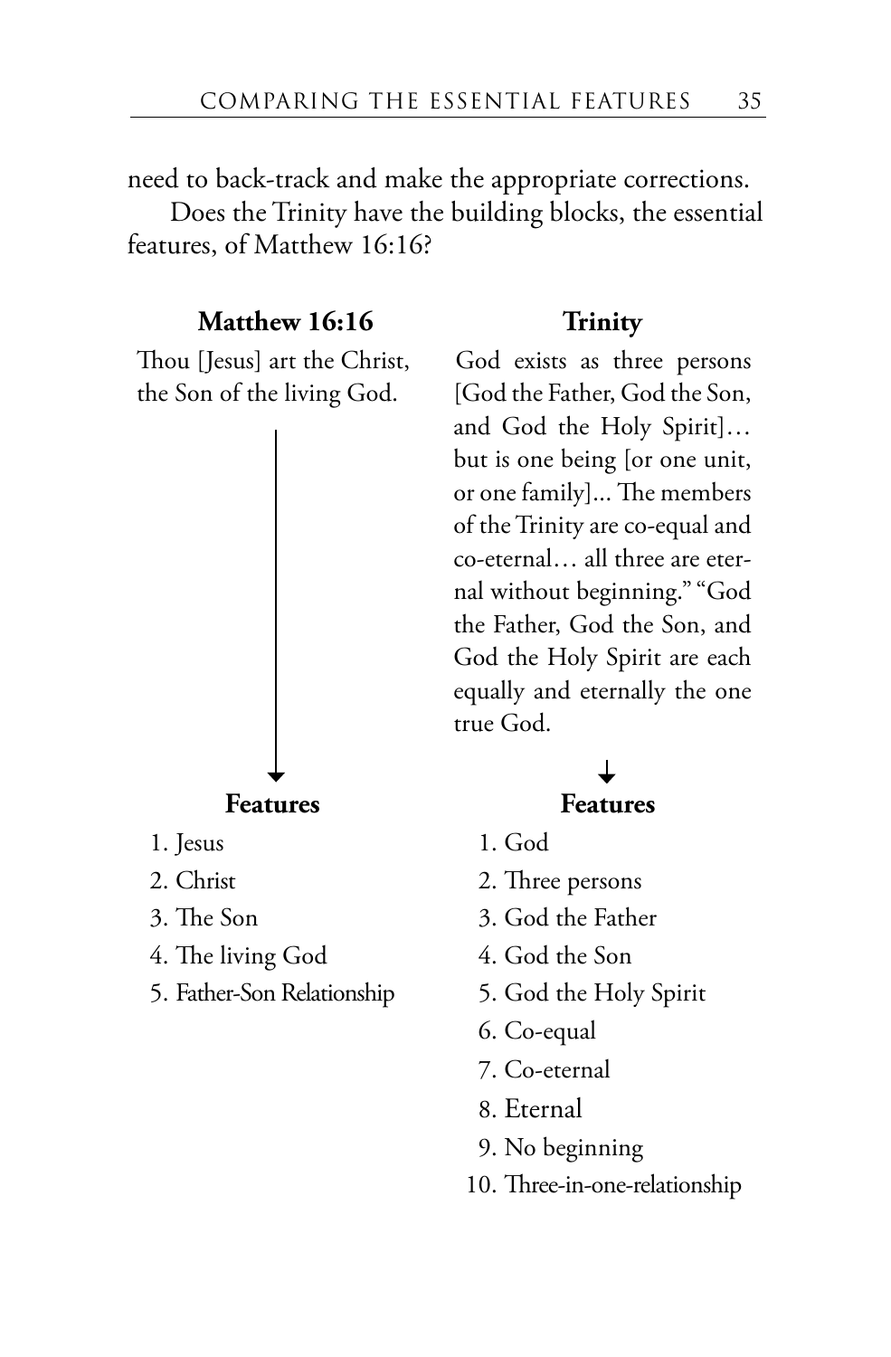need to back-track and make the appropriate corrections.

Does the Trinity have the building blocks, the essential features, of Matthew 16:16?

**Matthew 16:16**

Thou [Jesus] art the Christ, the Son of the living God.

**Features**

1. Jesus
2. Christ
3. The Son
4. The living God
5. Father-Son Relationship

**Trinity**

God exists as three persons [God the Father, God the Son, and God the Holy Spirit]… but is one being [or one unit, or one family]... The members of the Trinity are co-equal and co-eternal… all three are eternal without beginning." "God the Father, God the Son, and God the Holy Spirit are each equally and eternally the one true God.

**Features**

1. God
2. Three persons
3. God the Father
4. God the Son
5. God the Holy Spirit
6. Co-equal
7. Co-eternal
8. Eternal
9. No beginning
10. Three-in-one-relationship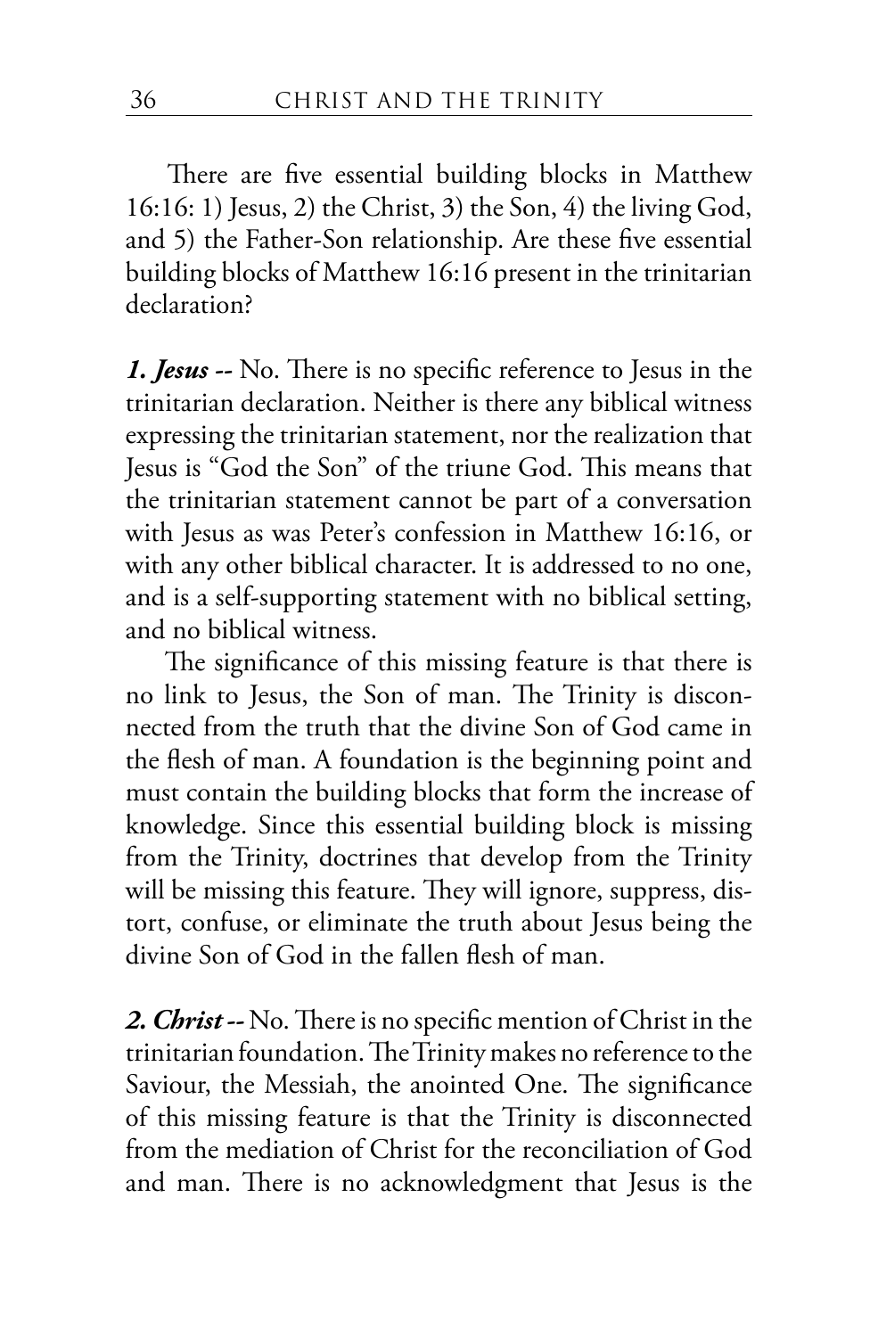There are five essential building blocks in Matthew 16:16: 1) Jesus, 2) the Christ, 3) the Son, 4) the living God, and 5) the Father-Son relationship. Are these five essential building blocks of Matthew 16:16 present in the trinitarian declaration?

***1. Jesus --*** No. There is no specific reference to Jesus in the trinitarian declaration. Neither is there any biblical witness expressing the trinitarian statement, nor the realization that Jesus is "God the Son" of the triune God. This means that the trinitarian statement cannot be part of a conversation with Jesus as was Peter's confession in Matthew 16:16, or with any other biblical character. It is addressed to no one, and is a self-supporting statement with no biblical setting, and no biblical witness.

The significance of this missing feature is that there is no link to Jesus, the Son of man. The Trinity is disconnected from the truth that the divine Son of God came in the flesh of man. A foundation is the beginning point and must contain the building blocks that form the increase of knowledge. Since this essential building block is missing from the Trinity, doctrines that develop from the Trinity will be missing this feature. They will ignore, suppress, distort, confuse, or eliminate the truth about Jesus being the divine Son of God in the fallen flesh of man.

***2. Christ --*** No. There is no specific mention of Christ in the trinitarian foundation. The Trinity makes no reference to the Saviour, the Messiah, the anointed One. The significance of this missing feature is that the Trinity is disconnected from the mediation of Christ for the reconciliation of God and man. There is no acknowledgment that Jesus is the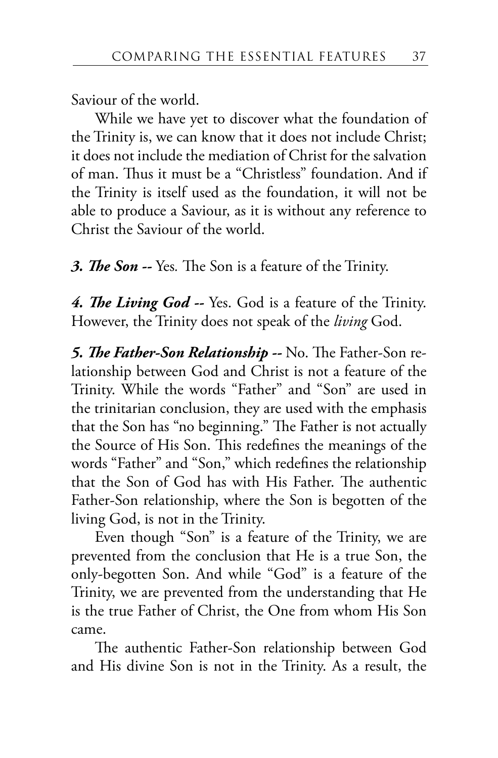Saviour of the world.

While we have yet to discover what the foundation of the Trinity is, we can know that it does not include Christ; it does not include the mediation of Christ for the salvation of man. Thus it must be a "Christless" foundation. And if the Trinity is itself used as the foundation, it will not be able to produce a Saviour, as it is without any reference to Christ the Saviour of the world.

***3. The Son --*** Yes. The Son is a feature of the Trinity.

***4. The Living God --*** Yes. God is a feature of the Trinity. However, the Trinity does not speak of the *living* God.

***5. The Father-Son Relationship --*** No. The Father-Son relationship between God and Christ is not a feature of the Trinity. While the words "Father" and "Son" are used in the trinitarian conclusion, they are used with the emphasis that the Son has "no beginning." The Father is not actually the Source of His Son. This redefines the meanings of the words "Father" and "Son," which redefines the relationship that the Son of God has with His Father. The authentic Father-Son relationship, where the Son is begotten of the living God, is not in the Trinity.

Even though "Son" is a feature of the Trinity, we are prevented from the conclusion that He is a true Son, the only-begotten Son. And while "God" is a feature of the Trinity, we are prevented from the understanding that He is the true Father of Christ, the One from whom His Son came.

The authentic Father-Son relationship between God and His divine Son is not in the Trinity. As a result, the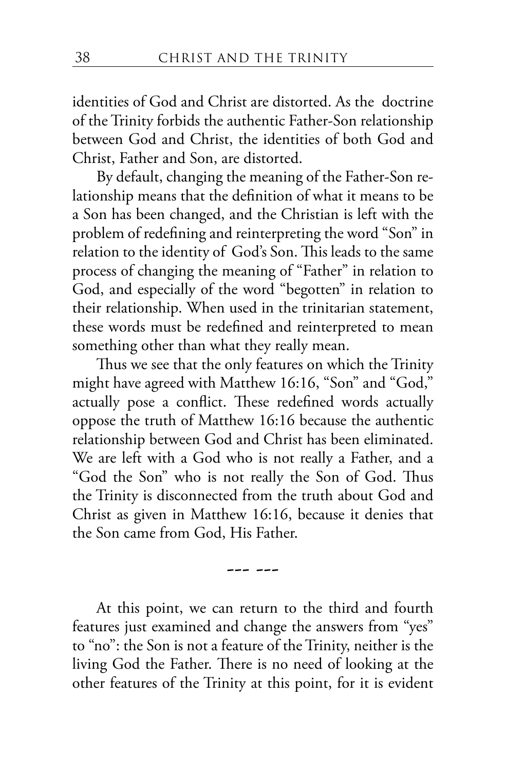identities of God and Christ are distorted. As the doctrine of the Trinity forbids the authentic Father-Son relationship between God and Christ, the identities of both God and Christ, Father and Son, are distorted.

By default, changing the meaning of the Father-Son relationship means that the definition of what it means to be a Son has been changed, and the Christian is left with the problem of redefining and reinterpreting the word "Son" in relation to the identity of God's Son. This leads to the same process of changing the meaning of "Father" in relation to God, and especially of the word "begotten" in relation to their relationship. When used in the trinitarian statement, these words must be redefined and reinterpreted to mean something other than what they really mean.

Thus we see that the only features on which the Trinity might have agreed with Matthew 16:16, "Son" and "God," actually pose a conflict. These redefined words actually oppose the truth of Matthew 16:16 because the authentic relationship between God and Christ has been eliminated. We are left with a God who is not really a Father, and a "God the Son" who is not really the Son of God. Thus the Trinity is disconnected from the truth about God and Christ as given in Matthew 16:16, because it denies that the Son came from God, His Father.

--- ---

At this point, we can return to the third and fourth features just examined and change the answers from "yes" to "no": the Son is not a feature of the Trinity, neither is the living God the Father. There is no need of looking at the other features of the Trinity at this point, for it is evident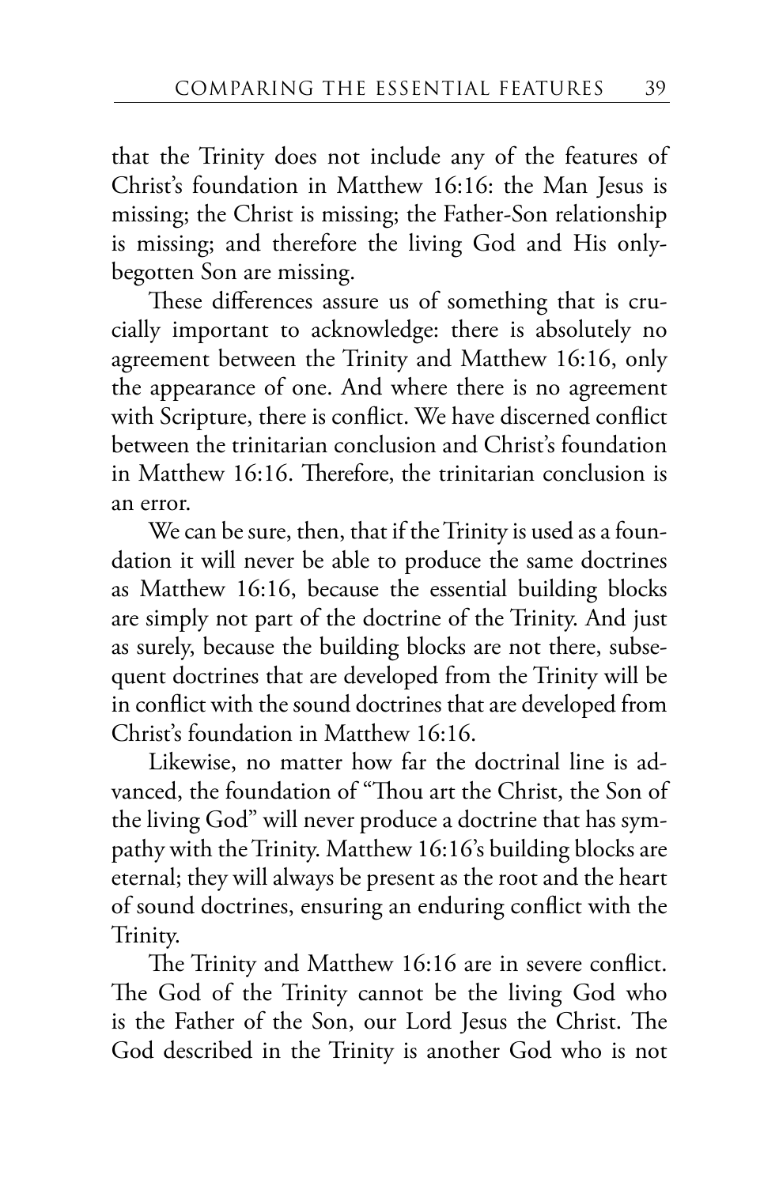that the Trinity does not include any of the features of Christ's foundation in Matthew 16:16: the Man Jesus is missing; the Christ is missing; the Father-Son relationship is missing; and therefore the living God and His only-begotten Son are missing.

These differences assure us of something that is crucially important to acknowledge: there is absolutely no agreement between the Trinity and Matthew 16:16, only the appearance of one. And where there is no agreement with Scripture, there is conflict. We have discerned conflict between the trinitarian conclusion and Christ's foundation in Matthew 16:16. Therefore, the trinitarian conclusion is an error.

We can be sure, then, that if the Trinity is used as a foundation it will never be able to produce the same doctrines as Matthew 16:16, because the essential building blocks are simply not part of the doctrine of the Trinity. And just as surely, because the building blocks are not there, subsequent doctrines that are developed from the Trinity will be in conflict with the sound doctrines that are developed from Christ's foundation in Matthew 16:16.

Likewise, no matter how far the doctrinal line is advanced, the foundation of "Thou art the Christ, the Son of the living God" will never produce a doctrine that has sympathy with the Trinity. Matthew 16:16's building blocks are eternal; they will always be present as the root and the heart of sound doctrines, ensuring an enduring conflict with the Trinity.

The Trinity and Matthew 16:16 are in severe conflict. The God of the Trinity cannot be the living God who is the Father of the Son, our Lord Jesus the Christ. The God described in the Trinity is another God who is not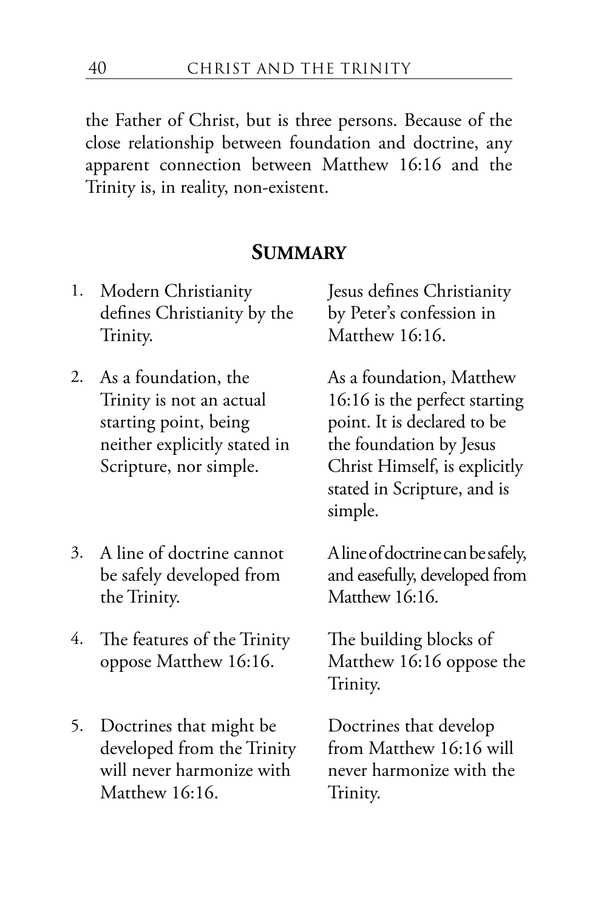the Father of Christ, but is three persons. Because of the close relationship between foundation and doctrine, any apparent connection between Matthew 16:16 and the Trinity is, in reality, non-existent.

## Summary

| | | |
|---|---|---|
| 1. | Modern Christianity defines Christianity by the Trinity. | Jesus defines Christianity by Peter's confession in Matthew 16:16. |
| 2. | As a foundation, the Trinity is not an actual starting point, being neither explicitly stated in Scripture, nor simple. | As a foundation, Matthew 16:16 is the perfect starting point. It is declared to be the foundation by Jesus Christ Himself, is explicitly stated in Scripture, and is simple. |
| 3. | A line of doctrine cannot be safely developed from the Trinity. | A line of doctrine can be safely, and easefully, developed from Matthew 16:16. |
| 4. | The features of the Trinity oppose Matthew 16:16. | The building blocks of Matthew 16:16 oppose the Trinity. |
| 5. | Doctrines that might be developed from the Trinity will never harmonize with Matthew 16:16. | Doctrines that develop from Matthew 16:16 will never harmonize with the Trinity. |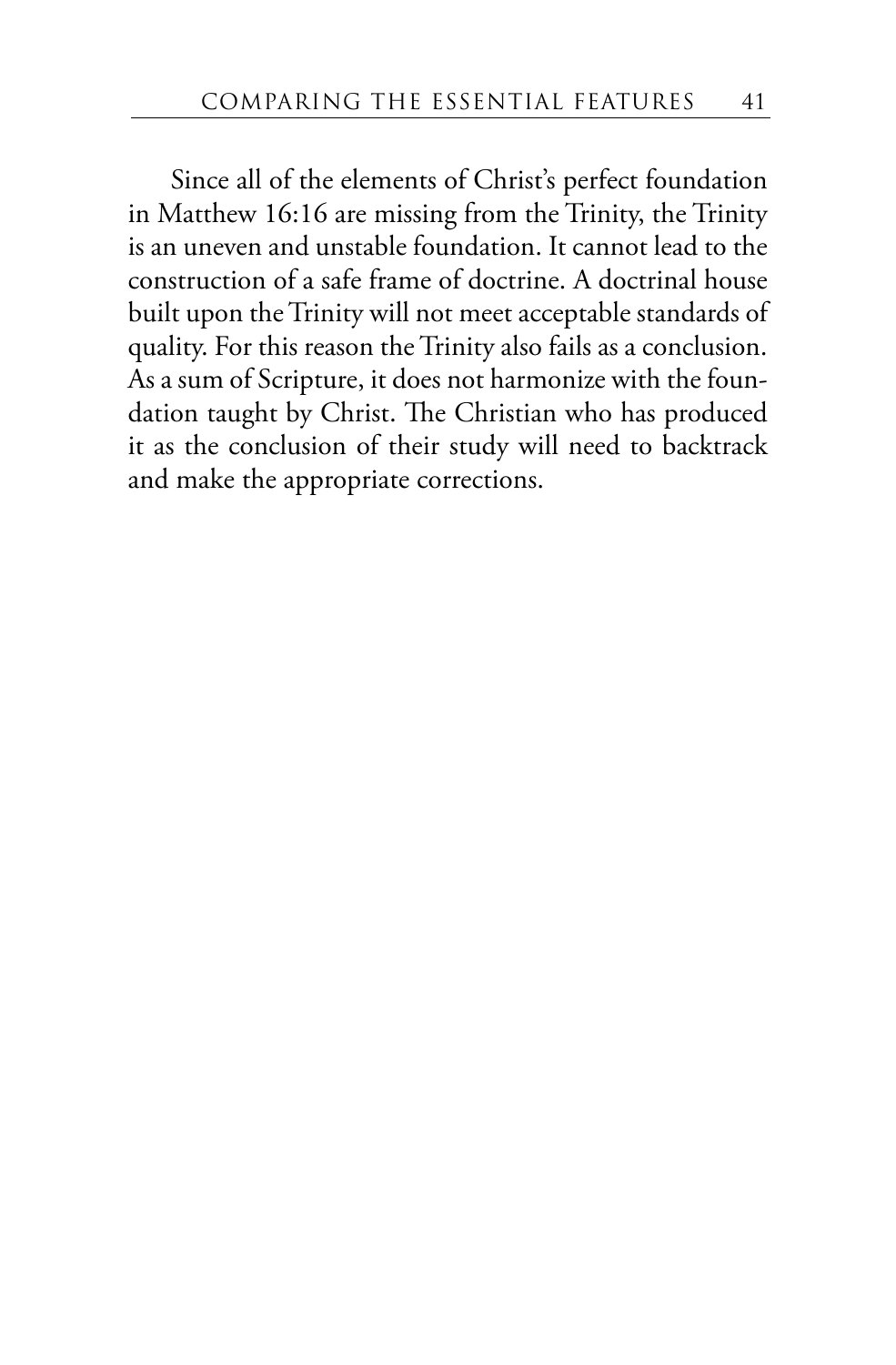Since all of the elements of Christ's perfect foundation in Matthew 16:16 are missing from the Trinity, the Trinity is an uneven and unstable foundation. It cannot lead to the construction of a safe frame of doctrine. A doctrinal house built upon the Trinity will not meet acceptable standards of quality. For this reason the Trinity also fails as a conclusion. As a sum of Scripture, it does not harmonize with the foundation taught by Christ. The Christian who has produced it as the conclusion of their study will need to backtrack and make the appropriate corrections.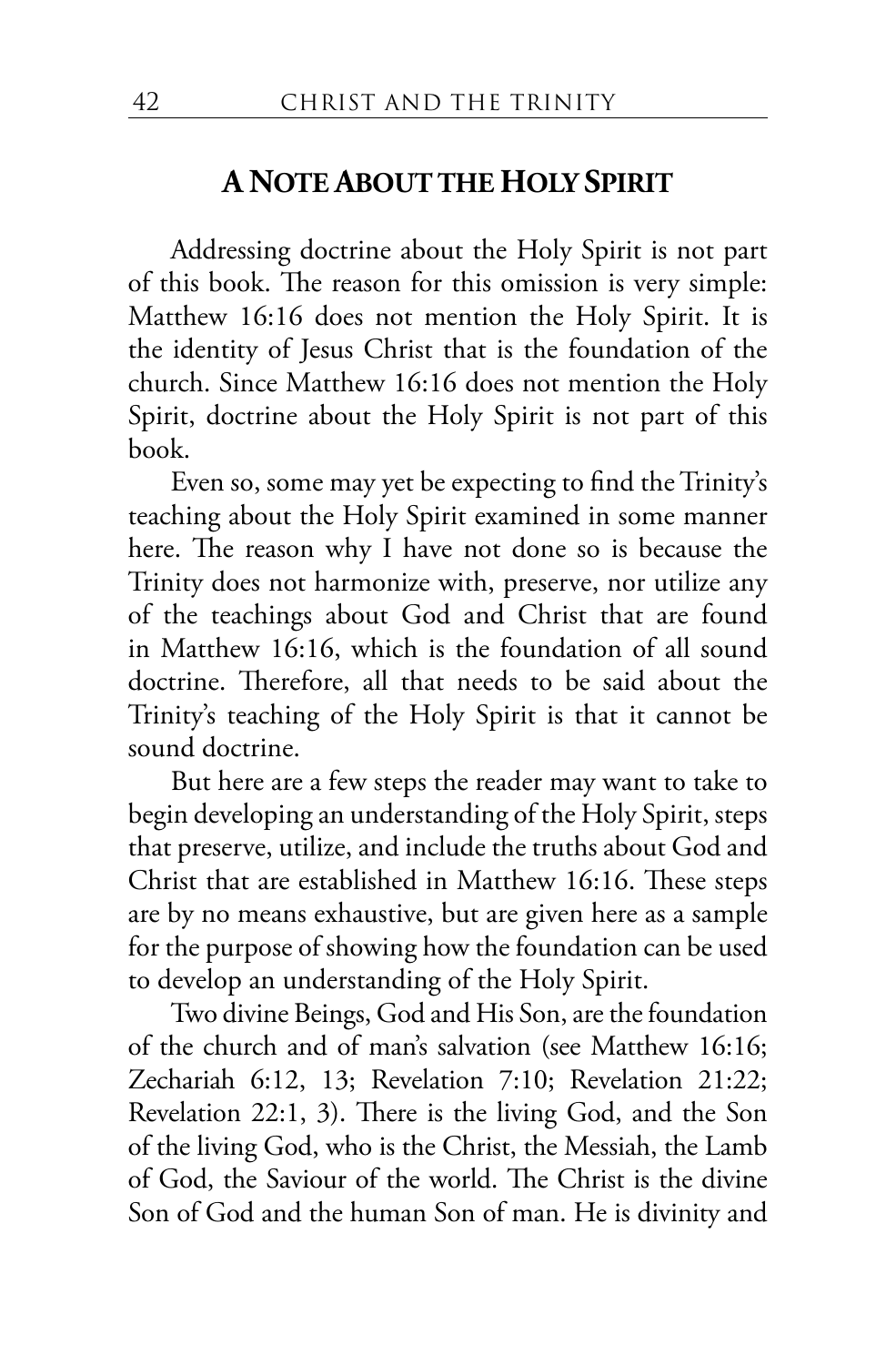## A Note About the Holy Spirit

Addressing doctrine about the Holy Spirit is not part of this book. The reason for this omission is very simple: Matthew 16:16 does not mention the Holy Spirit. It is the identity of Jesus Christ that is the foundation of the church. Since Matthew 16:16 does not mention the Holy Spirit, doctrine about the Holy Spirit is not part of this book.

Even so, some may yet be expecting to find the Trinity's teaching about the Holy Spirit examined in some manner here. The reason why I have not done so is because the Trinity does not harmonize with, preserve, nor utilize any of the teachings about God and Christ that are found in Matthew 16:16, which is the foundation of all sound doctrine. Therefore, all that needs to be said about the Trinity's teaching of the Holy Spirit is that it cannot be sound doctrine.

But here are a few steps the reader may want to take to begin developing an understanding of the Holy Spirit, steps that preserve, utilize, and include the truths about God and Christ that are established in Matthew 16:16. These steps are by no means exhaustive, but are given here as a sample for the purpose of showing how the foundation can be used to develop an understanding of the Holy Spirit.

Two divine Beings, God and His Son, are the foundation of the church and of man's salvation (see Matthew 16:16; Zechariah 6:12, 13; Revelation 7:10; Revelation 21:22; Revelation 22:1, 3). There is the living God, and the Son of the living God, who is the Christ, the Messiah, the Lamb of God, the Saviour of the world. The Christ is the divine Son of God and the human Son of man. He is divinity and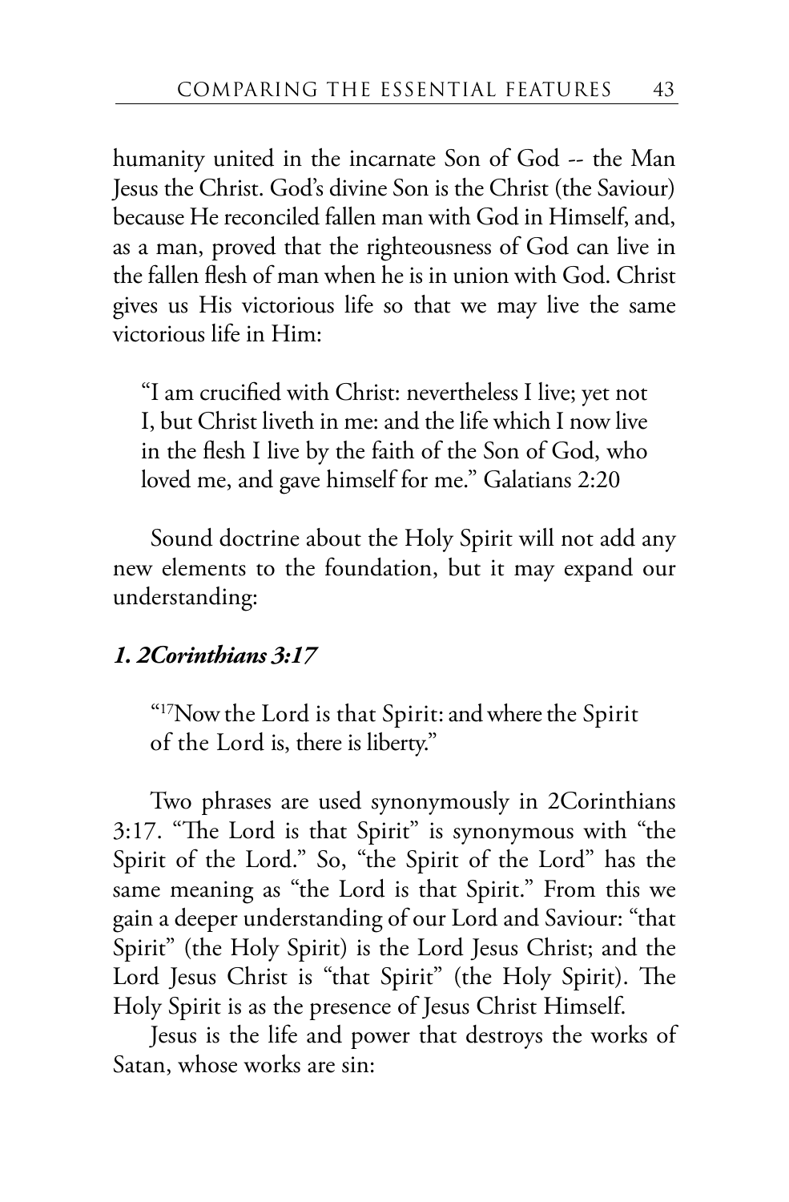humanity united in the incarnate Son of God -- the Man Jesus the Christ. God's divine Son is the Christ (the Saviour) because He reconciled fallen man with God in Himself, and, as a man, proved that the righteousness of God can live in the fallen flesh of man when he is in union with God. Christ gives us His victorious life so that we may live the same victorious life in Him:

> "I am crucified with Christ: nevertheless I live; yet not I, but Christ liveth in me: and the life which I now live in the flesh I live by the faith of the Son of God, who loved me, and gave himself for me." Galatians 2:20

Sound doctrine about the Holy Spirit will not add any new elements to the foundation, but it may expand our understanding:

### *1. 2Corinthians 3:17*

> "[17]Now the Lord is that Spirit: and where the Spirit of the Lord is, there is liberty."

Two phrases are used synonymously in 2Corinthians 3:17. "The Lord is that Spirit" is synonymous with "the Spirit of the Lord." So, "the Spirit of the Lord" has the same meaning as "the Lord is that Spirit." From this we gain a deeper understanding of our Lord and Saviour: "that Spirit" (the Holy Spirit) is the Lord Jesus Christ; and the Lord Jesus Christ is "that Spirit" (the Holy Spirit). The Holy Spirit is as the presence of Jesus Christ Himself.

Jesus is the life and power that destroys the works of Satan, whose works are sin: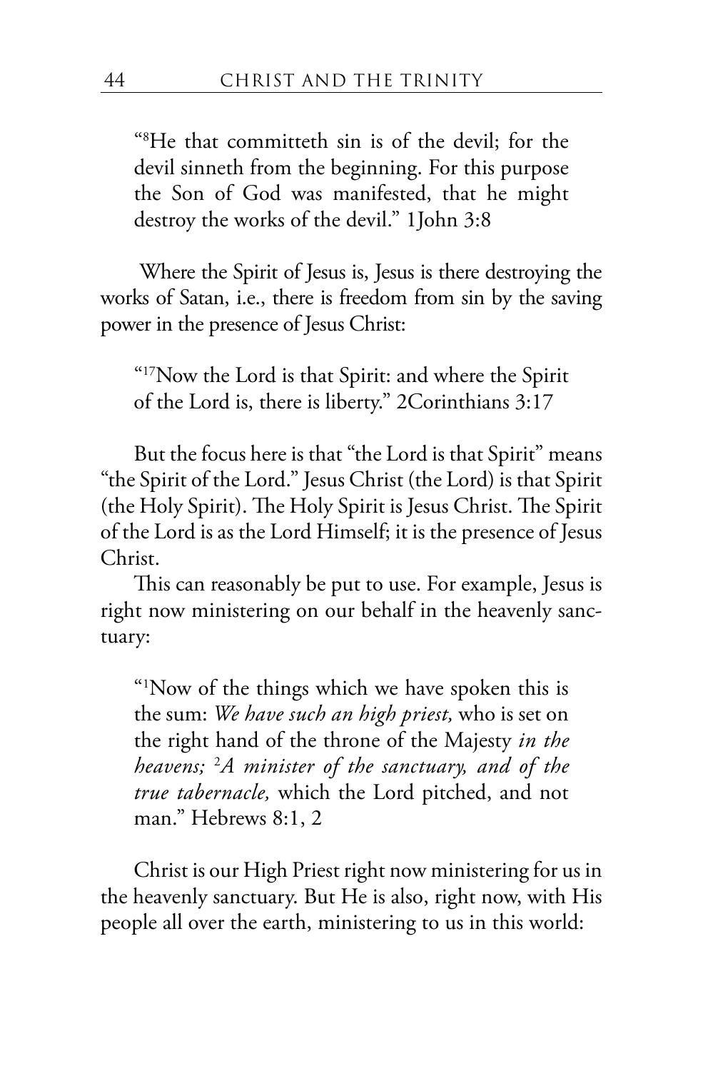"[8]He that committeth sin is of the devil; for the devil sinneth from the beginning. For this purpose the Son of God was manifested, that he might destroy the works of the devil." 1John 3:8

Where the Spirit of Jesus is, Jesus is there destroying the works of Satan, i.e., there is freedom from sin by the saving power in the presence of Jesus Christ:

"[17]Now the Lord is that Spirit: and where the Spirit of the Lord is, there is liberty." 2Corinthians 3:17

But the focus here is that "the Lord is that Spirit" means "the Spirit of the Lord." Jesus Christ (the Lord) is that Spirit (the Holy Spirit). The Holy Spirit is Jesus Christ. The Spirit of the Lord is as the Lord Himself; it is the presence of Jesus Christ.

This can reasonably be put to use. For example, Jesus is right now ministering on our behalf in the heavenly sanctuary:

"[1]Now of the things which we have spoken this is the sum: *We have such an high priest,* who is set on the right hand of the throne of the Majesty *in the heavens;* [2]*A minister of the sanctuary, and of the true tabernacle,* which the Lord pitched, and not man." Hebrews 8:1, 2

Christ is our High Priest right now ministering for us in the heavenly sanctuary. But He is also, right now, with His people all over the earth, ministering to us in this world: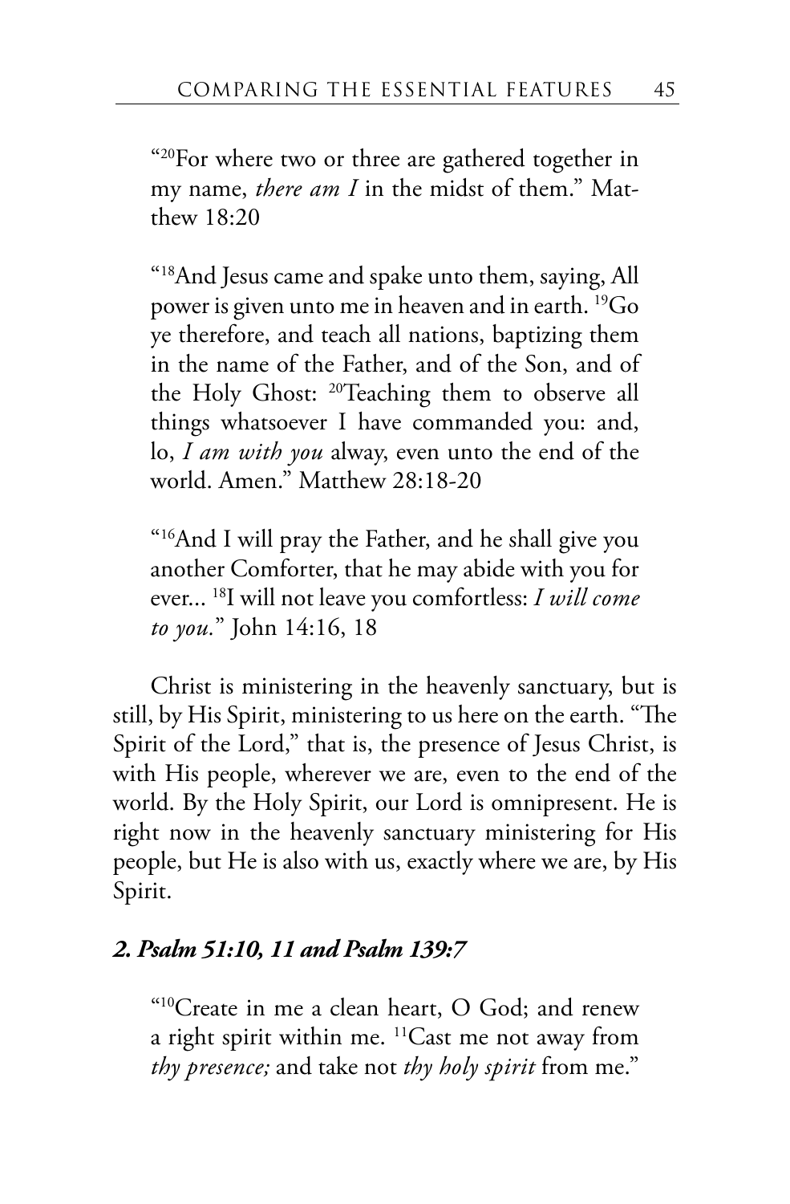"[20]For where two or three are gathered together in my name, *there am I* in the midst of them." Matthew 18:20

"[18]And Jesus came and spake unto them, saying, All power is given unto me in heaven and in earth. [19]Go ye therefore, and teach all nations, baptizing them in the name of the Father, and of the Son, and of the Holy Ghost: [20]Teaching them to observe all things whatsoever I have commanded you: and, lo, *I am with you* alway, even unto the end of the world. Amen." Matthew 28:18-20

"[16]And I will pray the Father, and he shall give you another Comforter, that he may abide with you for ever... [18]I will not leave you comfortless: *I will come to you.*" John 14:16, 18

Christ is ministering in the heavenly sanctuary, but is still, by His Spirit, ministering to us here on the earth. "The Spirit of the Lord," that is, the presence of Jesus Christ, is with His people, wherever we are, even to the end of the world. By the Holy Spirit, our Lord is omnipresent. He is right now in the heavenly sanctuary ministering for His people, but He is also with us, exactly where we are, by His Spirit.

### *2. Psalm 51:10, 11 and Psalm 139:7*

"[10]Create in me a clean heart, O God; and renew a right spirit within me. [11]Cast me not away from *thy presence;* and take not *thy holy spirit* from me."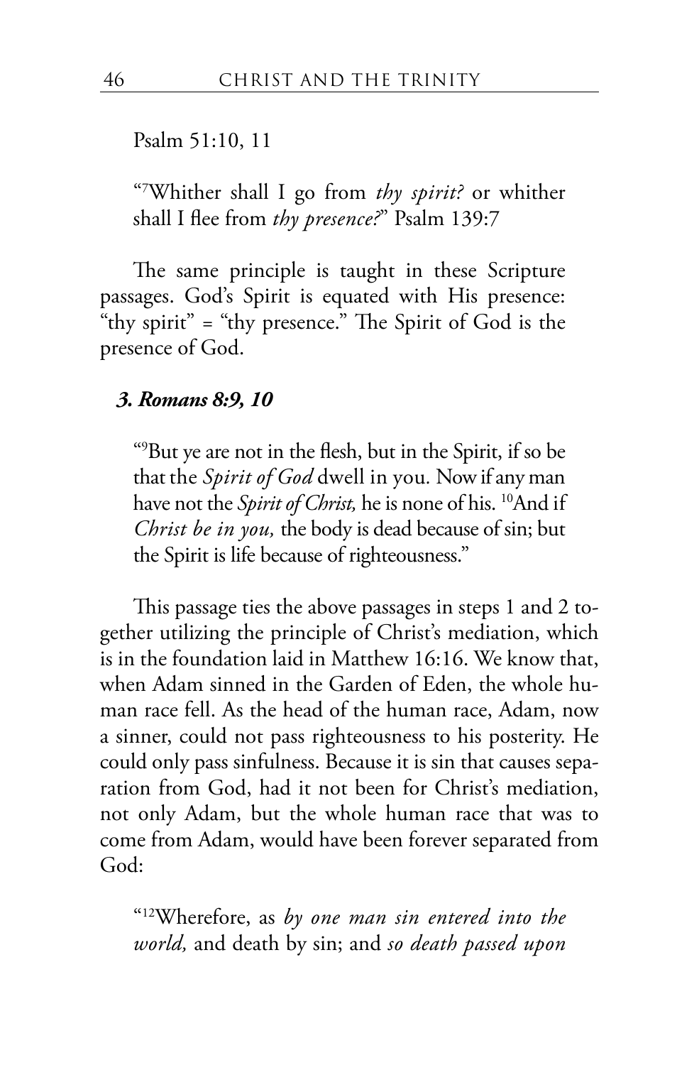Psalm 51:10, 11

> "[7]Whither shall I go from *thy spirit?* or whither shall I flee from *thy presence?*" Psalm 139:7

The same principle is taught in these Scripture passages. God's Spirit is equated with His presence: "thy spirit" = "thy presence." The Spirit of God is the presence of God.

### *3. Romans 8:9, 10*

> "[9]But ye are not in the flesh, but in the Spirit, if so be that the *Spirit of God* dwell in you. Now if any man have not the *Spirit of Christ,* he is none of his. [10]And if *Christ be in you,* the body is dead because of sin; but the Spirit is life because of righteousness."

This passage ties the above passages in steps 1 and 2 together utilizing the principle of Christ's mediation, which is in the foundation laid in Matthew 16:16. We know that, when Adam sinned in the Garden of Eden, the whole human race fell. As the head of the human race, Adam, now a sinner, could not pass righteousness to his posterity. He could only pass sinfulness. Because it is sin that causes separation from God, had it not been for Christ's mediation, not only Adam, but the whole human race that was to come from Adam, would have been forever separated from God:

> "[12]Wherefore, as *by one man sin entered into the world,* and death by sin; and *so death passed upon*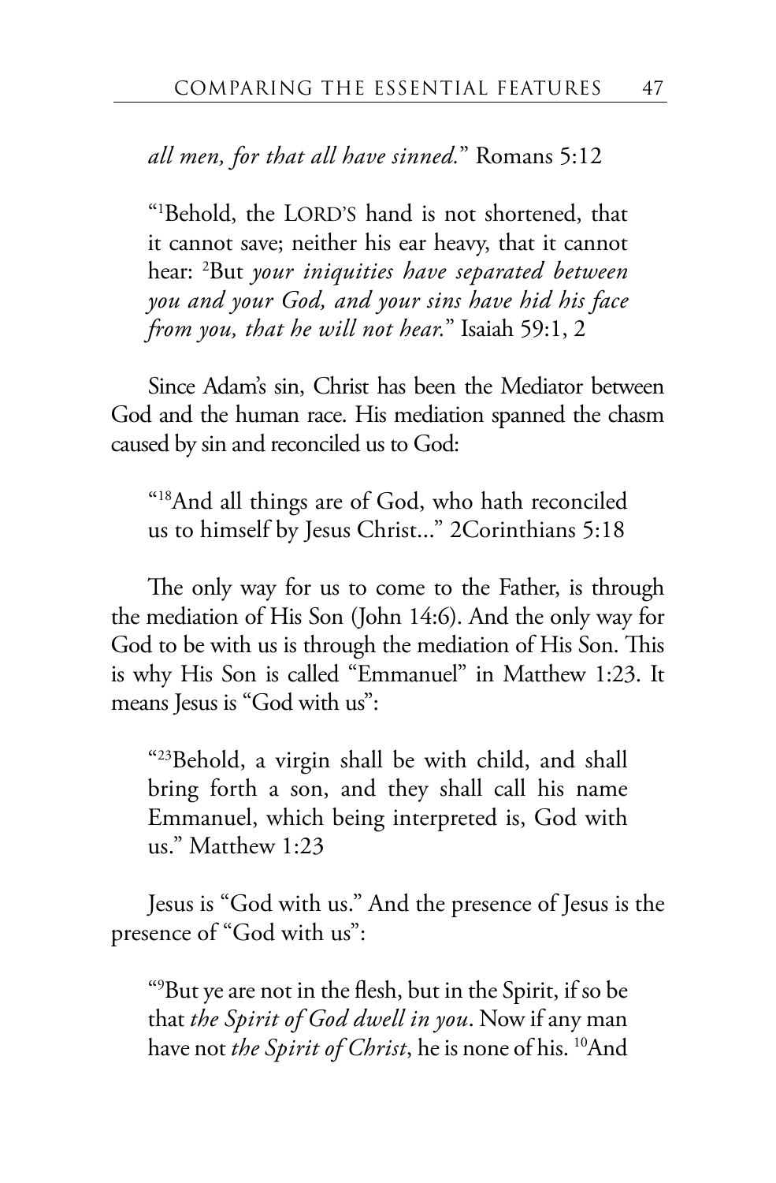*all men, for that all have sinned.*" Romans 5:12

> "[1]Behold, the LORD'S hand is not shortened, that it cannot save; neither his ear heavy, that it cannot hear: [2]But *your iniquities have separated between you and your God, and your sins have hid his face from you, that he will not hear.*" Isaiah 59:1, 2

Since Adam's sin, Christ has been the Mediator between God and the human race. His mediation spanned the chasm caused by sin and reconciled us to God:

> "[18]And all things are of God, who hath reconciled us to himself by Jesus Christ..." 2Corinthians 5:18

The only way for us to come to the Father, is through the mediation of His Son (John 14:6). And the only way for God to be with us is through the mediation of His Son. This is why His Son is called "Emmanuel" in Matthew 1:23. It means Jesus is "God with us":

> "[23]Behold, a virgin shall be with child, and shall bring forth a son, and they shall call his name Emmanuel, which being interpreted is, God with us." Matthew 1:23

Jesus is "God with us." And the presence of Jesus is the presence of "God with us":

> "[9]But ye are not in the flesh, but in the Spirit, if so be that *the Spirit of God dwell in you*. Now if any man have not *the Spirit of Christ*, he is none of his. [10]And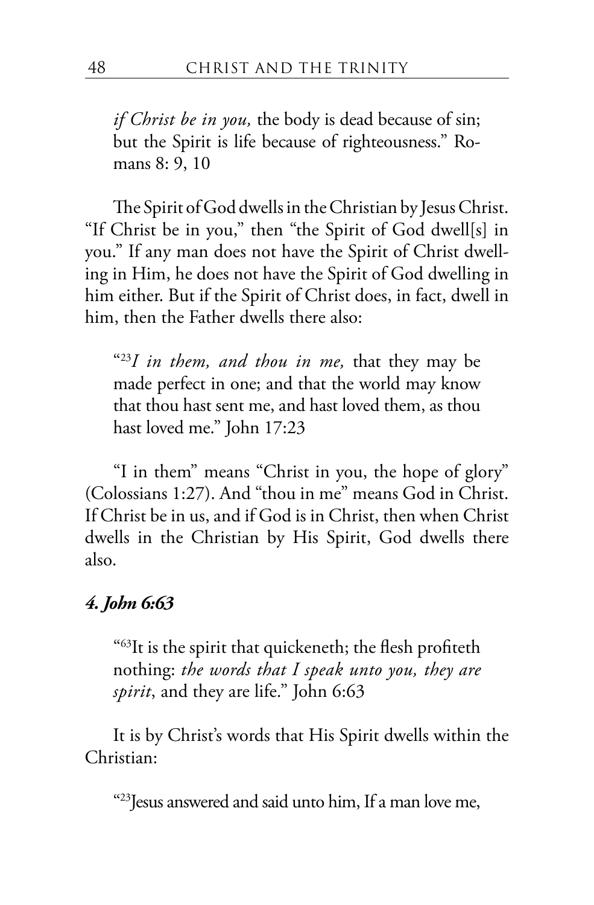*if Christ be in you,* the body is dead because of sin; but the Spirit is life because of righteousness." Romans 8: 9, 10

The Spirit of God dwells in the Christian by Jesus Christ. "If Christ be in you," then "the Spirit of God dwell[s] in you." If any man does not have the Spirit of Christ dwelling in Him, he does not have the Spirit of God dwelling in him either. But if the Spirit of Christ does, in fact, dwell in him, then the Father dwells there also:

"[23]*I in them, and thou in me,* that they may be made perfect in one; and that the world may know that thou hast sent me, and hast loved them, as thou hast loved me." John 17:23

"I in them" means "Christ in you, the hope of glory" (Colossians 1:27). And "thou in me" means God in Christ. If Christ be in us, and if God is in Christ, then when Christ dwells in the Christian by His Spirit, God dwells there also.

### *4. John 6:63*

"[63]It is the spirit that quickeneth; the flesh profiteth nothing: *the words that I speak unto you, they are spirit*, and they are life." John 6:63

It is by Christ's words that His Spirit dwells within the Christian:

"[23]Jesus answered and said unto him, If a man love me,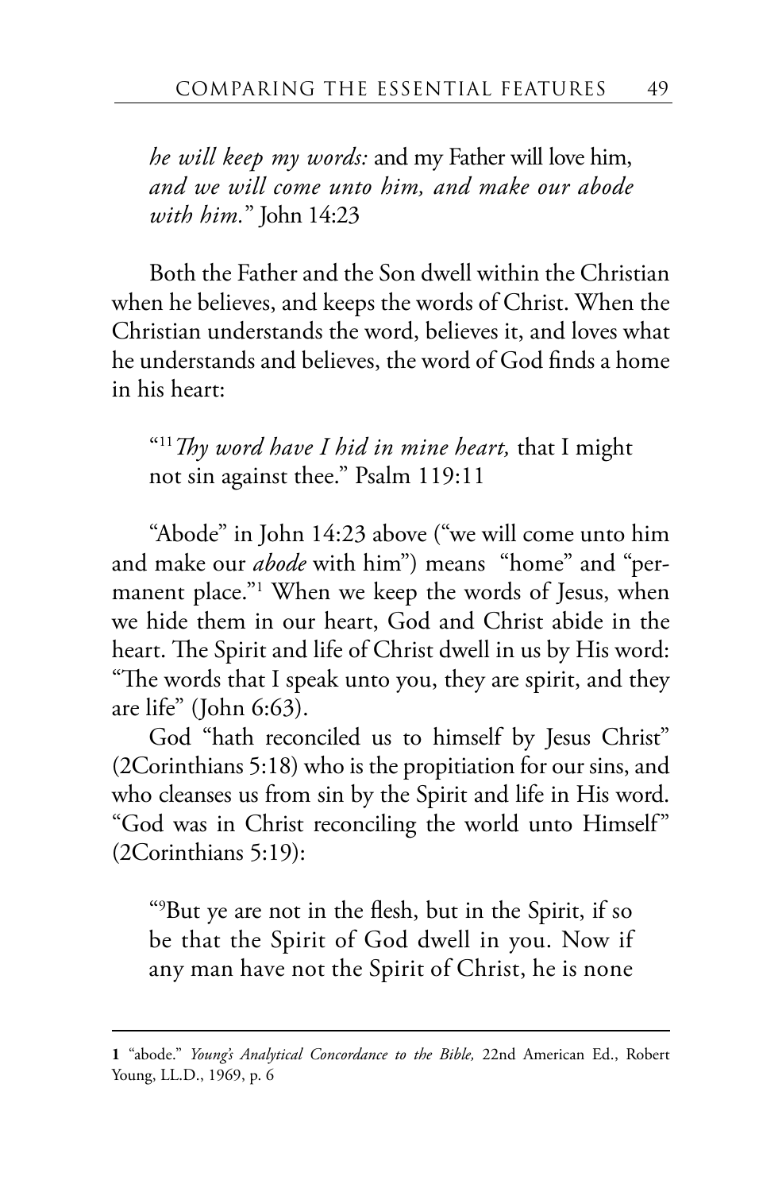> *he will keep my words:* and my Father will love him, *and we will come unto him, and make our abode with him.*" John 14:23

Both the Father and the Son dwell within the Christian when he believes, and keeps the words of Christ. When the Christian understands the word, believes it, and loves what he understands and believes, the word of God finds a home in his heart:

> "[11] *Thy word have I hid in mine heart,* that I might not sin against thee." Psalm 119:11

"Abode" in John 14:23 above ("we will come unto him and make our *abode* with him") means "home" and "permanent place."[1] When we keep the words of Jesus, when we hide them in our heart, God and Christ abide in the heart. The Spirit and life of Christ dwell in us by His word: "The words that I speak unto you, they are spirit, and they are life" (John 6:63).

God "hath reconciled us to himself by Jesus Christ" (2Corinthians 5:18) who is the propitiation for our sins, and who cleanses us from sin by the Spirit and life in His word. "God was in Christ reconciling the world unto Himself" (2Corinthians 5:19):

> "[9]But ye are not in the flesh, but in the Spirit, if so be that the Spirit of God dwell in you. Now if any man have not the Spirit of Christ, he is none

---

**1** "abode." *Young's Analytical Concordance to the Bible,* 22nd American Ed., Robert Young, LL.D., 1969, p. 6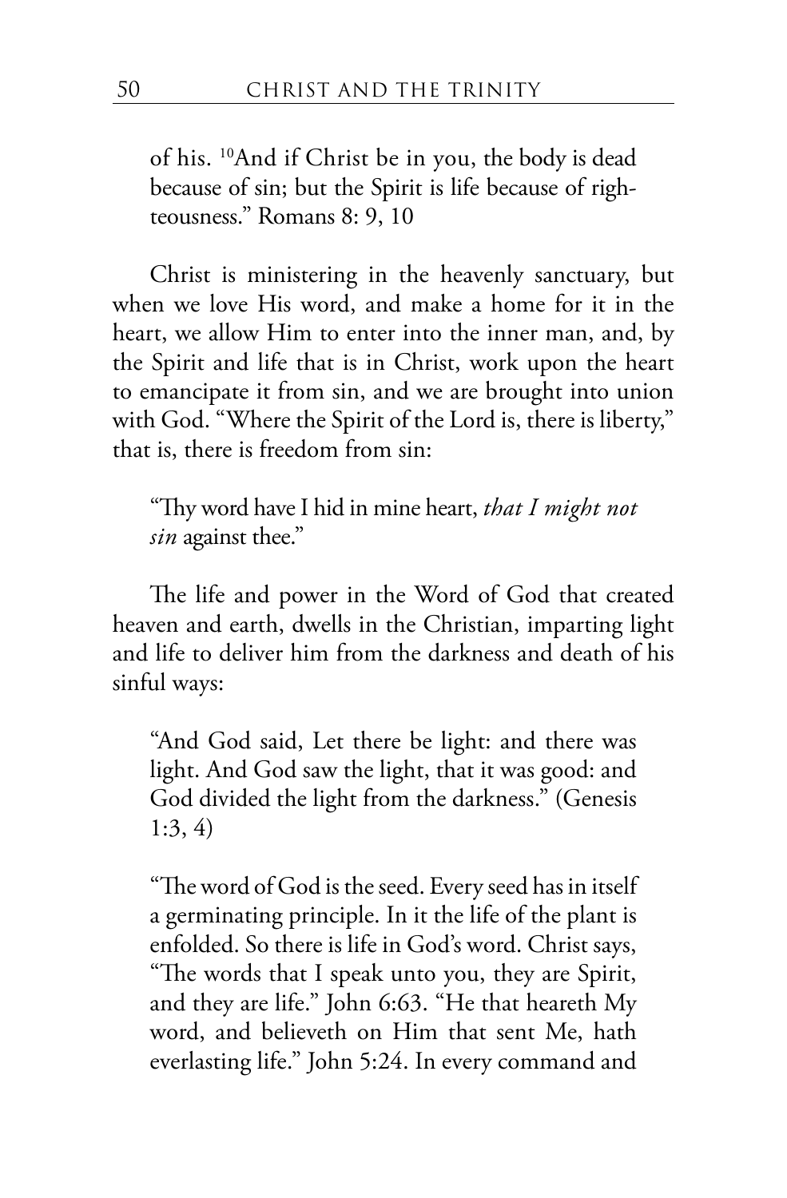of his. [10]And if Christ be in you, the body is dead because of sin; but the Spirit is life because of righteousness." Romans 8: 9, 10

Christ is ministering in the heavenly sanctuary, but when we love His word, and make a home for it in the heart, we allow Him to enter into the inner man, and, by the Spirit and life that is in Christ, work upon the heart to emancipate it from sin, and we are brought into union with God. "Where the Spirit of the Lord is, there is liberty," that is, there is freedom from sin:

> "Thy word have I hid in mine heart, *that I might not sin* against thee."

The life and power in the Word of God that created heaven and earth, dwells in the Christian, imparting light and life to deliver him from the darkness and death of his sinful ways:

> "And God said, Let there be light: and there was light. And God saw the light, that it was good: and God divided the light from the darkness." (Genesis 1:3, 4)

> "The word of God is the seed. Every seed has in itself a germinating principle. In it the life of the plant is enfolded. So there is life in God's word. Christ says, "The words that I speak unto you, they are Spirit, and they are life." John 6:63. "He that heareth My word, and believeth on Him that sent Me, hath everlasting life." John 5:24. In every command and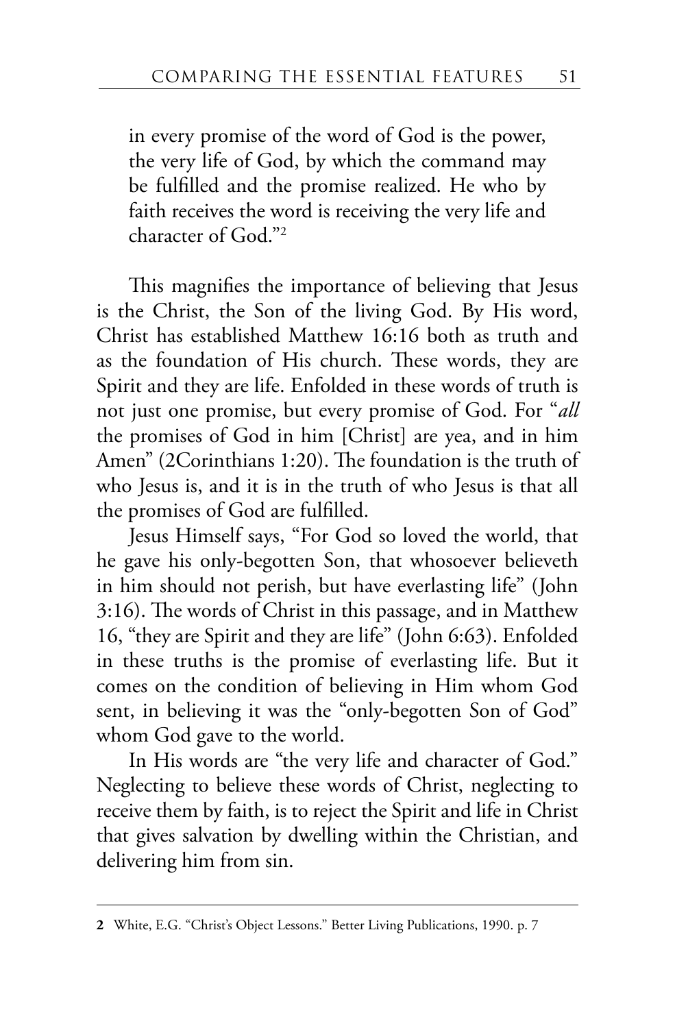in every promise of the word of God is the power, the very life of God, by which the command may be fulfilled and the promise realized. He who by faith receives the word is receiving the very life and character of God."[2]

This magnifies the importance of believing that Jesus is the Christ, the Son of the living God. By His word, Christ has established Matthew 16:16 both as truth and as the foundation of His church. These words, they are Spirit and they are life. Enfolded in these words of truth is not just one promise, but every promise of God. For "*all* the promises of God in him [Christ] are yea, and in him Amen" (2Corinthians 1:20). The foundation is the truth of who Jesus is, and it is in the truth of who Jesus is that all the promises of God are fulfilled.

Jesus Himself says, "For God so loved the world, that he gave his only-begotten Son, that whosoever believeth in him should not perish, but have everlasting life" (John 3:16). The words of Christ in this passage, and in Matthew 16, "they are Spirit and they are life" (John 6:63). Enfolded in these truths is the promise of everlasting life. But it comes on the condition of believing in Him whom God sent, in believing it was the "only-begotten Son of God" whom God gave to the world.

In His words are "the very life and character of God." Neglecting to believe these words of Christ, neglecting to receive them by faith, is to reject the Spirit and life in Christ that gives salvation by dwelling within the Christian, and delivering him from sin.

---

**2** White, E.G. "Christ's Object Lessons." Better Living Publications, 1990. p. 7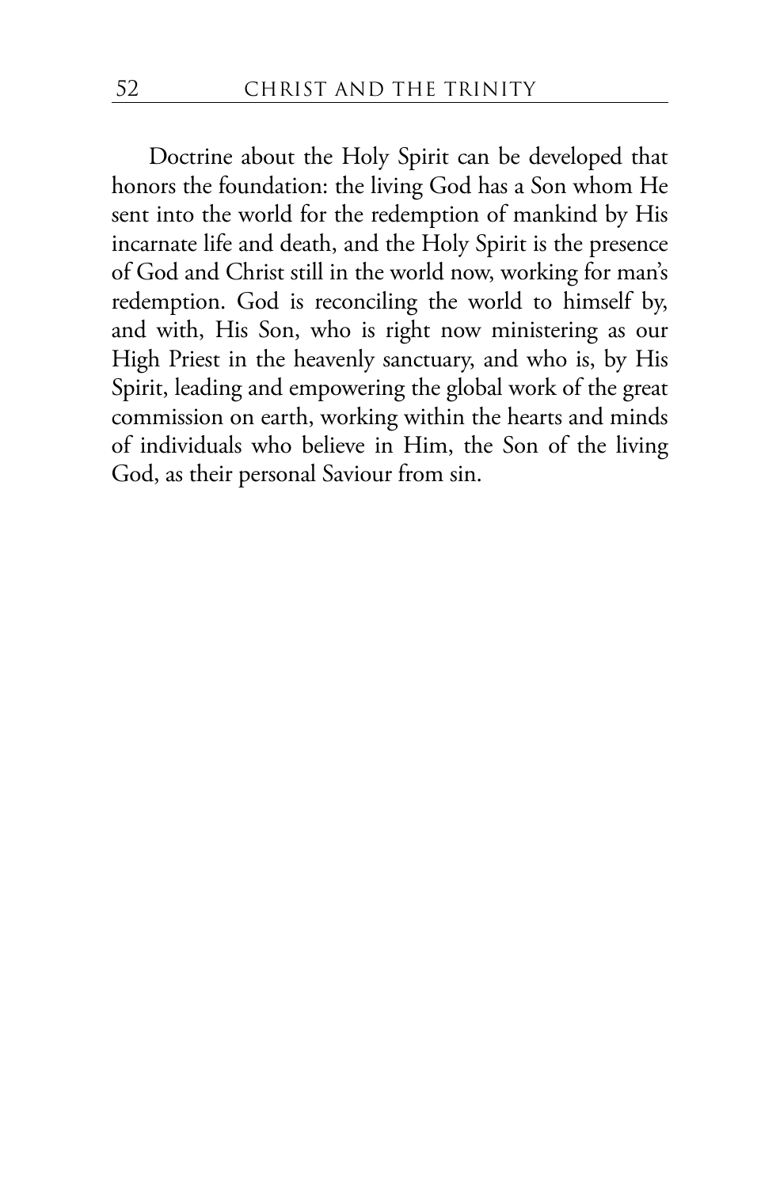Doctrine about the Holy Spirit can be developed that honors the foundation: the living God has a Son whom He sent into the world for the redemption of mankind by His incarnate life and death, and the Holy Spirit is the presence of God and Christ still in the world now, working for man's redemption. God is reconciling the world to himself by, and with, His Son, who is right now ministering as our High Priest in the heavenly sanctuary, and who is, by His Spirit, leading and empowering the global work of the great commission on earth, working within the hearts and minds of individuals who believe in Him, the Son of the living God, as their personal Saviour from sin.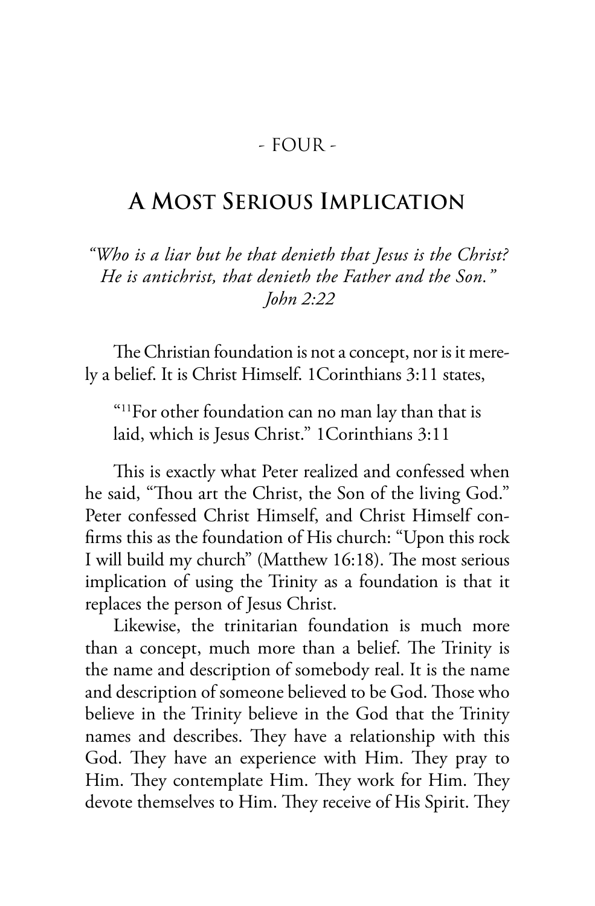- FOUR -

# A Most Serious Implication

*"Who is a liar but he that denieth that Jesus is the Christ? He is antichrist, that denieth the Father and the Son." John 2:22*

The Christian foundation is not a concept, nor is it merely a belief. It is Christ Himself. 1Corinthians 3:11 states,

> "[11]For other foundation can no man lay than that is laid, which is Jesus Christ." 1Corinthians 3:11

This is exactly what Peter realized and confessed when he said, "Thou art the Christ, the Son of the living God." Peter confessed Christ Himself, and Christ Himself confirms this as the foundation of His church: "Upon this rock I will build my church" (Matthew 16:18). The most serious implication of using the Trinity as a foundation is that it replaces the person of Jesus Christ.

Likewise, the trinitarian foundation is much more than a concept, much more than a belief. The Trinity is the name and description of somebody real. It is the name and description of someone believed to be God. Those who believe in the Trinity believe in the God that the Trinity names and describes. They have a relationship with this God. They have an experience with Him. They pray to Him. They contemplate Him. They work for Him. They devote themselves to Him. They receive of His Spirit. They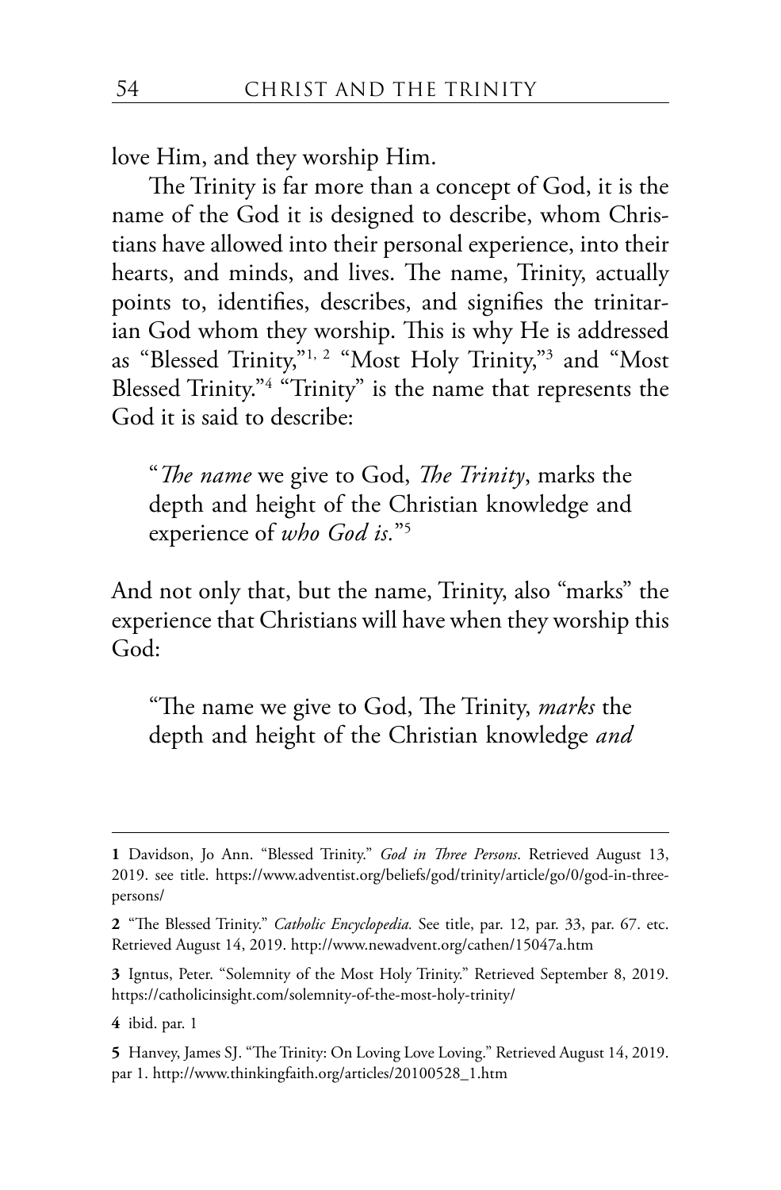love Him, and they worship Him.

The Trinity is far more than a concept of God, it is the name of the God it is designed to describe, whom Christians have allowed into their personal experience, into their hearts, and minds, and lives. The name, Trinity, actually points to, identifies, describes, and signifies the trinitarian God whom they worship. This is why He is addressed as "Blessed Trinity,"[1, 2] "Most Holy Trinity,"[3] and "Most Blessed Trinity."[4] "Trinity" is the name that represents the God it is said to describe:

> "*The name* we give to God, *The Trinity*, marks the depth and height of the Christian knowledge and experience of *who God is.*"[5]

And not only that, but the name, Trinity, also "marks" the experience that Christians will have when they worship this God:

> "The name we give to God, The Trinity, *marks* the depth and height of the Christian knowledge *and*

---

**1** Davidson, Jo Ann. "Blessed Trinity." *God in Three Persons*. Retrieved August 13, 2019. see title. https://www.adventist.org/beliefs/god/trinity/article/go/0/god-in-three-persons/

**2** "The Blessed Trinity." *Catholic Encyclopedia.* See title, par. 12, par. 33, par. 67. etc. Retrieved August 14, 2019. http://www.newadvent.org/cathen/15047a.htm

**3** Igntus, Peter. "Solemnity of the Most Holy Trinity." Retrieved September 8, 2019. https://catholicinsight.com/solemnity-of-the-most-holy-trinity/

**4** ibid. par. 1

**5** Hanvey, James SJ. "The Trinity: On Loving Love Loving." Retrieved August 14, 2019. par 1. http://www.thinkingfaith.org/articles/20100528_1.htm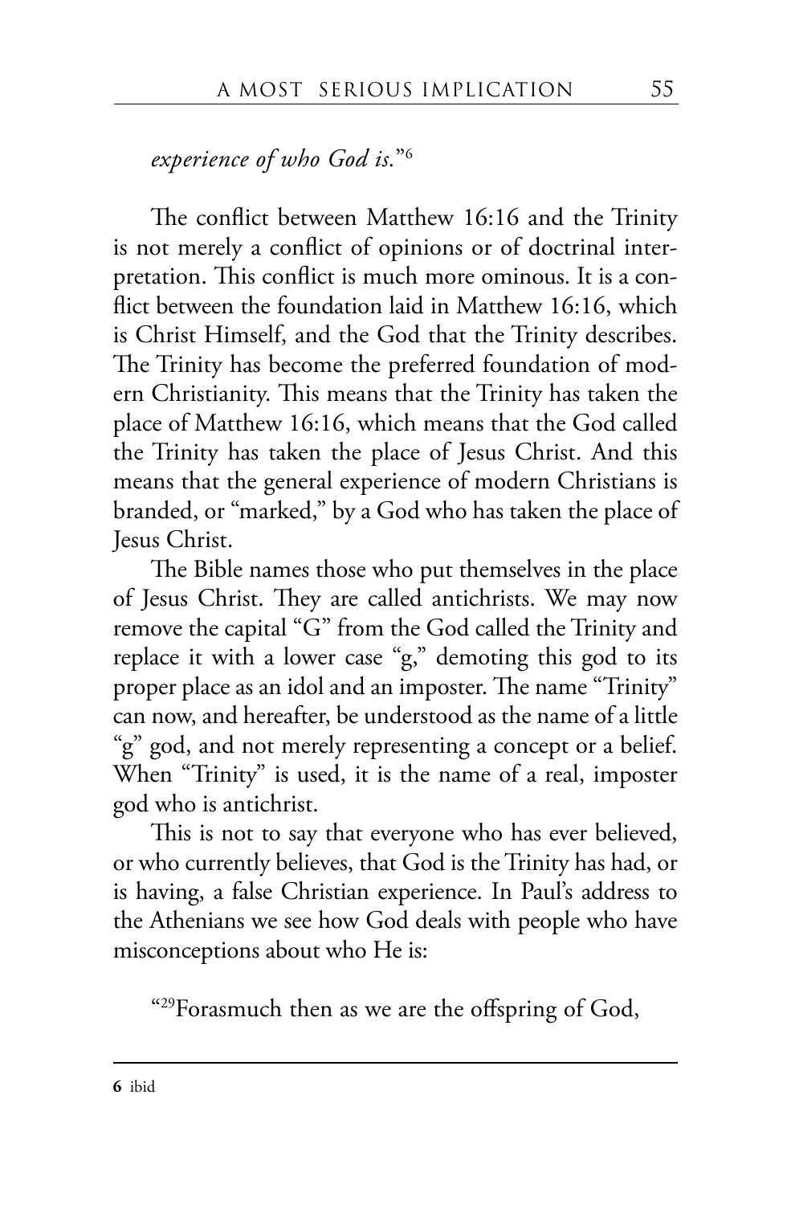*experience of who God is.*"[6]

The conflict between Matthew 16:16 and the Trinity is not merely a conflict of opinions or of doctrinal interpretation. This conflict is much more ominous. It is a conflict between the foundation laid in Matthew 16:16, which is Christ Himself, and the God that the Trinity describes. The Trinity has become the preferred foundation of modern Christianity. This means that the Trinity has taken the place of Matthew 16:16, which means that the God called the Trinity has taken the place of Jesus Christ. And this means that the general experience of modern Christians is branded, or "marked," by a God who has taken the place of Jesus Christ.

The Bible names those who put themselves in the place of Jesus Christ. They are called antichrists. We may now remove the capital "G" from the God called the Trinity and replace it with a lower case "g," demoting this god to its proper place as an idol and an imposter. The name "Trinity" can now, and hereafter, be understood as the name of a little "g" god, and not merely representing a concept or a belief. When "Trinity" is used, it is the name of a real, imposter god who is antichrist.

This is not to say that everyone who has ever believed, or who currently believes, that God is the Trinity has had, or is having, a false Christian experience. In Paul's address to the Athenians we see how God deals with people who have misconceptions about who He is:

"[29]Forasmuch then as we are the offspring of God,

---

**6** ibid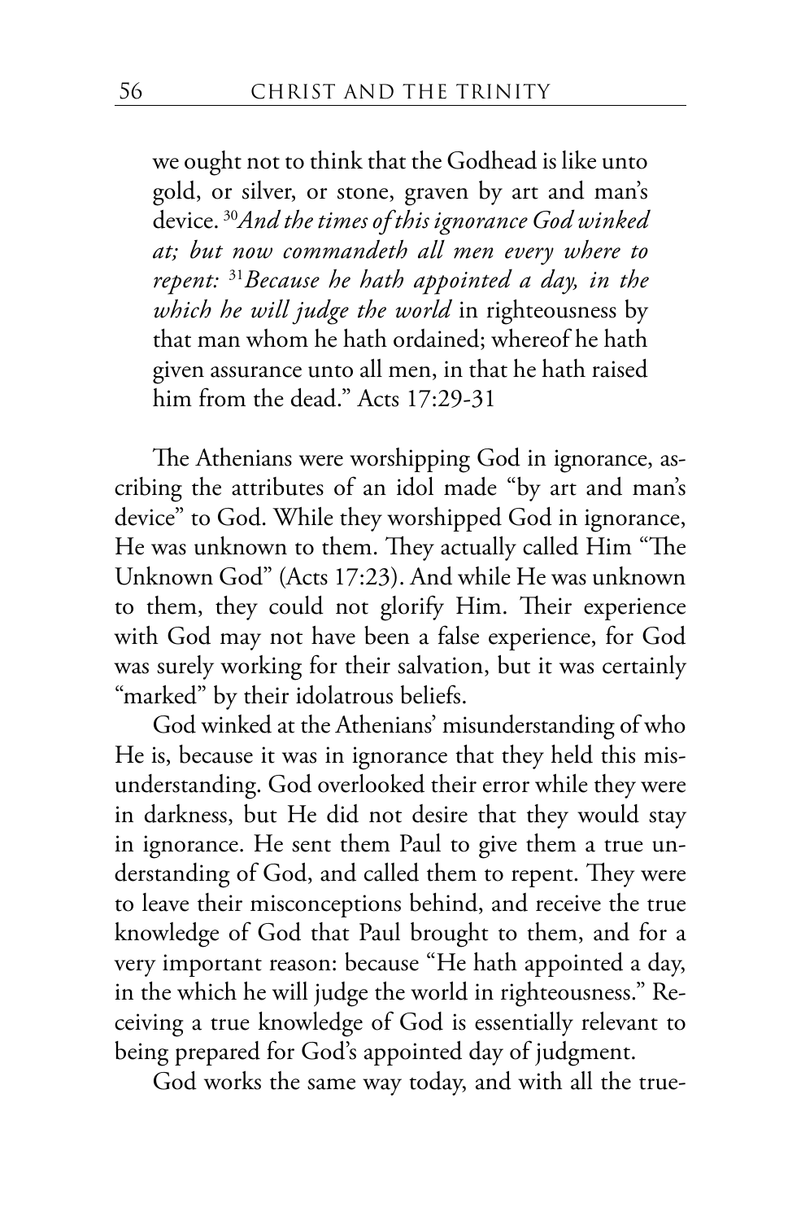> we ought not to think that the Godhead is like unto gold, or silver, or stone, graven by art and man's device. [30]*And the times of this ignorance God winked at; but now commandeth all men every where to repent:* [31]*Because he hath appointed a day, in the which he will judge the world* in righteousness by that man whom he hath ordained; whereof he hath given assurance unto all men, in that he hath raised him from the dead." Acts 17:29-31

The Athenians were worshipping God in ignorance, ascribing the attributes of an idol made "by art and man's device" to God. While they worshipped God in ignorance, He was unknown to them. They actually called Him "The Unknown God" (Acts 17:23). And while He was unknown to them, they could not glorify Him. Their experience with God may not have been a false experience, for God was surely working for their salvation, but it was certainly "marked" by their idolatrous beliefs.

God winked at the Athenians' misunderstanding of who He is, because it was in ignorance that they held this misunderstanding. God overlooked their error while they were in darkness, but He did not desire that they would stay in ignorance. He sent them Paul to give them a true understanding of God, and called them to repent. They were to leave their misconceptions behind, and receive the true knowledge of God that Paul brought to them, and for a very important reason: because "He hath appointed a day, in the which he will judge the world in righteousness." Receiving a true knowledge of God is essentially relevant to being prepared for God's appointed day of judgment.

God works the same way today, and with all the true-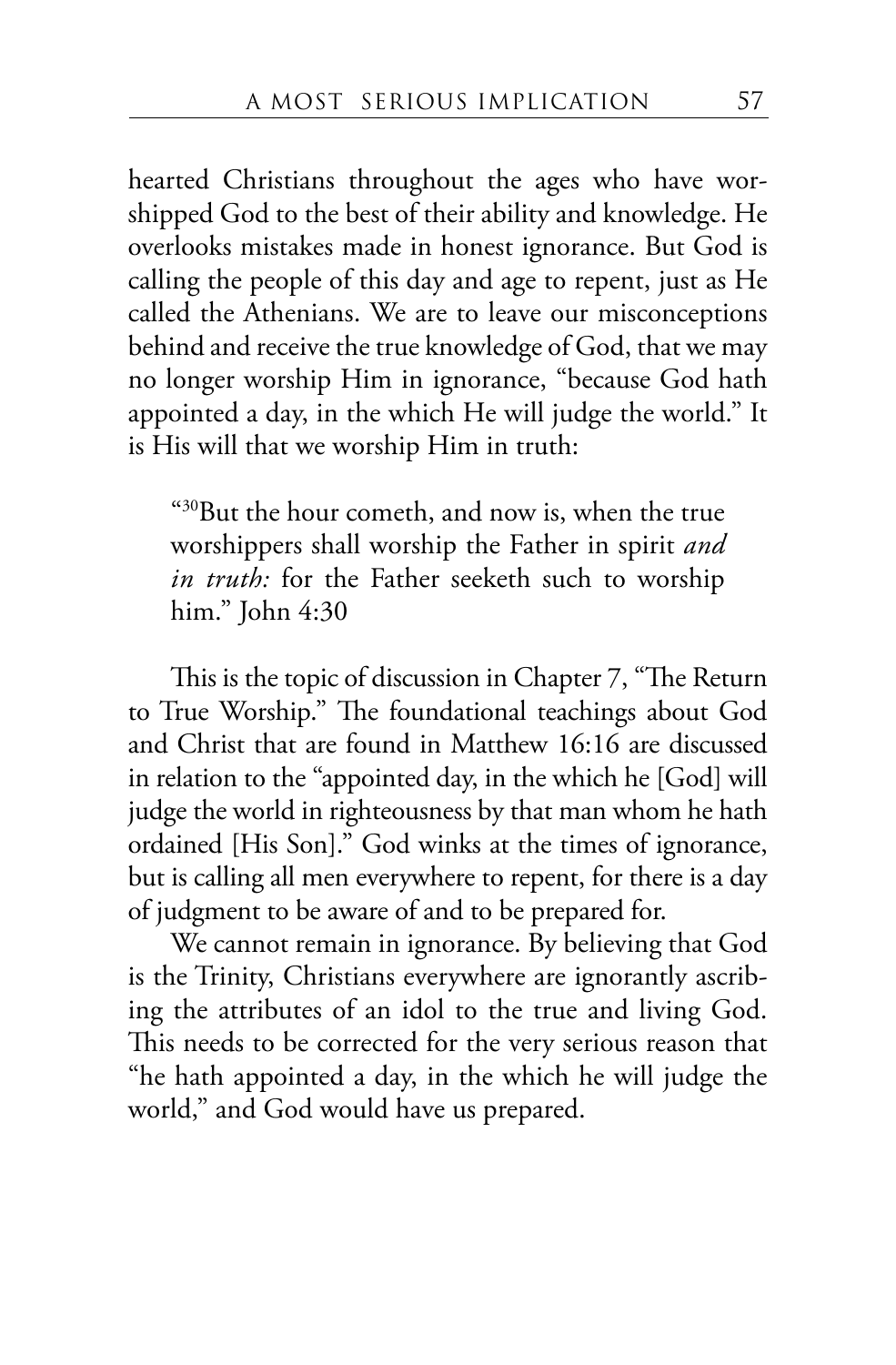hearted Christians throughout the ages who have worshipped God to the best of their ability and knowledge. He overlooks mistakes made in honest ignorance. But God is calling the people of this day and age to repent, just as He called the Athenians. We are to leave our misconceptions behind and receive the true knowledge of God, that we may no longer worship Him in ignorance, "because God hath appointed a day, in the which He will judge the world." It is His will that we worship Him in truth:

> "[30]But the hour cometh, and now is, when the true worshippers shall worship the Father in spirit *and in truth:* for the Father seeketh such to worship him." John 4:30

This is the topic of discussion in Chapter 7, "The Return to True Worship." The foundational teachings about God and Christ that are found in Matthew 16:16 are discussed in relation to the "appointed day, in the which he [God] will judge the world in righteousness by that man whom he hath ordained [His Son]." God winks at the times of ignorance, but is calling all men everywhere to repent, for there is a day of judgment to be aware of and to be prepared for.

We cannot remain in ignorance. By believing that God is the Trinity, Christians everywhere are ignorantly ascribing the attributes of an idol to the true and living God. This needs to be corrected for the very serious reason that "he hath appointed a day, in the which he will judge the world," and God would have us prepared.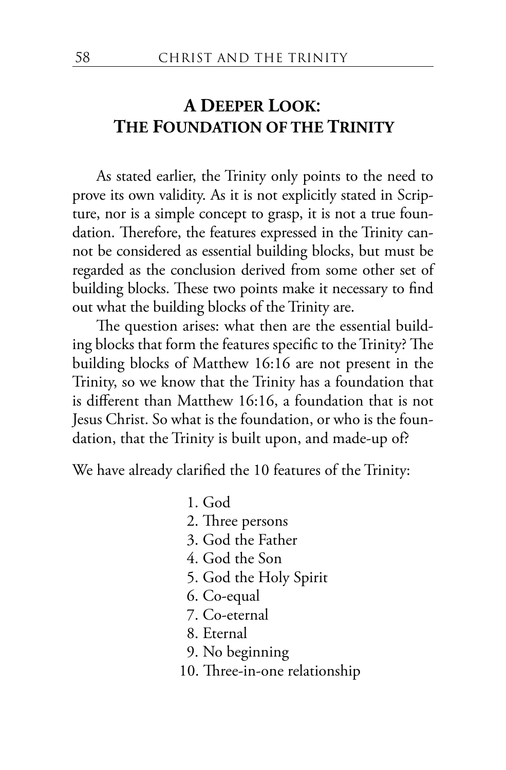## A Deeper Look: The Foundation of the Trinity

As stated earlier, the Trinity only points to the need to prove its own validity. As it is not explicitly stated in Scripture, nor is a simple concept to grasp, it is not a true foundation. Therefore, the features expressed in the Trinity cannot be considered as essential building blocks, but must be regarded as the conclusion derived from some other set of building blocks. These two points make it necessary to find out what the building blocks of the Trinity are.

The question arises: what then are the essential building blocks that form the features specific to the Trinity? The building blocks of Matthew 16:16 are not present in the Trinity, so we know that the Trinity has a foundation that is different than Matthew 16:16, a foundation that is not Jesus Christ. So what is the foundation, or who is the foundation, that the Trinity is built upon, and made-up of?

We have already clarified the 10 features of the Trinity:

1. God
2. Three persons
3. God the Father
4. God the Son
5. God the Holy Spirit
6. Co-equal
7. Co-eternal
8. Eternal
9. No beginning
10. Three-in-one relationship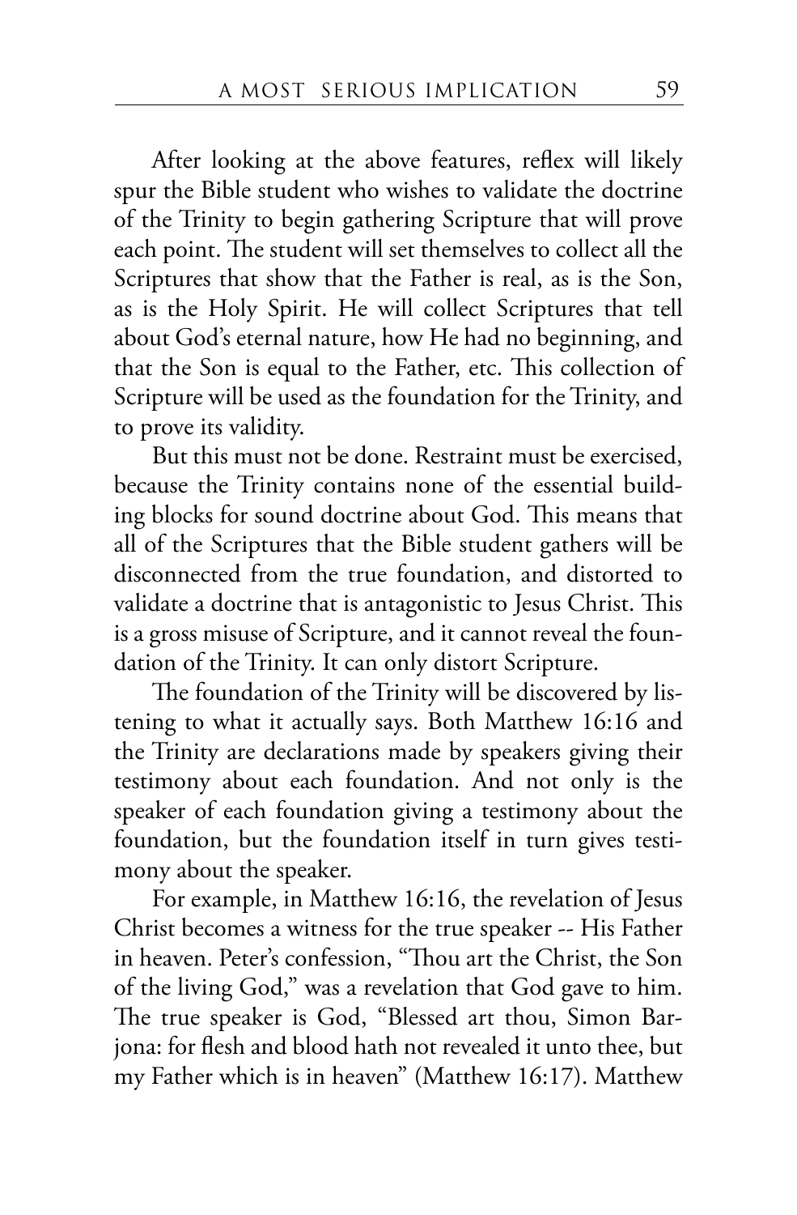After looking at the above features, reflex will likely spur the Bible student who wishes to validate the doctrine of the Trinity to begin gathering Scripture that will prove each point. The student will set themselves to collect all the Scriptures that show that the Father is real, as is the Son, as is the Holy Spirit. He will collect Scriptures that tell about God's eternal nature, how He had no beginning, and that the Son is equal to the Father, etc. This collection of Scripture will be used as the foundation for the Trinity, and to prove its validity.

But this must not be done. Restraint must be exercised, because the Trinity contains none of the essential building blocks for sound doctrine about God. This means that all of the Scriptures that the Bible student gathers will be disconnected from the true foundation, and distorted to validate a doctrine that is antagonistic to Jesus Christ. This is a gross misuse of Scripture, and it cannot reveal the foundation of the Trinity. It can only distort Scripture.

The foundation of the Trinity will be discovered by listening to what it actually says. Both Matthew 16:16 and the Trinity are declarations made by speakers giving their testimony about each foundation. And not only is the speaker of each foundation giving a testimony about the foundation, but the foundation itself in turn gives testimony about the speaker.

For example, in Matthew 16:16, the revelation of Jesus Christ becomes a witness for the true speaker -- His Father in heaven. Peter's confession, "Thou art the Christ, the Son of the living God," was a revelation that God gave to him. The true speaker is God, "Blessed art thou, Simon Barjona: for flesh and blood hath not revealed it unto thee, but my Father which is in heaven" (Matthew 16:17). Matthew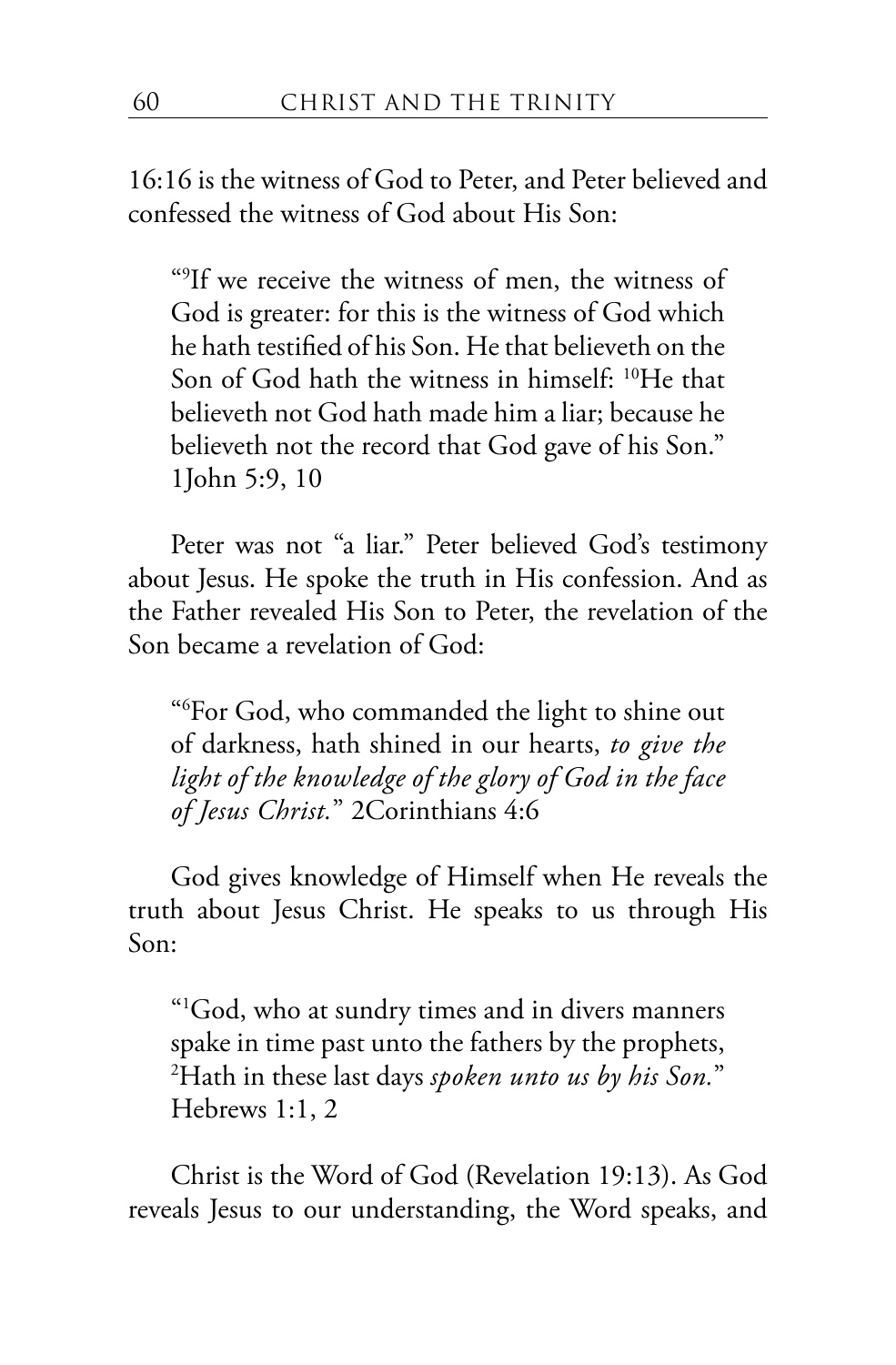16:16 is the witness of God to Peter, and Peter believed and confessed the witness of God about His Son:

> "[9]If we receive the witness of men, the witness of God is greater: for this is the witness of God which he hath testified of his Son. He that believeth on the Son of God hath the witness in himself: [10]He that believeth not God hath made him a liar; because he believeth not the record that God gave of his Son." 1John 5:9, 10

Peter was not "a liar." Peter believed God's testimony about Jesus. He spoke the truth in His confession. And as the Father revealed His Son to Peter, the revelation of the Son became a revelation of God:

> "[6]For God, who commanded the light to shine out of darkness, hath shined in our hearts, *to give the light of the knowledge of the glory of God in the face of Jesus Christ.*" 2Corinthians 4:6

God gives knowledge of Himself when He reveals the truth about Jesus Christ. He speaks to us through His Son:

> "[1]God, who at sundry times and in divers manners spake in time past unto the fathers by the prophets, [2]Hath in these last days *spoken unto us by his Son.*" Hebrews 1:1, 2

Christ is the Word of God (Revelation 19:13). As God reveals Jesus to our understanding, the Word speaks, and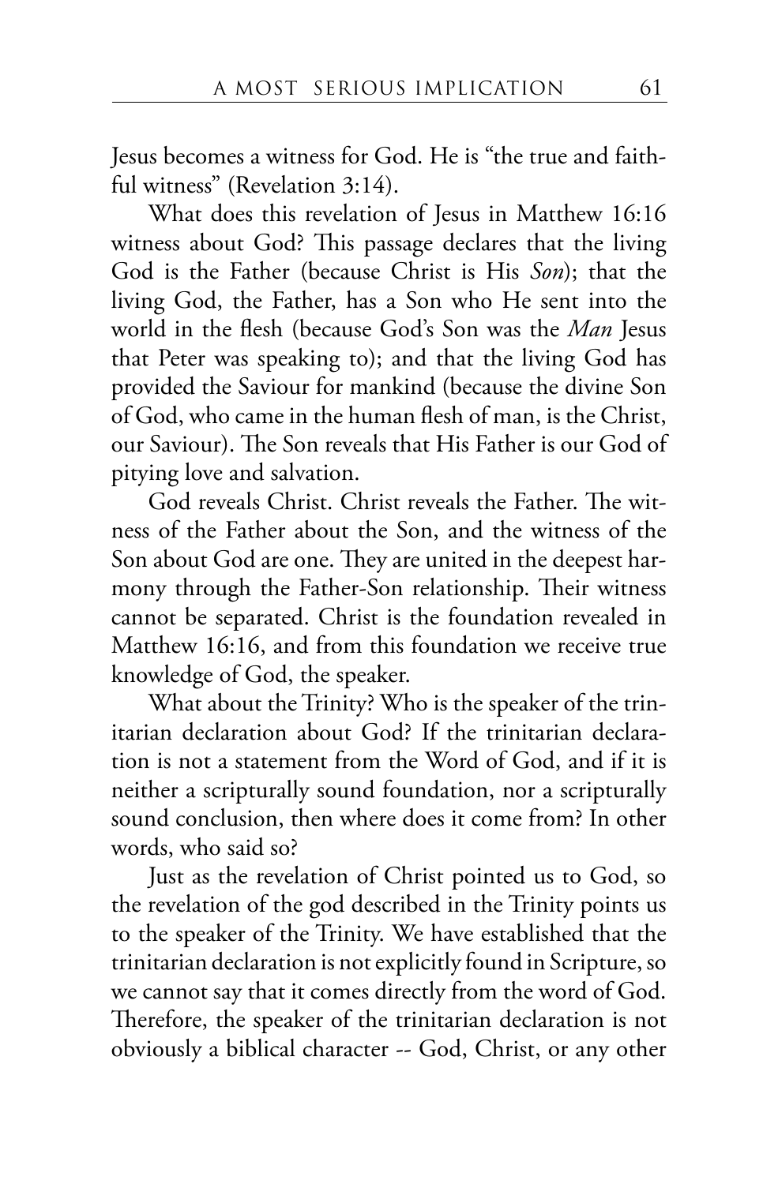Jesus becomes a witness for God. He is "the true and faithful witness" (Revelation 3:14).

What does this revelation of Jesus in Matthew 16:16 witness about God? This passage declares that the living God is the Father (because Christ is His *Son*); that the living God, the Father, has a Son who He sent into the world in the flesh (because God's Son was the *Man* Jesus that Peter was speaking to); and that the living God has provided the Saviour for mankind (because the divine Son of God, who came in the human flesh of man, is the Christ, our Saviour). The Son reveals that His Father is our God of pitying love and salvation.

God reveals Christ. Christ reveals the Father. The witness of the Father about the Son, and the witness of the Son about God are one. They are united in the deepest harmony through the Father-Son relationship. Their witness cannot be separated. Christ is the foundation revealed in Matthew 16:16, and from this foundation we receive true knowledge of God, the speaker.

What about the Trinity? Who is the speaker of the trinitarian declaration about God? If the trinitarian declaration is not a statement from the Word of God, and if it is neither a scripturally sound foundation, nor a scripturally sound conclusion, then where does it come from? In other words, who said so?

Just as the revelation of Christ pointed us to God, so the revelation of the god described in the Trinity points us to the speaker of the Trinity. We have established that the trinitarian declaration is not explicitly found in Scripture, so we cannot say that it comes directly from the word of God. Therefore, the speaker of the trinitarian declaration is not obviously a biblical character -- God, Christ, or any other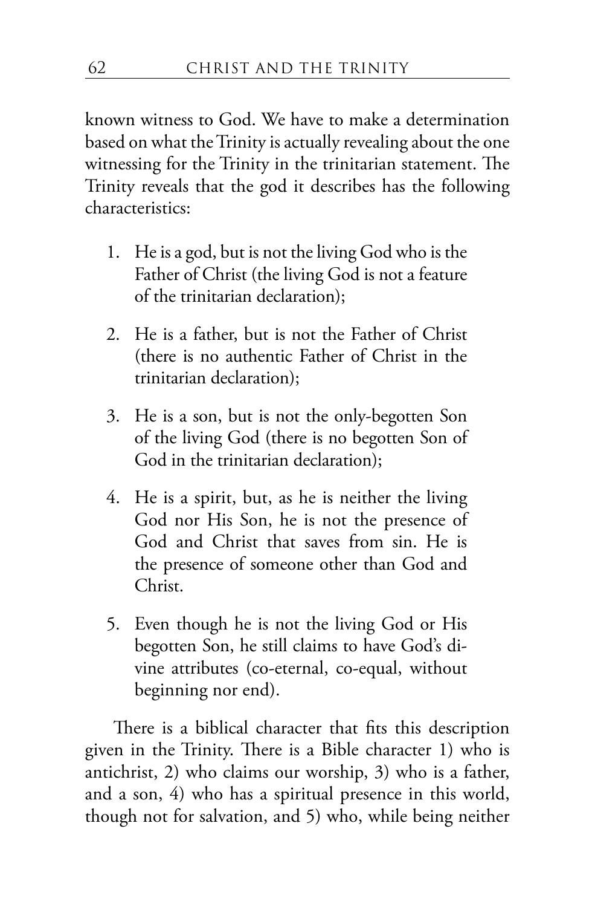known witness to God. We have to make a determination based on what the Trinity is actually revealing about the one witnessing for the Trinity in the trinitarian statement. The Trinity reveals that the god it describes has the following characteristics:

1. He is a god, but is not the living God who is the Father of Christ (the living God is not a feature of the trinitarian declaration);
2. He is a father, but is not the Father of Christ (there is no authentic Father of Christ in the trinitarian declaration);
3. He is a son, but is not the only-begotten Son of the living God (there is no begotten Son of God in the trinitarian declaration);
4. He is a spirit, but, as he is neither the living God nor His Son, he is not the presence of God and Christ that saves from sin. He is the presence of someone other than God and Christ.
5. Even though he is not the living God or His begotten Son, he still claims to have God's divine attributes (co-eternal, co-equal, without beginning nor end).

There is a biblical character that fits this description given in the Trinity. There is a Bible character 1) who is antichrist, 2) who claims our worship, 3) who is a father, and a son, 4) who has a spiritual presence in this world, though not for salvation, and 5) who, while being neither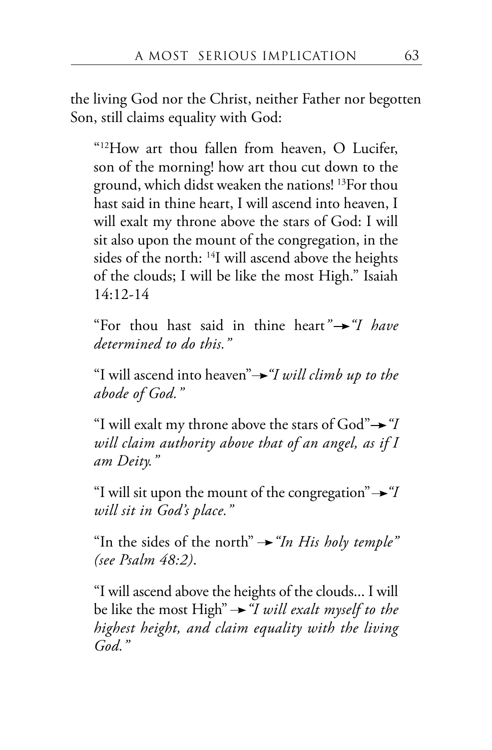the living God nor the Christ, neither Father nor begotten Son, still claims equality with God:

> "[12]How art thou fallen from heaven, O Lucifer, son of the morning! how art thou cut down to the ground, which didst weaken the nations! [13]For thou hast said in thine heart, I will ascend into heaven, I will exalt my throne above the stars of God: I will sit also upon the mount of the congregation, in the sides of the north: [14]I will ascend above the heights of the clouds; I will be like the most High." Isaiah 14:12-14
>
> "For thou hast said in thine heart*"*→*"I have determined to do this."*
>
> "I will ascend into heaven"→*"I will climb up to the abode of God."*
>
> "I will exalt my throne above the stars of God"→*"I will claim authority above that of an angel, as if I am Deity."*
>
> "I will sit upon the mount of the congregation"→*"I will sit in God's place."*
>
> "In the sides of the north" →*"In His holy temple" (see Psalm 48:2)*.
>
> "I will ascend above the heights of the clouds... I will be like the most High" →*"I will exalt myself to the highest height, and claim equality with the living God."*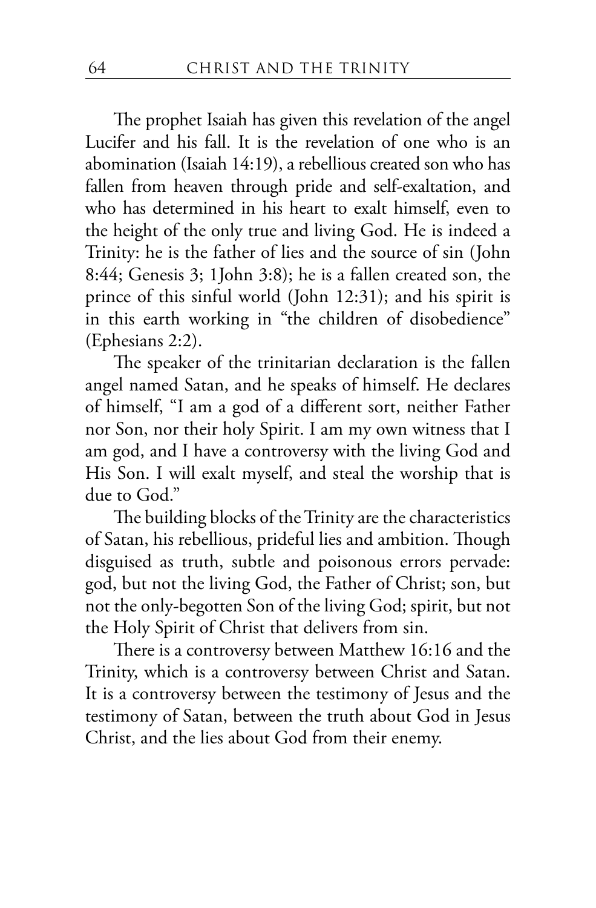The prophet Isaiah has given this revelation of the angel Lucifer and his fall. It is the revelation of one who is an abomination (Isaiah 14:19), a rebellious created son who has fallen from heaven through pride and self-exaltation, and who has determined in his heart to exalt himself, even to the height of the only true and living God. He is indeed a Trinity: he is the father of lies and the source of sin (John 8:44; Genesis 3; 1John 3:8); he is a fallen created son, the prince of this sinful world (John 12:31); and his spirit is in this earth working in "the children of disobedience" (Ephesians 2:2).

The speaker of the trinitarian declaration is the fallen angel named Satan, and he speaks of himself. He declares of himself, "I am a god of a different sort, neither Father nor Son, nor their holy Spirit. I am my own witness that I am god, and I have a controversy with the living God and His Son. I will exalt myself, and steal the worship that is due to God."

The building blocks of the Trinity are the characteristics of Satan, his rebellious, prideful lies and ambition. Though disguised as truth, subtle and poisonous errors pervade: god, but not the living God, the Father of Christ; son, but not the only-begotten Son of the living God; spirit, but not the Holy Spirit of Christ that delivers from sin.

There is a controversy between Matthew 16:16 and the Trinity, which is a controversy between Christ and Satan. It is a controversy between the testimony of Jesus and the testimony of Satan, between the truth about God in Jesus Christ, and the lies about God from their enemy.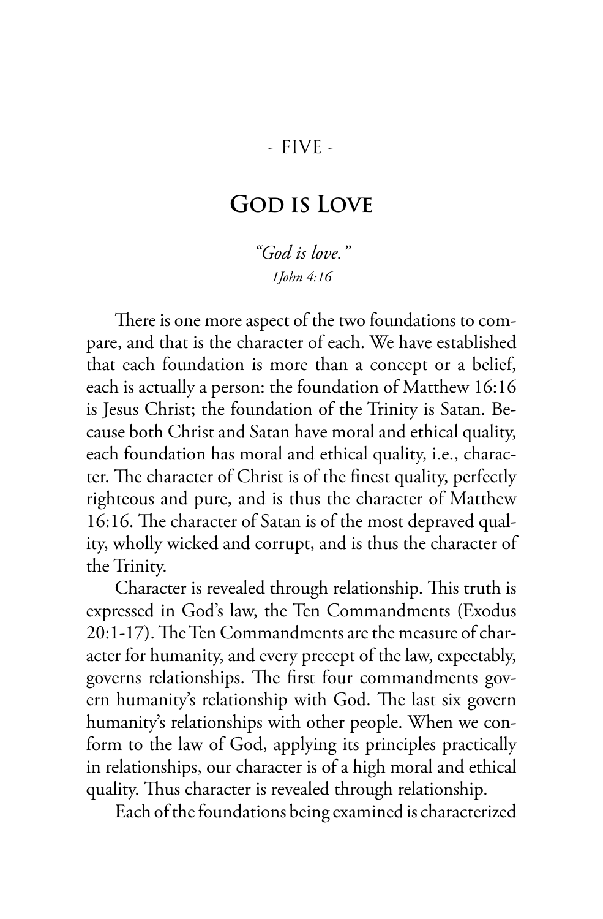- FIVE -

# God is Love

*"God is love."*
*1John 4:16*

There is one more aspect of the two foundations to compare, and that is the character of each. We have established that each foundation is more than a concept or a belief, each is actually a person: the foundation of Matthew 16:16 is Jesus Christ; the foundation of the Trinity is Satan. Because both Christ and Satan have moral and ethical quality, each foundation has moral and ethical quality, i.e., character. The character of Christ is of the finest quality, perfectly righteous and pure, and is thus the character of Matthew 16:16. The character of Satan is of the most depraved quality, wholly wicked and corrupt, and is thus the character of the Trinity.

Character is revealed through relationship. This truth is expressed in God's law, the Ten Commandments (Exodus 20:1-17). The Ten Commandments are the measure of character for humanity, and every precept of the law, expectably, governs relationships. The first four commandments govern humanity's relationship with God. The last six govern humanity's relationships with other people. When we conform to the law of God, applying its principles practically in relationships, our character is of a high moral and ethical quality. Thus character is revealed through relationship.

Each of the foundations being examined is characterized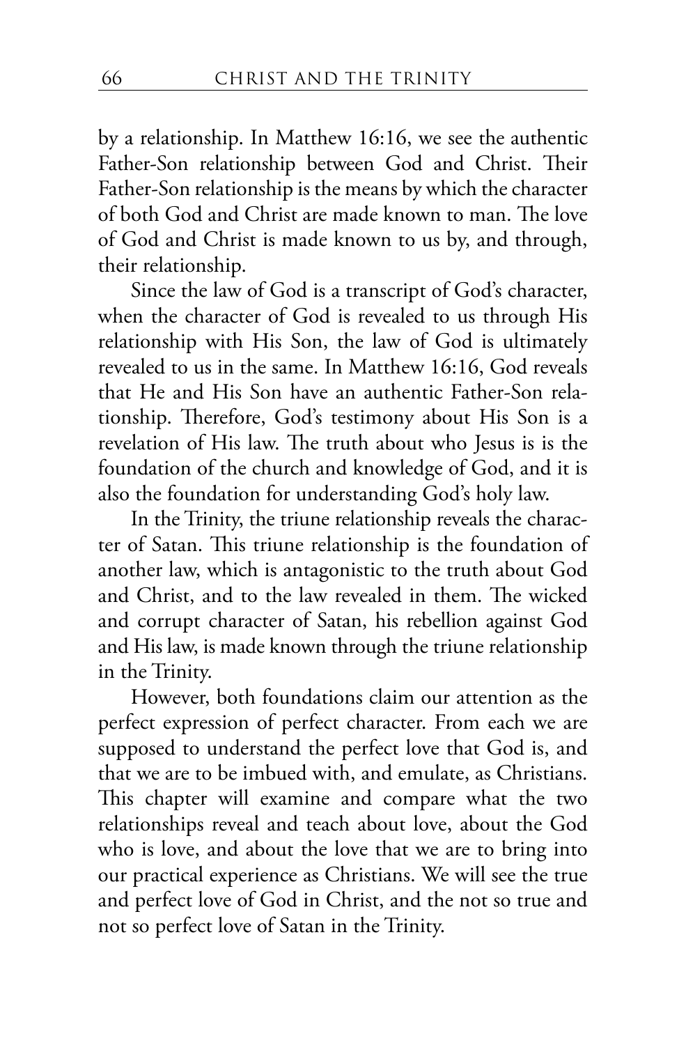by a relationship. In Matthew 16:16, we see the authentic Father-Son relationship between God and Christ. Their Father-Son relationship is the means by which the character of both God and Christ are made known to man. The love of God and Christ is made known to us by, and through, their relationship.

Since the law of God is a transcript of God's character, when the character of God is revealed to us through His relationship with His Son, the law of God is ultimately revealed to us in the same. In Matthew 16:16, God reveals that He and His Son have an authentic Father-Son relationship. Therefore, God's testimony about His Son is a revelation of His law. The truth about who Jesus is is the foundation of the church and knowledge of God, and it is also the foundation for understanding God's holy law.

In the Trinity, the triune relationship reveals the character of Satan. This triune relationship is the foundation of another law, which is antagonistic to the truth about God and Christ, and to the law revealed in them. The wicked and corrupt character of Satan, his rebellion against God and His law, is made known through the triune relationship in the Trinity.

However, both foundations claim our attention as the perfect expression of perfect character. From each we are supposed to understand the perfect love that God is, and that we are to be imbued with, and emulate, as Christians. This chapter will examine and compare what the two relationships reveal and teach about love, about the God who is love, and about the love that we are to bring into our practical experience as Christians. We will see the true and perfect love of God in Christ, and the not so true and not so perfect love of Satan in the Trinity.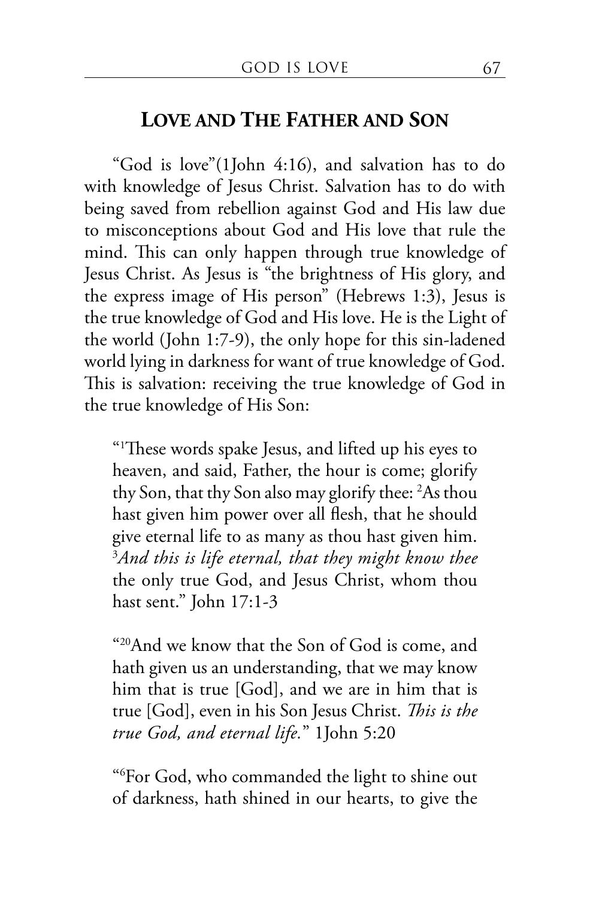## Love and The Father and Son

"God is love"(1John 4:16), and salvation has to do with knowledge of Jesus Christ. Salvation has to do with being saved from rebellion against God and His law due to misconceptions about God and His love that rule the mind. This can only happen through true knowledge of Jesus Christ. As Jesus is "the brightness of His glory, and the express image of His person" (Hebrews 1:3), Jesus is the true knowledge of God and His love. He is the Light of the world (John 1:7-9), the only hope for this sin-ladened world lying in darkness for want of true knowledge of God. This is salvation: receiving the true knowledge of God in the true knowledge of His Son:

> "[1]These words spake Jesus, and lifted up his eyes to heaven, and said, Father, the hour is come; glorify thy Son, that thy Son also may glorify thee: [2]As thou hast given him power over all flesh, that he should give eternal life to as many as thou hast given him. [3]*And this is life eternal, that they might know thee* the only true God, and Jesus Christ, whom thou hast sent." John 17:1-3

> "[20]And we know that the Son of God is come, and hath given us an understanding, that we may know him that is true [God], and we are in him that is true [God], even in his Son Jesus Christ. *This is the true God, and eternal life.*" 1John 5:20

> "[6]For God, who commanded the light to shine out of darkness, hath shined in our hearts, to give the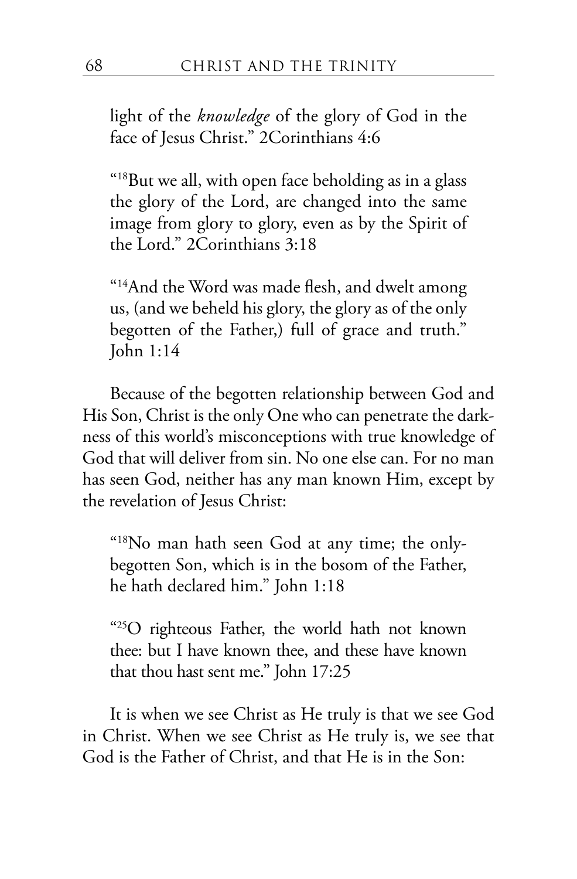light of the *knowledge* of the glory of God in the face of Jesus Christ." 2Corinthians 4:6

> "[18]But we all, with open face beholding as in a glass the glory of the Lord, are changed into the same image from glory to glory, even as by the Spirit of the Lord." 2Corinthians 3:18

> "[14]And the Word was made flesh, and dwelt among us, (and we beheld his glory, the glory as of the only begotten of the Father,) full of grace and truth." John 1:14

Because of the begotten relationship between God and His Son, Christ is the only One who can penetrate the darkness of this world's misconceptions with true knowledge of God that will deliver from sin. No one else can. For no man has seen God, neither has any man known Him, except by the revelation of Jesus Christ:

> "[18]No man hath seen God at any time; the only-begotten Son, which is in the bosom of the Father, he hath declared him." John 1:18

> "[25]O righteous Father, the world hath not known thee: but I have known thee, and these have known that thou hast sent me." John 17:25

It is when we see Christ as He truly is that we see God in Christ. When we see Christ as He truly is, we see that God is the Father of Christ, and that He is in the Son: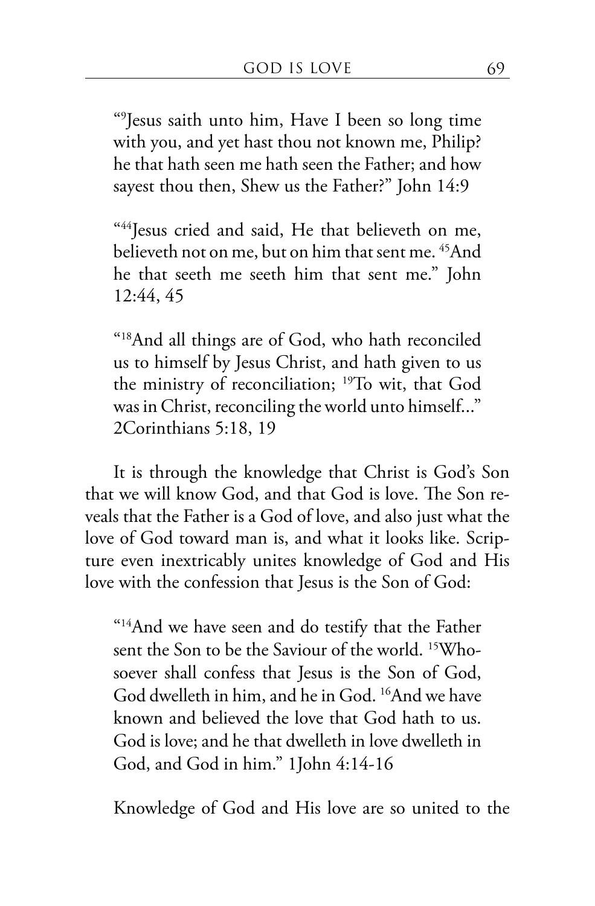"[9]Jesus saith unto him, Have I been so long time with you, and yet hast thou not known me, Philip? he that hath seen me hath seen the Father; and how sayest thou then, Shew us the Father?" John 14:9

"[44]Jesus cried and said, He that believeth on me, believeth not on me, but on him that sent me. [45]And he that seeth me seeth him that sent me." John 12:44, 45

"[18]And all things are of God, who hath reconciled us to himself by Jesus Christ, and hath given to us the ministry of reconciliation; [19]To wit, that God was in Christ, reconciling the world unto himself..." 2Corinthians 5:18, 19

It is through the knowledge that Christ is God's Son that we will know God, and that God is love. The Son reveals that the Father is a God of love, and also just what the love of God toward man is, and what it looks like. Scripture even inextricably unites knowledge of God and His love with the confession that Jesus is the Son of God:

"[14]And we have seen and do testify that the Father sent the Son to be the Saviour of the world. [15]Whosoever shall confess that Jesus is the Son of God, God dwelleth in him, and he in God. [16]And we have known and believed the love that God hath to us. God is love; and he that dwelleth in love dwelleth in God, and God in him." 1John 4:14-16

Knowledge of God and His love are so united to the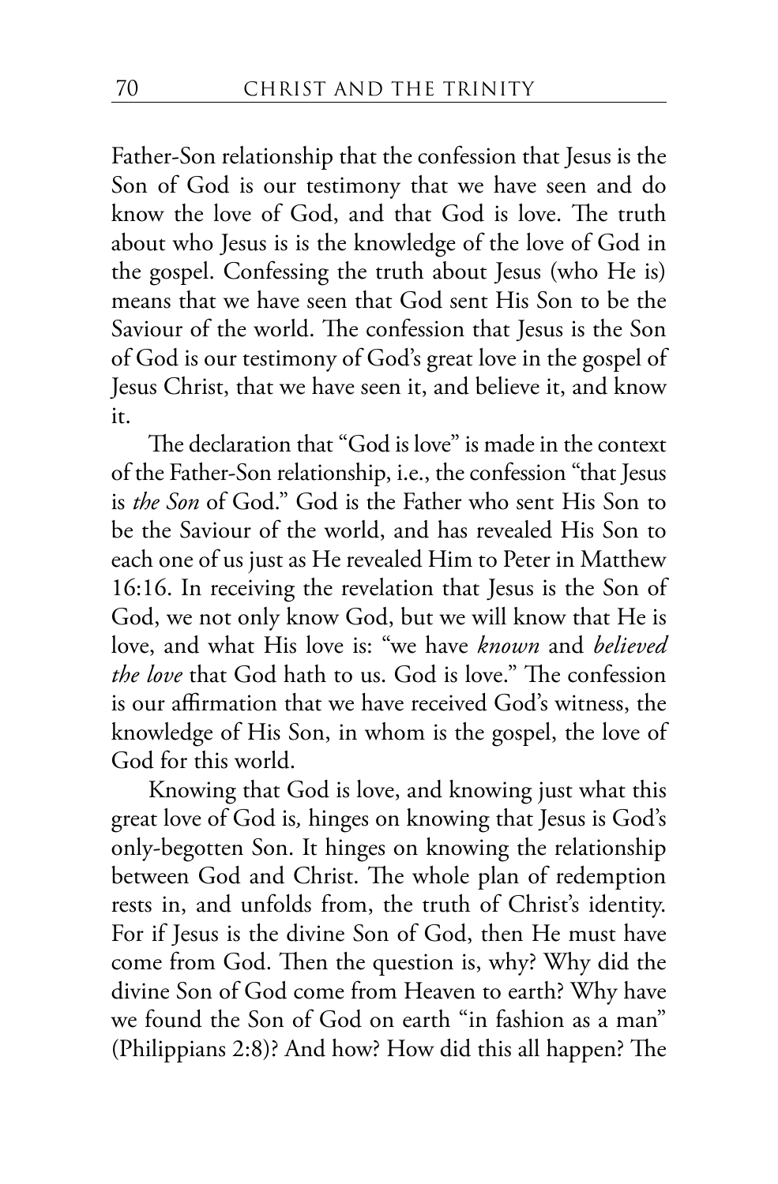Father-Son relationship that the confession that Jesus is the Son of God is our testimony that we have seen and do know the love of God, and that God is love. The truth about who Jesus is is the knowledge of the love of God in the gospel. Confessing the truth about Jesus (who He is) means that we have seen that God sent His Son to be the Saviour of the world. The confession that Jesus is the Son of God is our testimony of God's great love in the gospel of Jesus Christ, that we have seen it, and believe it, and know it.

The declaration that "God is love" is made in the context of the Father-Son relationship, i.e., the confession "that Jesus is *the Son* of God." God is the Father who sent His Son to be the Saviour of the world, and has revealed His Son to each one of us just as He revealed Him to Peter in Matthew 16:16. In receiving the revelation that Jesus is the Son of God, we not only know God, but we will know that He is love, and what His love is: "we have *known* and *believed the love* that God hath to us. God is love." The confession is our affirmation that we have received God's witness, the knowledge of His Son, in whom is the gospel, the love of God for this world.

Knowing that God is love, and knowing just what this great love of God is*,* hinges on knowing that Jesus is God's only-begotten Son. It hinges on knowing the relationship between God and Christ. The whole plan of redemption rests in, and unfolds from, the truth of Christ's identity. For if Jesus is the divine Son of God, then He must have come from God. Then the question is, why? Why did the divine Son of God come from Heaven to earth? Why have we found the Son of God on earth "in fashion as a man" (Philippians 2:8)? And how? How did this all happen? The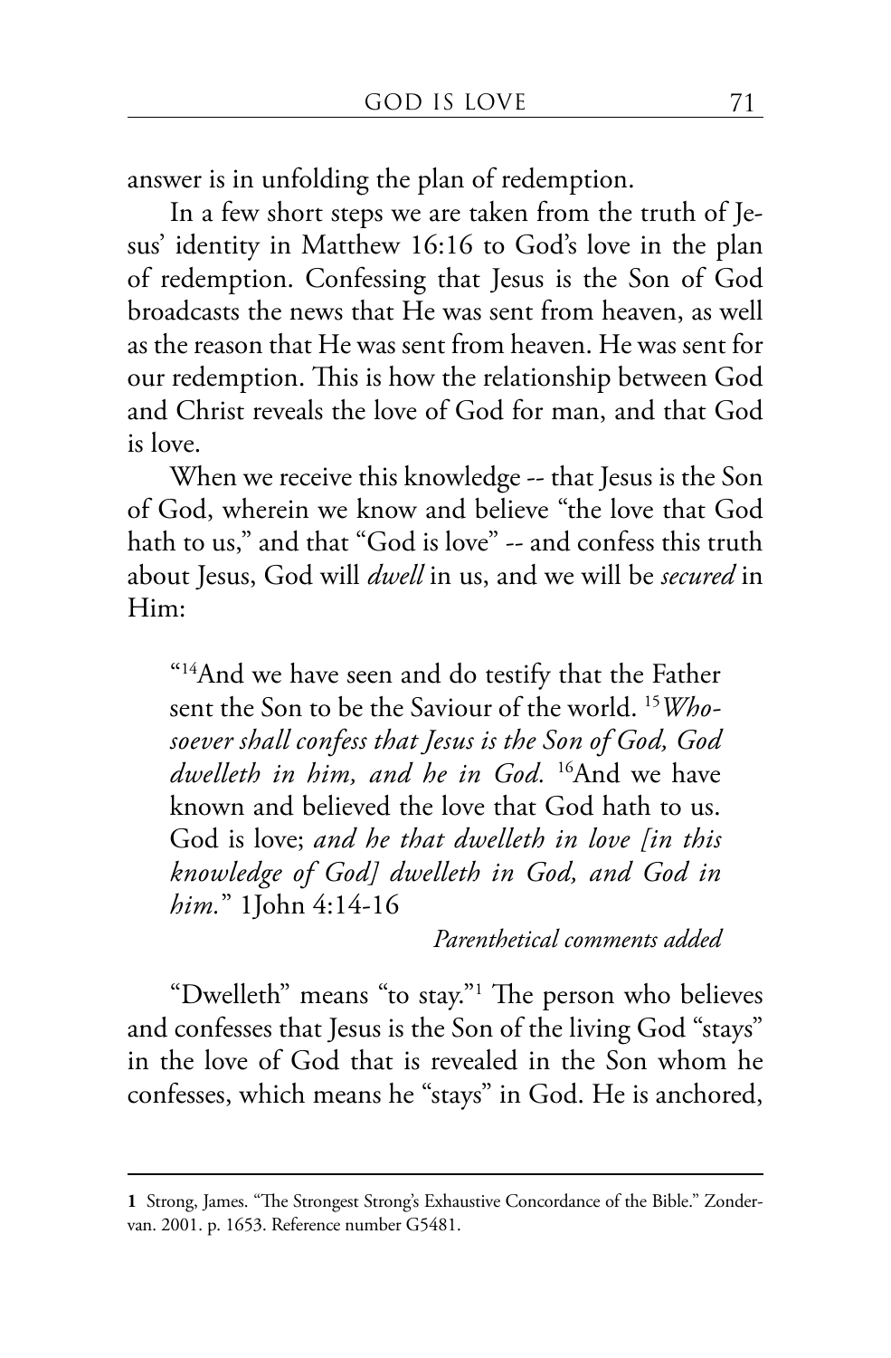answer is in unfolding the plan of redemption.

In a few short steps we are taken from the truth of Jesus' identity in Matthew 16:16 to God's love in the plan of redemption. Confessing that Jesus is the Son of God broadcasts the news that He was sent from heaven, as well as the reason that He was sent from heaven. He was sent for our redemption. This is how the relationship between God and Christ reveals the love of God for man, and that God is love.

When we receive this knowledge -- that Jesus is the Son of God, wherein we know and believe "the love that God hath to us," and that "God is love" -- and confess this truth about Jesus, God will *dwell* in us, and we will be *secured* in Him:

> "[14]And we have seen and do testify that the Father sent the Son to be the Saviour of the world. [15]*Whosoever shall confess that Jesus is the Son of God, God dwelleth in him, and he in God.* [16]And we have known and believed the love that God hath to us. God is love; *and he that dwelleth in love [in this knowledge of God] dwelleth in God, and God in him.*" 1John 4:14-16
>
> *Parenthetical comments added*

"Dwelleth" means "to stay."[1] The person who believes and confesses that Jesus is the Son of the living God "stays" in the love of God that is revealed in the Son whom he confesses, which means he "stays" in God. He is anchored,

---

**1** Strong, James. "The Strongest Strong's Exhaustive Concordance of the Bible." Zondervan. 2001. p. 1653. Reference number G5481.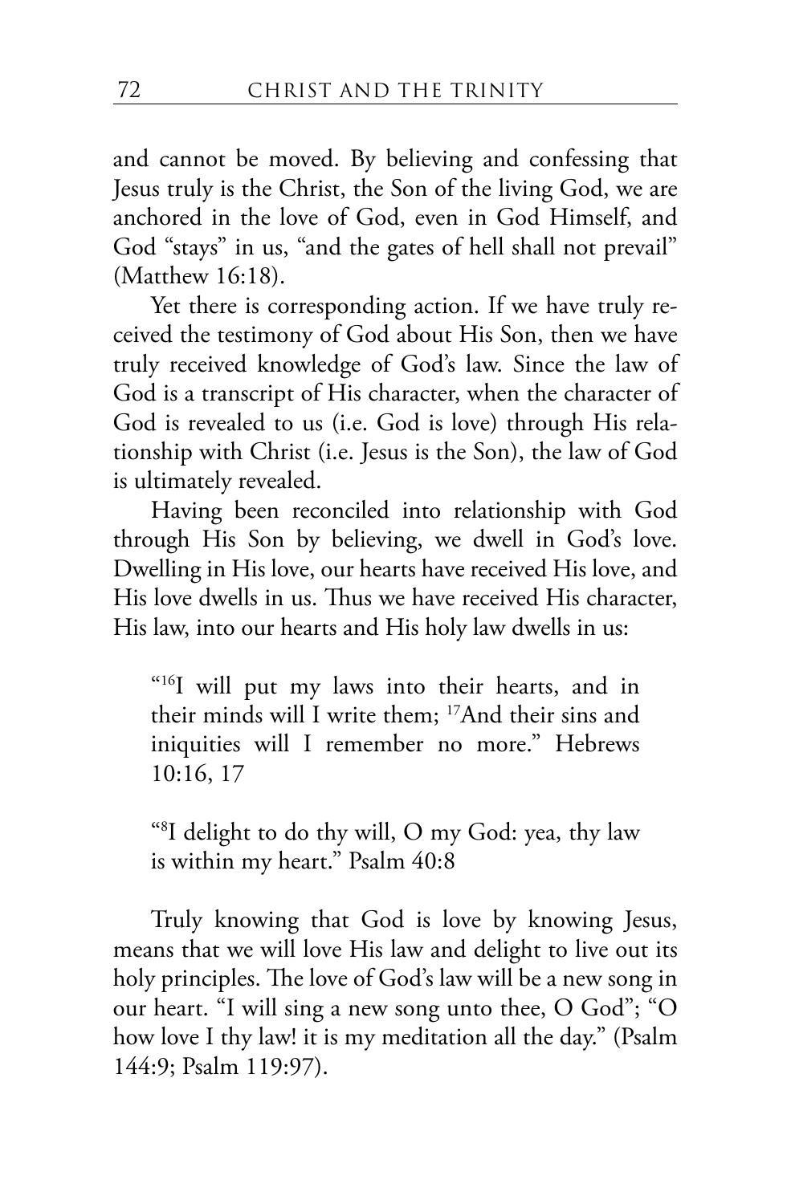and cannot be moved. By believing and confessing that Jesus truly is the Christ, the Son of the living God, we are anchored in the love of God, even in God Himself, and God "stays" in us, "and the gates of hell shall not prevail" (Matthew 16:18).

Yet there is corresponding action. If we have truly received the testimony of God about His Son, then we have truly received knowledge of God's law. Since the law of God is a transcript of His character, when the character of God is revealed to us (i.e. God is love) through His relationship with Christ (i.e. Jesus is the Son), the law of God is ultimately revealed.

Having been reconciled into relationship with God through His Son by believing, we dwell in God's love. Dwelling in His love, our hearts have received His love, and His love dwells in us. Thus we have received His character, His law, into our hearts and His holy law dwells in us:

> "[16]I will put my laws into their hearts, and in their minds will I write them; [17]And their sins and iniquities will I remember no more." Hebrews 10:16, 17

> "[8]I delight to do thy will, O my God: yea, thy law is within my heart." Psalm 40:8

Truly knowing that God is love by knowing Jesus, means that we will love His law and delight to live out its holy principles. The love of God's law will be a new song in our heart. "I will sing a new song unto thee, O God"; "O how love I thy law! it is my meditation all the day." (Psalm 144:9; Psalm 119:97).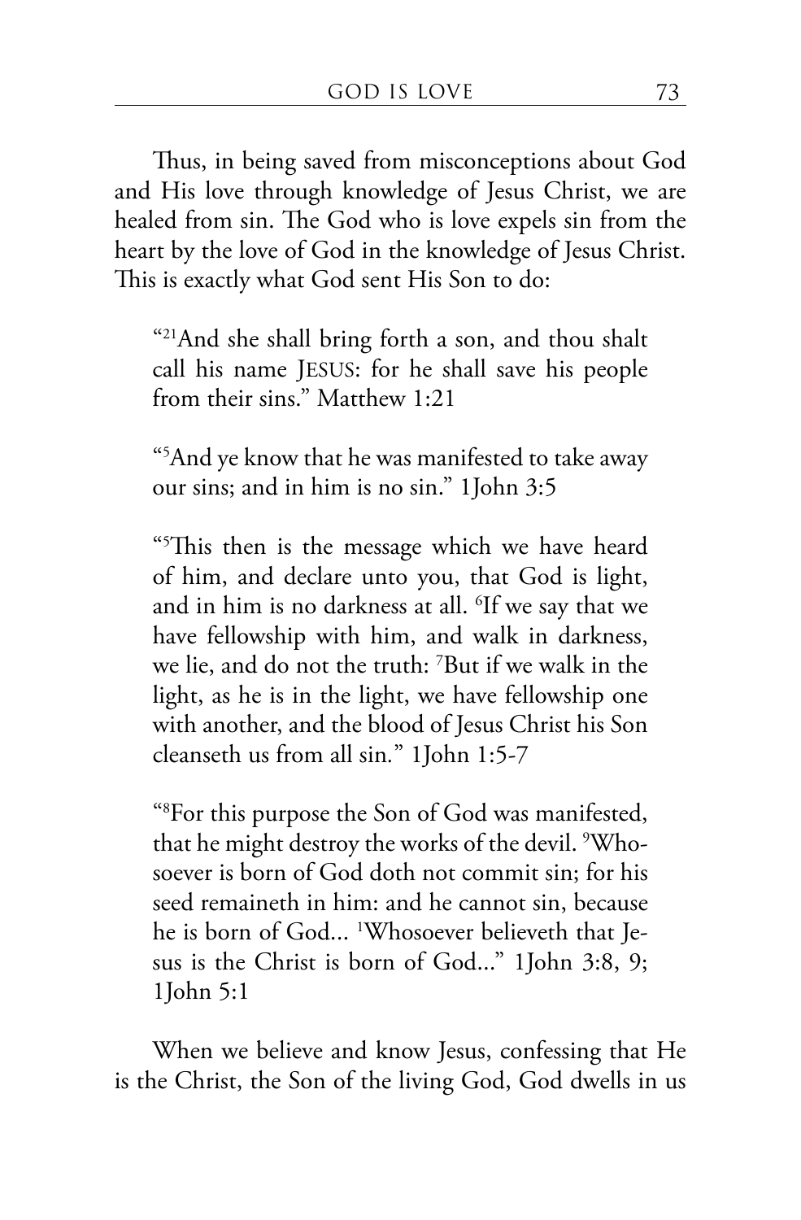Thus, in being saved from misconceptions about God and His love through knowledge of Jesus Christ, we are healed from sin. The God who is love expels sin from the heart by the love of God in the knowledge of Jesus Christ. This is exactly what God sent His Son to do:

> "[21]And she shall bring forth a son, and thou shalt call his name JESUS: for he shall save his people from their sins." Matthew 1:21

> "[5]And ye know that he was manifested to take away our sins; and in him is no sin." 1John 3:5

> "[5]This then is the message which we have heard of him, and declare unto you, that God is light, and in him is no darkness at all. [6]If we say that we have fellowship with him, and walk in darkness, we lie, and do not the truth: [7]But if we walk in the light, as he is in the light, we have fellowship one with another, and the blood of Jesus Christ his Son cleanseth us from all sin." 1John 1:5-7

> "[8]For this purpose the Son of God was manifested, that he might destroy the works of the devil. [9]Whosoever is born of God doth not commit sin; for his seed remaineth in him: and he cannot sin, because he is born of God... [1]Whosoever believeth that Jesus is the Christ is born of God..." 1John 3:8, 9; 1John 5:1

When we believe and know Jesus, confessing that He is the Christ, the Son of the living God, God dwells in us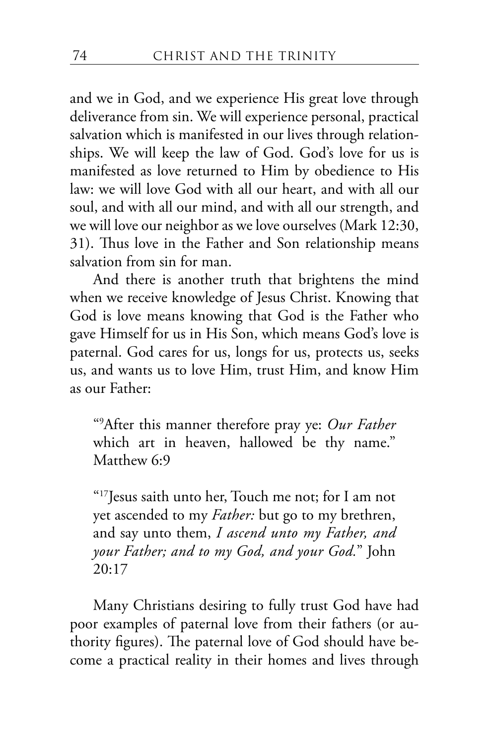and we in God, and we experience His great love through deliverance from sin. We will experience personal, practical salvation which is manifested in our lives through relationships. We will keep the law of God. God's love for us is manifested as love returned to Him by obedience to His law: we will love God with all our heart, and with all our soul, and with all our mind, and with all our strength, and we will love our neighbor as we love ourselves (Mark 12:30, 31). Thus love in the Father and Son relationship means salvation from sin for man.

And there is another truth that brightens the mind when we receive knowledge of Jesus Christ. Knowing that God is love means knowing that God is the Father who gave Himself for us in His Son, which means God's love is paternal. God cares for us, longs for us, protects us, seeks us, and wants us to love Him, trust Him, and know Him as our Father:

> "[9]After this manner therefore pray ye: *Our Father* which art in heaven, hallowed be thy name." Matthew 6:9

> "[17]Jesus saith unto her, Touch me not; for I am not yet ascended to my *Father:* but go to my brethren, and say unto them, *I ascend unto my Father, and your Father; and to my God, and your God.*" John 20:17

Many Christians desiring to fully trust God have had poor examples of paternal love from their fathers (or authority figures). The paternal love of God should have become a practical reality in their homes and lives through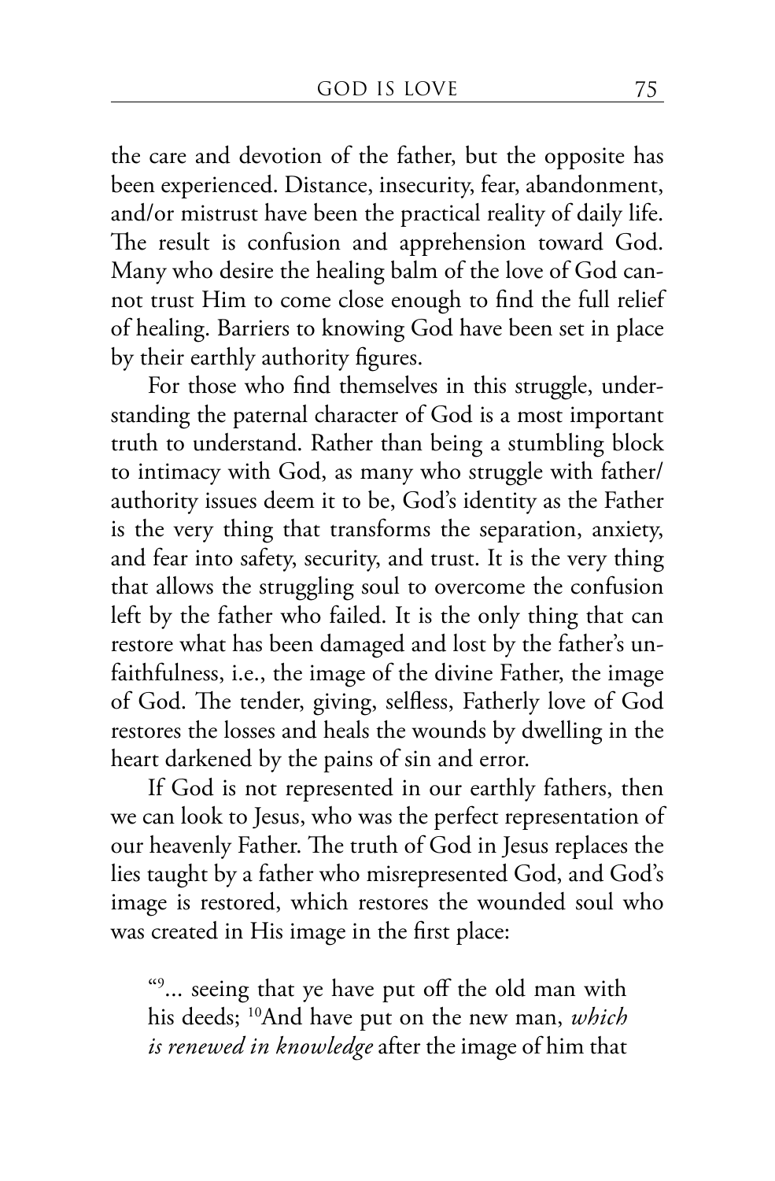the care and devotion of the father, but the opposite has been experienced. Distance, insecurity, fear, abandonment, and/or mistrust have been the practical reality of daily life. The result is confusion and apprehension toward God. Many who desire the healing balm of the love of God cannot trust Him to come close enough to find the full relief of healing. Barriers to knowing God have been set in place by their earthly authority figures.

For those who find themselves in this struggle, understanding the paternal character of God is a most important truth to understand. Rather than being a stumbling block to intimacy with God, as many who struggle with father/authority issues deem it to be, God's identity as the Father is the very thing that transforms the separation, anxiety, and fear into safety, security, and trust. It is the very thing that allows the struggling soul to overcome the confusion left by the father who failed. It is the only thing that can restore what has been damaged and lost by the father's unfaithfulness, i.e., the image of the divine Father, the image of God. The tender, giving, selfless, Fatherly love of God restores the losses and heals the wounds by dwelling in the heart darkened by the pains of sin and error.

If God is not represented in our earthly fathers, then we can look to Jesus, who was the perfect representation of our heavenly Father. The truth of God in Jesus replaces the lies taught by a father who misrepresented God, and God's image is restored, which restores the wounded soul who was created in His image in the first place:

> "[9]... seeing that ye have put off the old man with his deeds; [10]And have put on the new man, *which is renewed in knowledge* after the image of him that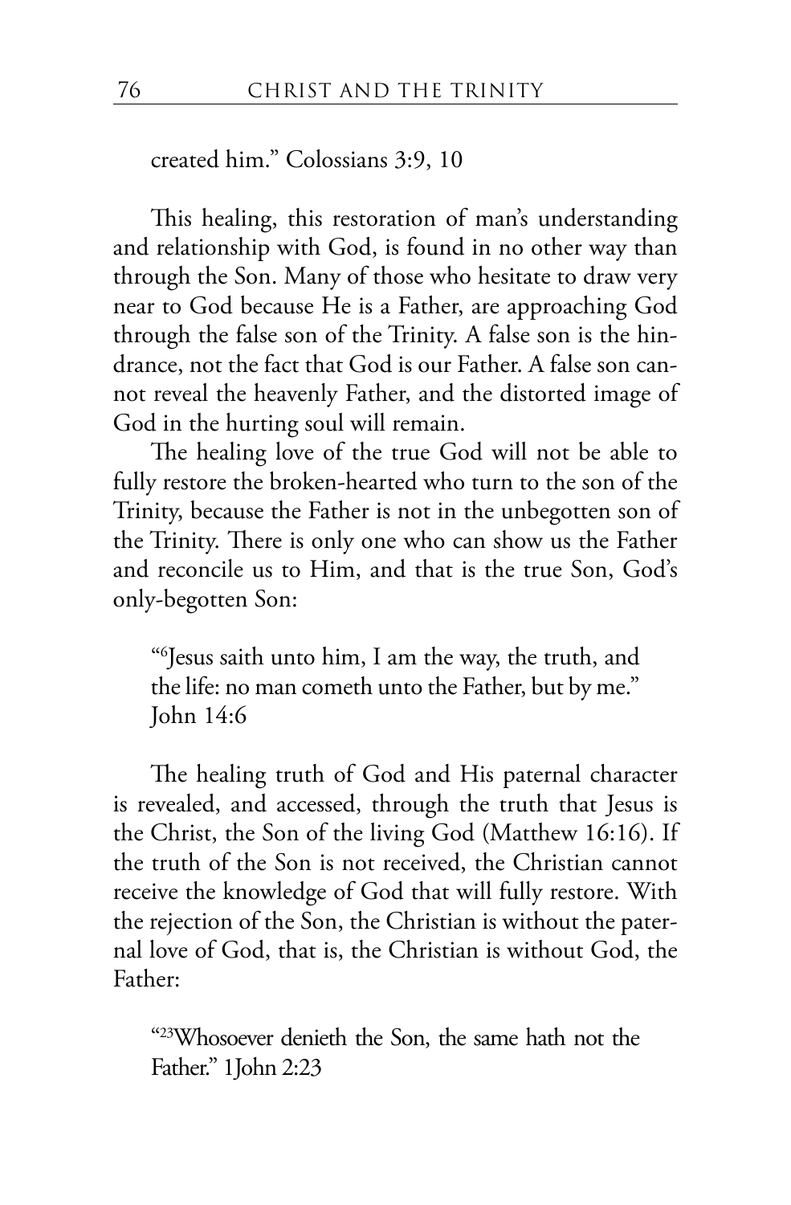created him." Colossians 3:9, 10

This healing, this restoration of man's understanding and relationship with God, is found in no other way than through the Son. Many of those who hesitate to draw very near to God because He is a Father, are approaching God through the false son of the Trinity. A false son is the hindrance, not the fact that God is our Father. A false son cannot reveal the heavenly Father, and the distorted image of God in the hurting soul will remain.

The healing love of the true God will not be able to fully restore the broken-hearted who turn to the son of the Trinity, because the Father is not in the unbegotten son of the Trinity. There is only one who can show us the Father and reconcile us to Him, and that is the true Son, God's only-begotten Son:

> "[6]Jesus saith unto him, I am the way, the truth, and the life: no man cometh unto the Father, but by me." John 14:6

The healing truth of God and His paternal character is revealed, and accessed, through the truth that Jesus is the Christ, the Son of the living God (Matthew 16:16). If the truth of the Son is not received, the Christian cannot receive the knowledge of God that will fully restore. With the rejection of the Son, the Christian is without the paternal love of God, that is, the Christian is without God, the Father:

> "[23]Whosoever denieth the Son, the same hath not the Father." 1John 2:23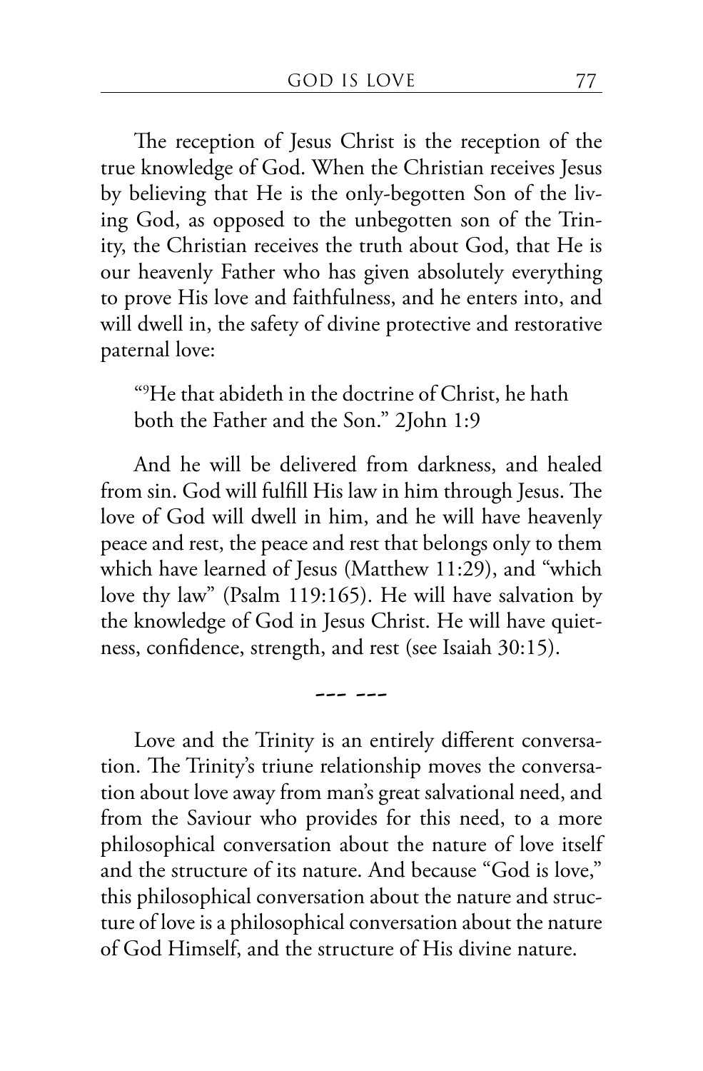The reception of Jesus Christ is the reception of the true knowledge of God. When the Christian receives Jesus by believing that He is the only-begotten Son of the living God, as opposed to the unbegotten son of the Trinity, the Christian receives the truth about God, that He is our heavenly Father who has given absolutely everything to prove His love and faithfulness, and he enters into, and will dwell in, the safety of divine protective and restorative paternal love:

> "[9]He that abideth in the doctrine of Christ, he hath both the Father and the Son." 2John 1:9

And he will be delivered from darkness, and healed from sin. God will fulfill His law in him through Jesus. The love of God will dwell in him, and he will have heavenly peace and rest, the peace and rest that belongs only to them which have learned of Jesus (Matthew 11:29), and "which love thy law" (Psalm 119:165). He will have salvation by the knowledge of God in Jesus Christ. He will have quietness, confidence, strength, and rest (see Isaiah 30:15).

--- ---

Love and the Trinity is an entirely different conversation. The Trinity's triune relationship moves the conversation about love away from man's great salvational need, and from the Saviour who provides for this need, to a more philosophical conversation about the nature of love itself and the structure of its nature. And because "God is love," this philosophical conversation about the nature and structure of love is a philosophical conversation about the nature of God Himself, and the structure of His divine nature.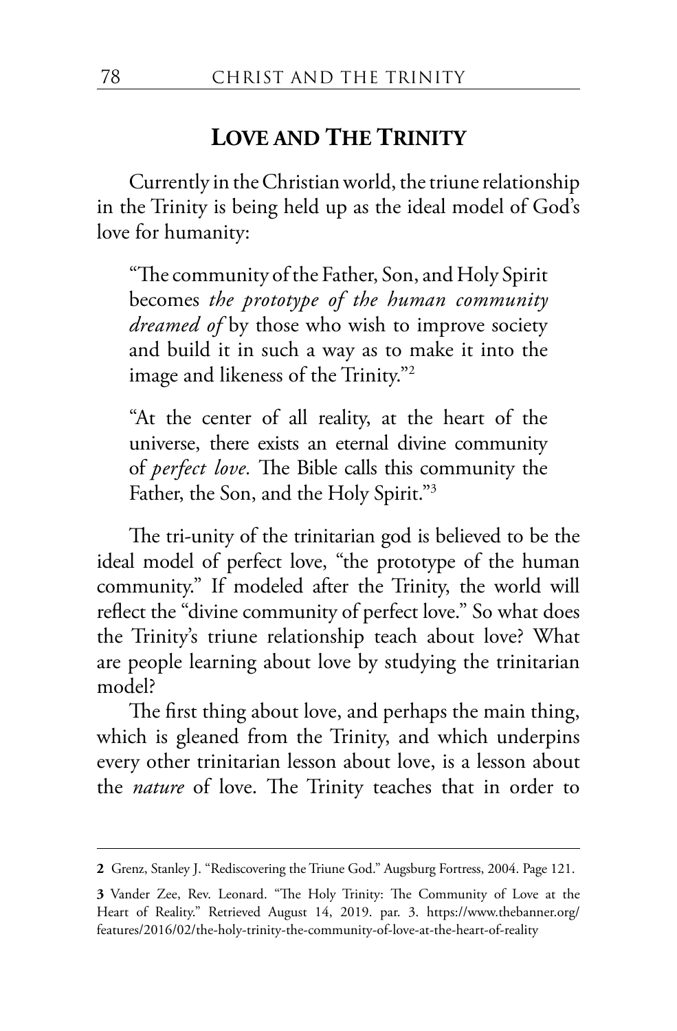## Love and The Trinity

Currently in the Christian world, the triune relationship in the Trinity is being held up as the ideal model of God's love for humanity:

> "The community of the Father, Son, and Holy Spirit becomes *the prototype of the human community dreamed of* by those who wish to improve society and build it in such a way as to make it into the image and likeness of the Trinity."[2]

> "At the center of all reality, at the heart of the universe, there exists an eternal divine community of *perfect love.* The Bible calls this community the Father, the Son, and the Holy Spirit."[3]

The tri-unity of the trinitarian god is believed to be the ideal model of perfect love, "the prototype of the human community." If modeled after the Trinity, the world will reflect the "divine community of perfect love." So what does the Trinity's triune relationship teach about love? What are people learning about love by studying the trinitarian model?

The first thing about love, and perhaps the main thing, which is gleaned from the Trinity, and which underpins every other trinitarian lesson about love, is a lesson about the *nature* of love. The Trinity teaches that in order to

---

**2** Grenz, Stanley J. "Rediscovering the Triune God." Augsburg Fortress, 2004. Page 121.

**3** Vander Zee, Rev. Leonard. "The Holy Trinity: The Community of Love at the Heart of Reality." Retrieved August 14, 2019. par. 3. https://www.thebanner.org/features/2016/02/the-holy-trinity-the-community-of-love-at-the-heart-of-reality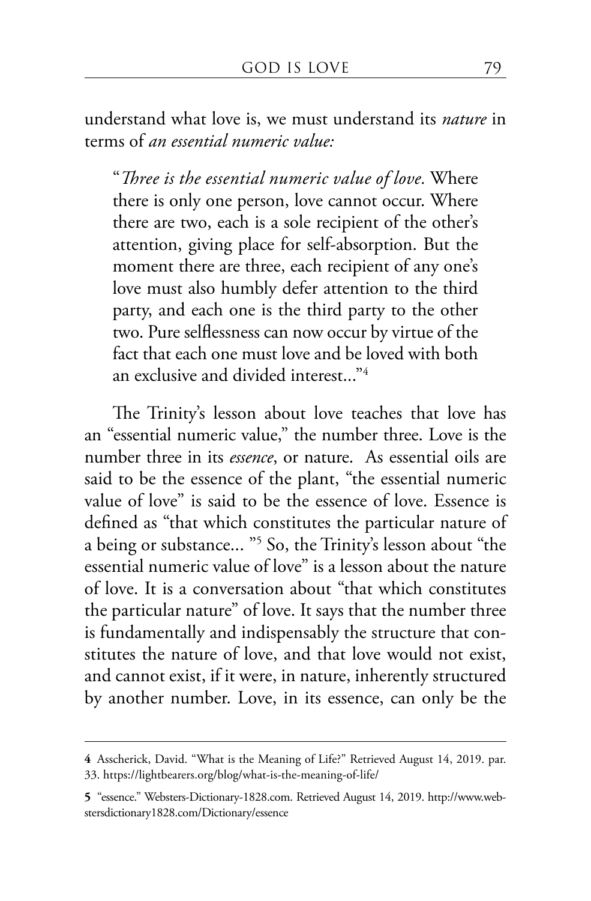understand what love is, we must understand its *nature* in terms of *an essential numeric value:*

> "*Three is the essential numeric value of love.* Where there is only one person, love cannot occur. Where there are two, each is a sole recipient of the other's attention, giving place for self-absorption. But the moment there are three, each recipient of any one's love must also humbly defer attention to the third party, and each one is the third party to the other two. Pure selflessness can now occur by virtue of the fact that each one must love and be loved with both an exclusive and divided interest..."[4]

The Trinity's lesson about love teaches that love has an "essential numeric value," the number three. Love is the number three in its *essence*, or nature. As essential oils are said to be the essence of the plant, "the essential numeric value of love" is said to be the essence of love. Essence is defined as "that which constitutes the particular nature of a being or substance... "[5] So, the Trinity's lesson about "the essential numeric value of love" is a lesson about the nature of love. It is a conversation about "that which constitutes the particular nature" of love. It says that the number three is fundamentally and indispensably the structure that constitutes the nature of love, and that love would not exist, and cannot exist, if it were, in nature, inherently structured by another number. Love, in its essence, can only be the

---

**4** Asscherick, David. "What is the Meaning of Life?" Retrieved August 14, 2019. par. 33. https://lightbearers.org/blog/what-is-the-meaning-of-life/

**5** "essence." Websters-Dictionary-1828.com. Retrieved August 14, 2019. http://www.webstersdictionary1828.com/Dictionary/essence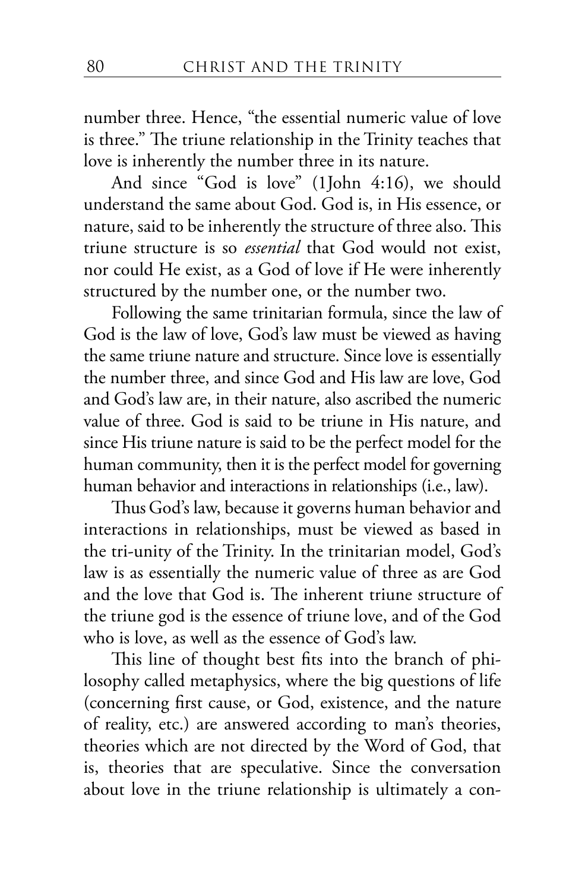number three. Hence, "the essential numeric value of love is three." The triune relationship in the Trinity teaches that love is inherently the number three in its nature.

And since "God is love" (1John 4:16), we should understand the same about God. God is, in His essence, or nature, said to be inherently the structure of three also. This triune structure is so *essential* that God would not exist, nor could He exist, as a God of love if He were inherently structured by the number one, or the number two.

Following the same trinitarian formula, since the law of God is the law of love, God's law must be viewed as having the same triune nature and structure. Since love is essentially the number three, and since God and His law are love, God and God's law are, in their nature, also ascribed the numeric value of three. God is said to be triune in His nature, and since His triune nature is said to be the perfect model for the human community, then it is the perfect model for governing human behavior and interactions in relationships (i.e., law).

Thus God's law, because it governs human behavior and interactions in relationships, must be viewed as based in the tri-unity of the Trinity. In the trinitarian model, God's law is as essentially the numeric value of three as are God and the love that God is. The inherent triune structure of the triune god is the essence of triune love, and of the God who is love, as well as the essence of God's law.

This line of thought best fits into the branch of philosophy called metaphysics, where the big questions of life (concerning first cause, or God, existence, and the nature of reality, etc.) are answered according to man's theories, theories which are not directed by the Word of God, that is, theories that are speculative. Since the conversation about love in the triune relationship is ultimately a con-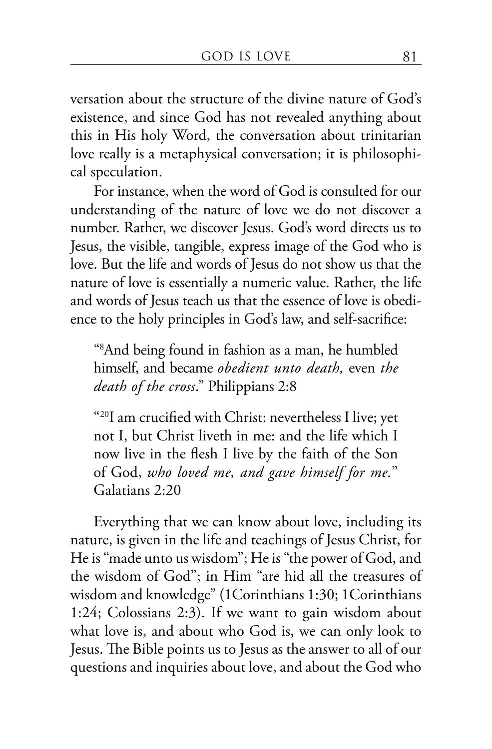versation about the structure of the divine nature of God's existence, and since God has not revealed anything about this in His holy Word, the conversation about trinitarian love really is a metaphysical conversation; it is philosophical speculation.

For instance, when the word of God is consulted for our understanding of the nature of love we do not discover a number. Rather, we discover Jesus. God's word directs us to Jesus, the visible, tangible, express image of the God who is love. But the life and words of Jesus do not show us that the nature of love is essentially a numeric value. Rather, the life and words of Jesus teach us that the essence of love is obedience to the holy principles in God's law, and self-sacrifice:

> "[8]And being found in fashion as a man, he humbled himself, and became *obedient unto death,* even *the death of the cross*." Philippians 2:8

> "[20]I am crucified with Christ: nevertheless I live; yet not I, but Christ liveth in me: and the life which I now live in the flesh I live by the faith of the Son of God, *who loved me, and gave himself for me.*" Galatians 2:20

Everything that we can know about love, including its nature, is given in the life and teachings of Jesus Christ, for He is "made unto us wisdom"; He is "the power of God, and the wisdom of God"; in Him "are hid all the treasures of wisdom and knowledge" (1Corinthians 1:30; 1Corinthians 1:24; Colossians 2:3). If we want to gain wisdom about what love is, and about who God is, we can only look to Jesus. The Bible points us to Jesus as the answer to all of our questions and inquiries about love, and about the God who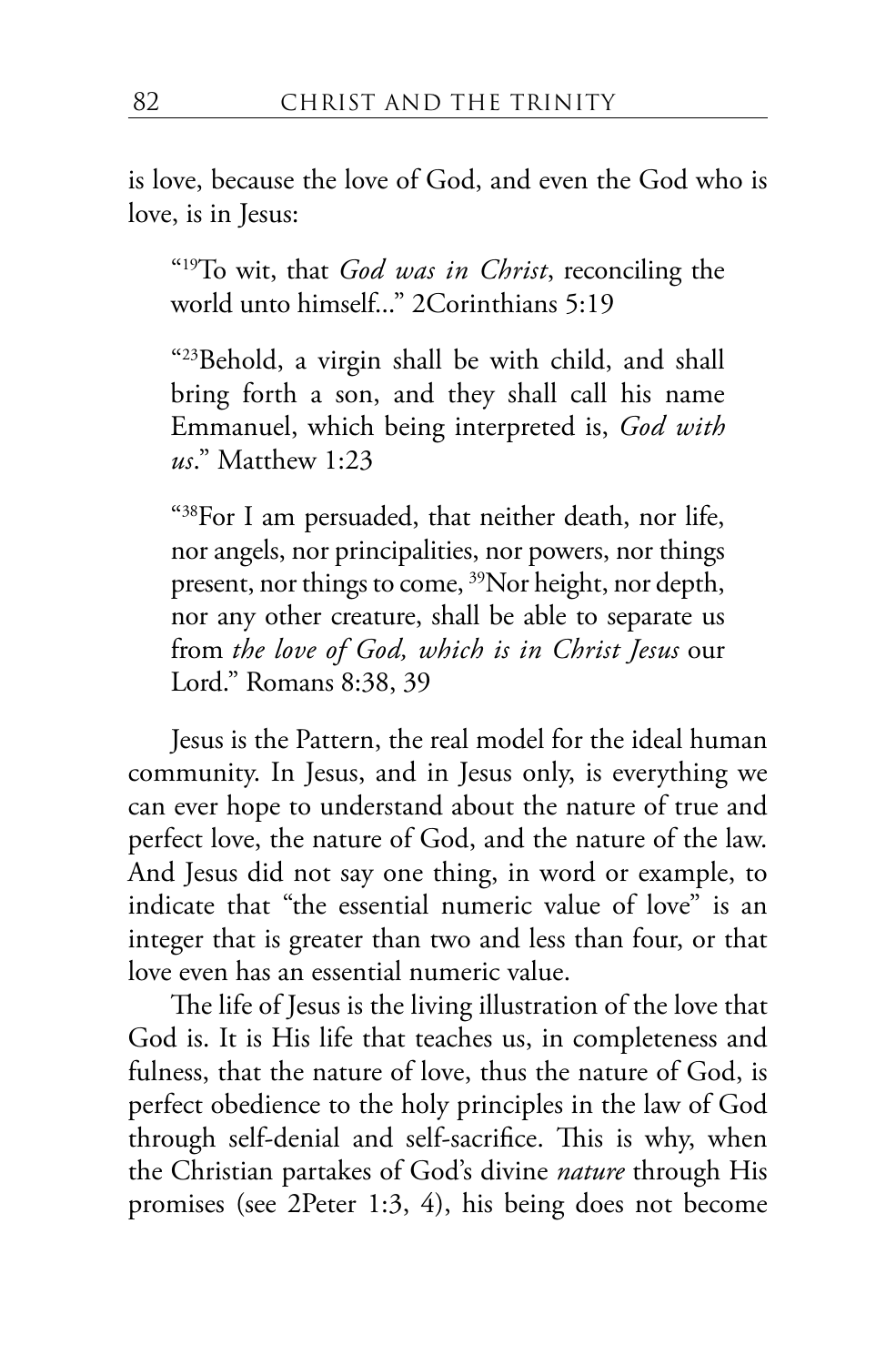is love, because the love of God, and even the God who is love, is in Jesus:

> "[19]To wit, that *God was in Christ*, reconciling the world unto himself..." 2Corinthians 5:19

> "[23]Behold, a virgin shall be with child, and shall bring forth a son, and they shall call his name Emmanuel, which being interpreted is, *God with us*." Matthew 1:23

> "[38]For I am persuaded, that neither death, nor life, nor angels, nor principalities, nor powers, nor things present, nor things to come, [39]Nor height, nor depth, nor any other creature, shall be able to separate us from *the love of God, which is in Christ Jesus* our Lord." Romans 8:38, 39

Jesus is the Pattern, the real model for the ideal human community. In Jesus, and in Jesus only, is everything we can ever hope to understand about the nature of true and perfect love, the nature of God, and the nature of the law. And Jesus did not say one thing, in word or example, to indicate that "the essential numeric value of love" is an integer that is greater than two and less than four, or that love even has an essential numeric value.

The life of Jesus is the living illustration of the love that God is. It is His life that teaches us, in completeness and fulness, that the nature of love, thus the nature of God, is perfect obedience to the holy principles in the law of God through self-denial and self-sacrifice. This is why, when the Christian partakes of God's divine *nature* through His promises (see 2Peter 1:3, 4), his being does not become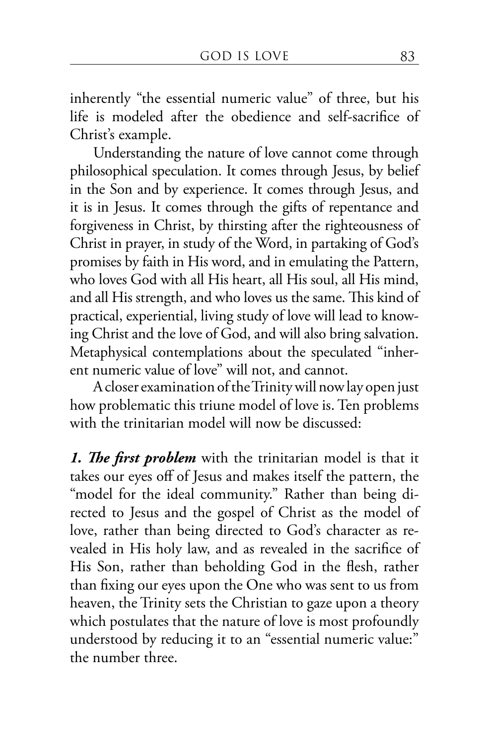inherently "the essential numeric value" of three, but his life is modeled after the obedience and self-sacrifice of Christ's example.

Understanding the nature of love cannot come through philosophical speculation. It comes through Jesus, by belief in the Son and by experience. It comes through Jesus, and it is in Jesus. It comes through the gifts of repentance and forgiveness in Christ, by thirsting after the righteousness of Christ in prayer, in study of the Word, in partaking of God's promises by faith in His word, and in emulating the Pattern, who loves God with all His heart, all His soul, all His mind, and all His strength, and who loves us the same. This kind of practical, experiential, living study of love will lead to knowing Christ and the love of God, and will also bring salvation. Metaphysical contemplations about the speculated "inherent numeric value of love" will not, and cannot.

A closer examination of the Trinity will now lay open just how problematic this triune model of love is. Ten problems with the trinitarian model will now be discussed:

***1. The first problem*** with the trinitarian model is that it takes our eyes off of Jesus and makes itself the pattern, the "model for the ideal community." Rather than being directed to Jesus and the gospel of Christ as the model of love, rather than being directed to God's character as revealed in His holy law, and as revealed in the sacrifice of His Son, rather than beholding God in the flesh, rather than fixing our eyes upon the One who was sent to us from heaven, the Trinity sets the Christian to gaze upon a theory which postulates that the nature of love is most profoundly understood by reducing it to an "essential numeric value:" the number three.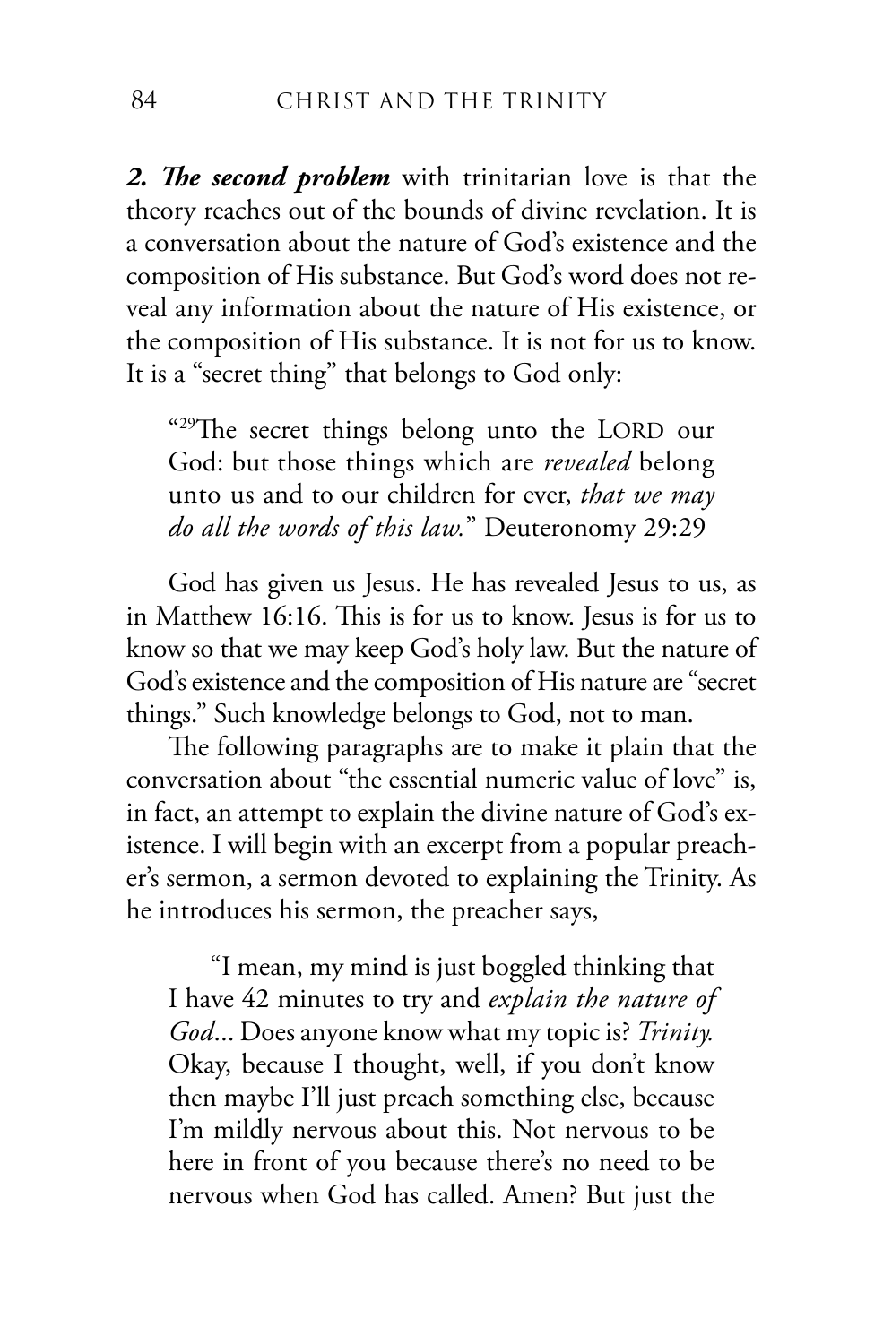***2. The second problem*** with trinitarian love is that the theory reaches out of the bounds of divine revelation. It is a conversation about the nature of God's existence and the composition of His substance. But God's word does not reveal any information about the nature of His existence, or the composition of His substance. It is not for us to know. It is a "secret thing" that belongs to God only:

> "[29]The secret things belong unto the LORD our God: but those things which are *revealed* belong unto us and to our children for ever, *that we may do all the words of this law.*" Deuteronomy 29:29

God has given us Jesus. He has revealed Jesus to us, as in Matthew 16:16. This is for us to know. Jesus is for us to know so that we may keep God's holy law. But the nature of God's existence and the composition of His nature are "secret things." Such knowledge belongs to God, not to man.

The following paragraphs are to make it plain that the conversation about "the essential numeric value of love" is, in fact, an attempt to explain the divine nature of God's existence. I will begin with an excerpt from a popular preacher's sermon, a sermon devoted to explaining the Trinity. As he introduces his sermon, the preacher says,

> "I mean, my mind is just boggled thinking that I have 42 minutes to try and *explain the nature of God*... Does anyone know what my topic is? *Trinity.* Okay, because I thought, well, if you don't know then maybe I'll just preach something else, because I'm mildly nervous about this. Not nervous to be here in front of you because there's no need to be nervous when God has called. Amen? But just the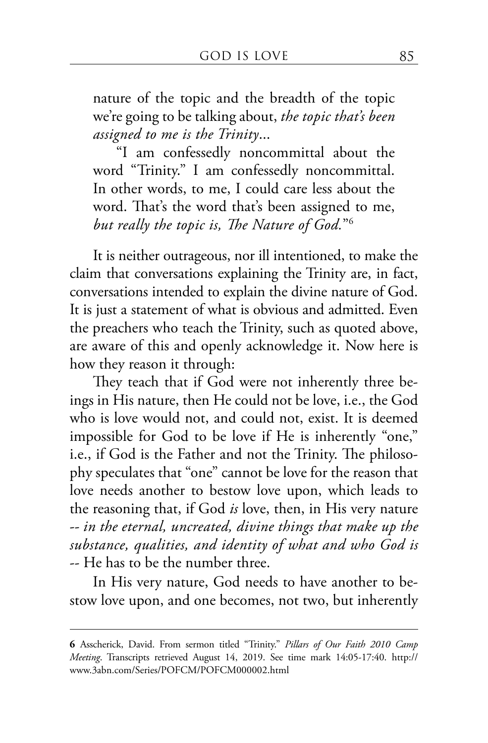nature of the topic and the breadth of the topic we're going to be talking about, *the topic that's been assigned to me is the Trinity...*

"I am confessedly noncommittal about the word "Trinity." I am confessedly noncommittal. In other words, to me, I could care less about the word. That's the word that's been assigned to me, *but really the topic is, The Nature of God.*"[6]

It is neither outrageous, nor ill intentioned, to make the claim that conversations explaining the Trinity are, in fact, conversations intended to explain the divine nature of God. It is just a statement of what is obvious and admitted. Even the preachers who teach the Trinity, such as quoted above, are aware of this and openly acknowledge it. Now here is how they reason it through:

They teach that if God were not inherently three beings in His nature, then He could not be love, i.e., the God who is love would not, and could not, exist. It is deemed impossible for God to be love if He is inherently "one," i.e., if God is the Father and not the Trinity. The philosophy speculates that "one" cannot be love for the reason that love needs another to bestow love upon, which leads to the reasoning that, if God *is* love, then, in His very nature -- *in the eternal, uncreated, divine things that make up the substance, qualities, and identity of what and who God is* -- He has to be the number three.

In His very nature, God needs to have another to bestow love upon, and one becomes, not two, but inherently

---

**6** Asscherick, David. From sermon titled "Trinity." *Pillars of Our Faith 2010 Camp Meeting*. Transcripts retrieved August 14, 2019. See time mark 14:05-17:40. http://www.3abn.com/Series/POFCM/POFCM000002.html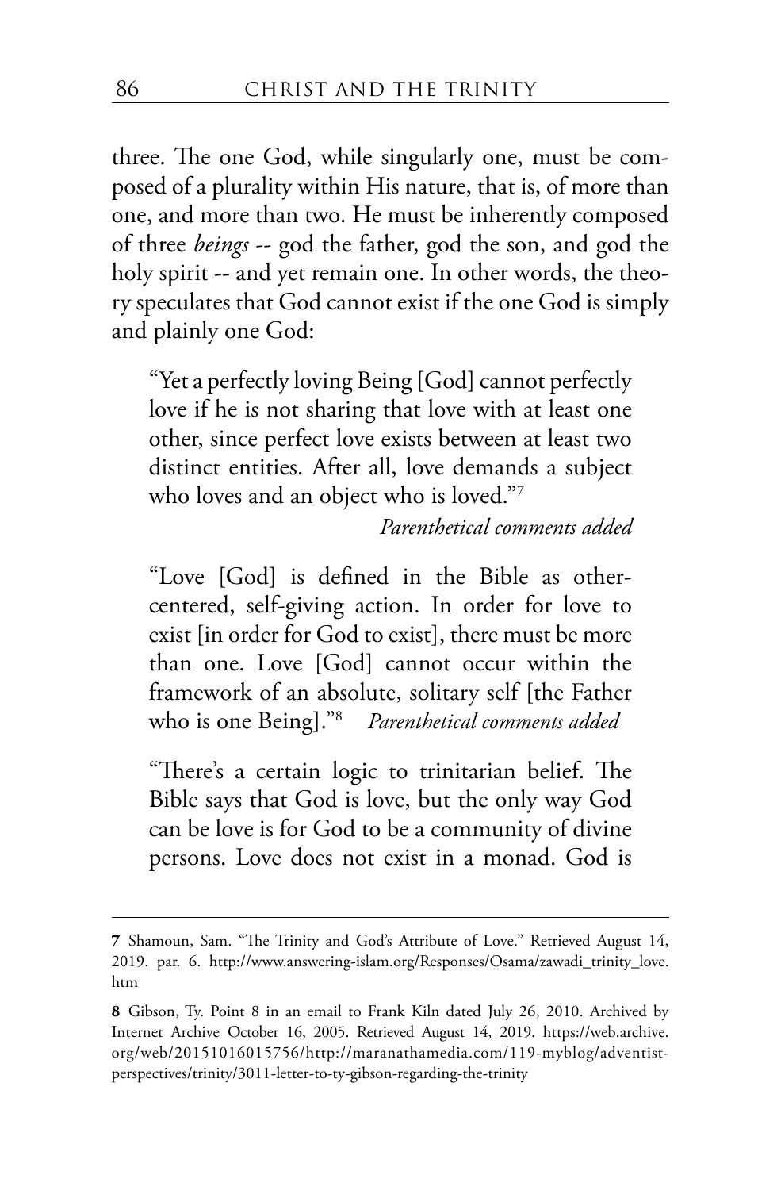three. The one God, while singularly one, must be composed of a plurality within His nature, that is, of more than one, and more than two. He must be inherently composed of three *beings* -- god the father, god the son, and god the holy spirit -- and yet remain one. In other words, the theory speculates that God cannot exist if the one God is simply and plainly one God:

> "Yet a perfectly loving Being [God] cannot perfectly love if he is not sharing that love with at least one other, since perfect love exists between at least two distinct entities. After all, love demands a subject who loves and an object who is loved."[7]
>
> *Parenthetical comments added*

> "Love [God] is defined in the Bible as other-centered, self-giving action. In order for love to exist [in order for God to exist], there must be more than one. Love [God] cannot occur within the framework of an absolute, solitary self [the Father who is one Being]."[8] *Parenthetical comments added*

> "There's a certain logic to trinitarian belief. The Bible says that God is love, but the only way God can be love is for God to be a community of divine persons. Love does not exist in a monad. God is

---

**7** Shamoun, Sam. "The Trinity and God's Attribute of Love." Retrieved August 14, 2019. par. 6. http://www.answering-islam.org/Responses/Osama/zawadi_trinity_love.htm

**8** Gibson, Ty. Point 8 in an email to Frank Kiln dated July 26, 2010. Archived by Internet Archive October 16, 2005. Retrieved August 14, 2019. https://web.archive.org/web/20151016015756/http://maranathamedia.com/119-myblog/adventist-perspectives/trinity/3011-letter-to-ty-gibson-regarding-the-trinity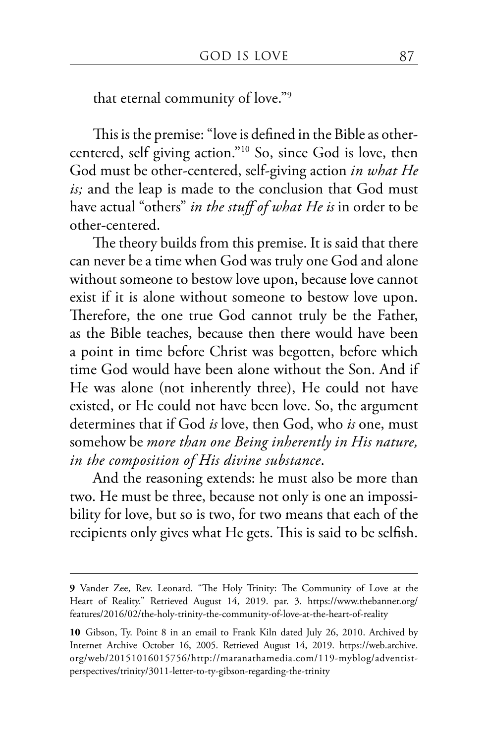that eternal community of love."[9]

This is the premise: "love is defined in the Bible as other-centered, self giving action."[10] So, since God is love, then God must be other-centered, self-giving action *in what He is;* and the leap is made to the conclusion that God must have actual "others" *in the stuff of what He is* in order to be other-centered.

The theory builds from this premise. It is said that there can never be a time when God was truly one God and alone without someone to bestow love upon, because love cannot exist if it is alone without someone to bestow love upon. Therefore, the one true God cannot truly be the Father, as the Bible teaches, because then there would have been a point in time before Christ was begotten, before which time God would have been alone without the Son. And if He was alone (not inherently three), He could not have existed, or He could not have been love. So, the argument determines that if God *is* love, then God, who *is* one, must somehow be *more than one Being inherently in His nature, in the composition of His divine substance*.

And the reasoning extends: he must also be more than two. He must be three, because not only is one an impossibility for love, but so is two, for two means that each of the recipients only gives what He gets. This is said to be selfish.

---

**9** Vander Zee, Rev. Leonard. "The Holy Trinity: The Community of Love at the Heart of Reality." Retrieved August 14, 2019. par. 3. https://www.thebanner.org/features/2016/02/the-holy-trinity-the-community-of-love-at-the-heart-of-reality

**10** Gibson, Ty. Point 8 in an email to Frank Kiln dated July 26, 2010. Archived by Internet Archive October 16, 2005. Retrieved August 14, 2019. https://web.archive.org/web/20151016015756/http://maranathamedia.com/119-myblog/adventist-perspectives/trinity/3011-letter-to-ty-gibson-regarding-the-trinity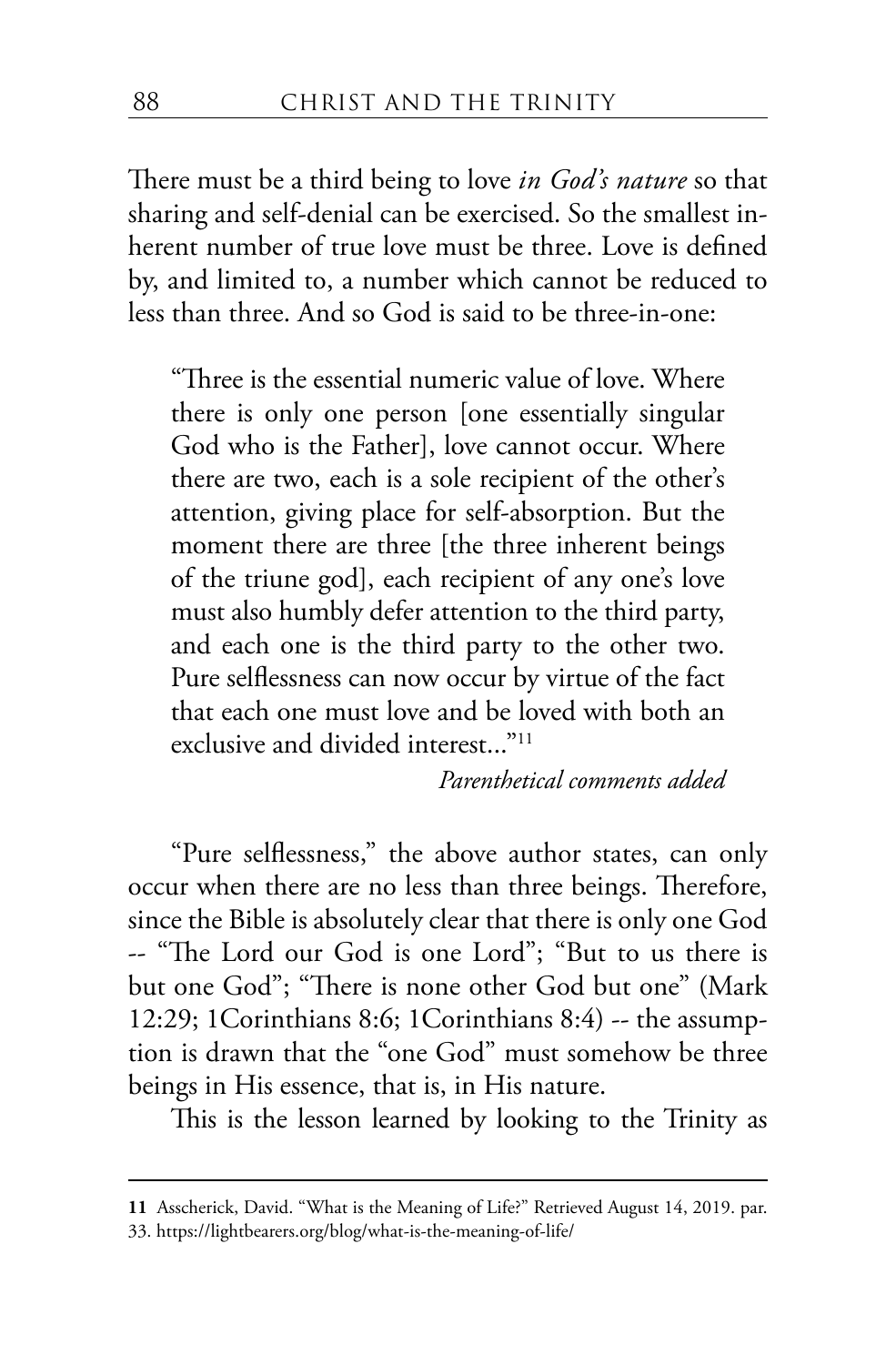There must be a third being to love *in God's nature* so that sharing and self-denial can be exercised. So the smallest inherent number of true love must be three. Love is defined by, and limited to, a number which cannot be reduced to less than three. And so God is said to be three-in-one:

> "Three is the essential numeric value of love. Where there is only one person [one essentially singular God who is the Father], love cannot occur. Where there are two, each is a sole recipient of the other's attention, giving place for self-absorption. But the moment there are three [the three inherent beings of the triune god], each recipient of any one's love must also humbly defer attention to the third party, and each one is the third party to the other two. Pure selflessness can now occur by virtue of the fact that each one must love and be loved with both an exclusive and divided interest..."[11]
>
> *Parenthetical comments added*

"Pure selflessness," the above author states, can only occur when there are no less than three beings. Therefore, since the Bible is absolutely clear that there is only one God -- "The Lord our God is one Lord"; "But to us there is but one God"; "There is none other God but one" (Mark 12:29; 1Corinthians 8:6; 1Corinthians 8:4) -- the assumption is drawn that the "one God" must somehow be three beings in His essence, that is, in His nature.

This is the lesson learned by looking to the Trinity as

---

**11** Asscherick, David. "What is the Meaning of Life?" Retrieved August 14, 2019. par. 33. https://lightbearers.org/blog/what-is-the-meaning-of-life/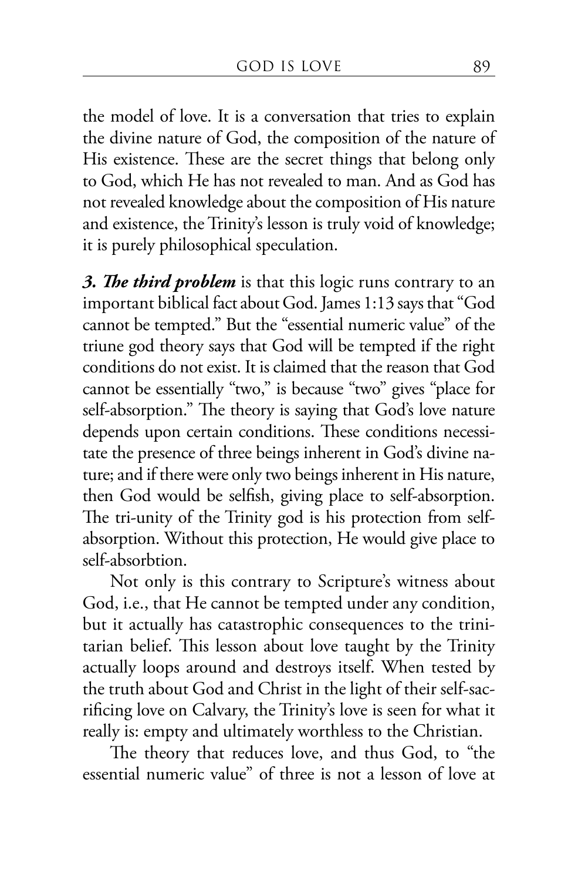the model of love. It is a conversation that tries to explain the divine nature of God, the composition of the nature of His existence. These are the secret things that belong only to God, which He has not revealed to man. And as God has not revealed knowledge about the composition of His nature and existence, the Trinity's lesson is truly void of knowledge; it is purely philosophical speculation.

***3. The third problem*** is that this logic runs contrary to an important biblical fact about God. James 1:13 says that "God cannot be tempted." But the "essential numeric value" of the triune god theory says that God will be tempted if the right conditions do not exist. It is claimed that the reason that God cannot be essentially "two," is because "two" gives "place for self-absorption." The theory is saying that God's love nature depends upon certain conditions. These conditions necessitate the presence of three beings inherent in God's divine nature; and if there were only two beings inherent in His nature, then God would be selfish, giving place to self-absorption. The tri-unity of the Trinity god is his protection from self-absorption. Without this protection, He would give place to self-absorbtion.

Not only is this contrary to Scripture's witness about God, i.e., that He cannot be tempted under any condition, but it actually has catastrophic consequences to the trinitarian belief. This lesson about love taught by the Trinity actually loops around and destroys itself. When tested by the truth about God and Christ in the light of their self-sacrificing love on Calvary, the Trinity's love is seen for what it really is: empty and ultimately worthless to the Christian.

The theory that reduces love, and thus God, to "the essential numeric value" of three is not a lesson of love at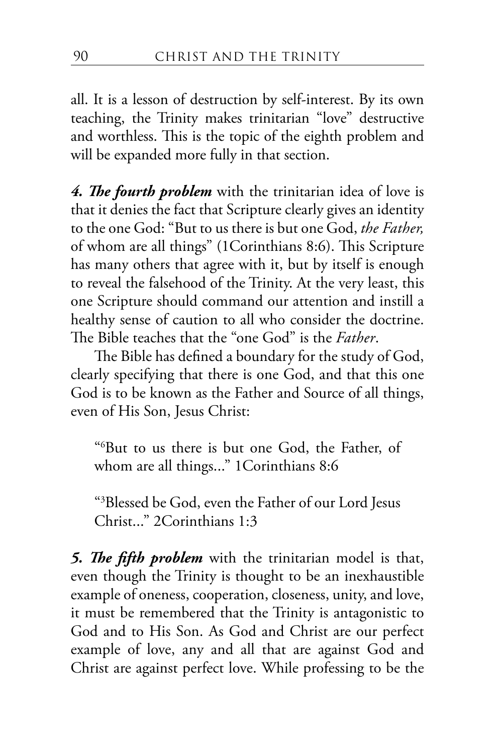all. It is a lesson of destruction by self-interest. By its own teaching, the Trinity makes trinitarian "love" destructive and worthless. This is the topic of the eighth problem and will be expanded more fully in that section.

***4. The fourth problem*** with the trinitarian idea of love is that it denies the fact that Scripture clearly gives an identity to the one God: "But to us there is but one God, *the Father,* of whom are all things" (1Corinthians 8:6). This Scripture has many others that agree with it, but by itself is enough to reveal the falsehood of the Trinity. At the very least, this one Scripture should command our attention and instill a healthy sense of caution to all who consider the doctrine. The Bible teaches that the "one God" is the *Father*.

The Bible has defined a boundary for the study of God, clearly specifying that there is one God, and that this one God is to be known as the Father and Source of all things, even of His Son, Jesus Christ:

> "[6]But to us there is but one God, the Father, of whom are all things..." 1Corinthians 8:6

> "[3]Blessed be God, even the Father of our Lord Jesus Christ..." 2Corinthians 1:3

***5. The fifth problem*** with the trinitarian model is that, even though the Trinity is thought to be an inexhaustible example of oneness, cooperation, closeness, unity, and love, it must be remembered that the Trinity is antagonistic to God and to His Son. As God and Christ are our perfect example of love, any and all that are against God and Christ are against perfect love. While professing to be the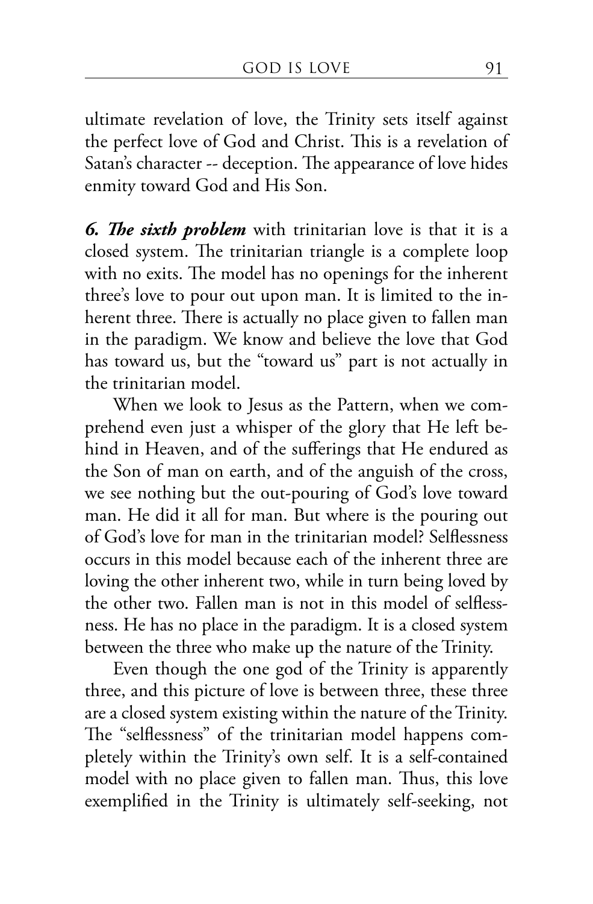ultimate revelation of love, the Trinity sets itself against the perfect love of God and Christ. This is a revelation of Satan's character -- deception. The appearance of love hides enmity toward God and His Son.

***6. The sixth problem*** with trinitarian love is that it is a closed system. The trinitarian triangle is a complete loop with no exits. The model has no openings for the inherent three's love to pour out upon man. It is limited to the inherent three. There is actually no place given to fallen man in the paradigm. We know and believe the love that God has toward us, but the "toward us" part is not actually in the trinitarian model.

When we look to Jesus as the Pattern, when we comprehend even just a whisper of the glory that He left behind in Heaven, and of the sufferings that He endured as the Son of man on earth, and of the anguish of the cross, we see nothing but the out-pouring of God's love toward man. He did it all for man. But where is the pouring out of God's love for man in the trinitarian model? Selflessness occurs in this model because each of the inherent three are loving the other inherent two, while in turn being loved by the other two. Fallen man is not in this model of selflessness. He has no place in the paradigm. It is a closed system between the three who make up the nature of the Trinity.

Even though the one god of the Trinity is apparently three, and this picture of love is between three, these three are a closed system existing within the nature of the Trinity. The "selflessness" of the trinitarian model happens completely within the Trinity's own self. It is a self-contained model with no place given to fallen man. Thus, this love exemplified in the Trinity is ultimately self-seeking, not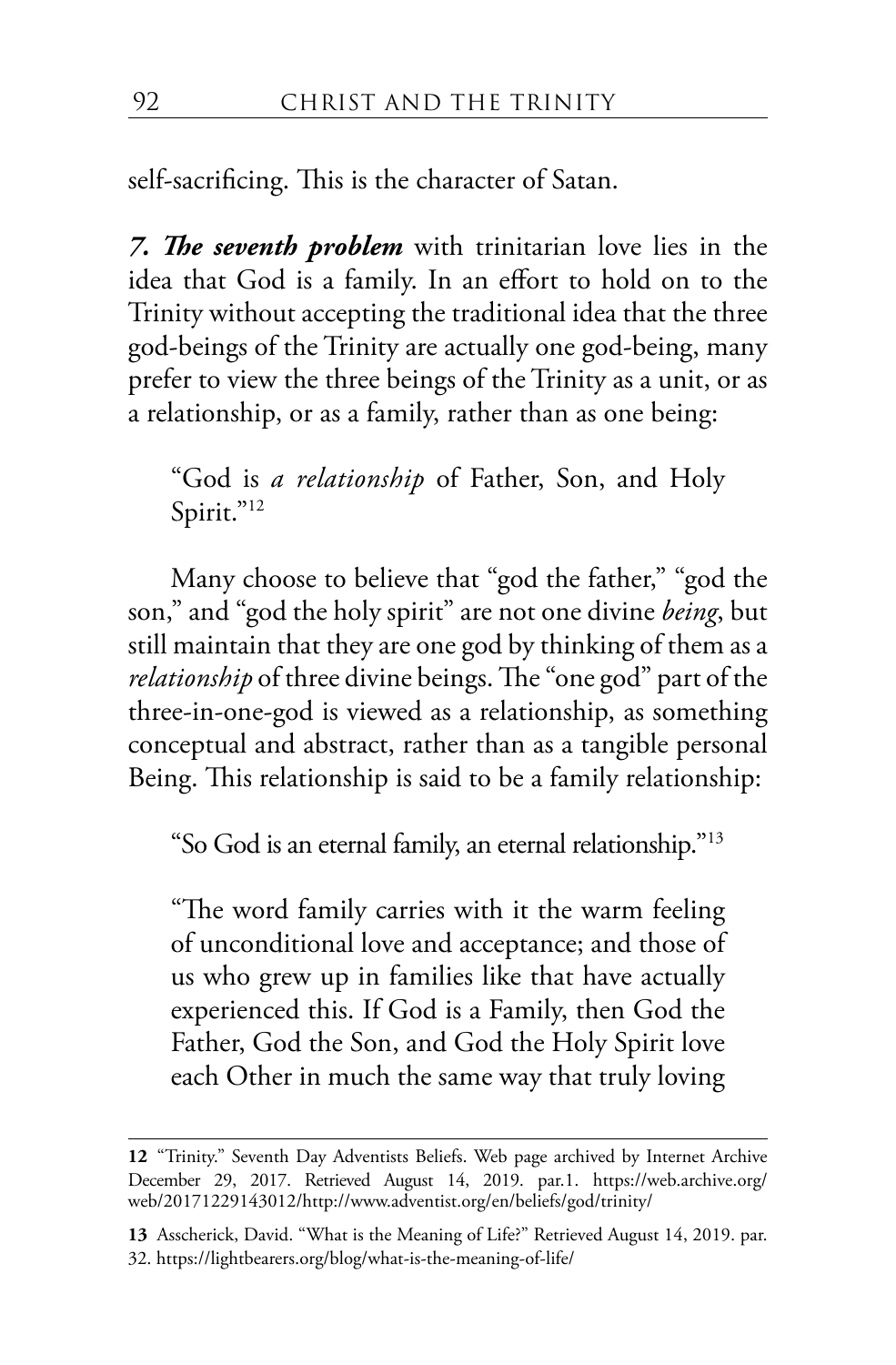self-sacrificing. This is the character of Satan.

***7. The seventh problem*** with trinitarian love lies in the idea that God is a family. In an effort to hold on to the Trinity without accepting the traditional idea that the three god-beings of the Trinity are actually one god-being, many prefer to view the three beings of the Trinity as a unit, or as a relationship, or as a family, rather than as one being:

> "God is *a relationship* of Father, Son, and Holy Spirit."[12]

Many choose to believe that "god the father," "god the son," and "god the holy spirit" are not one divine *being*, but still maintain that they are one god by thinking of them as a *relationship* of three divine beings. The "one god" part of the three-in-one-god is viewed as a relationship, as something conceptual and abstract, rather than as a tangible personal Being. This relationship is said to be a family relationship:

> "So God is an eternal family, an eternal relationship."[13]

> "The word family carries with it the warm feeling of unconditional love and acceptance; and those of us who grew up in families like that have actually experienced this. If God is a Family, then God the Father, God the Son, and God the Holy Spirit love each Other in much the same way that truly loving

---

**12** "Trinity." Seventh Day Adventists Beliefs. Web page archived by Internet Archive December 29, 2017. Retrieved August 14, 2019. par.1. https://web.archive.org/web/20171229143012/http://www.adventist.org/en/beliefs/god/trinity/

**13** Asscherick, David. "What is the Meaning of Life?" Retrieved August 14, 2019. par. 32. https://lightbearers.org/blog/what-is-the-meaning-of-life/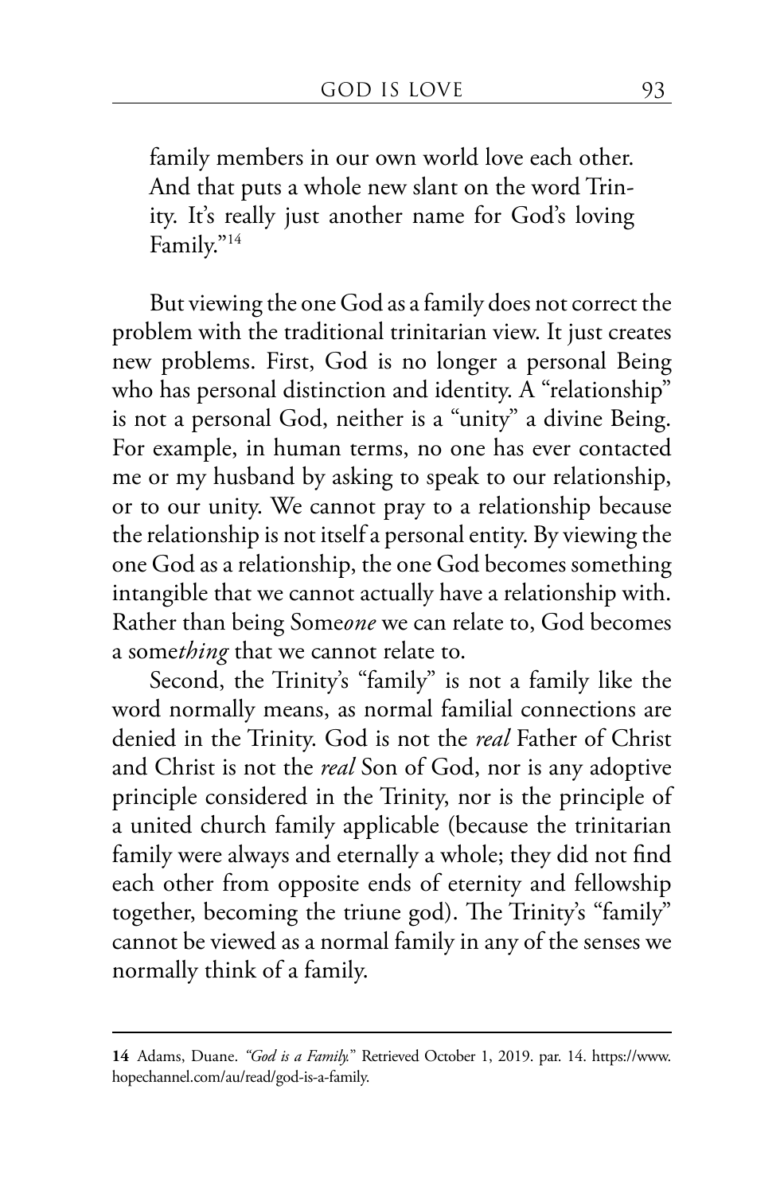family members in our own world love each other. And that puts a whole new slant on the word Trinity. It's really just another name for God's loving Family."[14]

But viewing the one God as a family does not correct the problem with the traditional trinitarian view. It just creates new problems. First, God is no longer a personal Being who has personal distinction and identity. A "relationship" is not a personal God, neither is a "unity" a divine Being. For example, in human terms, no one has ever contacted me or my husband by asking to speak to our relationship, or to our unity. We cannot pray to a relationship because the relationship is not itself a personal entity. By viewing the one God as a relationship, the one God becomes something intangible that we cannot actually have a relationship with. Rather than being Some*one* we can relate to, God becomes a some*thing* that we cannot relate to.

Second, the Trinity's "family" is not a family like the word normally means, as normal familial connections are denied in the Trinity. God is not the *real* Father of Christ and Christ is not the *real* Son of God, nor is any adoptive principle considered in the Trinity, nor is the principle of a united church family applicable (because the trinitarian family were always and eternally a whole; they did not find each other from opposite ends of eternity and fellowship together, becoming the triune god). The Trinity's "family" cannot be viewed as a normal family in any of the senses we normally think of a family.

---

**14** Adams, Duane. *"God is a Family."* Retrieved October 1, 2019. par. 14. https://www.hopechannel.com/au/read/god-is-a-family.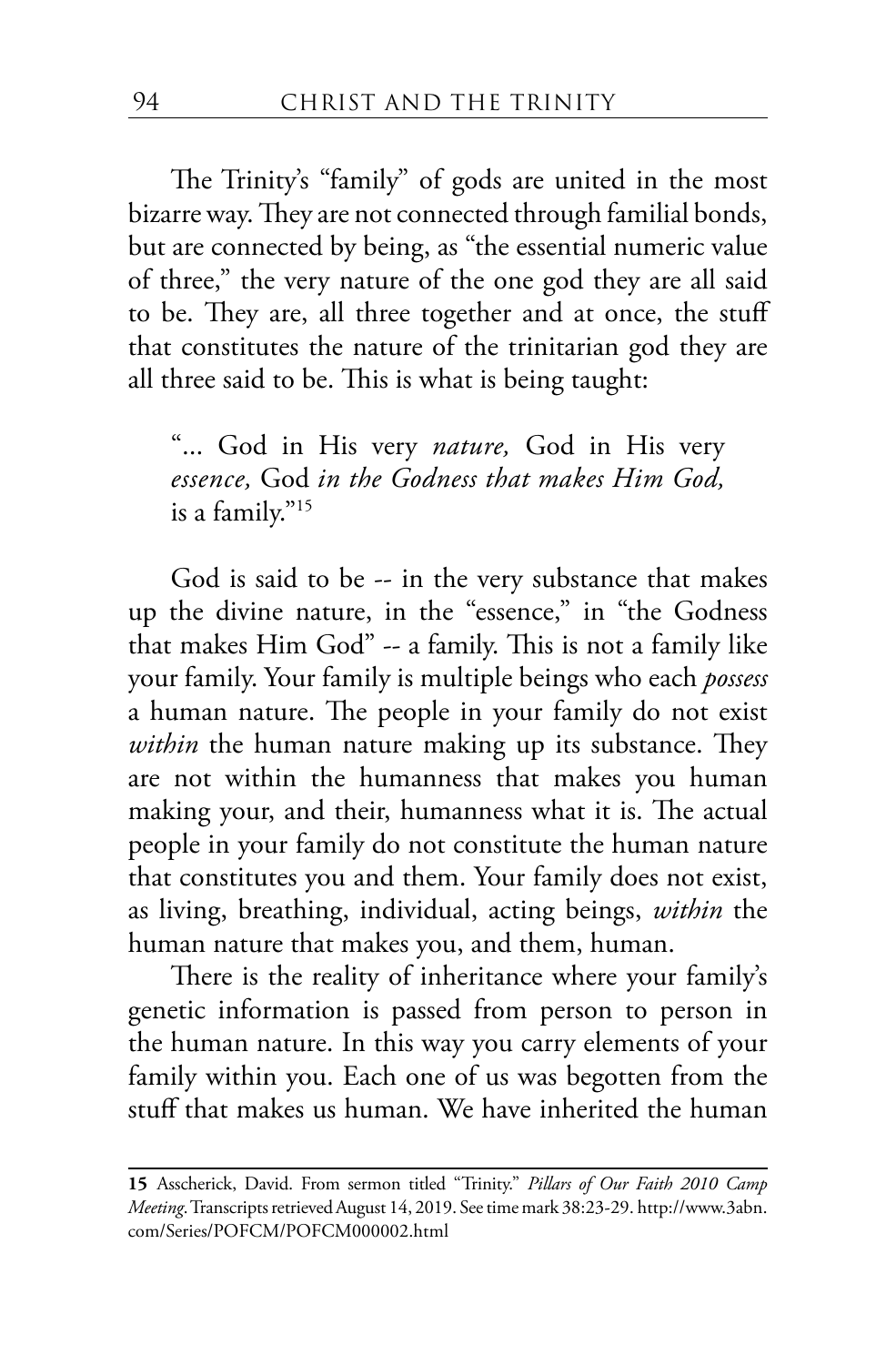The Trinity's "family" of gods are united in the most bizarre way. They are not connected through familial bonds, but are connected by being, as "the essential numeric value of three," the very nature of the one god they are all said to be. They are, all three together and at once, the stuff that constitutes the nature of the trinitarian god they are all three said to be. This is what is being taught:

> "... God in His very *nature,* God in His very *essence,* God *in the Godness that makes Him God,* is a family."[15]

God is said to be -- in the very substance that makes up the divine nature, in the "essence," in "the Godness that makes Him God" -- a family. This is not a family like your family. Your family is multiple beings who each *possess* a human nature. The people in your family do not exist *within* the human nature making up its substance. They are not within the humanness that makes you human making your, and their, humanness what it is. The actual people in your family do not constitute the human nature that constitutes you and them. Your family does not exist, as living, breathing, individual, acting beings, *within* the human nature that makes you, and them, human.

There is the reality of inheritance where your family's genetic information is passed from person to person in the human nature. In this way you carry elements of your family within you. Each one of us was begotten from the stuff that makes us human. We have inherited the human

---

**15** Asscherick, David. From sermon titled "Trinity." *Pillars of Our Faith 2010 Camp Meeting.* Transcripts retrieved August 14, 2019. See time mark 38:23-29. http://www.3abn.com/Series/POFCM/POFCM000002.html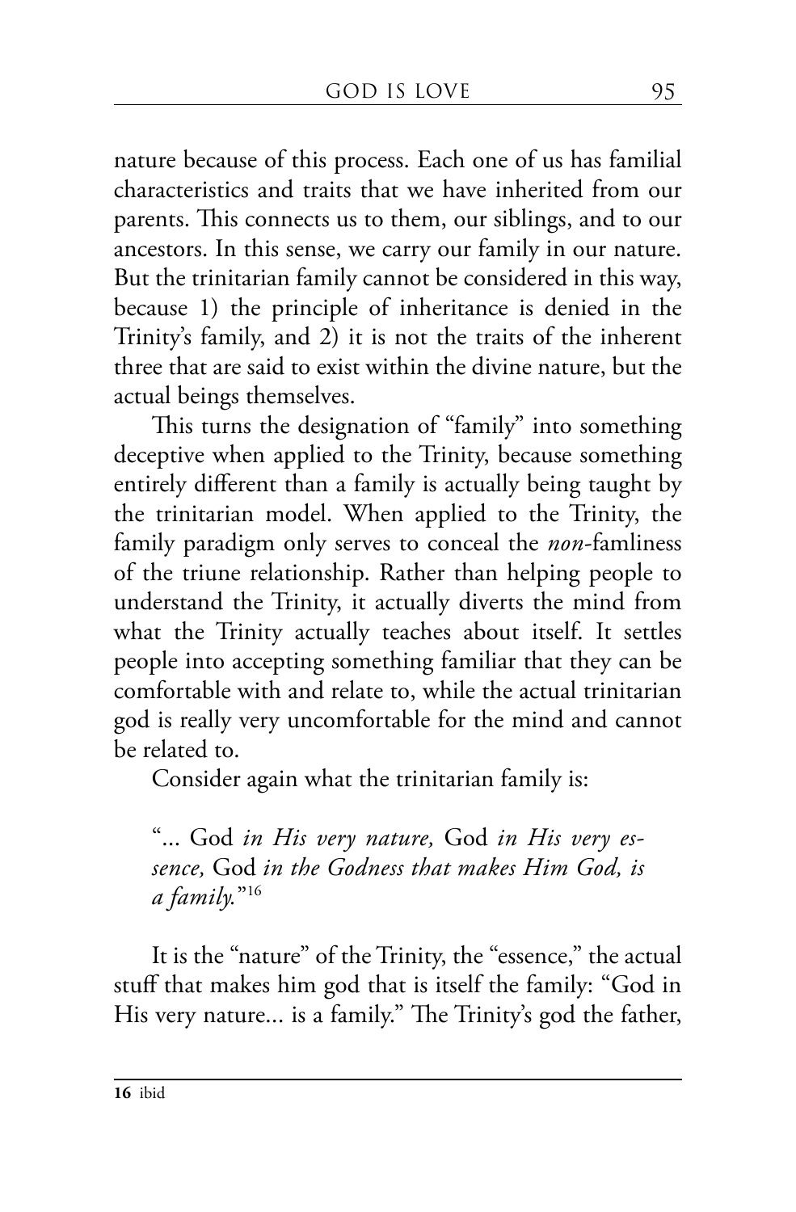nature because of this process. Each one of us has familial characteristics and traits that we have inherited from our parents. This connects us to them, our siblings, and to our ancestors. In this sense, we carry our family in our nature. But the trinitarian family cannot be considered in this way, because 1) the principle of inheritance is denied in the Trinity's family, and 2) it is not the traits of the inherent three that are said to exist within the divine nature, but the actual beings themselves.

This turns the designation of "family" into something deceptive when applied to the Trinity, because something entirely different than a family is actually being taught by the trinitarian model. When applied to the Trinity, the family paradigm only serves to conceal the *non*-famliness of the triune relationship. Rather than helping people to understand the Trinity, it actually diverts the mind from what the Trinity actually teaches about itself. It settles people into accepting something familiar that they can be comfortable with and relate to, while the actual trinitarian god is really very uncomfortable for the mind and cannot be related to.

Consider again what the trinitarian family is:

> "... God *in His very nature,* God *in His very essence,* God *in the Godness that makes Him God, is a family.*"[16]

It is the "nature" of the Trinity, the "essence," the actual stuff that makes him god that is itself the family: "God in His very nature... is a family." The Trinity's god the father,

**16** ibid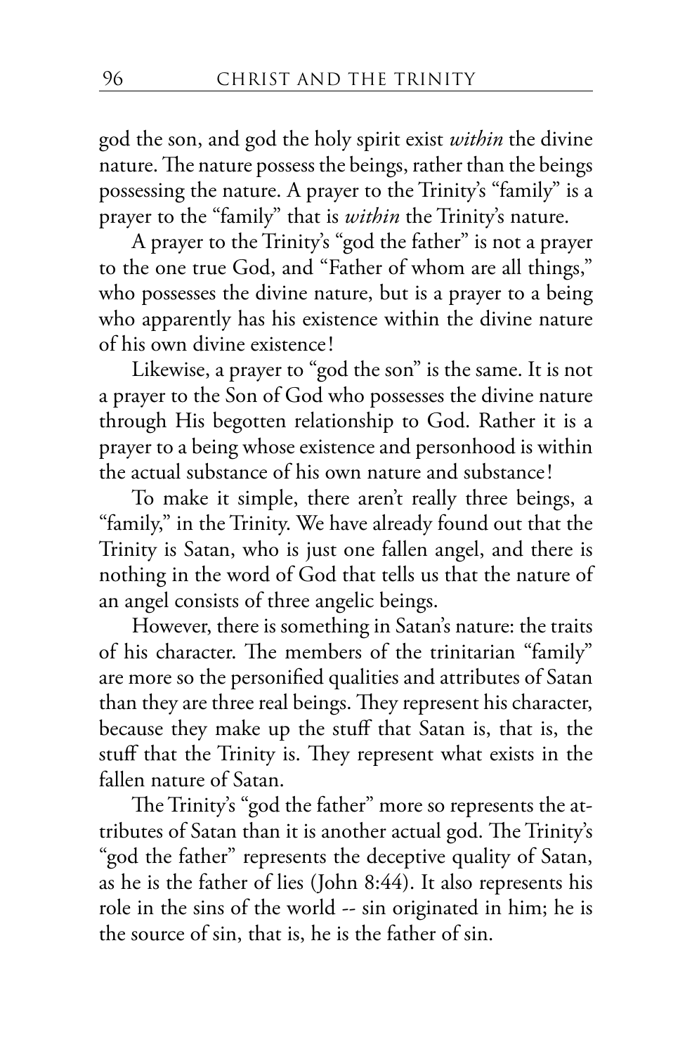god the son, and god the holy spirit exist *within* the divine nature. The nature possess the beings, rather than the beings possessing the nature. A prayer to the Trinity's "family" is a prayer to the "family" that is *within* the Trinity's nature.

A prayer to the Trinity's "god the father" is not a prayer to the one true God, and "Father of whom are all things," who possesses the divine nature, but is a prayer to a being who apparently has his existence within the divine nature of his own divine existence!

Likewise, a prayer to "god the son" is the same. It is not a prayer to the Son of God who possesses the divine nature through His begotten relationship to God. Rather it is a prayer to a being whose existence and personhood is within the actual substance of his own nature and substance!

To make it simple, there aren't really three beings, a "family," in the Trinity. We have already found out that the Trinity is Satan, who is just one fallen angel, and there is nothing in the word of God that tells us that the nature of an angel consists of three angelic beings.

However, there is something in Satan's nature: the traits of his character. The members of the trinitarian "family" are more so the personified qualities and attributes of Satan than they are three real beings. They represent his character, because they make up the stuff that Satan is, that is, the stuff that the Trinity is. They represent what exists in the fallen nature of Satan.

The Trinity's "god the father" more so represents the attributes of Satan than it is another actual god. The Trinity's "god the father" represents the deceptive quality of Satan, as he is the father of lies (John 8:44). It also represents his role in the sins of the world -- sin originated in him; he is the source of sin, that is, he is the father of sin.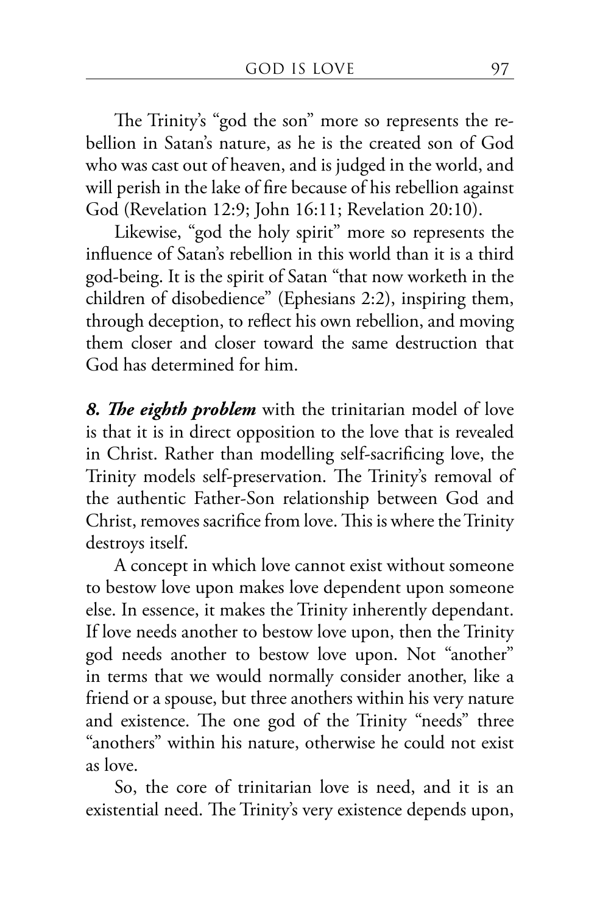The Trinity's "god the son" more so represents the rebellion in Satan's nature, as he is the created son of God who was cast out of heaven, and is judged in the world, and will perish in the lake of fire because of his rebellion against God (Revelation 12:9; John 16:11; Revelation 20:10).

Likewise, "god the holy spirit" more so represents the influence of Satan's rebellion in this world than it is a third god-being. It is the spirit of Satan "that now worketh in the children of disobedience" (Ephesians 2:2), inspiring them, through deception, to reflect his own rebellion, and moving them closer and closer toward the same destruction that God has determined for him.

***8. The eighth problem*** with the trinitarian model of love is that it is in direct opposition to the love that is revealed in Christ. Rather than modelling self-sacrificing love, the Trinity models self-preservation. The Trinity's removal of the authentic Father-Son relationship between God and Christ, removes sacrifice from love. This is where the Trinity destroys itself.

A concept in which love cannot exist without someone to bestow love upon makes love dependent upon someone else. In essence, it makes the Trinity inherently dependant. If love needs another to bestow love upon, then the Trinity god needs another to bestow love upon. Not "another" in terms that we would normally consider another, like a friend or a spouse, but three anothers within his very nature and existence. The one god of the Trinity "needs" three "anothers" within his nature, otherwise he could not exist as love.

So, the core of trinitarian love is need, and it is an existential need. The Trinity's very existence depends upon,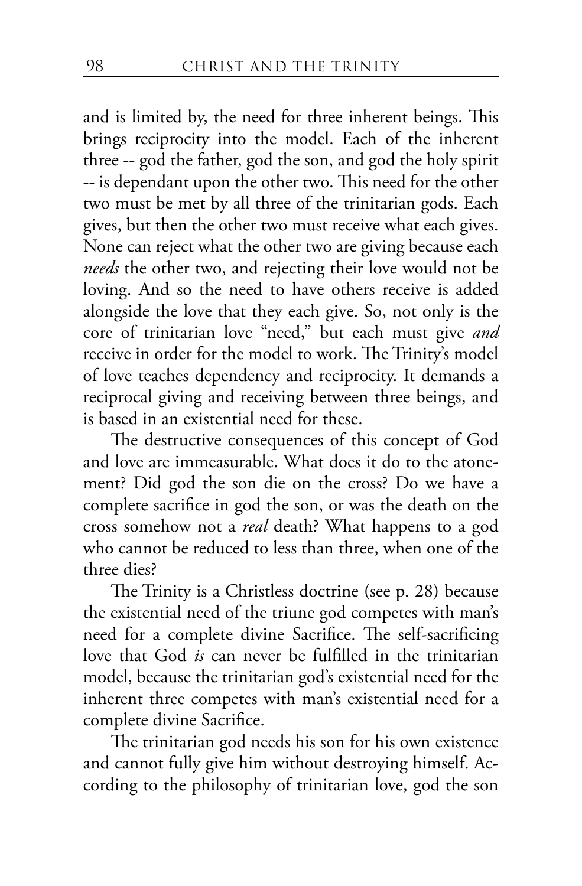and is limited by, the need for three inherent beings. This brings reciprocity into the model. Each of the inherent three -- god the father, god the son, and god the holy spirit -- is dependant upon the other two. This need for the other two must be met by all three of the trinitarian gods. Each gives, but then the other two must receive what each gives. None can reject what the other two are giving because each *needs* the other two, and rejecting their love would not be loving. And so the need to have others receive is added alongside the love that they each give. So, not only is the core of trinitarian love "need," but each must give *and* receive in order for the model to work. The Trinity's model of love teaches dependency and reciprocity. It demands a reciprocal giving and receiving between three beings, and is based in an existential need for these.

The destructive consequences of this concept of God and love are immeasurable. What does it do to the atonement? Did god the son die on the cross? Do we have a complete sacrifice in god the son, or was the death on the cross somehow not a *real* death? What happens to a god who cannot be reduced to less than three, when one of the three dies?

The Trinity is a Christless doctrine (see p. 28) because the existential need of the triune god competes with man's need for a complete divine Sacrifice. The self-sacrificing love that God *is* can never be fulfilled in the trinitarian model, because the trinitarian god's existential need for the inherent three competes with man's existential need for a complete divine Sacrifice.

The trinitarian god needs his son for his own existence and cannot fully give him without destroying himself. According to the philosophy of trinitarian love, god the son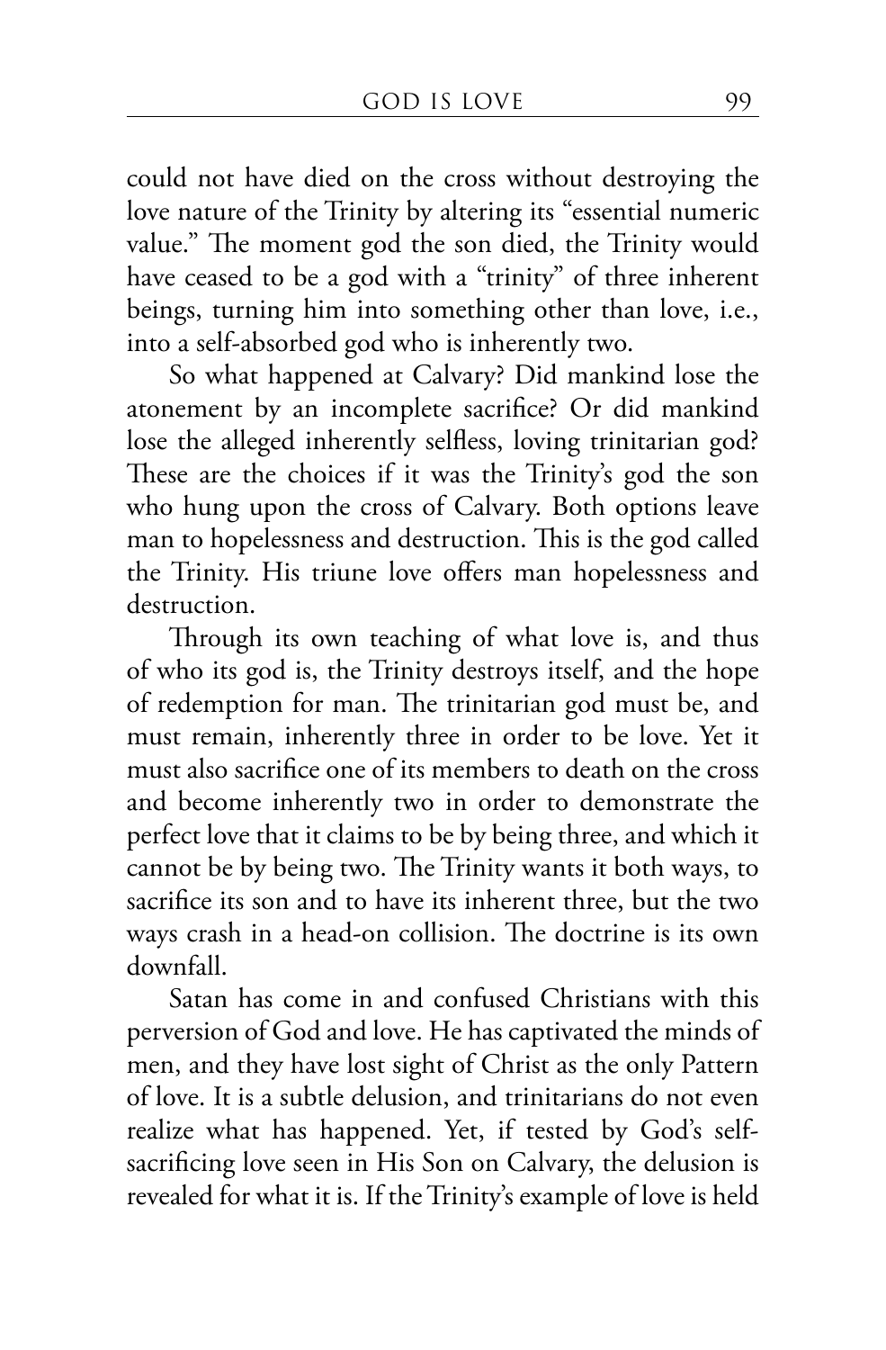could not have died on the cross without destroying the love nature of the Trinity by altering its "essential numeric value." The moment god the son died, the Trinity would have ceased to be a god with a "trinity" of three inherent beings, turning him into something other than love, i.e., into a self-absorbed god who is inherently two.

So what happened at Calvary? Did mankind lose the atonement by an incomplete sacrifice? Or did mankind lose the alleged inherently selfless, loving trinitarian god? These are the choices if it was the Trinity's god the son who hung upon the cross of Calvary. Both options leave man to hopelessness and destruction. This is the god called the Trinity. His triune love offers man hopelessness and destruction.

Through its own teaching of what love is, and thus of who its god is, the Trinity destroys itself, and the hope of redemption for man. The trinitarian god must be, and must remain, inherently three in order to be love. Yet it must also sacrifice one of its members to death on the cross and become inherently two in order to demonstrate the perfect love that it claims to be by being three, and which it cannot be by being two. The Trinity wants it both ways, to sacrifice its son and to have its inherent three, but the two ways crash in a head-on collision. The doctrine is its own downfall.

Satan has come in and confused Christians with this perversion of God and love. He has captivated the minds of men, and they have lost sight of Christ as the only Pattern of love. It is a subtle delusion, and trinitarians do not even realize what has happened. Yet, if tested by God's self-sacrificing love seen in His Son on Calvary, the delusion is revealed for what it is. If the Trinity's example of love is held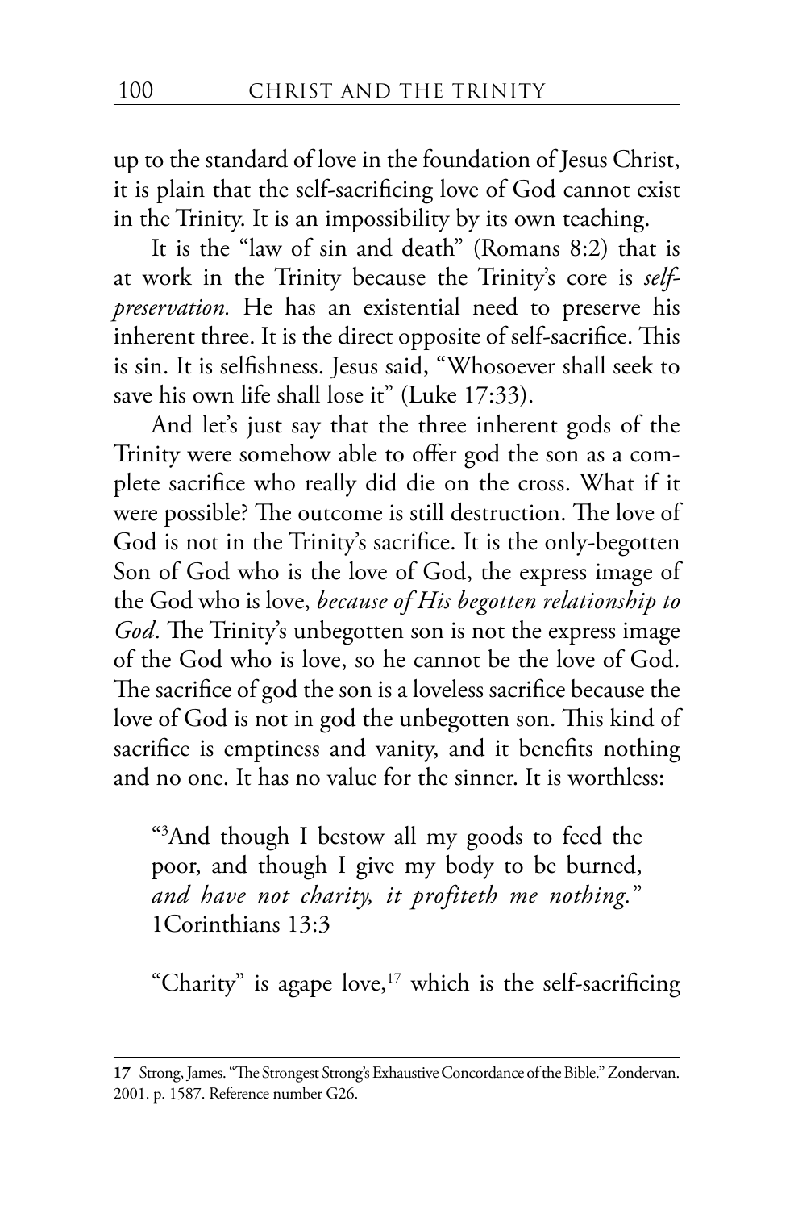up to the standard of love in the foundation of Jesus Christ, it is plain that the self-sacrificing love of God cannot exist in the Trinity. It is an impossibility by its own teaching.

It is the "law of sin and death" (Romans 8:2) that is at work in the Trinity because the Trinity's core is *self-preservation.* He has an existential need to preserve his inherent three. It is the direct opposite of self-sacrifice. This is sin. It is selfishness. Jesus said, "Whosoever shall seek to save his own life shall lose it" (Luke 17:33).

And let's just say that the three inherent gods of the Trinity were somehow able to offer god the son as a complete sacrifice who really did die on the cross. What if it were possible? The outcome is still destruction. The love of God is not in the Trinity's sacrifice. It is the only-begotten Son of God who is the love of God, the express image of the God who is love, *because of His begotten relationship to God*. The Trinity's unbegotten son is not the express image of the God who is love, so he cannot be the love of God. The sacrifice of god the son is a loveless sacrifice because the love of God is not in god the unbegotten son. This kind of sacrifice is emptiness and vanity, and it benefits nothing and no one. It has no value for the sinner. It is worthless:

> "[3]And though I bestow all my goods to feed the poor, and though I give my body to be burned, *and have not charity, it profiteth me nothing.*" 1Corinthians 13:3

"Charity" is agape love,[17] which is the self-sacrificing

---

**17** Strong, James. "The Strongest Strong's Exhaustive Concordance of the Bible." Zondervan. 2001. p. 1587. Reference number G26.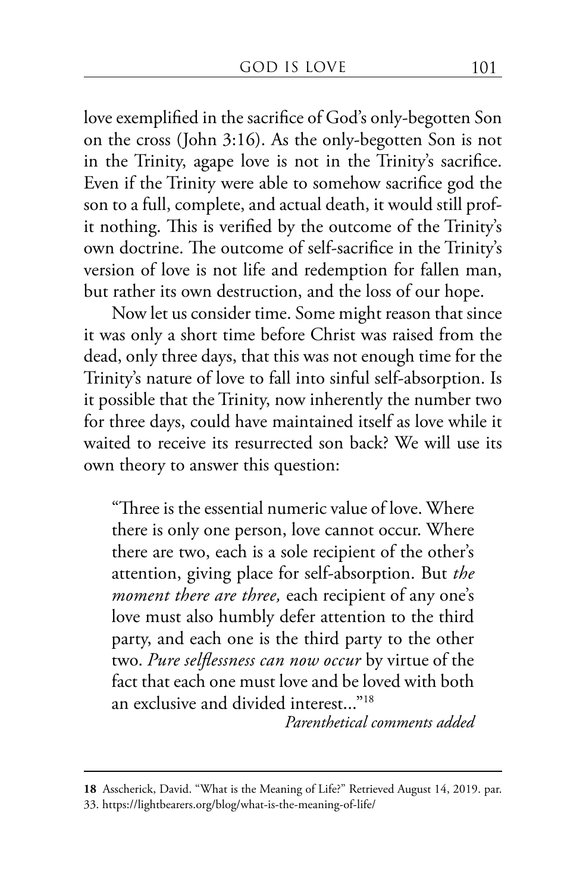love exemplified in the sacrifice of God's only-begotten Son on the cross (John 3:16). As the only-begotten Son is not in the Trinity, agape love is not in the Trinity's sacrifice. Even if the Trinity were able to somehow sacrifice god the son to a full, complete, and actual death, it would still profit nothing. This is verified by the outcome of the Trinity's own doctrine. The outcome of self-sacrifice in the Trinity's version of love is not life and redemption for fallen man, but rather its own destruction, and the loss of our hope.

Now let us consider time. Some might reason that since it was only a short time before Christ was raised from the dead, only three days, that this was not enough time for the Trinity's nature of love to fall into sinful self-absorption. Is it possible that the Trinity, now inherently the number two for three days, could have maintained itself as love while it waited to receive its resurrected son back? We will use its own theory to answer this question:

> "Three is the essential numeric value of love. Where there is only one person, love cannot occur. Where there are two, each is a sole recipient of the other's attention, giving place for self-absorption. But *the moment there are three,* each recipient of any one's love must also humbly defer attention to the third party, and each one is the third party to the other two. *Pure selflessness can now occur* by virtue of the fact that each one must love and be loved with both an exclusive and divided interest..."[18]
>
> *Parenthetical comments added*

---

**18** Asscherick, David. "What is the Meaning of Life?" Retrieved August 14, 2019. par. 33. https://lightbearers.org/blog/what-is-the-meaning-of-life/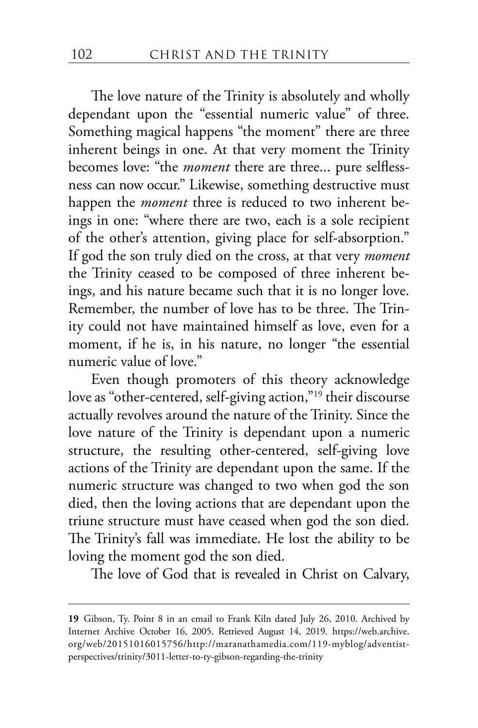The love nature of the Trinity is absolutely and wholly dependant upon the "essential numeric value" of three. Something magical happens "the moment" there are three inherent beings in one. At that very moment the Trinity becomes love: "the *moment* there are three... pure selflessness can now occur." Likewise, something destructive must happen the *moment* three is reduced to two inherent beings in one: "where there are two, each is a sole recipient of the other's attention, giving place for self-absorption." If god the son truly died on the cross, at that very *moment* the Trinity ceased to be composed of three inherent beings, and his nature became such that it is no longer love. Remember, the number of love has to be three. The Trinity could not have maintained himself as love, even for a moment, if he is, in his nature, no longer "the essential numeric value of love."

Even though promoters of this theory acknowledge love as "other-centered, self-giving action,"[19] their discourse actually revolves around the nature of the Trinity. Since the love nature of the Trinity is dependant upon a numeric structure, the resulting other-centered, self-giving love actions of the Trinity are dependant upon the same. If the numeric structure was changed to two when god the son died, then the loving actions that are dependant upon the triune structure must have ceased when god the son died. The Trinity's fall was immediate. He lost the ability to be loving the moment god the son died.

The love of God that is revealed in Christ on Calvary,

---

**19** Gibson, Ty. Point 8 in an email to Frank Kiln dated July 26, 2010. Archived by Internet Archive October 16, 2005. Retrieved August 14, 2019. https://web.archive.org/web/20151016015756/http://maranathamedia.com/119-myblog/adventist-perspectives/trinity/3011-letter-to-ty-gibson-regarding-the-trinity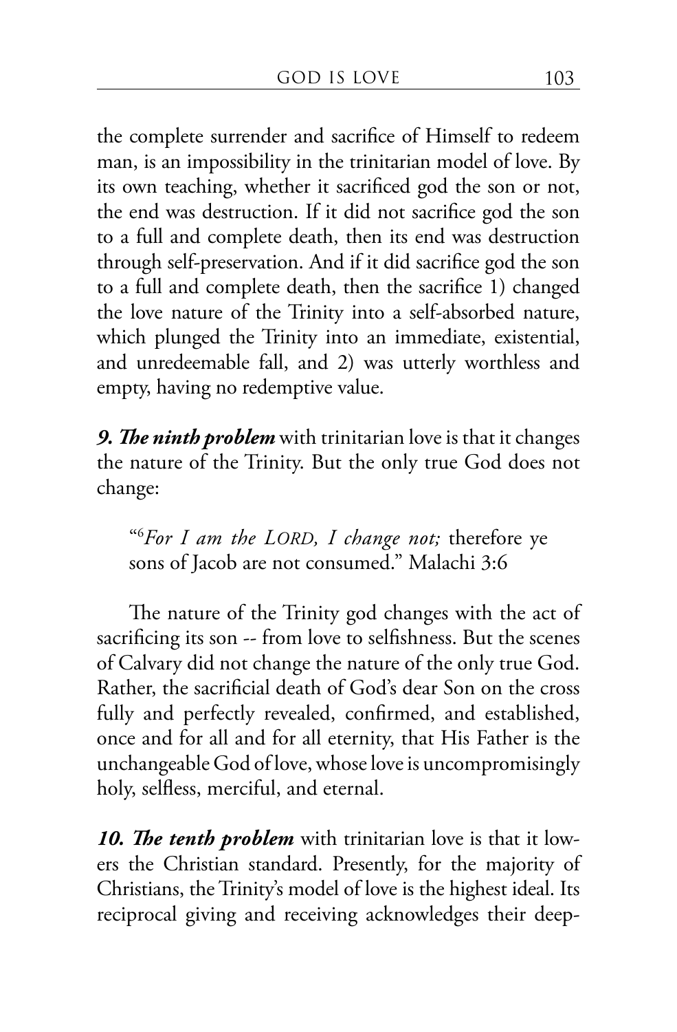the complete surrender and sacrifice of Himself to redeem man, is an impossibility in the trinitarian model of love. By its own teaching, whether it sacrificed god the son or not, the end was destruction. If it did not sacrifice god the son to a full and complete death, then its end was destruction through self-preservation. And if it did sacrifice god the son to a full and complete death, then the sacrifice 1) changed the love nature of the Trinity into a self-absorbed nature, which plunged the Trinity into an immediate, existential, and unredeemable fall, and 2) was utterly worthless and empty, having no redemptive value.

***9. The ninth problem*** with trinitarian love is that it changes the nature of the Trinity. But the only true God does not change:

> "[6]*For I am the* L*ORD*, *I change not;* therefore ye sons of Jacob are not consumed." Malachi 3:6

The nature of the Trinity god changes with the act of sacrificing its son -- from love to selfishness. But the scenes of Calvary did not change the nature of the only true God. Rather, the sacrificial death of God's dear Son on the cross fully and perfectly revealed, confirmed, and established, once and for all and for all eternity, that His Father is the unchangeable God of love, whose love is uncompromisingly holy, selfless, merciful, and eternal.

***10. The tenth problem*** with trinitarian love is that it lowers the Christian standard. Presently, for the majority of Christians, the Trinity's model of love is the highest ideal. Its reciprocal giving and receiving acknowledges their deep-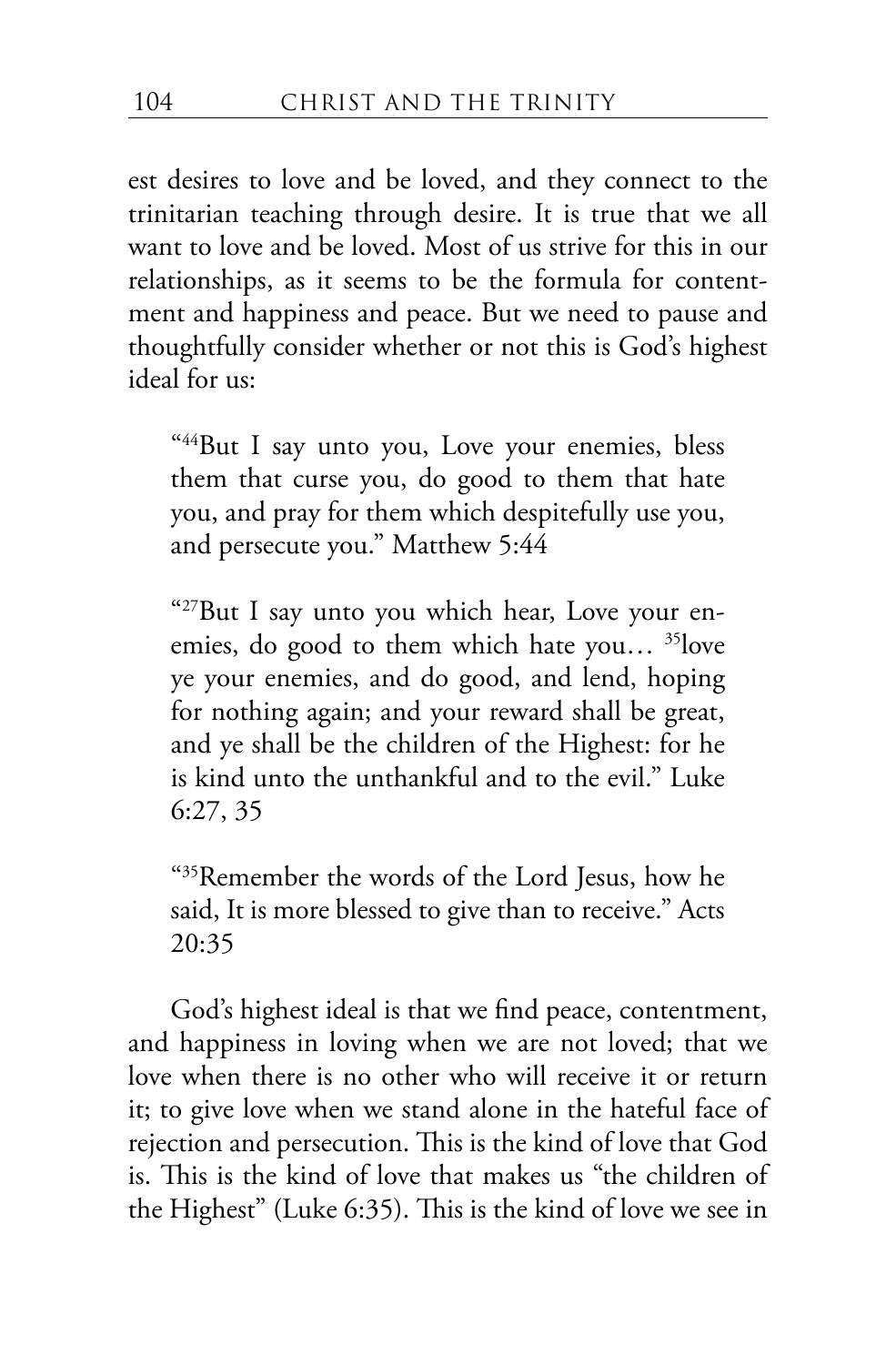est desires to love and be loved, and they connect to the trinitarian teaching through desire. It is true that we all want to love and be loved. Most of us strive for this in our relationships, as it seems to be the formula for contentment and happiness and peace. But we need to pause and thoughtfully consider whether or not this is God's highest ideal for us:

> "[44]But I say unto you, Love your enemies, bless them that curse you, do good to them that hate you, and pray for them which despitefully use you, and persecute you." Matthew 5:44

> "[27]But I say unto you which hear, Love your enemies, do good to them which hate you… [35]love ye your enemies, and do good, and lend, hoping for nothing again; and your reward shall be great, and ye shall be the children of the Highest: for he is kind unto the unthankful and to the evil." Luke 6:27, 35

> "[35]Remember the words of the Lord Jesus, how he said, It is more blessed to give than to receive." Acts 20:35

God's highest ideal is that we find peace, contentment, and happiness in loving when we are not loved; that we love when there is no other who will receive it or return it; to give love when we stand alone in the hateful face of rejection and persecution. This is the kind of love that God is. This is the kind of love that makes us "the children of the Highest" (Luke 6:35). This is the kind of love we see in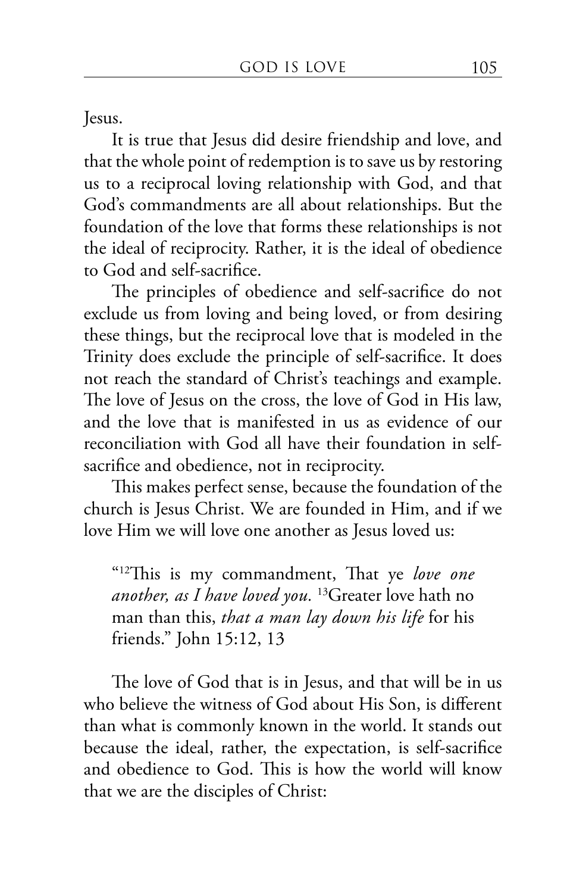Jesus.

It is true that Jesus did desire friendship and love, and that the whole point of redemption is to save us by restoring us to a reciprocal loving relationship with God, and that God's commandments are all about relationships. But the foundation of the love that forms these relationships is not the ideal of reciprocity. Rather, it is the ideal of obedience to God and self-sacrifice.

The principles of obedience and self-sacrifice do not exclude us from loving and being loved, or from desiring these things, but the reciprocal love that is modeled in the Trinity does exclude the principle of self-sacrifice. It does not reach the standard of Christ's teachings and example. The love of Jesus on the cross, the love of God in His law, and the love that is manifested in us as evidence of our reconciliation with God all have their foundation in self-sacrifice and obedience, not in reciprocity.

This makes perfect sense, because the foundation of the church is Jesus Christ. We are founded in Him, and if we love Him we will love one another as Jesus loved us:

> "[12]This is my commandment, That ye *love one another, as I have loved you.* [13]Greater love hath no man than this, *that a man lay down his life* for his friends." John 15:12, 13

The love of God that is in Jesus, and that will be in us who believe the witness of God about His Son, is different than what is commonly known in the world. It stands out because the ideal, rather, the expectation, is self-sacrifice and obedience to God. This is how the world will know that we are the disciples of Christ: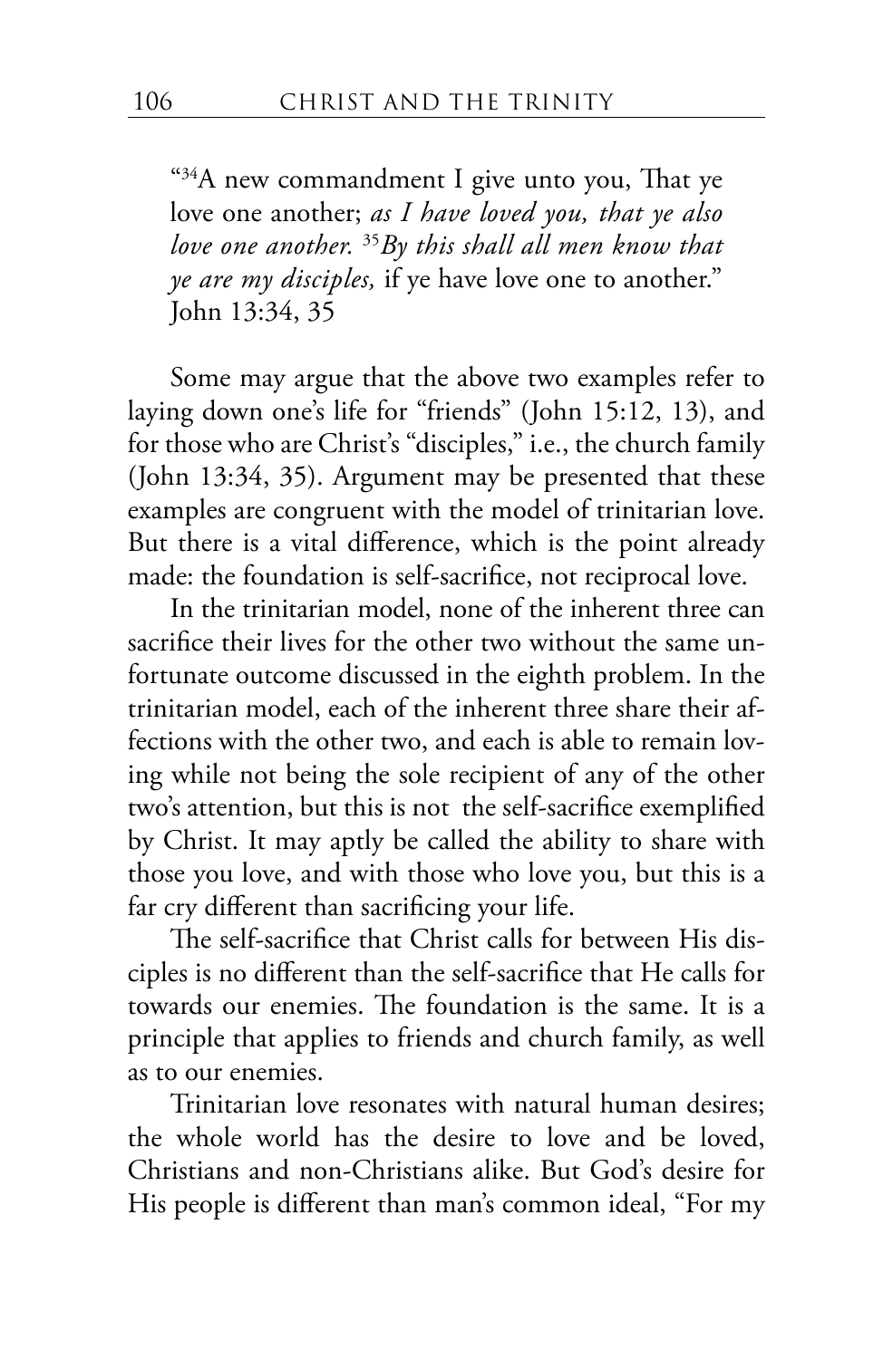"[34]A new commandment I give unto you, That ye love one another; *as I have loved you, that ye also love one another.* [35]*By this shall all men know that ye are my disciples,* if ye have love one to another." John 13:34, 35

Some may argue that the above two examples refer to laying down one's life for "friends" (John 15:12, 13), and for those who are Christ's "disciples," i.e., the church family (John 13:34, 35). Argument may be presented that these examples are congruent with the model of trinitarian love. But there is a vital difference, which is the point already made: the foundation is self-sacrifice, not reciprocal love.

In the trinitarian model, none of the inherent three can sacrifice their lives for the other two without the same unfortunate outcome discussed in the eighth problem. In the trinitarian model, each of the inherent three share their affections with the other two, and each is able to remain loving while not being the sole recipient of any of the other two's attention, but this is not the self-sacrifice exemplified by Christ. It may aptly be called the ability to share with those you love, and with those who love you, but this is a far cry different than sacrificing your life.

The self-sacrifice that Christ calls for between His disciples is no different than the self-sacrifice that He calls for towards our enemies. The foundation is the same. It is a principle that applies to friends and church family, as well as to our enemies.

Trinitarian love resonates with natural human desires; the whole world has the desire to love and be loved, Christians and non-Christians alike. But God's desire for His people is different than man's common ideal, "For my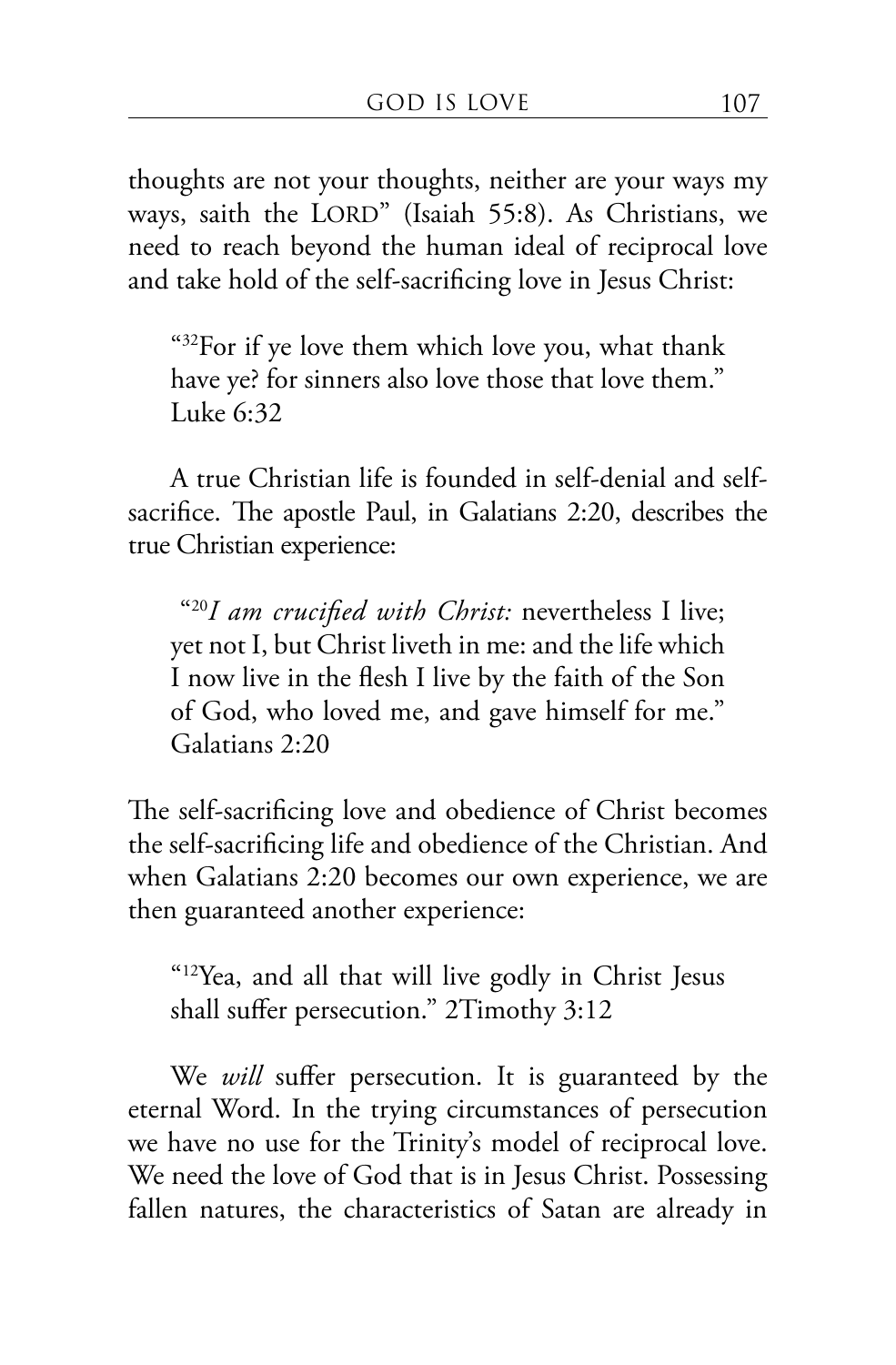thoughts are not your thoughts, neither are your ways my ways, saith the LORD" (Isaiah 55:8). As Christians, we need to reach beyond the human ideal of reciprocal love and take hold of the self-sacrificing love in Jesus Christ:

> "[32]For if ye love them which love you, what thank have ye? for sinners also love those that love them." Luke 6:32

A true Christian life is founded in self-denial and self-sacrifice. The apostle Paul, in Galatians 2:20, describes the true Christian experience:

> "[20]*I am crucified with Christ:* nevertheless I live; yet not I, but Christ liveth in me: and the life which I now live in the flesh I live by the faith of the Son of God, who loved me, and gave himself for me." Galatians 2:20

The self-sacrificing love and obedience of Christ becomes the self-sacrificing life and obedience of the Christian. And when Galatians 2:20 becomes our own experience, we are then guaranteed another experience:

> "[12]Yea, and all that will live godly in Christ Jesus shall suffer persecution." 2Timothy 3:12

We *will* suffer persecution. It is guaranteed by the eternal Word. In the trying circumstances of persecution we have no use for the Trinity's model of reciprocal love. We need the love of God that is in Jesus Christ. Possessing fallen natures, the characteristics of Satan are already in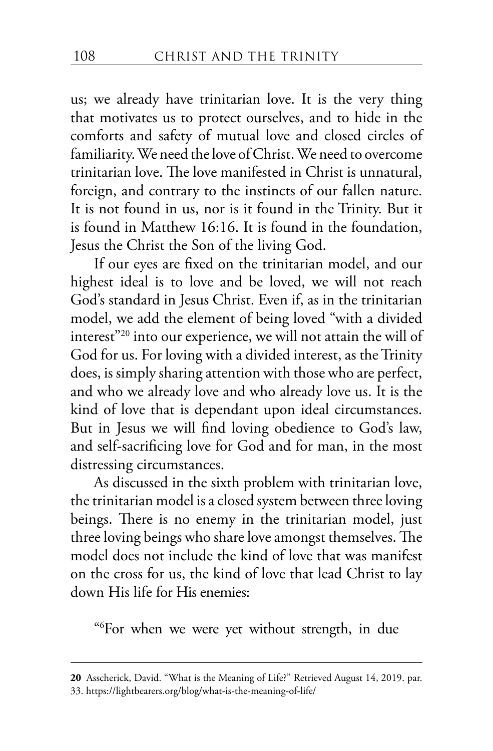us; we already have trinitarian love. It is the very thing that motivates us to protect ourselves, and to hide in the comforts and safety of mutual love and closed circles of familiarity. We need the love of Christ. We need to overcome trinitarian love. The love manifested in Christ is unnatural, foreign, and contrary to the instincts of our fallen nature. It is not found in us, nor is it found in the Trinity. But it is found in Matthew 16:16. It is found in the foundation, Jesus the Christ the Son of the living God.

If our eyes are fixed on the trinitarian model, and our highest ideal is to love and be loved, we will not reach God's standard in Jesus Christ. Even if, as in the trinitarian model, we add the element of being loved "with a divided interest"[20] into our experience, we will not attain the will of God for us. For loving with a divided interest, as the Trinity does, is simply sharing attention with those who are perfect, and who we already love and who already love us. It is the kind of love that is dependant upon ideal circumstances. But in Jesus we will find loving obedience to God's law, and self-sacrificing love for God and for man, in the most distressing circumstances.

As discussed in the sixth problem with trinitarian love, the trinitarian model is a closed system between three loving beings. There is no enemy in the trinitarian model, just three loving beings who share love amongst themselves. The model does not include the kind of love that was manifest on the cross for us, the kind of love that lead Christ to lay down His life for His enemies:

"[6]For when we were yet without strength, in due

---

**20** Asscherick, David. "What is the Meaning of Life?" Retrieved August 14, 2019. par. 33. https://lightbearers.org/blog/what-is-the-meaning-of-life/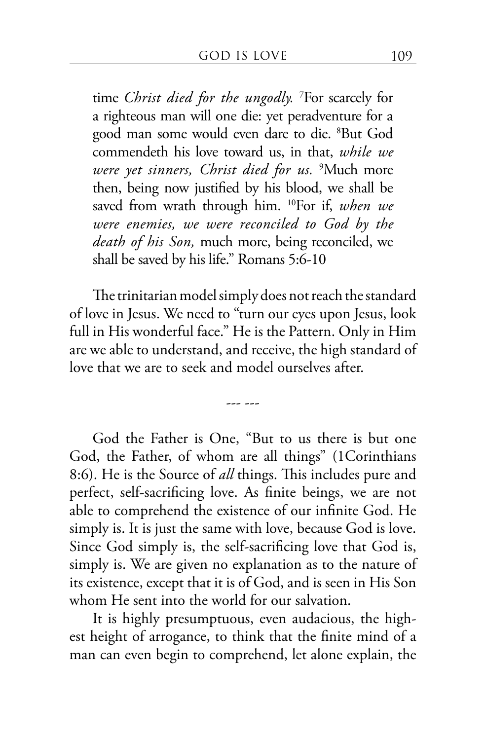time *Christ died for the ungodly.* [7]For scarcely for a righteous man will one die: yet peradventure for a good man some would even dare to die. [8]But God commendeth his love toward us, in that, *while we were yet sinners, Christ died for us.* [9]Much more then, being now justified by his blood, we shall be saved from wrath through him. [10]For if, *when we were enemies, we were reconciled to God by the death of his Son,* much more, being reconciled, we shall be saved by his life." Romans 5:6-10

The trinitarian model simply does not reach the standard of love in Jesus. We need to "turn our eyes upon Jesus, look full in His wonderful face." He is the Pattern. Only in Him are we able to understand, and receive, the high standard of love that we are to seek and model ourselves after.

--- ---

God the Father is One, "But to us there is but one God, the Father, of whom are all things" (1Corinthians 8:6). He is the Source of *all* things. This includes pure and perfect, self-sacrificing love. As finite beings, we are not able to comprehend the existence of our infinite God. He simply is. It is just the same with love, because God is love. Since God simply is, the self-sacrificing love that God is, simply is. We are given no explanation as to the nature of its existence, except that it is of God, and is seen in His Son whom He sent into the world for our salvation.

It is highly presumptuous, even audacious, the highest height of arrogance, to think that the finite mind of a man can even begin to comprehend, let alone explain, the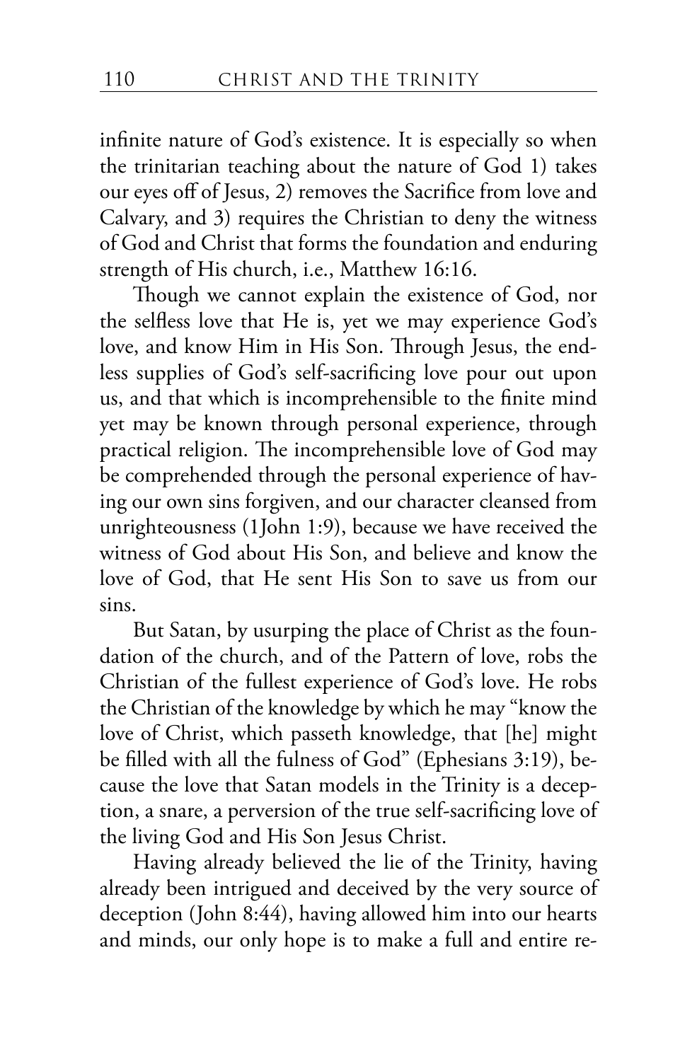infinite nature of God's existence. It is especially so when the trinitarian teaching about the nature of God 1) takes our eyes off of Jesus, 2) removes the Sacrifice from love and Calvary, and 3) requires the Christian to deny the witness of God and Christ that forms the foundation and enduring strength of His church, i.e., Matthew 16:16.

Though we cannot explain the existence of God, nor the selfless love that He is, yet we may experience God's love, and know Him in His Son. Through Jesus, the endless supplies of God's self-sacrificing love pour out upon us, and that which is incomprehensible to the finite mind yet may be known through personal experience, through practical religion. The incomprehensible love of God may be comprehended through the personal experience of having our own sins forgiven, and our character cleansed from unrighteousness (1John 1:9), because we have received the witness of God about His Son, and believe and know the love of God, that He sent His Son to save us from our sins.

But Satan, by usurping the place of Christ as the foundation of the church, and of the Pattern of love, robs the Christian of the fullest experience of God's love. He robs the Christian of the knowledge by which he may "know the love of Christ, which passeth knowledge, that [he] might be filled with all the fulness of God" (Ephesians 3:19), because the love that Satan models in the Trinity is a deception, a snare, a perversion of the true self-sacrificing love of the living God and His Son Jesus Christ.

Having already believed the lie of the Trinity, having already been intrigued and deceived by the very source of deception (John 8:44), having allowed him into our hearts and minds, our only hope is to make a full and entire re-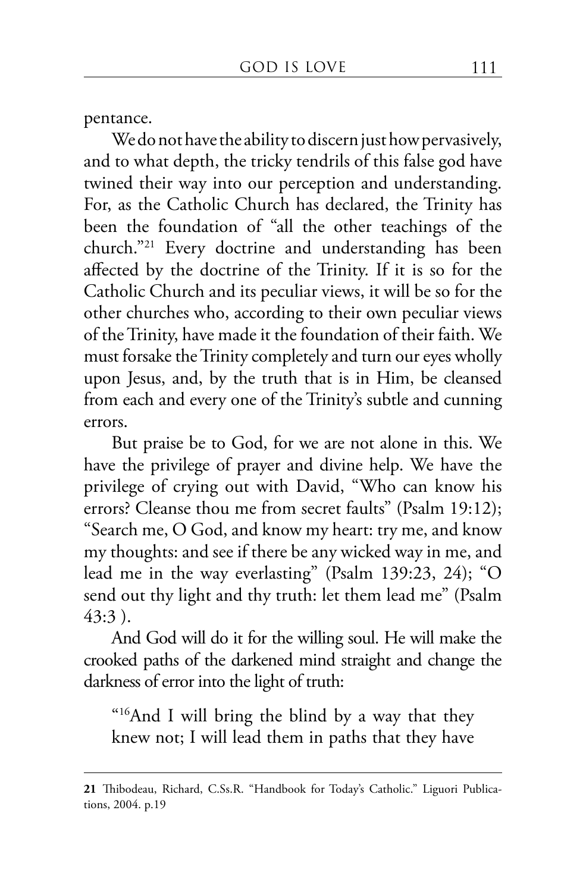pentance.

We do not have the ability to discern just how pervasively, and to what depth, the tricky tendrils of this false god have twined their way into our perception and understanding. For, as the Catholic Church has declared, the Trinity has been the foundation of "all the other teachings of the church."[21] Every doctrine and understanding has been affected by the doctrine of the Trinity. If it is so for the Catholic Church and its peculiar views, it will be so for the other churches who, according to their own peculiar views of the Trinity, have made it the foundation of their faith. We must forsake the Trinity completely and turn our eyes wholly upon Jesus, and, by the truth that is in Him, be cleansed from each and every one of the Trinity's subtle and cunning errors.

But praise be to God, for we are not alone in this. We have the privilege of prayer and divine help. We have the privilege of crying out with David, "Who can know his errors? Cleanse thou me from secret faults" (Psalm 19:12); "Search me, O God, and know my heart: try me, and know my thoughts: and see if there be any wicked way in me, and lead me in the way everlasting" (Psalm 139:23, 24); "O send out thy light and thy truth: let them lead me" (Psalm 43:3 ).

And God will do it for the willing soul. He will make the crooked paths of the darkened mind straight and change the darkness of error into the light of truth:

> "[16]And I will bring the blind by a way that they knew not; I will lead them in paths that they have

---

**21** Thibodeau, Richard, C.Ss.R. "Handbook for Today's Catholic." Liguori Publications, 2004. p.19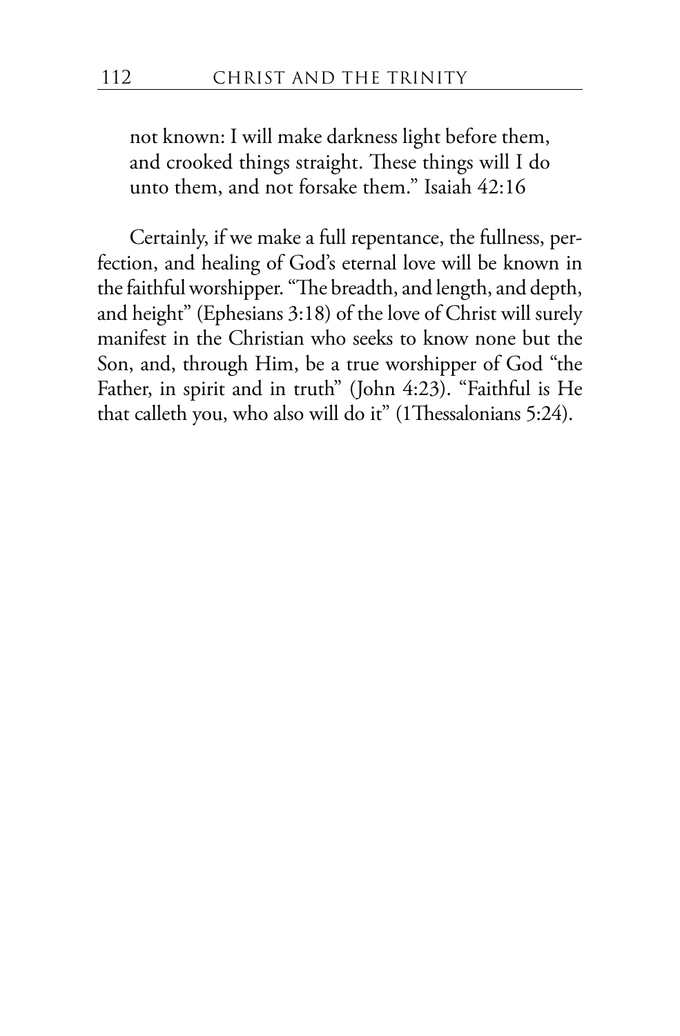> not known: I will make darkness light before them, and crooked things straight. These things will I do unto them, and not forsake them." Isaiah 42:16

Certainly, if we make a full repentance, the fullness, perfection, and healing of God's eternal love will be known in the faithful worshipper. "The breadth, and length, and depth, and height" (Ephesians 3:18) of the love of Christ will surely manifest in the Christian who seeks to know none but the Son, and, through Him, be a true worshipper of God "the Father, in spirit and in truth" (John 4:23). "Faithful is He that calleth you, who also will do it" (1Thessalonians 5:24).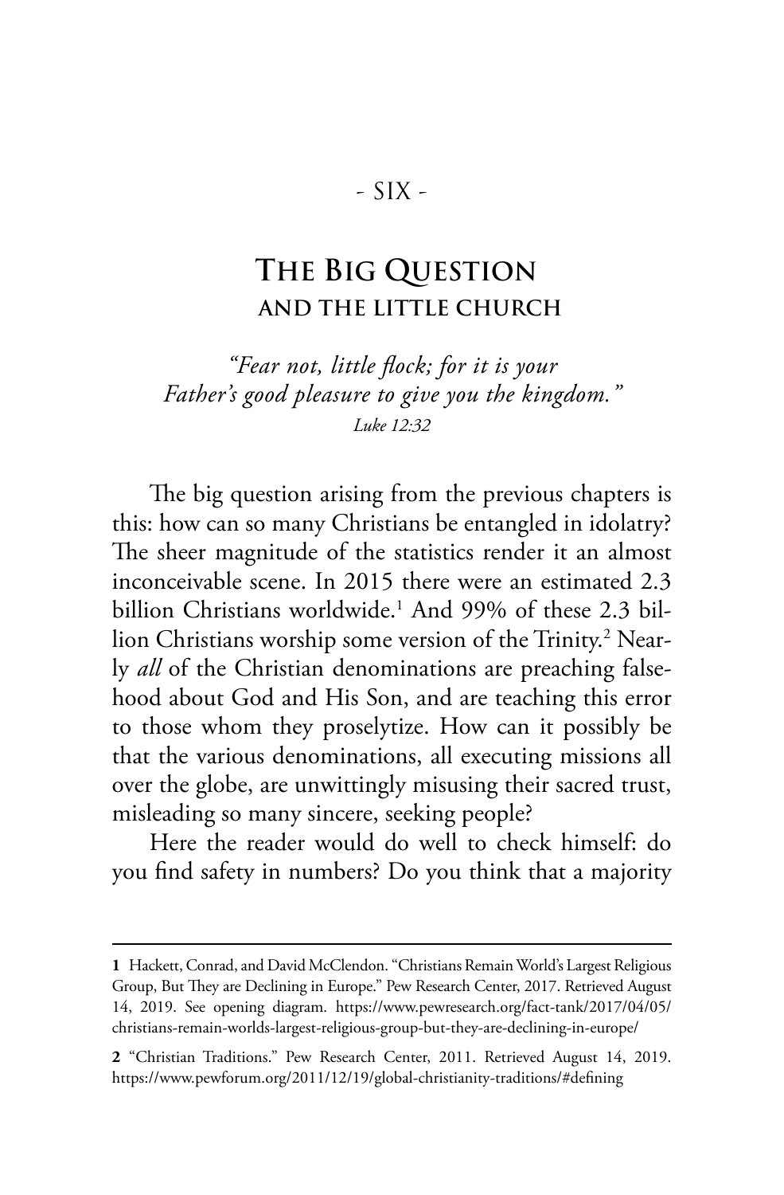- SIX -

# The Big Question
## and the little church

*"Fear not, little flock; for it is your Father's good pleasure to give you the kingdom."*
*Luke 12:32*

The big question arising from the previous chapters is this: how can so many Christians be entangled in idolatry? The sheer magnitude of the statistics render it an almost inconceivable scene. In 2015 there were an estimated 2.3 billion Christians worldwide.[1] And 99% of these 2.3 billion Christians worship some version of the Trinity.[2] Nearly *all* of the Christian denominations are preaching falsehood about God and His Son, and are teaching this error to those whom they proselytize. How can it possibly be that the various denominations, all executing missions all over the globe, are unwittingly misusing their sacred trust, misleading so many sincere, seeking people?

Here the reader would do well to check himself: do you find safety in numbers? Do you think that a majority

---

**1** Hackett, Conrad, and David McClendon. "Christians Remain World's Largest Religious Group, But They are Declining in Europe." Pew Research Center, 2017. Retrieved August 14, 2019. See opening diagram. https://www.pewresearch.org/fact-tank/2017/04/05/christians-remain-worlds-largest-religious-group-but-they-are-declining-in-europe/

**2** "Christian Traditions." Pew Research Center, 2011. Retrieved August 14, 2019. https://www.pewforum.org/2011/12/19/global-christianity-traditions/#defining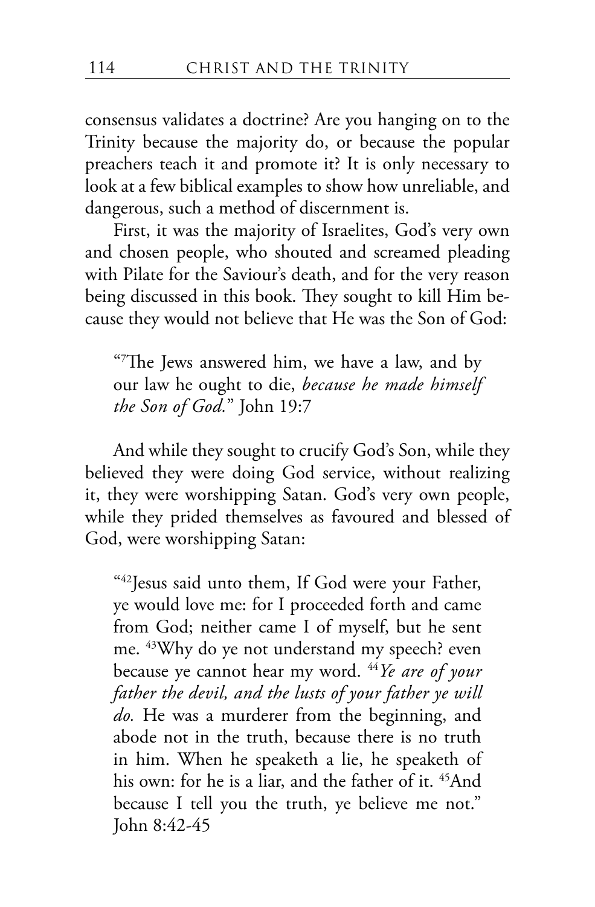consensus validates a doctrine? Are you hanging on to the Trinity because the majority do, or because the popular preachers teach it and promote it? It is only necessary to look at a few biblical examples to show how unreliable, and dangerous, such a method of discernment is.

First, it was the majority of Israelites, God's very own and chosen people, who shouted and screamed pleading with Pilate for the Saviour's death, and for the very reason being discussed in this book. They sought to kill Him because they would not believe that He was the Son of God:

> "[7]The Jews answered him, we have a law, and by our law he ought to die, *because he made himself the Son of God.*" John 19:7

And while they sought to crucify God's Son, while they believed they were doing God service, without realizing it, they were worshipping Satan. God's very own people, while they prided themselves as favoured and blessed of God, were worshipping Satan:

> "[42]Jesus said unto them, If God were your Father, ye would love me: for I proceeded forth and came from God; neither came I of myself, but he sent me. [43]Why do ye not understand my speech? even because ye cannot hear my word. [44]*Ye are of your father the devil, and the lusts of your father ye will do.* He was a murderer from the beginning, and abode not in the truth, because there is no truth in him. When he speaketh a lie, he speaketh of his own: for he is a liar, and the father of it. [45]And because I tell you the truth, ye believe me not." John 8:42-45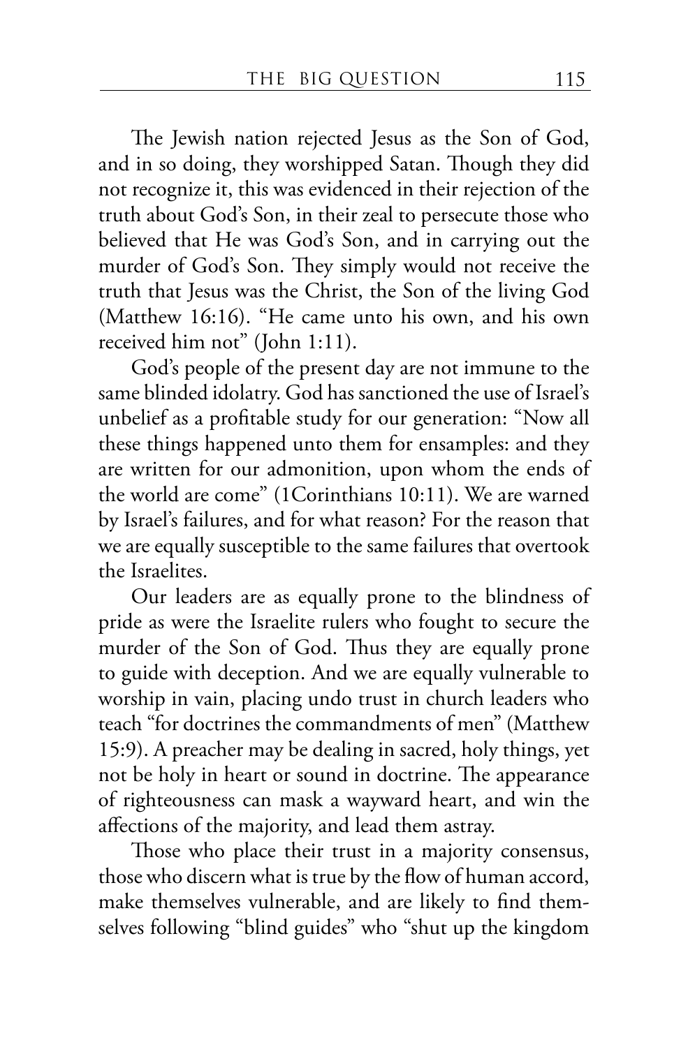The Jewish nation rejected Jesus as the Son of God, and in so doing, they worshipped Satan. Though they did not recognize it, this was evidenced in their rejection of the truth about God's Son, in their zeal to persecute those who believed that He was God's Son, and in carrying out the murder of God's Son. They simply would not receive the truth that Jesus was the Christ, the Son of the living God (Matthew 16:16). "He came unto his own, and his own received him not" (John 1:11).

God's people of the present day are not immune to the same blinded idolatry. God has sanctioned the use of Israel's unbelief as a profitable study for our generation: "Now all these things happened unto them for ensamples: and they are written for our admonition, upon whom the ends of the world are come" (1Corinthians 10:11). We are warned by Israel's failures, and for what reason? For the reason that we are equally susceptible to the same failures that overtook the Israelites.

Our leaders are as equally prone to the blindness of pride as were the Israelite rulers who fought to secure the murder of the Son of God. Thus they are equally prone to guide with deception. And we are equally vulnerable to worship in vain, placing undo trust in church leaders who teach "for doctrines the commandments of men" (Matthew 15:9). A preacher may be dealing in sacred, holy things, yet not be holy in heart or sound in doctrine. The appearance of righteousness can mask a wayward heart, and win the affections of the majority, and lead them astray.

Those who place their trust in a majority consensus, those who discern what is true by the flow of human accord, make themselves vulnerable, and are likely to find themselves following "blind guides" who "shut up the kingdom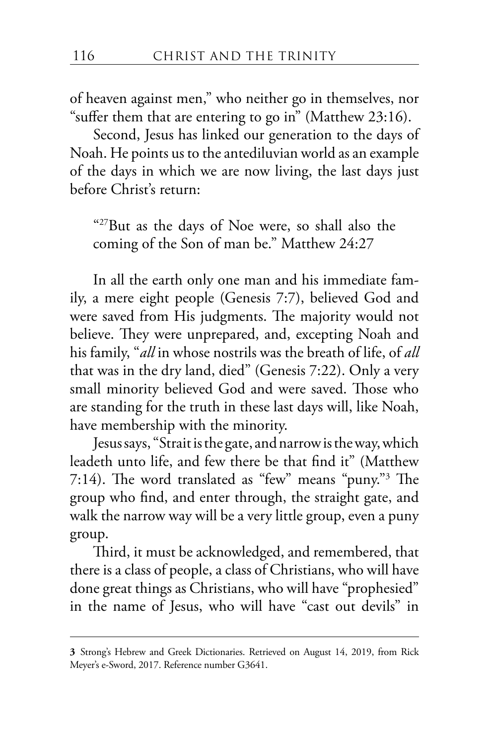of heaven against men," who neither go in themselves, nor "suffer them that are entering to go in" (Matthew 23:16).

Second, Jesus has linked our generation to the days of Noah. He points us to the antediluvian world as an example of the days in which we are now living, the last days just before Christ's return:

> "[27]But as the days of Noe were, so shall also the coming of the Son of man be." Matthew 24:27

In all the earth only one man and his immediate family, a mere eight people (Genesis 7:7), believed God and were saved from His judgments. The majority would not believe. They were unprepared, and, excepting Noah and his family, "*all* in whose nostrils was the breath of life, of *all* that was in the dry land, died" (Genesis 7:22). Only a very small minority believed God and were saved. Those who are standing for the truth in these last days will, like Noah, have membership with the minority.

Jesus says, "Strait is the gate, and narrow is the way, which leadeth unto life, and few there be that find it" (Matthew 7:14). The word translated as "few" means "puny."[3] The group who find, and enter through, the straight gate, and walk the narrow way will be a very little group, even a puny group.

Third, it must be acknowledged, and remembered, that there is a class of people, a class of Christians, who will have done great things as Christians, who will have "prophesied" in the name of Jesus, who will have "cast out devils" in

---

**3** Strong's Hebrew and Greek Dictionaries. Retrieved on August 14, 2019, from Rick Meyer's e-Sword, 2017. Reference number G3641.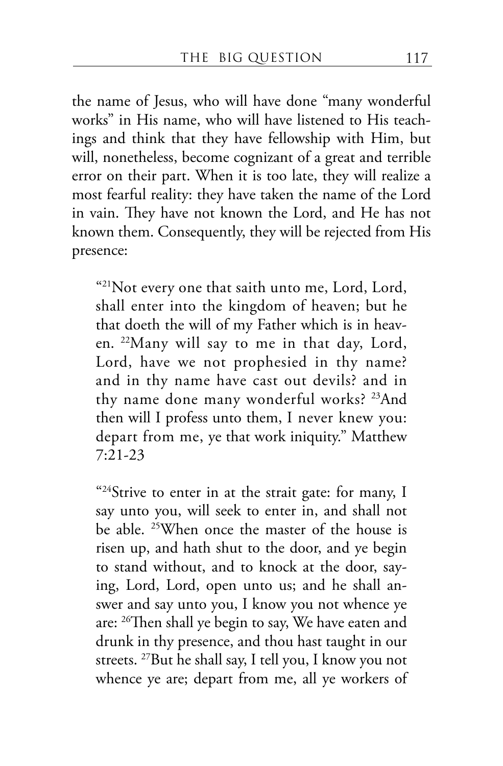the name of Jesus, who will have done "many wonderful works" in His name, who will have listened to His teachings and think that they have fellowship with Him, but will, nonetheless, become cognizant of a great and terrible error on their part. When it is too late, they will realize a most fearful reality: they have taken the name of the Lord in vain. They have not known the Lord, and He has not known them. Consequently, they will be rejected from His presence:

> "[21]Not every one that saith unto me, Lord, Lord, shall enter into the kingdom of heaven; but he that doeth the will of my Father which is in heaven. [22]Many will say to me in that day, Lord, Lord, have we not prophesied in thy name? and in thy name have cast out devils? and in thy name done many wonderful works? [23]And then will I profess unto them, I never knew you: depart from me, ye that work iniquity." Matthew 7:21-23

> "[24]Strive to enter in at the strait gate: for many, I say unto you, will seek to enter in, and shall not be able. [25]When once the master of the house is risen up, and hath shut to the door, and ye begin to stand without, and to knock at the door, saying, Lord, Lord, open unto us; and he shall answer and say unto you, I know you not whence ye are: [26]Then shall ye begin to say, We have eaten and drunk in thy presence, and thou hast taught in our streets. [27]But he shall say, I tell you, I know you not whence ye are; depart from me, all ye workers of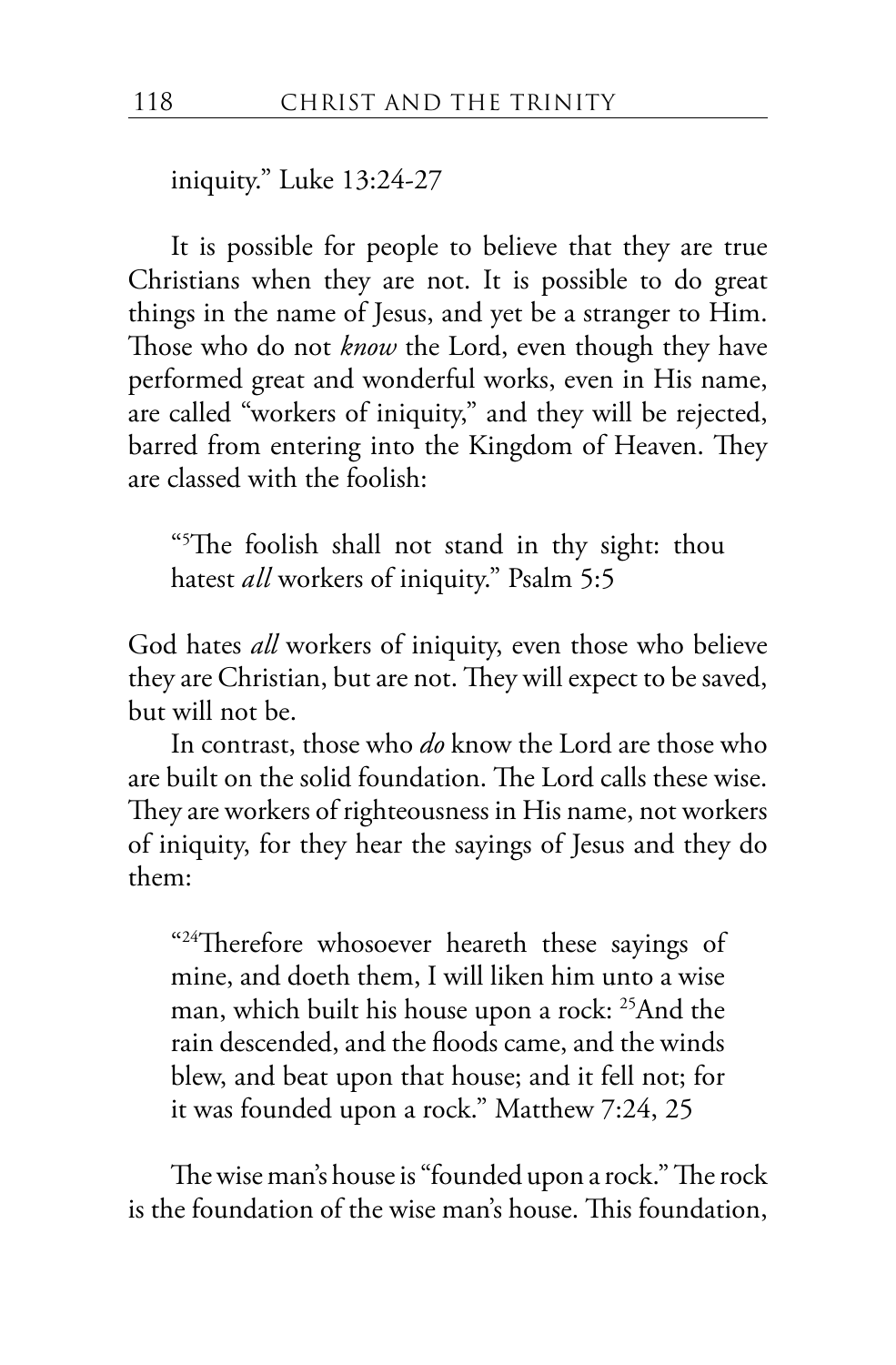iniquity." Luke 13:24-27

It is possible for people to believe that they are true Christians when they are not. It is possible to do great things in the name of Jesus, and yet be a stranger to Him. Those who do not *know* the Lord, even though they have performed great and wonderful works, even in His name, are called "workers of iniquity," and they will be rejected, barred from entering into the Kingdom of Heaven. They are classed with the foolish:

> "[5]The foolish shall not stand in thy sight: thou hatest *all* workers of iniquity." Psalm 5:5

God hates *all* workers of iniquity, even those who believe they are Christian, but are not. They will expect to be saved, but will not be.

In contrast, those who *do* know the Lord are those who are built on the solid foundation. The Lord calls these wise. They are workers of righteousness in His name, not workers of iniquity, for they hear the sayings of Jesus and they do them:

> "[24]Therefore whosoever heareth these sayings of mine, and doeth them, I will liken him unto a wise man, which built his house upon a rock: [25]And the rain descended, and the floods came, and the winds blew, and beat upon that house; and it fell not; for it was founded upon a rock." Matthew 7:24, 25

The wise man's house is "founded upon a rock." The rock is the foundation of the wise man's house. This foundation,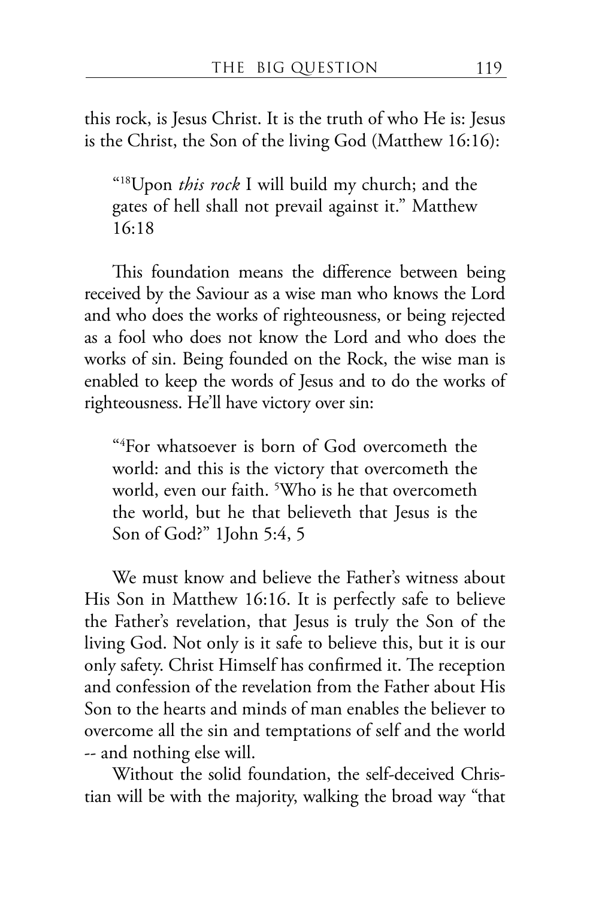this rock, is Jesus Christ. It is the truth of who He is: Jesus is the Christ, the Son of the living God (Matthew 16:16):

> "[18]Upon *this rock* I will build my church; and the gates of hell shall not prevail against it." Matthew 16:18

This foundation means the difference between being received by the Saviour as a wise man who knows the Lord and who does the works of righteousness, or being rejected as a fool who does not know the Lord and who does the works of sin. Being founded on the Rock, the wise man is enabled to keep the words of Jesus and to do the works of righteousness. He'll have victory over sin:

> "[4]For whatsoever is born of God overcometh the world: and this is the victory that overcometh the world, even our faith. [5]Who is he that overcometh the world, but he that believeth that Jesus is the Son of God?" 1John 5:4, 5

We must know and believe the Father's witness about His Son in Matthew 16:16. It is perfectly safe to believe the Father's revelation, that Jesus is truly the Son of the living God. Not only is it safe to believe this, but it is our only safety. Christ Himself has confirmed it. The reception and confession of the revelation from the Father about His Son to the hearts and minds of man enables the believer to overcome all the sin and temptations of self and the world -- and nothing else will.

Without the solid foundation, the self-deceived Christian will be with the majority, walking the broad way "that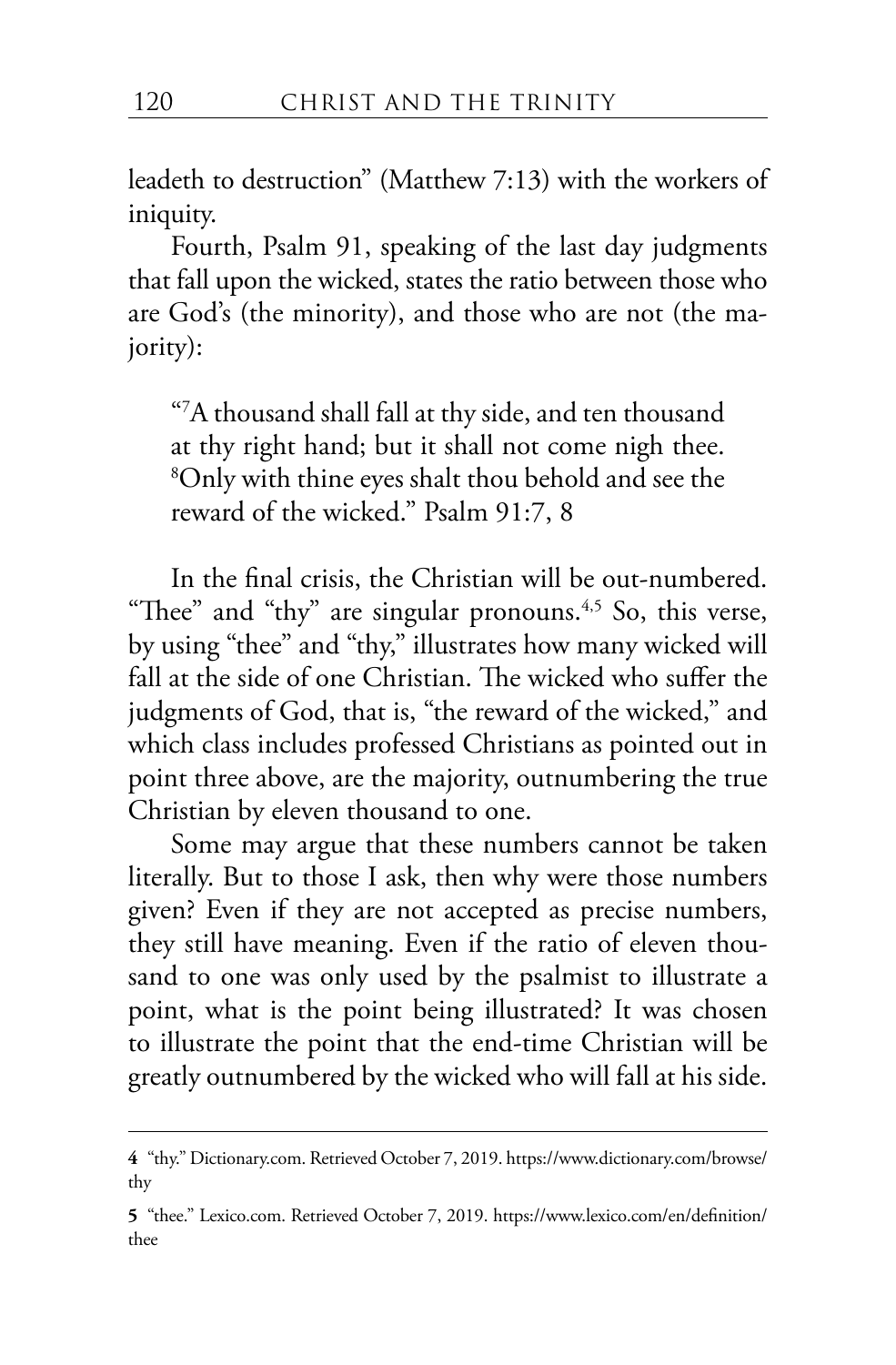leadeth to destruction" (Matthew 7:13) with the workers of iniquity.

Fourth, Psalm 91, speaking of the last day judgments that fall upon the wicked, states the ratio between those who are God's (the minority), and those who are not (the majority):

> "[7]A thousand shall fall at thy side, and ten thousand at thy right hand; but it shall not come nigh thee. [8]Only with thine eyes shalt thou behold and see the reward of the wicked." Psalm 91:7, 8

In the final crisis, the Christian will be out-numbered. "Thee" and "thy" are singular pronouns.[4,5] So, this verse, by using "thee" and "thy," illustrates how many wicked will fall at the side of one Christian. The wicked who suffer the judgments of God, that is, "the reward of the wicked," and which class includes professed Christians as pointed out in point three above, are the majority, outnumbering the true Christian by eleven thousand to one.

Some may argue that these numbers cannot be taken literally. But to those I ask, then why were those numbers given? Even if they are not accepted as precise numbers, they still have meaning. Even if the ratio of eleven thousand to one was only used by the psalmist to illustrate a point, what is the point being illustrated? It was chosen to illustrate the point that the end-time Christian will be greatly outnumbered by the wicked who will fall at his side.

---

**4** "thy." Dictionary.com. Retrieved October 7, 2019. https://www.dictionary.com/browse/thy

**5** "thee." Lexico.com. Retrieved October 7, 2019. https://www.lexico.com/en/definition/thee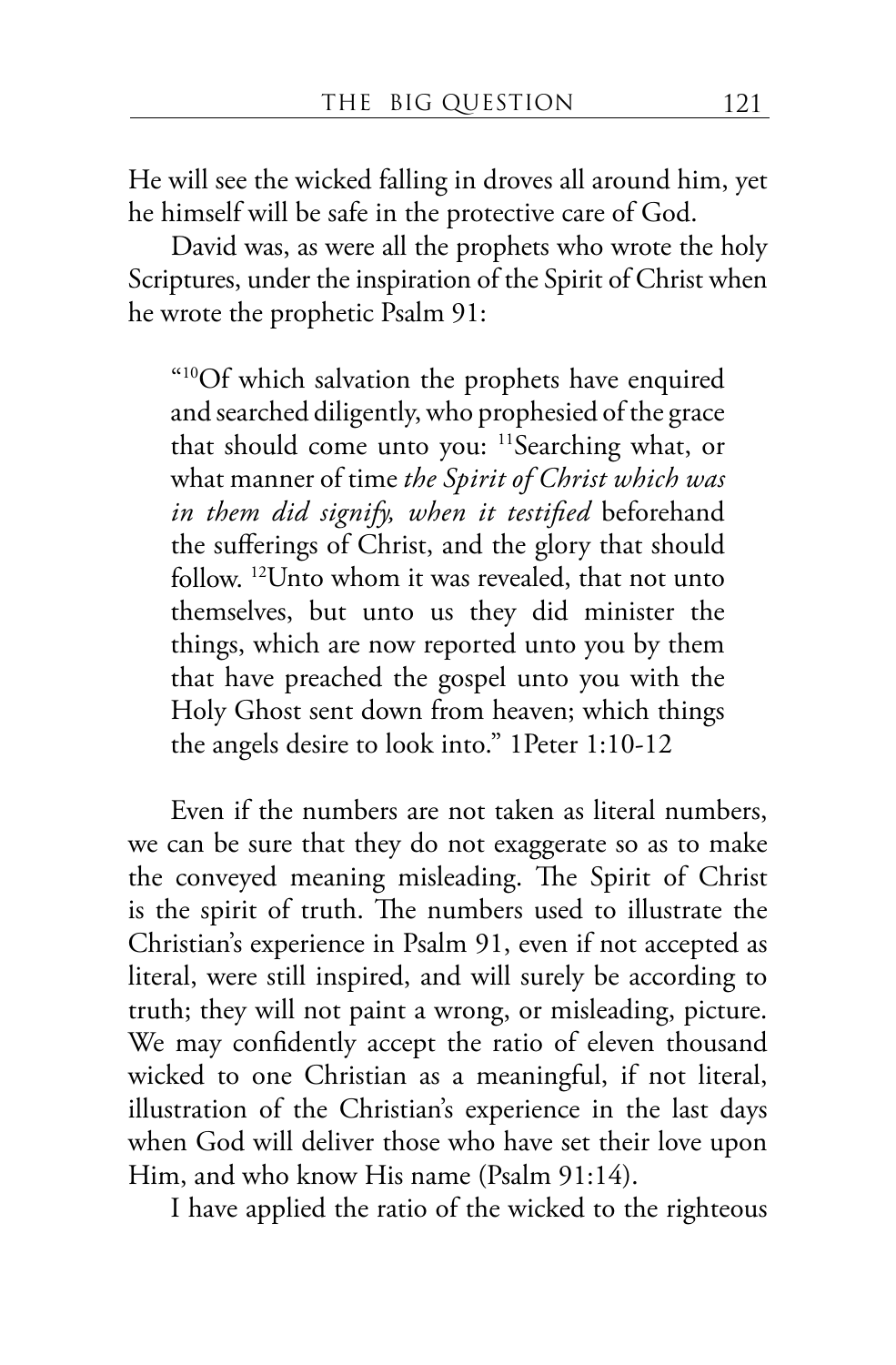He will see the wicked falling in droves all around him, yet he himself will be safe in the protective care of God.

David was, as were all the prophets who wrote the holy Scriptures, under the inspiration of the Spirit of Christ when he wrote the prophetic Psalm 91:

> "[10]Of which salvation the prophets have enquired and searched diligently, who prophesied of the grace that should come unto you: [11]Searching what, or what manner of time *the Spirit of Christ which was in them did signify, when it testified* beforehand the sufferings of Christ, and the glory that should follow. [12]Unto whom it was revealed, that not unto themselves, but unto us they did minister the things, which are now reported unto you by them that have preached the gospel unto you with the Holy Ghost sent down from heaven; which things the angels desire to look into." 1Peter 1:10-12

Even if the numbers are not taken as literal numbers, we can be sure that they do not exaggerate so as to make the conveyed meaning misleading. The Spirit of Christ is the spirit of truth. The numbers used to illustrate the Christian's experience in Psalm 91, even if not accepted as literal, were still inspired, and will surely be according to truth; they will not paint a wrong, or misleading, picture. We may confidently accept the ratio of eleven thousand wicked to one Christian as a meaningful, if not literal, illustration of the Christian's experience in the last days when God will deliver those who have set their love upon Him, and who know His name (Psalm 91:14).

I have applied the ratio of the wicked to the righteous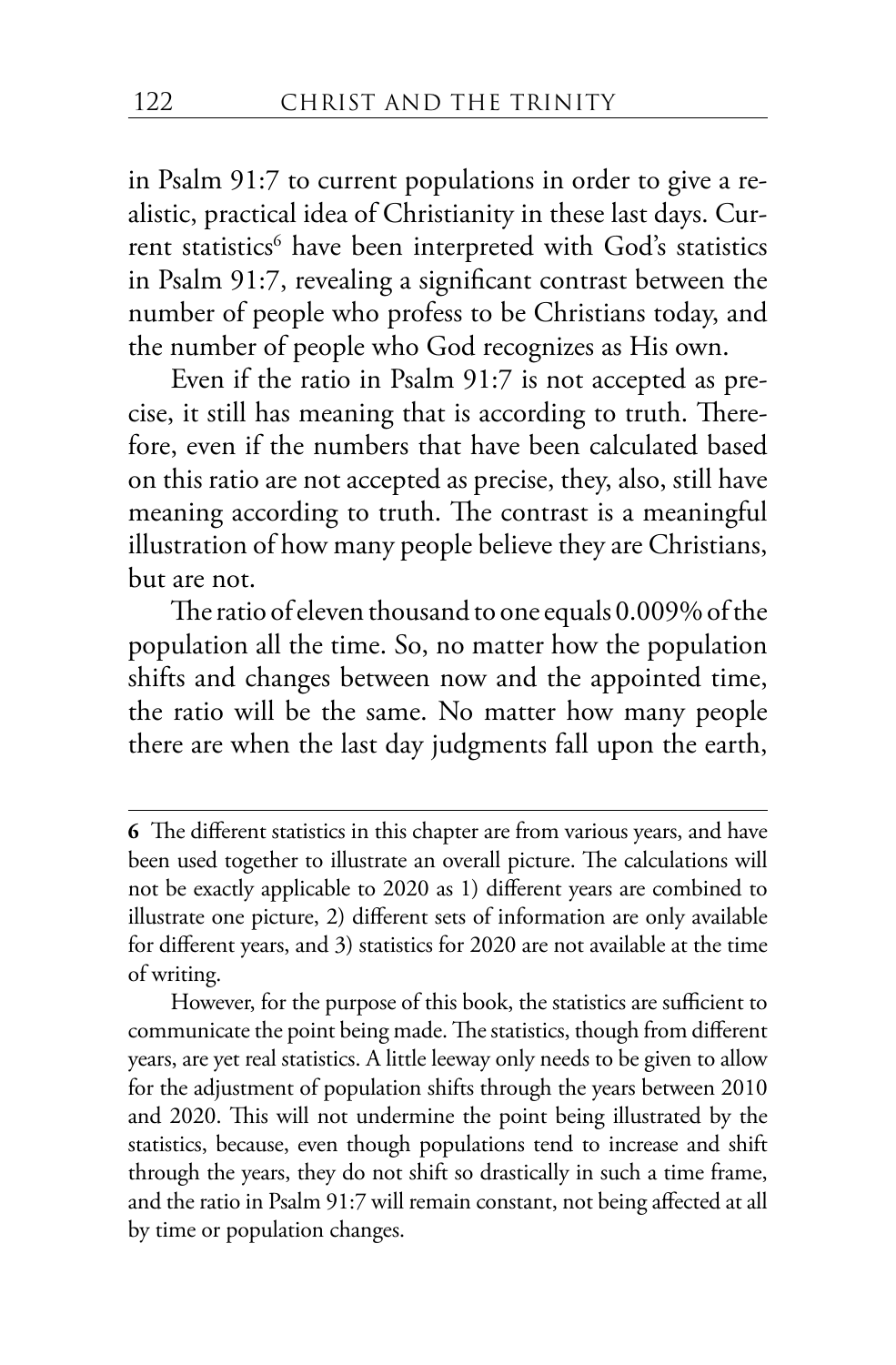in Psalm 91:7 to current populations in order to give a realistic, practical idea of Christianity in these last days. Current statistics[6] have been interpreted with God's statistics in Psalm 91:7, revealing a significant contrast between the number of people who profess to be Christians today, and the number of people who God recognizes as His own.

Even if the ratio in Psalm 91:7 is not accepted as precise, it still has meaning that is according to truth. Therefore, even if the numbers that have been calculated based on this ratio are not accepted as precise, they, also, still have meaning according to truth. The contrast is a meaningful illustration of how many people believe they are Christians, but are not.

The ratio of eleven thousand to one equals 0.009% of the population all the time. So, no matter how the population shifts and changes between now and the appointed time, the ratio will be the same. No matter how many people there are when the last day judgments fall upon the earth,

---

**6** The different statistics in this chapter are from various years, and have been used together to illustrate an overall picture. The calculations will not be exactly applicable to 2020 as 1) different years are combined to illustrate one picture, 2) different sets of information are only available for different years, and 3) statistics for 2020 are not available at the time of writing.

However, for the purpose of this book, the statistics are sufficient to communicate the point being made. The statistics, though from different years, are yet real statistics. A little leeway only needs to be given to allow for the adjustment of population shifts through the years between 2010 and 2020. This will not undermine the point being illustrated by the statistics, because, even though populations tend to increase and shift through the years, they do not shift so drastically in such a time frame, and the ratio in Psalm 91:7 will remain constant, not being affected at all by time or population changes.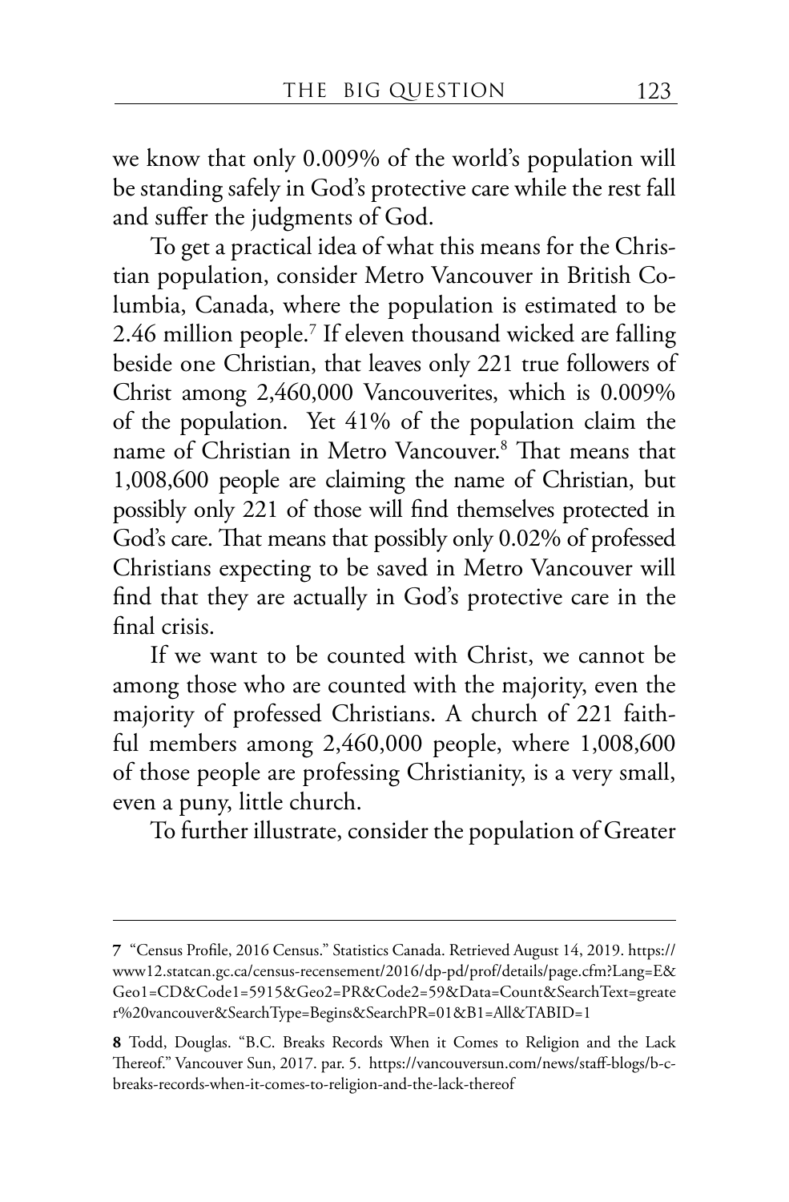we know that only 0.009% of the world's population will be standing safely in God's protective care while the rest fall and suffer the judgments of God.

To get a practical idea of what this means for the Christian population, consider Metro Vancouver in British Columbia, Canada, where the population is estimated to be 2.46 million people.[7] If eleven thousand wicked are falling beside one Christian, that leaves only 221 true followers of Christ among 2,460,000 Vancouverites, which is 0.009% of the population. Yet 41% of the population claim the name of Christian in Metro Vancouver.[8] That means that 1,008,600 people are claiming the name of Christian, but possibly only 221 of those will find themselves protected in God's care. That means that possibly only 0.02% of professed Christians expecting to be saved in Metro Vancouver will find that they are actually in God's protective care in the final crisis.

If we want to be counted with Christ, we cannot be among those who are counted with the majority, even the majority of professed Christians. A church of 221 faithful members among 2,460,000 people, where 1,008,600 of those people are professing Christianity, is a very small, even a puny, little church.

To further illustrate, consider the population of Greater

---

**7** "Census Profile, 2016 Census." Statistics Canada. Retrieved August 14, 2019. https://www12.statcan.gc.ca/census-recensement/2016/dp-pd/prof/details/page.cfm?Lang=E&Geo1=CD&Code1=5915&Geo2=PR&Code2=59&Data=Count&SearchText=greater%20vancouver&SearchType=Begins&SearchPR=01&B1=All&TABID=1

**8** Todd, Douglas. "B.C. Breaks Records When it Comes to Religion and the Lack Thereof." Vancouver Sun, 2017. par. 5. https://vancouversun.com/news/staff-blogs/b-c-breaks-records-when-it-comes-to-religion-and-the-lack-thereof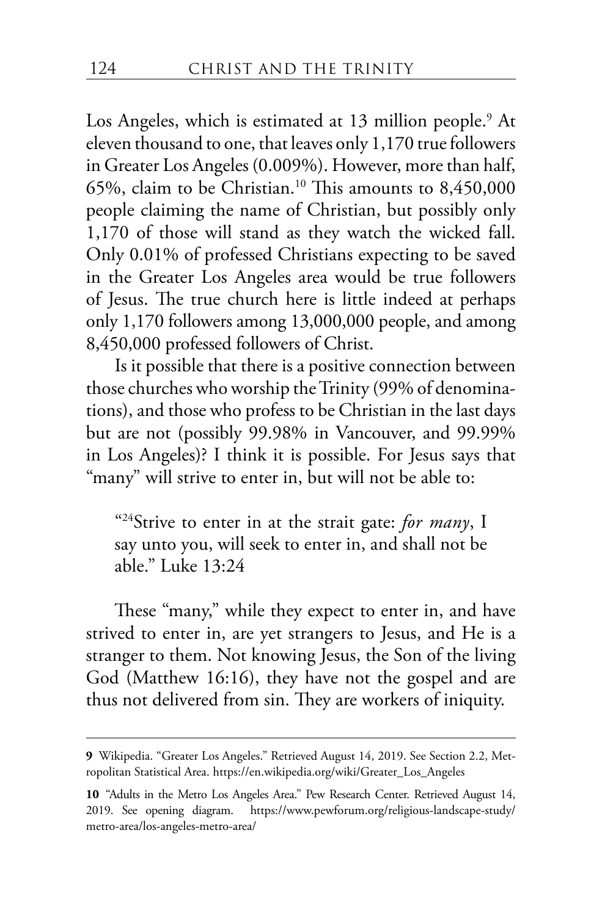Los Angeles, which is estimated at 13 million people.[9] At eleven thousand to one, that leaves only 1,170 true followers in Greater Los Angeles (0.009%). However, more than half, 65%, claim to be Christian.[10] This amounts to 8,450,000 people claiming the name of Christian, but possibly only 1,170 of those will stand as they watch the wicked fall. Only 0.01% of professed Christians expecting to be saved in the Greater Los Angeles area would be true followers of Jesus. The true church here is little indeed at perhaps only 1,170 followers among 13,000,000 people, and among 8,450,000 professed followers of Christ.

Is it possible that there is a positive connection between those churches who worship the Trinity (99% of denominations), and those who profess to be Christian in the last days but are not (possibly 99.98% in Vancouver, and 99.99% in Los Angeles)? I think it is possible. For Jesus says that "many" will strive to enter in, but will not be able to:

> "[24]Strive to enter in at the strait gate: *for many*, I say unto you, will seek to enter in, and shall not be able." Luke 13:24

These "many," while they expect to enter in, and have strived to enter in, are yet strangers to Jesus, and He is a stranger to them. Not knowing Jesus, the Son of the living God (Matthew 16:16), they have not the gospel and are thus not delivered from sin. They are workers of iniquity.

---

**9** Wikipedia. "Greater Los Angeles." Retrieved August 14, 2019. See Section 2.2, Metropolitan Statistical Area. https://en.wikipedia.org/wiki/Greater_Los_Angeles

**10** "Adults in the Metro Los Angeles Area." Pew Research Center. Retrieved August 14, 2019. See opening diagram. https://www.pewforum.org/religious-landscape-study/metro-area/los-angeles-metro-area/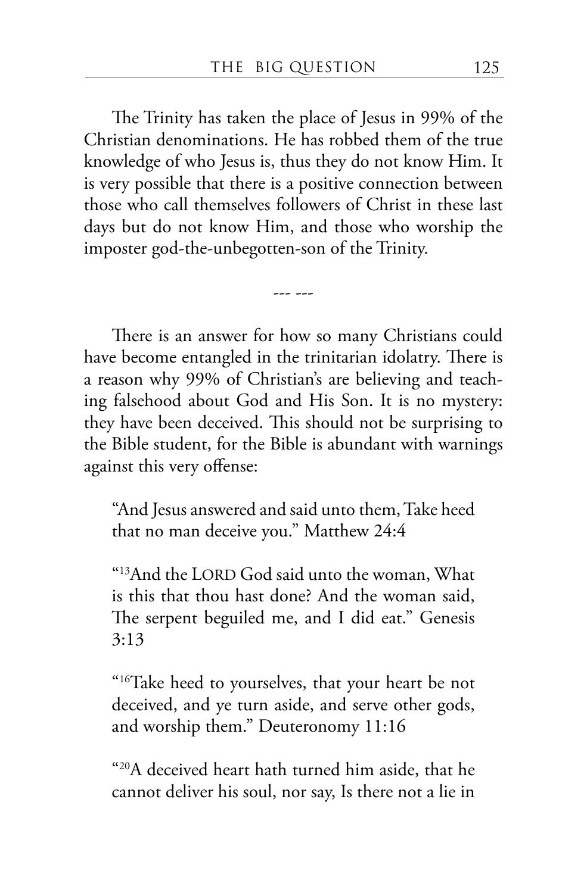The Trinity has taken the place of Jesus in 99% of the Christian denominations. He has robbed them of the true knowledge of who Jesus is, thus they do not know Him. It is very possible that there is a positive connection between those who call themselves followers of Christ in these last days but do not know Him, and those who worship the imposter god-the-unbegotten-son of the Trinity.

--- ---

There is an answer for how so many Christians could have become entangled in the trinitarian idolatry. There is a reason why 99% of Christian's are believing and teaching falsehood about God and His Son. It is no mystery: they have been deceived. This should not be surprising to the Bible student, for the Bible is abundant with warnings against this very offense:

> "And Jesus answered and said unto them, Take heed that no man deceive you." Matthew 24:4

> "[13]And the LORD God said unto the woman, What is this that thou hast done? And the woman said, The serpent beguiled me, and I did eat." Genesis 3:13

> "[16]Take heed to yourselves, that your heart be not deceived, and ye turn aside, and serve other gods, and worship them." Deuteronomy 11:16

> "[20]A deceived heart hath turned him aside, that he cannot deliver his soul, nor say, Is there not a lie in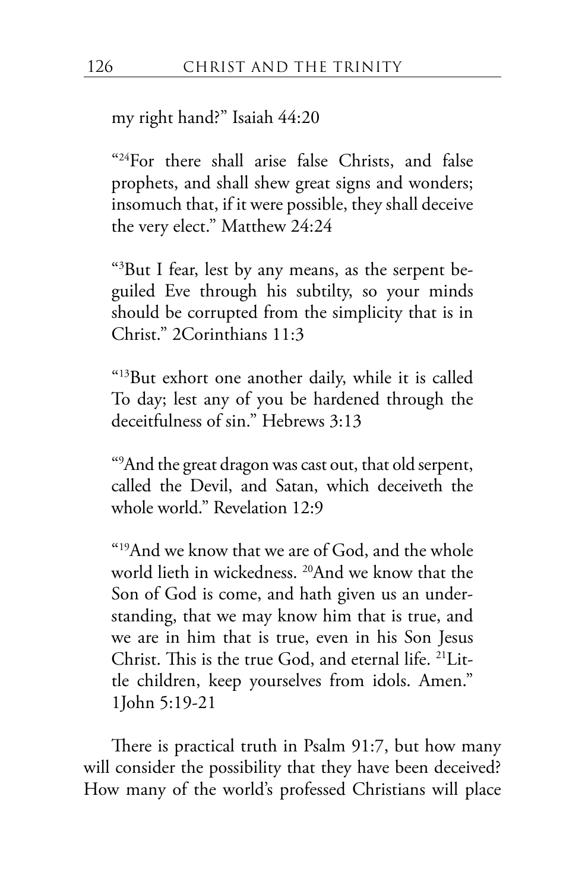my right hand?" Isaiah 44:20

"[24]For there shall arise false Christs, and false prophets, and shall shew great signs and wonders; insomuch that, if it were possible, they shall deceive the very elect." Matthew 24:24

"[3]But I fear, lest by any means, as the serpent beguiled Eve through his subtilty, so your minds should be corrupted from the simplicity that is in Christ." 2Corinthians 11:3

"[13]But exhort one another daily, while it is called To day; lest any of you be hardened through the deceitfulness of sin." Hebrews 3:13

"[9]And the great dragon was cast out, that old serpent, called the Devil, and Satan, which deceiveth the whole world." Revelation 12:9

"[19]And we know that we are of God, and the whole world lieth in wickedness. [20]And we know that the Son of God is come, and hath given us an understanding, that we may know him that is true, and we are in him that is true, even in his Son Jesus Christ. This is the true God, and eternal life. [21]Little children, keep yourselves from idols. Amen." 1John 5:19-21

There is practical truth in Psalm 91:7, but how many will consider the possibility that they have been deceived? How many of the world's professed Christians will place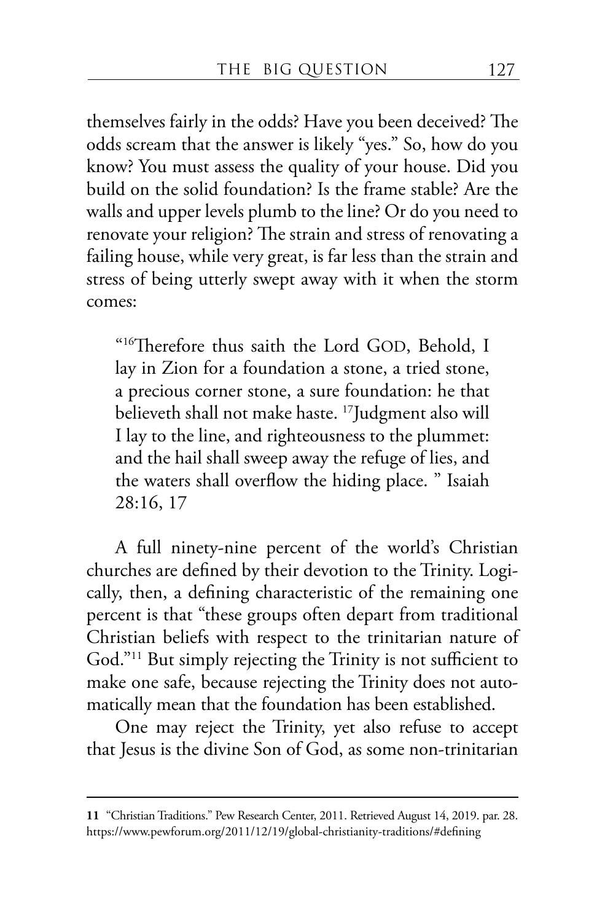themselves fairly in the odds? Have you been deceived? The odds scream that the answer is likely "yes." So, how do you know? You must assess the quality of your house. Did you build on the solid foundation? Is the frame stable? Are the walls and upper levels plumb to the line? Or do you need to renovate your religion? The strain and stress of renovating a failing house, while very great, is far less than the strain and stress of being utterly swept away with it when the storm comes:

> "[16]Therefore thus saith the Lord GOD, Behold, I lay in Zion for a foundation a stone, a tried stone, a precious corner stone, a sure foundation: he that believeth shall not make haste. [17]Judgment also will I lay to the line, and righteousness to the plummet: and the hail shall sweep away the refuge of lies, and the waters shall overflow the hiding place. " Isaiah 28:16, 17

A full ninety-nine percent of the world's Christian churches are defined by their devotion to the Trinity. Logically, then, a defining characteristic of the remaining one percent is that "these groups often depart from traditional Christian beliefs with respect to the trinitarian nature of God."[11] But simply rejecting the Trinity is not sufficient to make one safe, because rejecting the Trinity does not automatically mean that the foundation has been established.

One may reject the Trinity, yet also refuse to accept that Jesus is the divine Son of God, as some non-trinitarian

---

**11** "Christian Traditions." Pew Research Center, 2011. Retrieved August 14, 2019. par. 28. https://www.pewforum.org/2011/12/19/global-christianity-traditions/#defining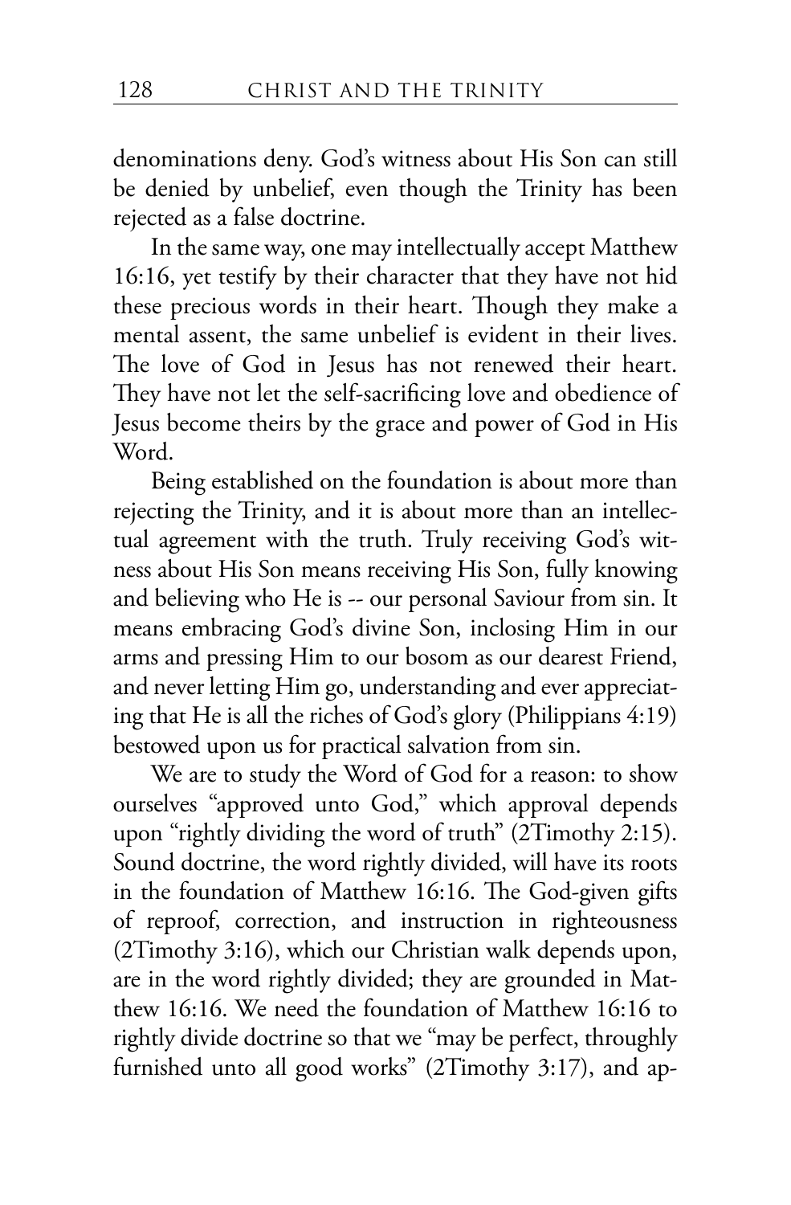denominations deny. God's witness about His Son can still be denied by unbelief, even though the Trinity has been rejected as a false doctrine.

In the same way, one may intellectually accept Matthew 16:16, yet testify by their character that they have not hid these precious words in their heart. Though they make a mental assent, the same unbelief is evident in their lives. The love of God in Jesus has not renewed their heart. They have not let the self-sacrificing love and obedience of Jesus become theirs by the grace and power of God in His Word.

Being established on the foundation is about more than rejecting the Trinity, and it is about more than an intellectual agreement with the truth. Truly receiving God's witness about His Son means receiving His Son, fully knowing and believing who He is -- our personal Saviour from sin. It means embracing God's divine Son, inclosing Him in our arms and pressing Him to our bosom as our dearest Friend, and never letting Him go, understanding and ever appreciating that He is all the riches of God's glory (Philippians 4:19) bestowed upon us for practical salvation from sin.

We are to study the Word of God for a reason: to show ourselves "approved unto God," which approval depends upon "rightly dividing the word of truth" (2Timothy 2:15). Sound doctrine, the word rightly divided, will have its roots in the foundation of Matthew 16:16. The God-given gifts of reproof, correction, and instruction in righteousness (2Timothy 3:16), which our Christian walk depends upon, are in the word rightly divided; they are grounded in Matthew 16:16. We need the foundation of Matthew 16:16 to rightly divide doctrine so that we "may be perfect, throughly furnished unto all good works" (2Timothy 3:17), and ap-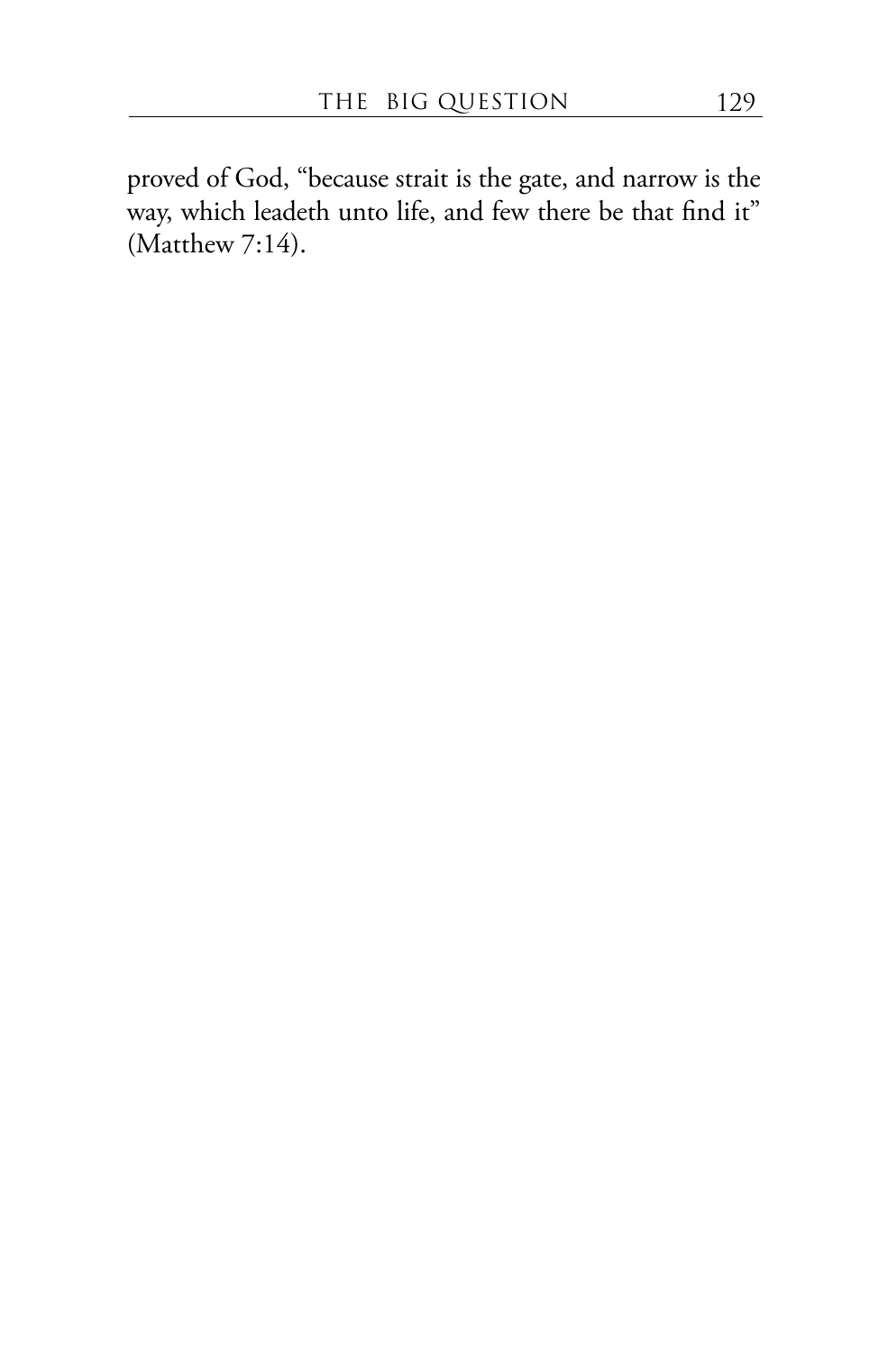proved of God, "because strait is the gate, and narrow is the way, which leadeth unto life, and few there be that find it" (Matthew 7:14).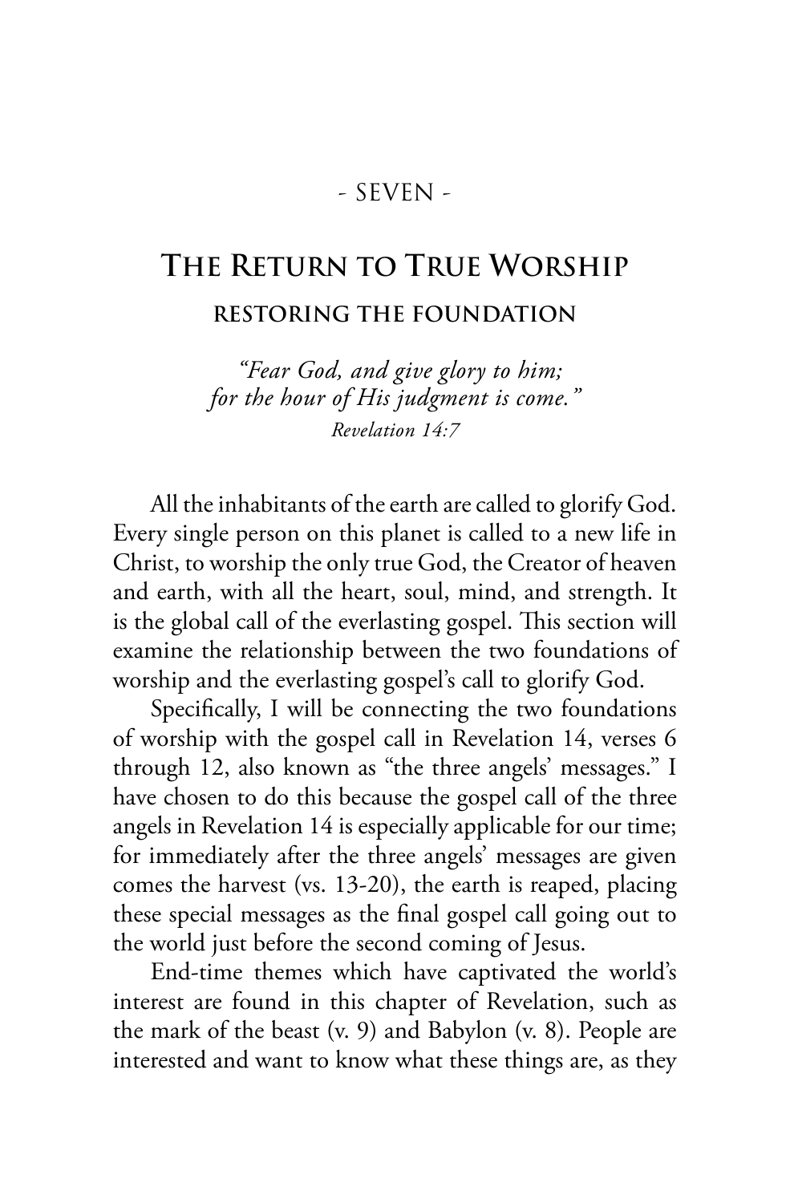- SEVEN -

# The Return to True Worship

## restoring the foundation

*"Fear God, and give glory to him; for the hour of His judgment is come."*
*Revelation 14:7*

All the inhabitants of the earth are called to glorify God. Every single person on this planet is called to a new life in Christ, to worship the only true God, the Creator of heaven and earth, with all the heart, soul, mind, and strength. It is the global call of the everlasting gospel. This section will examine the relationship between the two foundations of worship and the everlasting gospel's call to glorify God.

Specifically, I will be connecting the two foundations of worship with the gospel call in Revelation 14, verses 6 through 12, also known as "the three angels' messages." I have chosen to do this because the gospel call of the three angels in Revelation 14 is especially applicable for our time; for immediately after the three angels' messages are given comes the harvest (vs. 13-20), the earth is reaped, placing these special messages as the final gospel call going out to the world just before the second coming of Jesus.

End-time themes which have captivated the world's interest are found in this chapter of Revelation, such as the mark of the beast (v. 9) and Babylon (v. 8). People are interested and want to know what these things are, as they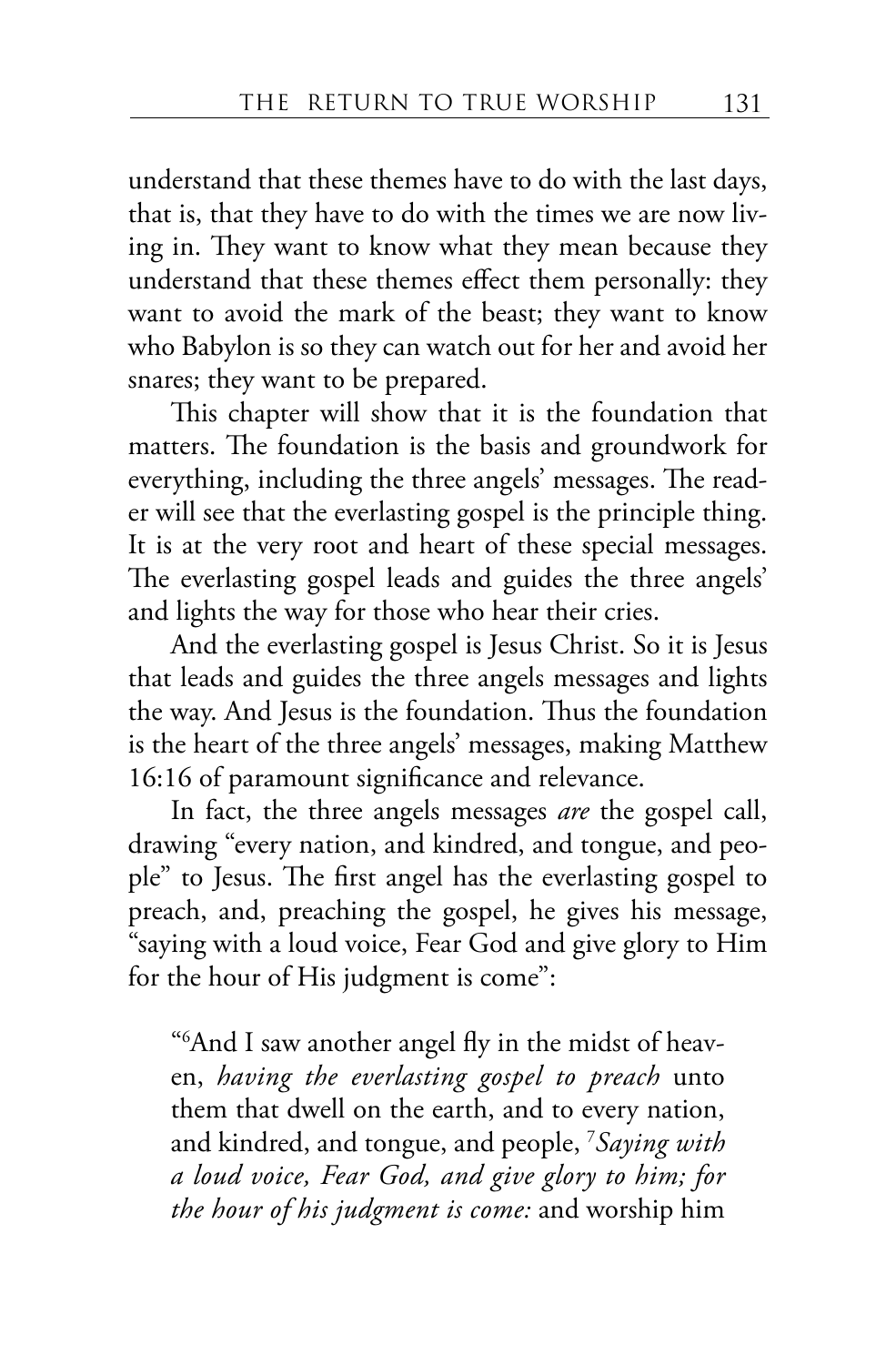understand that these themes have to do with the last days, that is, that they have to do with the times we are now living in. They want to know what they mean because they understand that these themes effect them personally: they want to avoid the mark of the beast; they want to know who Babylon is so they can watch out for her and avoid her snares; they want to be prepared.

This chapter will show that it is the foundation that matters. The foundation is the basis and groundwork for everything, including the three angels' messages. The reader will see that the everlasting gospel is the principle thing. It is at the very root and heart of these special messages. The everlasting gospel leads and guides the three angels' and lights the way for those who hear their cries.

And the everlasting gospel is Jesus Christ. So it is Jesus that leads and guides the three angels messages and lights the way. And Jesus is the foundation. Thus the foundation is the heart of the three angels' messages, making Matthew 16:16 of paramount significance and relevance.

In fact, the three angels messages *are* the gospel call, drawing "every nation, and kindred, and tongue, and people" to Jesus. The first angel has the everlasting gospel to preach, and, preaching the gospel, he gives his message, "saying with a loud voice, Fear God and give glory to Him for the hour of His judgment is come":

> "[6]And I saw another angel fly in the midst of heaven, *having the everlasting gospel to preach* unto them that dwell on the earth, and to every nation, and kindred, and tongue, and people, [7]*Saying with a loud voice, Fear God, and give glory to him; for the hour of his judgment is come:* and worship him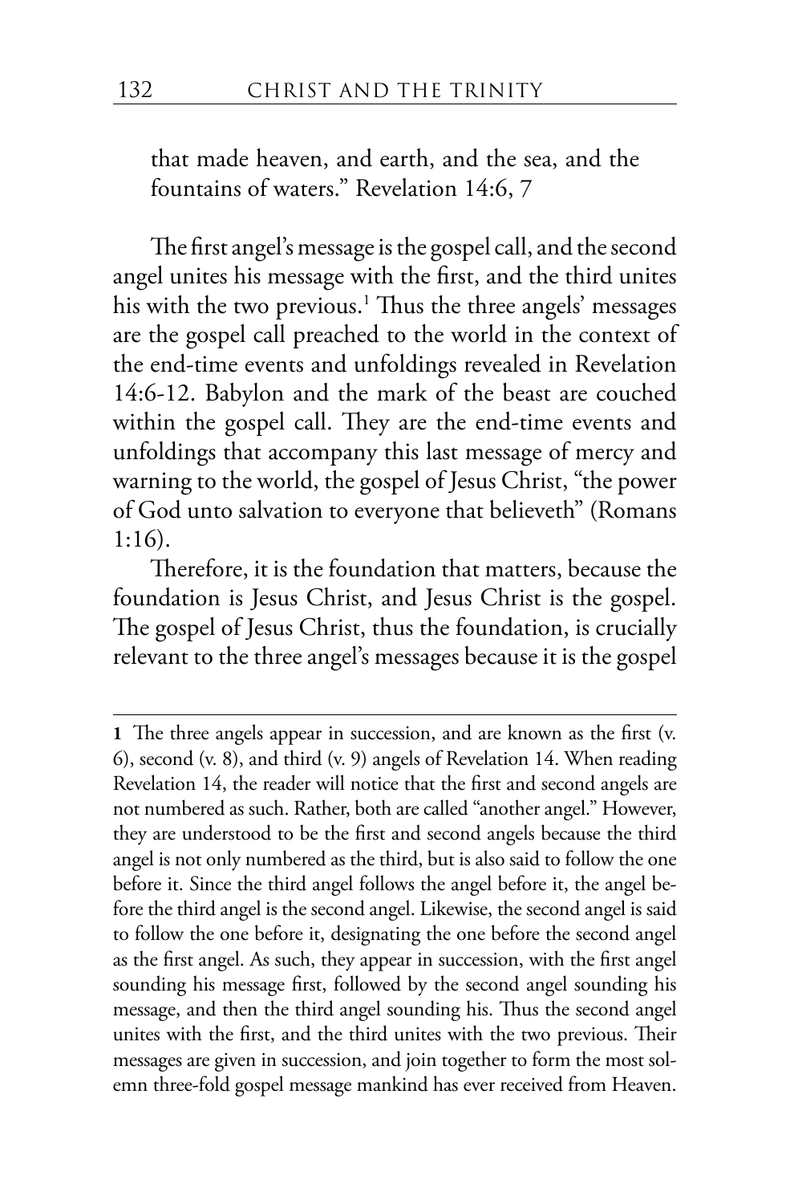that made heaven, and earth, and the sea, and the fountains of waters." Revelation 14:6, 7

The first angel's message is the gospel call, and the second angel unites his message with the first, and the third unites his with the two previous.[1] Thus the three angels' messages are the gospel call preached to the world in the context of the end-time events and unfoldings revealed in Revelation 14:6-12. Babylon and the mark of the beast are couched within the gospel call. They are the end-time events and unfoldings that accompany this last message of mercy and warning to the world, the gospel of Jesus Christ, "the power of God unto salvation to everyone that believeth" (Romans 1:16).

Therefore, it is the foundation that matters, because the foundation is Jesus Christ, and Jesus Christ is the gospel. The gospel of Jesus Christ, thus the foundation, is crucially relevant to the three angel's messages because it is the gospel

---

**1** The three angels appear in succession, and are known as the first (v. 6), second (v. 8), and third (v. 9) angels of Revelation 14. When reading Revelation 14, the reader will notice that the first and second angels are not numbered as such. Rather, both are called "another angel." However, they are understood to be the first and second angels because the third angel is not only numbered as the third, but is also said to follow the one before it. Since the third angel follows the angel before it, the angel before the third angel is the second angel. Likewise, the second angel is said to follow the one before it, designating the one before the second angel as the first angel. As such, they appear in succession, with the first angel sounding his message first, followed by the second angel sounding his message, and then the third angel sounding his. Thus the second angel unites with the first, and the third unites with the two previous. Their messages are given in succession, and join together to form the most solemn three-fold gospel message mankind has ever received from Heaven.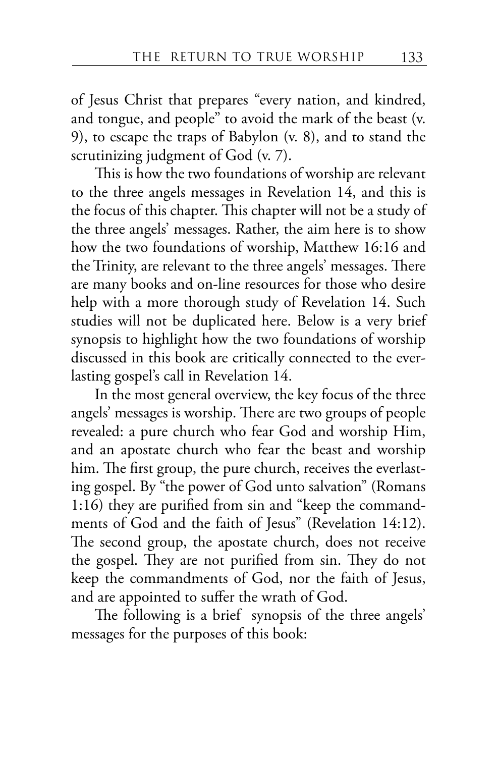of Jesus Christ that prepares "every nation, and kindred, and tongue, and people" to avoid the mark of the beast (v. 9), to escape the traps of Babylon (v. 8), and to stand the scrutinizing judgment of God (v. 7).

This is how the two foundations of worship are relevant to the three angels messages in Revelation 14, and this is the focus of this chapter. This chapter will not be a study of the three angels' messages. Rather, the aim here is to show how the two foundations of worship, Matthew 16:16 and the Trinity, are relevant to the three angels' messages. There are many books and on-line resources for those who desire help with a more thorough study of Revelation 14. Such studies will not be duplicated here. Below is a very brief synopsis to highlight how the two foundations of worship discussed in this book are critically connected to the everlasting gospel's call in Revelation 14.

In the most general overview, the key focus of the three angels' messages is worship. There are two groups of people revealed: a pure church who fear God and worship Him, and an apostate church who fear the beast and worship him. The first group, the pure church, receives the everlasting gospel. By "the power of God unto salvation" (Romans 1:16) they are purified from sin and "keep the commandments of God and the faith of Jesus" (Revelation 14:12). The second group, the apostate church, does not receive the gospel. They are not purified from sin. They do not keep the commandments of God, nor the faith of Jesus, and are appointed to suffer the wrath of God.

The following is a brief synopsis of the three angels' messages for the purposes of this book: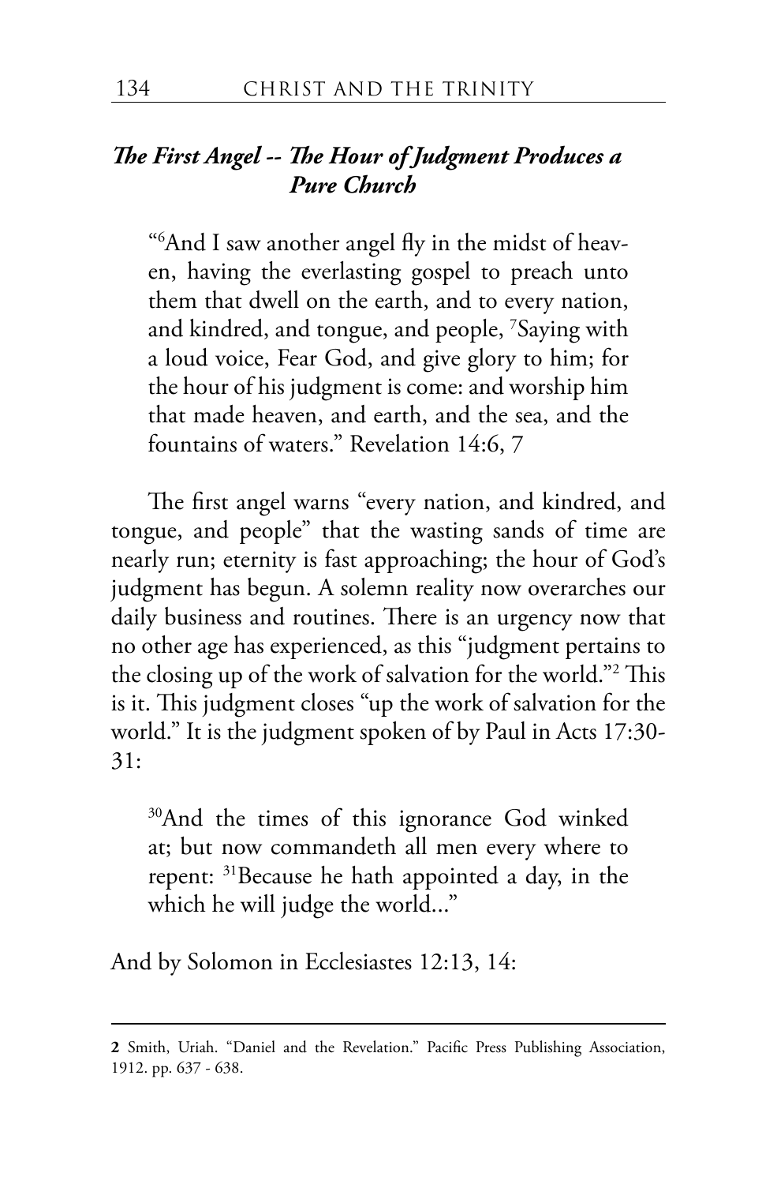### *The First Angel -- The Hour of Judgment Produces a Pure Church*

> "[6]And I saw another angel fly in the midst of heaven, having the everlasting gospel to preach unto them that dwell on the earth, and to every nation, and kindred, and tongue, and people, [7]Saying with a loud voice, Fear God, and give glory to him; for the hour of his judgment is come: and worship him that made heaven, and earth, and the sea, and the fountains of waters." Revelation 14:6, 7

The first angel warns "every nation, and kindred, and tongue, and people" that the wasting sands of time are nearly run; eternity is fast approaching; the hour of God's judgment has begun. A solemn reality now overarches our daily business and routines. There is an urgency now that no other age has experienced, as this "judgment pertains to the closing up of the work of salvation for the world."[2] This is it. This judgment closes "up the work of salvation for the world." It is the judgment spoken of by Paul in Acts 17:30-31:

> [30]And the times of this ignorance God winked at; but now commandeth all men every where to repent: [31]Because he hath appointed a day, in the which he will judge the world..."

And by Solomon in Ecclesiastes 12:13, 14:

---

**2** Smith, Uriah. "Daniel and the Revelation." Pacific Press Publishing Association, 1912. pp. 637 - 638.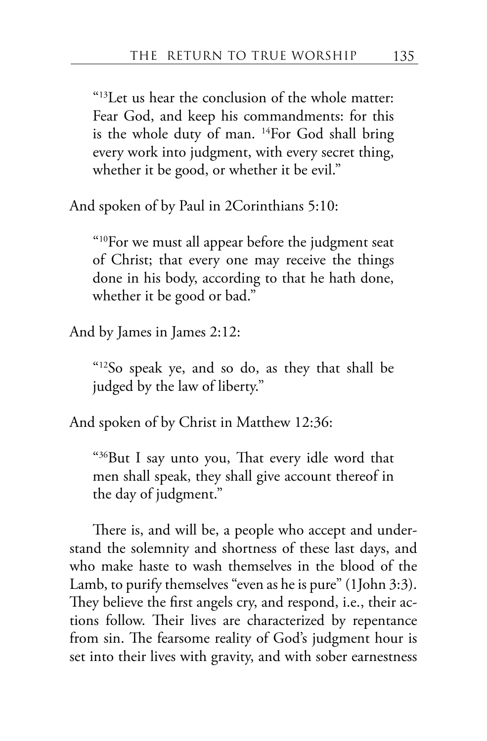> "[13]Let us hear the conclusion of the whole matter: Fear God, and keep his commandments: for this is the whole duty of man. [14]For God shall bring every work into judgment, with every secret thing, whether it be good, or whether it be evil."

And spoken of by Paul in 2Corinthians 5:10:

> "[10]For we must all appear before the judgment seat of Christ; that every one may receive the things done in his body, according to that he hath done, whether it be good or bad."

And by James in James 2:12:

> "[12]So speak ye, and so do, as they that shall be judged by the law of liberty."

And spoken of by Christ in Matthew 12:36:

> "[36]But I say unto you, That every idle word that men shall speak, they shall give account thereof in the day of judgment."

There is, and will be, a people who accept and understand the solemnity and shortness of these last days, and who make haste to wash themselves in the blood of the Lamb, to purify themselves "even as he is pure" (1John 3:3). They believe the first angels cry, and respond, i.e., their actions follow. Their lives are characterized by repentance from sin. The fearsome reality of God's judgment hour is set into their lives with gravity, and with sober earnestness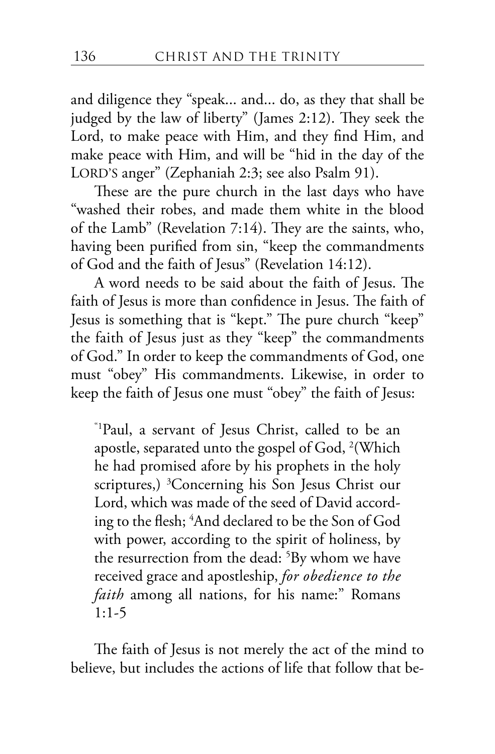and diligence they "speak... and... do, as they that shall be judged by the law of liberty" (James 2:12). They seek the Lord, to make peace with Him, and they find Him, and make peace with Him, and will be "hid in the day of the LORD'S anger" (Zephaniah 2:3; see also Psalm 91).

These are the pure church in the last days who have "washed their robes, and made them white in the blood of the Lamb" (Revelation 7:14). They are the saints, who, having been purified from sin, "keep the commandments of God and the faith of Jesus" (Revelation 14:12).

A word needs to be said about the faith of Jesus. The faith of Jesus is more than confidence in Jesus. The faith of Jesus is something that is "kept." The pure church "keep" the faith of Jesus just as they "keep" the commandments of God." In order to keep the commandments of God, one must "obey" His commandments. Likewise, in order to keep the faith of Jesus one must "obey" the faith of Jesus:

> "[1]Paul, a servant of Jesus Christ, called to be an apostle, separated unto the gospel of God, [2](Which he had promised afore by his prophets in the holy scriptures,) [3]Concerning his Son Jesus Christ our Lord, which was made of the seed of David according to the flesh; [4]And declared to be the Son of God with power, according to the spirit of holiness, by the resurrection from the dead: [5]By whom we have received grace and apostleship, *for obedience to the faith* among all nations, for his name:" Romans 1:1-5

The faith of Jesus is not merely the act of the mind to believe, but includes the actions of life that follow that be-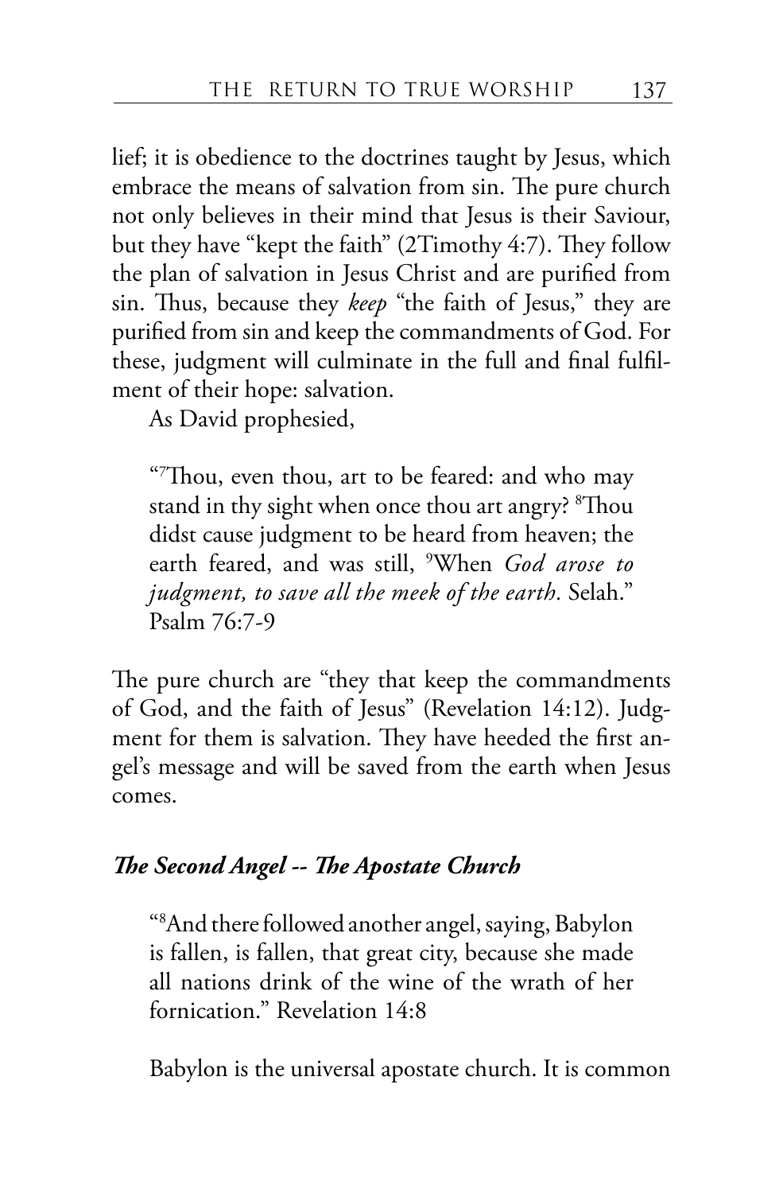lief; it is obedience to the doctrines taught by Jesus, which embrace the means of salvation from sin. The pure church not only believes in their mind that Jesus is their Saviour, but they have "kept the faith" (2Timothy 4:7). They follow the plan of salvation in Jesus Christ and are purified from sin. Thus, because they *keep* "the faith of Jesus," they are purified from sin and keep the commandments of God. For these, judgment will culminate in the full and final fulfilment of their hope: salvation.

As David prophesied,

> "[7]Thou, even thou, art to be feared: and who may stand in thy sight when once thou art angry? [8]Thou didst cause judgment to be heard from heaven; the earth feared, and was still, [9]When *God arose to judgment, to save all the meek of the earth.* Selah." Psalm 76:7-9

The pure church are "they that keep the commandments of God, and the faith of Jesus" (Revelation 14:12). Judgment for them is salvation. They have heeded the first angel's message and will be saved from the earth when Jesus comes.

### *The Second Angel -- The Apostate Church*

> "[8]And there followed another angel, saying, Babylon is fallen, is fallen, that great city, because she made all nations drink of the wine of the wrath of her fornication." Revelation 14:8

Babylon is the universal apostate church. It is common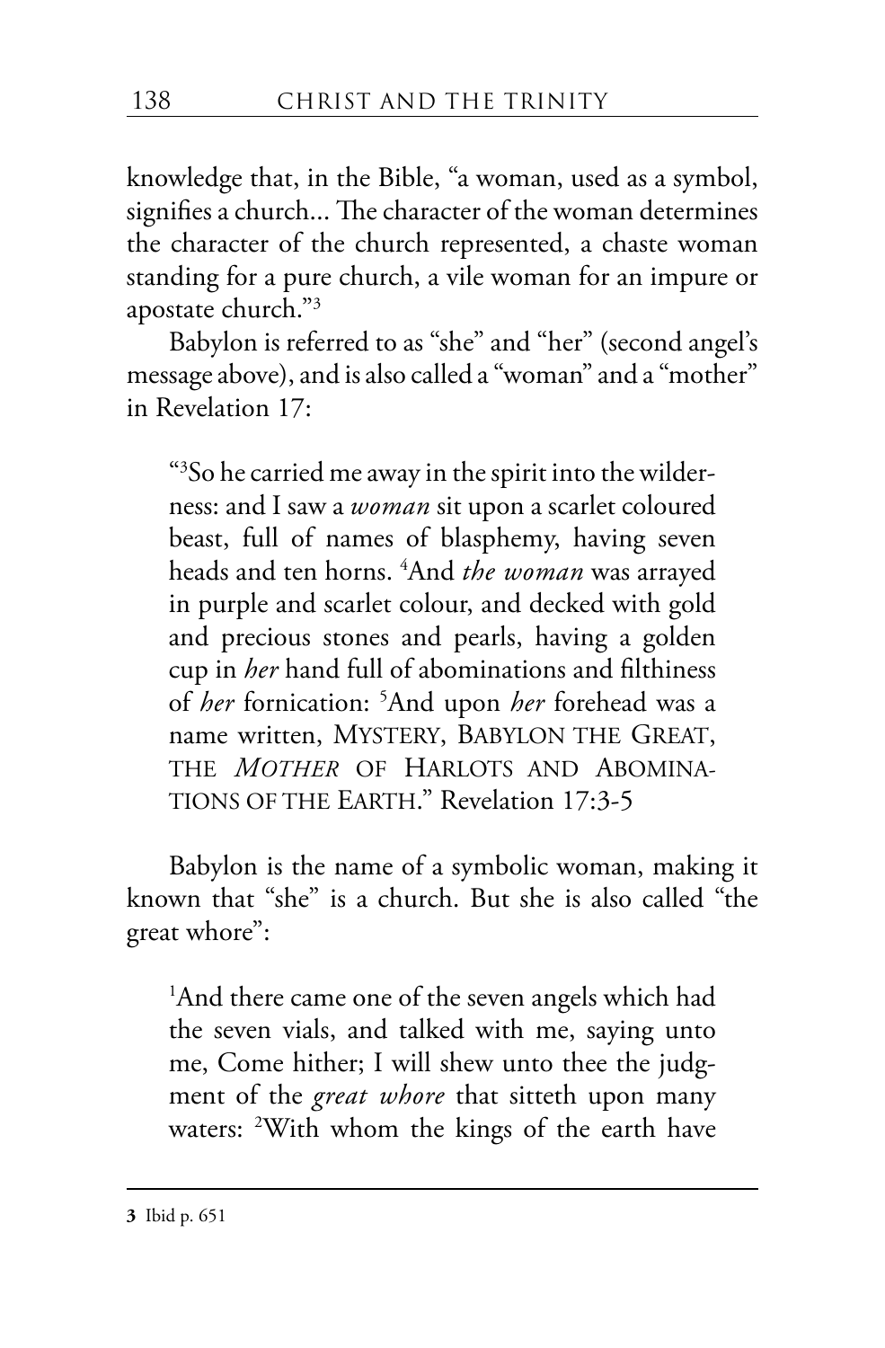knowledge that, in the Bible, "a woman, used as a symbol, signifies a church... The character of the woman determines the character of the church represented, a chaste woman standing for a pure church, a vile woman for an impure or apostate church."[3]

Babylon is referred to as "she" and "her" (second angel's message above), and is also called a "woman" and a "mother" in Revelation 17:

> "[3]So he carried me away in the spirit into the wilderness: and I saw a *woman* sit upon a scarlet coloured beast, full of names of blasphemy, having seven heads and ten horns. [4]And *the woman* was arrayed in purple and scarlet colour, and decked with gold and precious stones and pearls, having a golden cup in *her* hand full of abominations and filthiness of *her* fornication: [5]And upon *her* forehead was a name written, MYSTERY, BABYLON THE GREAT, THE *MOTHER* OF HARLOTS AND ABOMINATIONS OF THE EARTH." Revelation 17:3-5

Babylon is the name of a symbolic woman, making it known that "she" is a church. But she is also called "the great whore":

> [1]And there came one of the seven angels which had the seven vials, and talked with me, saying unto me, Come hither; I will shew unto thee the judgment of the *great whore* that sitteth upon many waters: [2]With whom the kings of the earth have

---

**3** Ibid p. 651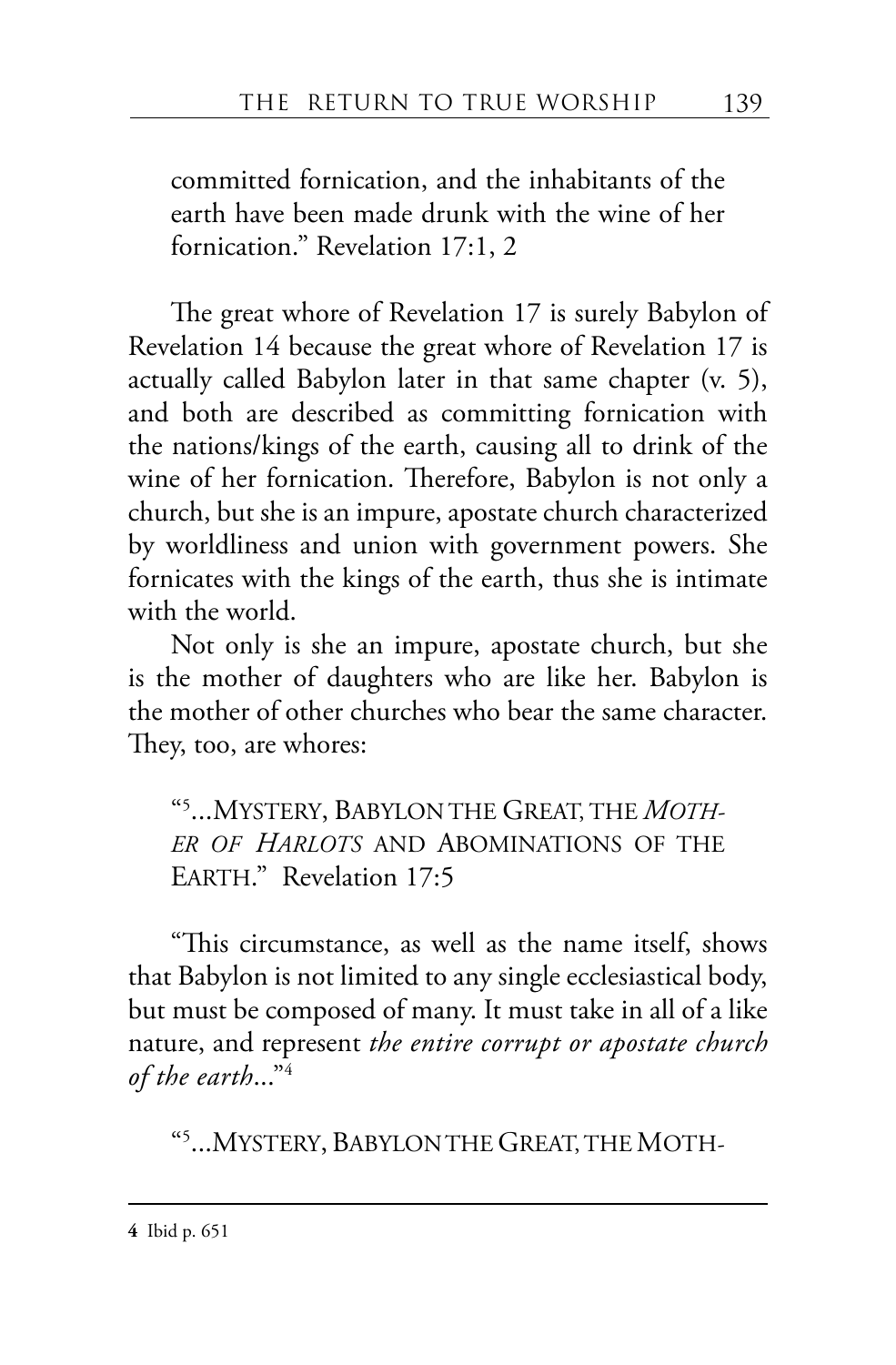committed fornication, and the inhabitants of the earth have been made drunk with the wine of her fornication." Revelation 17:1, 2

The great whore of Revelation 17 is surely Babylon of Revelation 14 because the great whore of Revelation 17 is actually called Babylon later in that same chapter (v. 5), and both are described as committing fornication with the nations/kings of the earth, causing all to drink of the wine of her fornication. Therefore, Babylon is not only a church, but she is an impure, apostate church characterized by worldliness and union with government powers. She fornicates with the kings of the earth, thus she is intimate with the world.

Not only is she an impure, apostate church, but she is the mother of daughters who are like her. Babylon is the mother of other churches who bear the same character. They, too, are whores:

> "[5]...MYSTERY, BABYLON THE GREAT, THE *MOTHER OF HARLOTS* AND ABOMINATIONS OF THE EARTH." Revelation 17:5

"This circumstance, as well as the name itself, shows that Babylon is not limited to any single ecclesiastical body, but must be composed of many. It must take in all of a like nature, and represent *the entire corrupt or apostate church of the earth*..."[4]

> "[5]...MYSTERY, BABYLON THE GREAT, THE MOTH-

---

**4** Ibid p. 651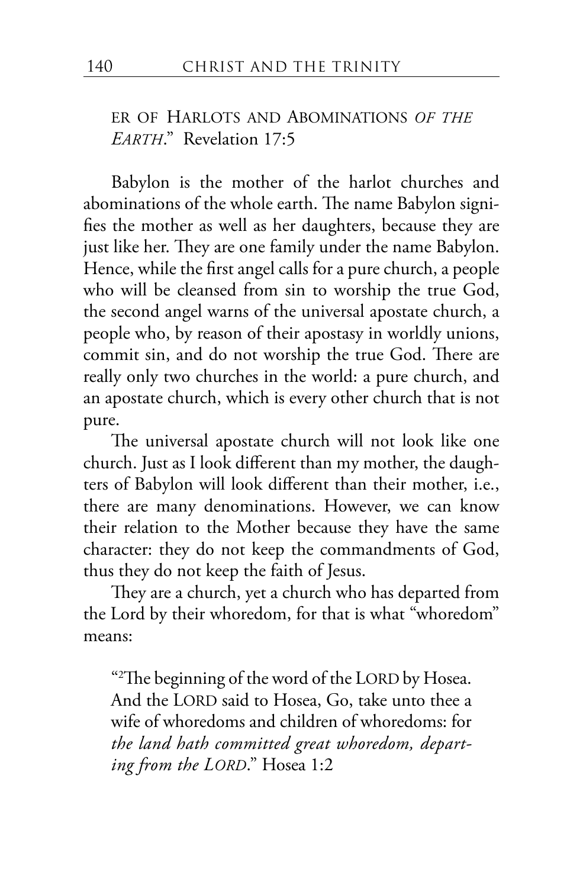ER OF HARLOTS AND ABOMINATIONS *OF THE EARTH*." Revelation 17:5

Babylon is the mother of the harlot churches and abominations of the whole earth. The name Babylon signifies the mother as well as her daughters, because they are just like her. They are one family under the name Babylon. Hence, while the first angel calls for a pure church, a people who will be cleansed from sin to worship the true God, the second angel warns of the universal apostate church, a people who, by reason of their apostasy in worldly unions, commit sin, and do not worship the true God. There are really only two churches in the world: a pure church, and an apostate church, which is every other church that is not pure.

The universal apostate church will not look like one church. Just as I look different than my mother, the daughters of Babylon will look different than their mother, i.e., there are many denominations. However, we can know their relation to the Mother because they have the same character: they do not keep the commandments of God, thus they do not keep the faith of Jesus.

They are a church, yet a church who has departed from the Lord by their whoredom, for that is what "whoredom" means:

> "[2]The beginning of the word of the LORD by Hosea. And the LORD said to Hosea, Go, take unto thee a wife of whoredoms and children of whoredoms: for *the land hath committed great whoredom, departing from the LORD*." Hosea 1:2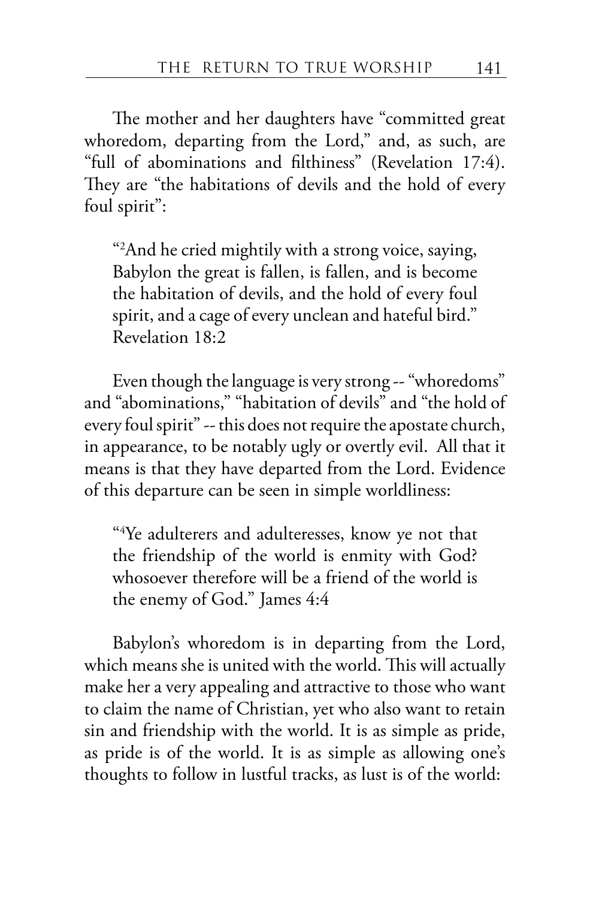The mother and her daughters have "committed great whoredom, departing from the Lord," and, as such, are "full of abominations and filthiness" (Revelation 17:4). They are "the habitations of devils and the hold of every foul spirit":

> "[2]And he cried mightily with a strong voice, saying, Babylon the great is fallen, is fallen, and is become the habitation of devils, and the hold of every foul spirit, and a cage of every unclean and hateful bird." Revelation 18:2

Even though the language is very strong -- "whoredoms" and "abominations," "habitation of devils" and "the hold of every foul spirit" -- this does not require the apostate church, in appearance, to be notably ugly or overtly evil. All that it means is that they have departed from the Lord. Evidence of this departure can be seen in simple worldliness:

> "[4]Ye adulterers and adulteresses, know ye not that the friendship of the world is enmity with God? whosoever therefore will be a friend of the world is the enemy of God." James 4:4

Babylon's whoredom is in departing from the Lord, which means she is united with the world. This will actually make her a very appealing and attractive to those who want to claim the name of Christian, yet who also want to retain sin and friendship with the world. It is as simple as pride, as pride is of the world. It is as simple as allowing one's thoughts to follow in lustful tracks, as lust is of the world: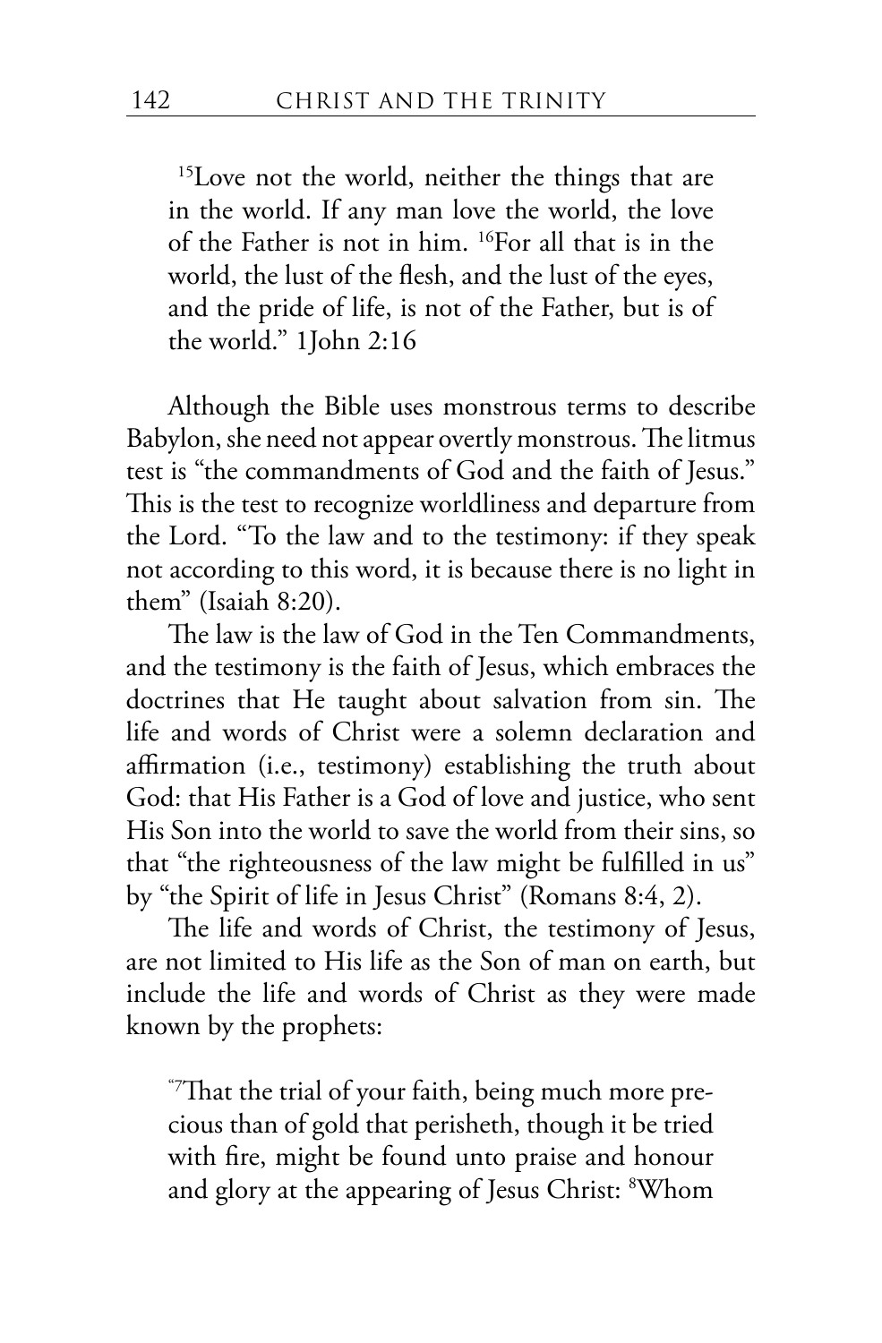> [15]Love not the world, neither the things that are in the world. If any man love the world, the love of the Father is not in him. [16]For all that is in the world, the lust of the flesh, and the lust of the eyes, and the pride of life, is not of the Father, but is of the world." 1John 2:16

Although the Bible uses monstrous terms to describe Babylon, she need not appear overtly monstrous. The litmus test is "the commandments of God and the faith of Jesus." This is the test to recognize worldliness and departure from the Lord. "To the law and to the testimony: if they speak not according to this word, it is because there is no light in them" (Isaiah 8:20).

The law is the law of God in the Ten Commandments, and the testimony is the faith of Jesus, which embraces the doctrines that He taught about salvation from sin. The life and words of Christ were a solemn declaration and affirmation (i.e., testimony) establishing the truth about God: that His Father is a God of love and justice, who sent His Son into the world to save the world from their sins, so that "the righteousness of the law might be fulfilled in us" by "the Spirit of life in Jesus Christ" (Romans 8:4, 2).

The life and words of Christ, the testimony of Jesus, are not limited to His life as the Son of man on earth, but include the life and words of Christ as they were made known by the prophets:

> "[7]That the trial of your faith, being much more precious than of gold that perisheth, though it be tried with fire, might be found unto praise and honour and glory at the appearing of Jesus Christ: [8]Whom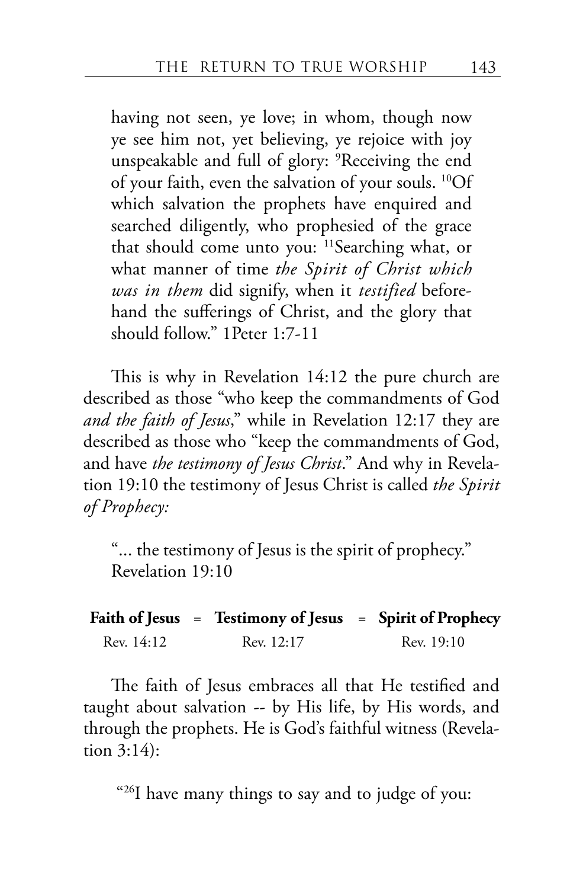> having not seen, ye love; in whom, though now ye see him not, yet believing, ye rejoice with joy unspeakable and full of glory: [9]Receiving the end of your faith, even the salvation of your souls. [10]Of which salvation the prophets have enquired and searched diligently, who prophesied of the grace that should come unto you: [11]Searching what, or what manner of time *the Spirit of Christ which was in them* did signify, when it *testified* beforehand the sufferings of Christ, and the glory that should follow." 1Peter 1:7-11

This is why in Revelation 14:12 the pure church are described as those "who keep the commandments of God *and the faith of Jesus*," while in Revelation 12:17 they are described as those who "keep the commandments of God, and have *the testimony of Jesus Christ*." And why in Revelation 19:10 the testimony of Jesus Christ is called *the Spirit of Prophecy:*

> "... the testimony of Jesus is the spirit of prophecy." Revelation 19:10

| **Faith of Jesus** | = | **Testimony of Jesus** | = | **Spirit of Prophecy** |
|---|---|---|---|---|
| Rev. 14:12 | | Rev. 12:17 | | Rev. 19:10 |

The faith of Jesus embraces all that He testified and taught about salvation -- by His life, by His words, and through the prophets. He is God's faithful witness (Revelation 3:14):

> "[26]I have many things to say and to judge of you: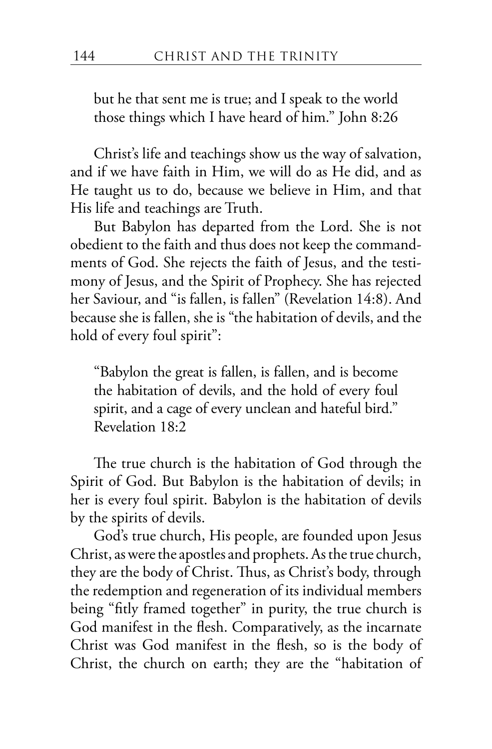> but he that sent me is true; and I speak to the world those things which I have heard of him." John 8:26

Christ's life and teachings show us the way of salvation, and if we have faith in Him, we will do as He did, and as He taught us to do, because we believe in Him, and that His life and teachings are Truth.

But Babylon has departed from the Lord. She is not obedient to the faith and thus does not keep the commandments of God. She rejects the faith of Jesus, and the testimony of Jesus, and the Spirit of Prophecy. She has rejected her Saviour, and "is fallen, is fallen" (Revelation 14:8). And because she is fallen, she is "the habitation of devils, and the hold of every foul spirit":

> "Babylon the great is fallen, is fallen, and is become the habitation of devils, and the hold of every foul spirit, and a cage of every unclean and hateful bird." Revelation 18:2

The true church is the habitation of God through the Spirit of God. But Babylon is the habitation of devils; in her is every foul spirit. Babylon is the habitation of devils by the spirits of devils.

God's true church, His people, are founded upon Jesus Christ, as were the apostles and prophets. As the true church, they are the body of Christ. Thus, as Christ's body, through the redemption and regeneration of its individual members being "fitly framed together" in purity, the true church is God manifest in the flesh. Comparatively, as the incarnate Christ was God manifest in the flesh, so is the body of Christ, the church on earth; they are the "habitation of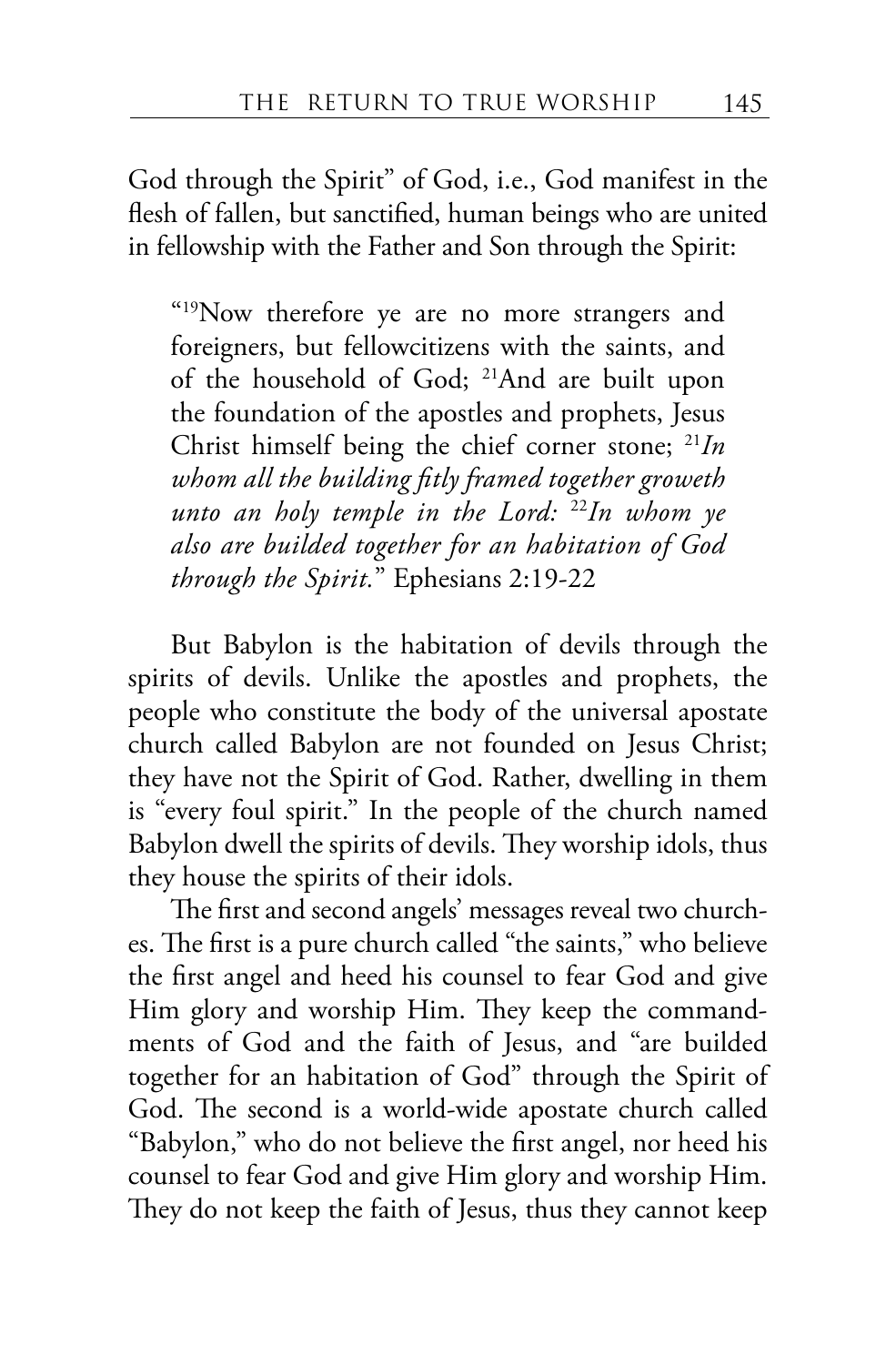God through the Spirit" of God, i.e., God manifest in the flesh of fallen, but sanctified, human beings who are united in fellowship with the Father and Son through the Spirit:

> "[19]Now therefore ye are no more strangers and foreigners, but fellowcitizens with the saints, and of the household of God; [21]And are built upon the foundation of the apostles and prophets, Jesus Christ himself being the chief corner stone; [21]*In whom all the building fitly framed together groweth unto an holy temple in the Lord:* [22]*In whom ye also are builded together for an habitation of God through the Spirit.*" Ephesians 2:19-22

But Babylon is the habitation of devils through the spirits of devils. Unlike the apostles and prophets, the people who constitute the body of the universal apostate church called Babylon are not founded on Jesus Christ; they have not the Spirit of God. Rather, dwelling in them is "every foul spirit." In the people of the church named Babylon dwell the spirits of devils. They worship idols, thus they house the spirits of their idols.

The first and second angels' messages reveal two churches. The first is a pure church called "the saints," who believe the first angel and heed his counsel to fear God and give Him glory and worship Him. They keep the commandments of God and the faith of Jesus, and "are builded together for an habitation of God" through the Spirit of God. The second is a world-wide apostate church called "Babylon," who do not believe the first angel, nor heed his counsel to fear God and give Him glory and worship Him. They do not keep the faith of Jesus, thus they cannot keep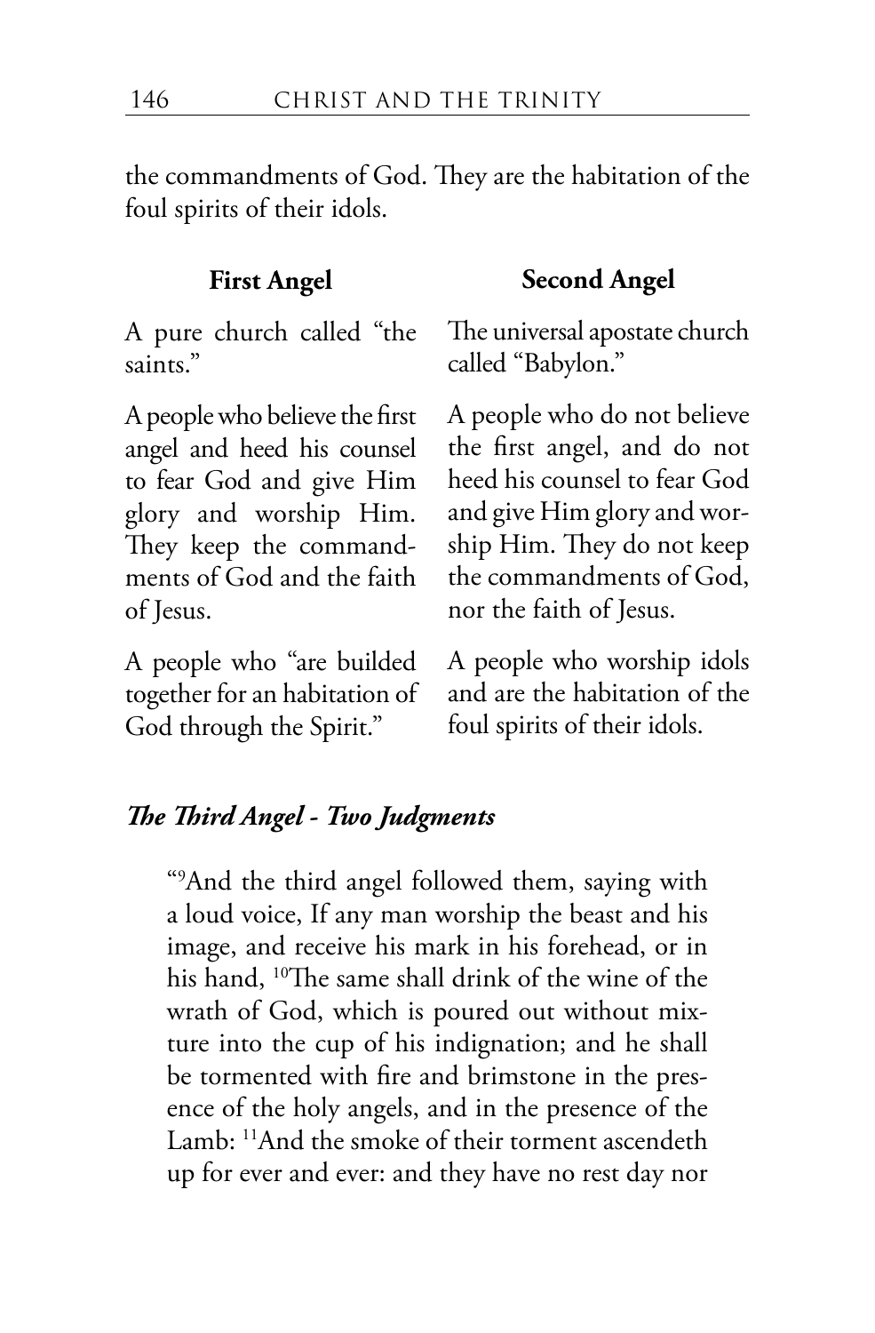the commandments of God. They are the habitation of the foul spirits of their idols.

| First Angel | Second Angel |
|---|---|
| A pure church called "the saints." | The universal apostate church called "Babylon." |
| A people who believe the first angel and heed his counsel to fear God and give Him glory and worship Him. They keep the commandments of God and the faith of Jesus. | A people who do not believe the first angel, and do not heed his counsel to fear God and give Him glory and worship Him. They do not keep the commandments of God, nor the faith of Jesus. |
| A people who "are builded together for an habitation of God through the Spirit." | A people who worship idols and are the habitation of the foul spirits of their idols. |

### *The Third Angel - Two Judgments*

> "[9]And the third angel followed them, saying with a loud voice, If any man worship the beast and his image, and receive his mark in his forehead, or in his hand, [10]The same shall drink of the wine of the wrath of God, which is poured out without mixture into the cup of his indignation; and he shall be tormented with fire and brimstone in the presence of the holy angels, and in the presence of the Lamb: [11]And the smoke of their torment ascendeth up for ever and ever: and they have no rest day nor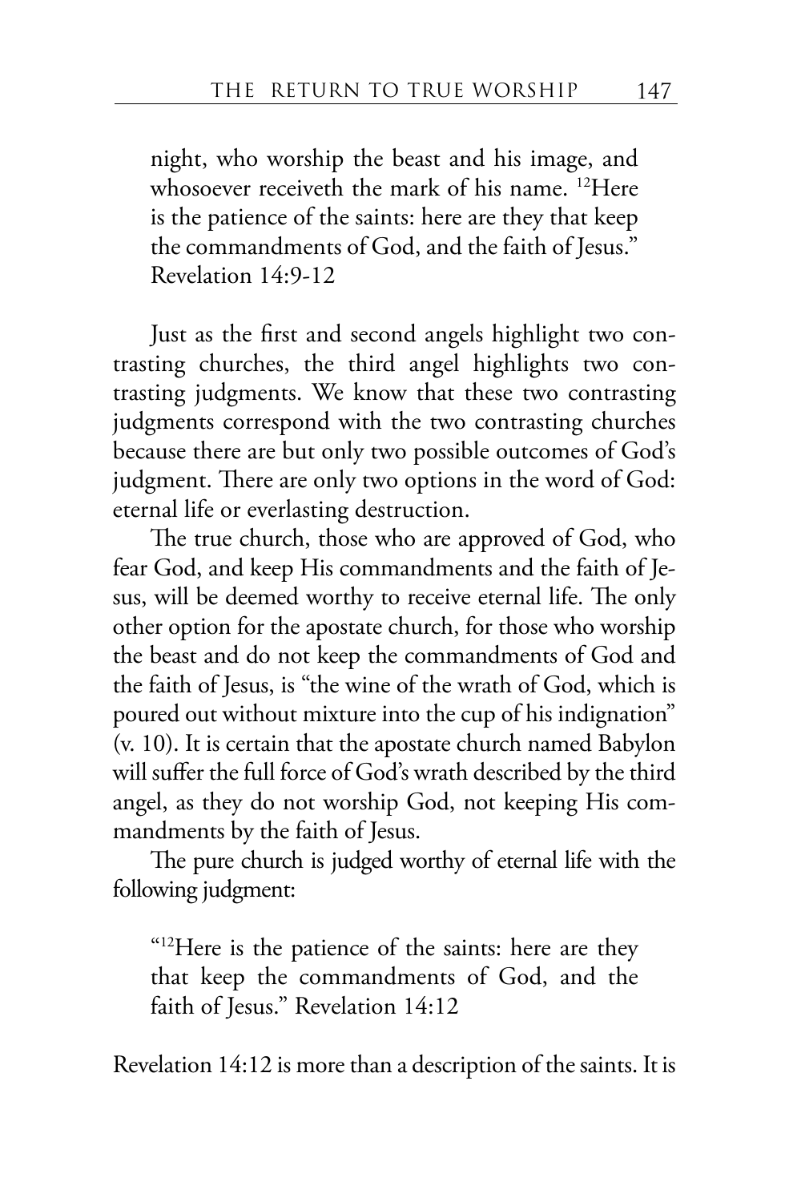> night, who worship the beast and his image, and whosoever receiveth the mark of his name. [12]Here is the patience of the saints: here are they that keep the commandments of God, and the faith of Jesus." Revelation 14:9-12

Just as the first and second angels highlight two contrasting churches, the third angel highlights two contrasting judgments. We know that these two contrasting judgments correspond with the two contrasting churches because there are but only two possible outcomes of God's judgment. There are only two options in the word of God: eternal life or everlasting destruction.

The true church, those who are approved of God, who fear God, and keep His commandments and the faith of Jesus, will be deemed worthy to receive eternal life. The only other option for the apostate church, for those who worship the beast and do not keep the commandments of God and the faith of Jesus, is "the wine of the wrath of God, which is poured out without mixture into the cup of his indignation" (v. 10). It is certain that the apostate church named Babylon will suffer the full force of God's wrath described by the third angel, as they do not worship God, not keeping His commandments by the faith of Jesus.

The pure church is judged worthy of eternal life with the following judgment:

> "[12]Here is the patience of the saints: here are they that keep the commandments of God, and the faith of Jesus." Revelation 14:12

Revelation 14:12 is more than a description of the saints. It is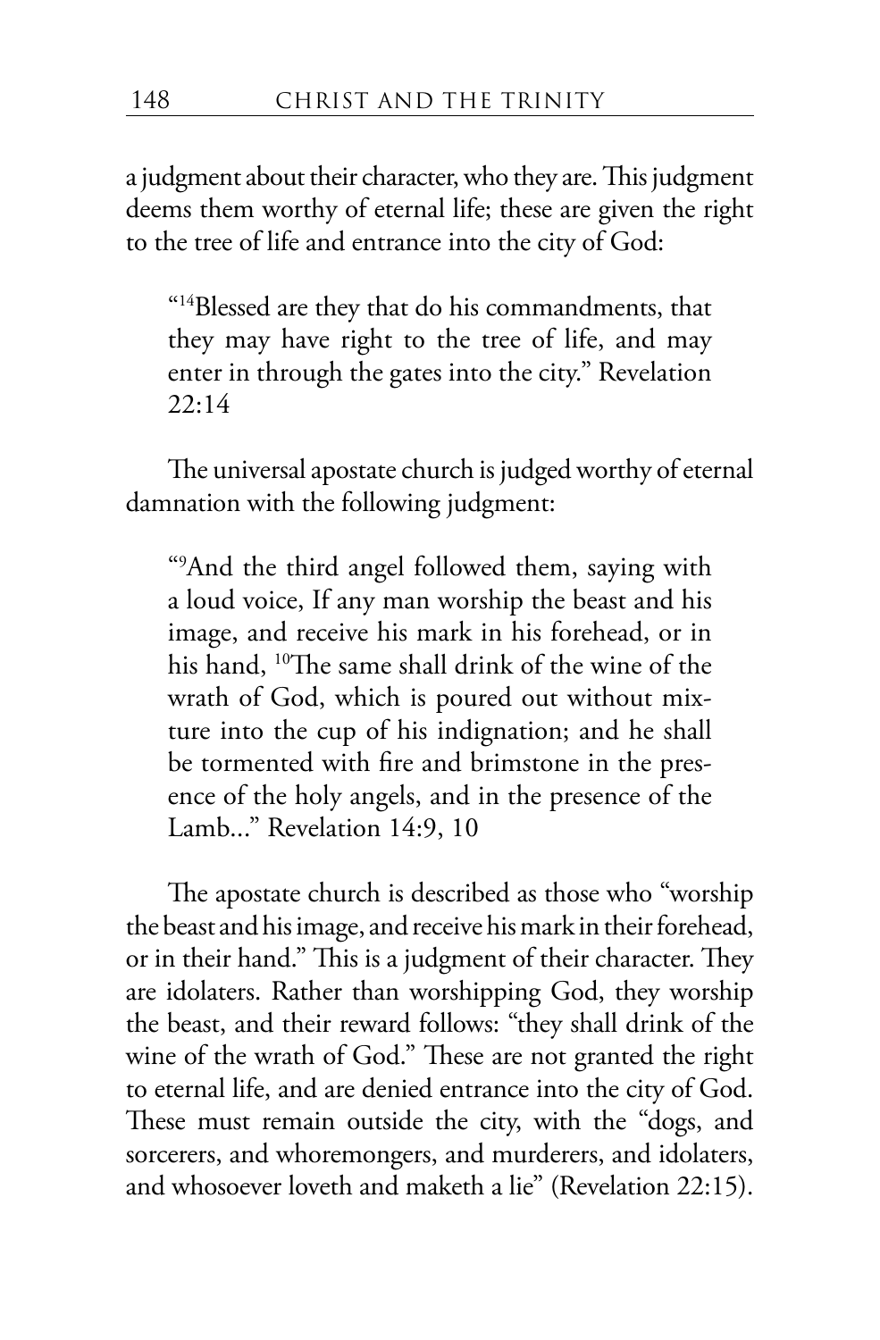a judgment about their character, who they are. This judgment deems them worthy of eternal life; these are given the right to the tree of life and entrance into the city of God:

> "[14]Blessed are they that do his commandments, that they may have right to the tree of life, and may enter in through the gates into the city." Revelation 22:14

The universal apostate church is judged worthy of eternal damnation with the following judgment:

> "[9]And the third angel followed them, saying with a loud voice, If any man worship the beast and his image, and receive his mark in his forehead, or in his hand, [10]The same shall drink of the wine of the wrath of God, which is poured out without mixture into the cup of his indignation; and he shall be tormented with fire and brimstone in the presence of the holy angels, and in the presence of the Lamb..." Revelation 14:9, 10

The apostate church is described as those who "worship the beast and his image, and receive his mark in their forehead, or in their hand." This is a judgment of their character. They are idolaters. Rather than worshipping God, they worship the beast, and their reward follows: "they shall drink of the wine of the wrath of God." These are not granted the right to eternal life, and are denied entrance into the city of God. These must remain outside the city, with the "dogs, and sorcerers, and whoremongers, and murderers, and idolaters, and whosoever loveth and maketh a lie" (Revelation 22:15).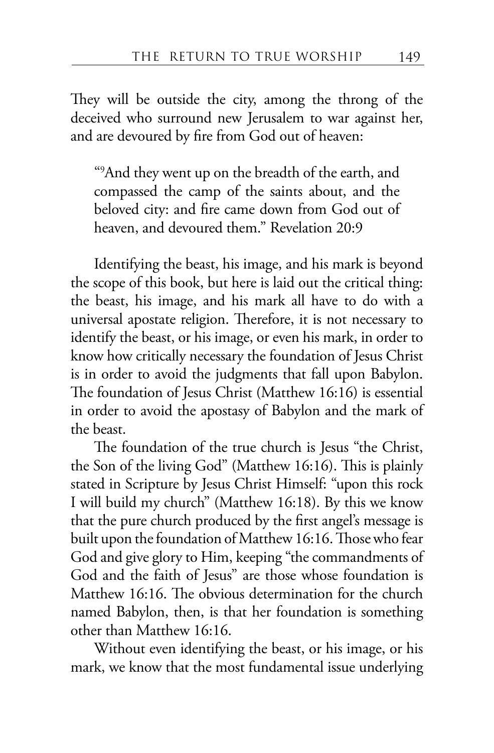They will be outside the city, among the throng of the deceived who surround new Jerusalem to war against her, and are devoured by fire from God out of heaven:

> "[9]And they went up on the breadth of the earth, and compassed the camp of the saints about, and the beloved city: and fire came down from God out of heaven, and devoured them." Revelation 20:9

Identifying the beast, his image, and his mark is beyond the scope of this book, but here is laid out the critical thing: the beast, his image, and his mark all have to do with a universal apostate religion. Therefore, it is not necessary to identify the beast, or his image, or even his mark, in order to know how critically necessary the foundation of Jesus Christ is in order to avoid the judgments that fall upon Babylon. The foundation of Jesus Christ (Matthew 16:16) is essential in order to avoid the apostasy of Babylon and the mark of the beast.

The foundation of the true church is Jesus "the Christ, the Son of the living God" (Matthew 16:16). This is plainly stated in Scripture by Jesus Christ Himself: "upon this rock I will build my church" (Matthew 16:18). By this we know that the pure church produced by the first angel's message is built upon the foundation of Matthew 16:16. Those who fear God and give glory to Him, keeping "the commandments of God and the faith of Jesus" are those whose foundation is Matthew 16:16. The obvious determination for the church named Babylon, then, is that her foundation is something other than Matthew 16:16.

Without even identifying the beast, or his image, or his mark, we know that the most fundamental issue underlying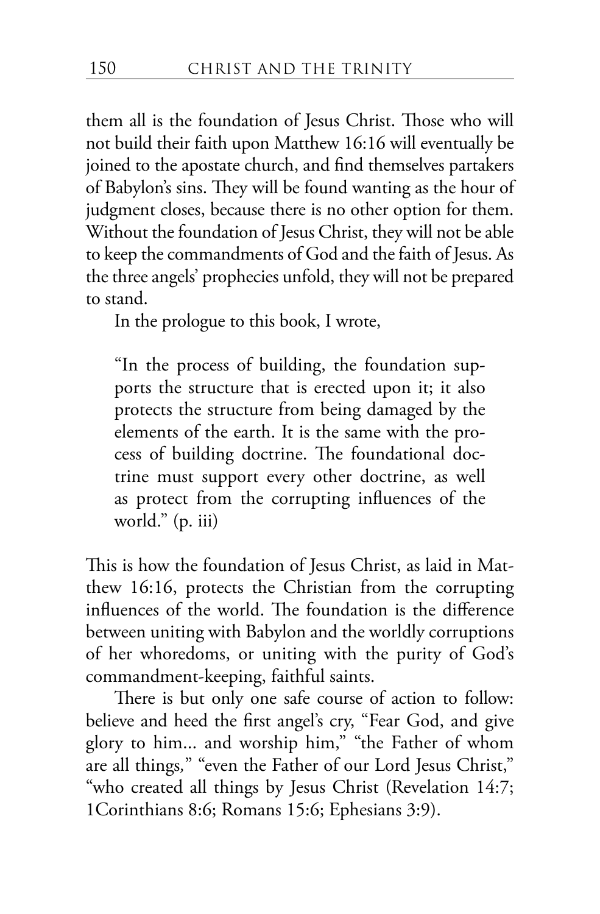them all is the foundation of Jesus Christ. Those who will not build their faith upon Matthew 16:16 will eventually be joined to the apostate church, and find themselves partakers of Babylon's sins. They will be found wanting as the hour of judgment closes, because there is no other option for them. Without the foundation of Jesus Christ, they will not be able to keep the commandments of God and the faith of Jesus. As the three angels' prophecies unfold, they will not be prepared to stand.

In the prologue to this book, I wrote,

> "In the process of building, the foundation supports the structure that is erected upon it; it also protects the structure from being damaged by the elements of the earth. It is the same with the process of building doctrine. The foundational doctrine must support every other doctrine, as well as protect from the corrupting influences of the world." (p. iii)

This is how the foundation of Jesus Christ, as laid in Matthew 16:16, protects the Christian from the corrupting influences of the world. The foundation is the difference between uniting with Babylon and the worldly corruptions of her whoredoms, or uniting with the purity of God's commandment-keeping, faithful saints.

There is but only one safe course of action to follow: believe and heed the first angel's cry, "Fear God, and give glory to him... and worship him," "the Father of whom are all things," "even the Father of our Lord Jesus Christ," "who created all things by Jesus Christ (Revelation 14:7; 1Corinthians 8:6; Romans 15:6; Ephesians 3:9).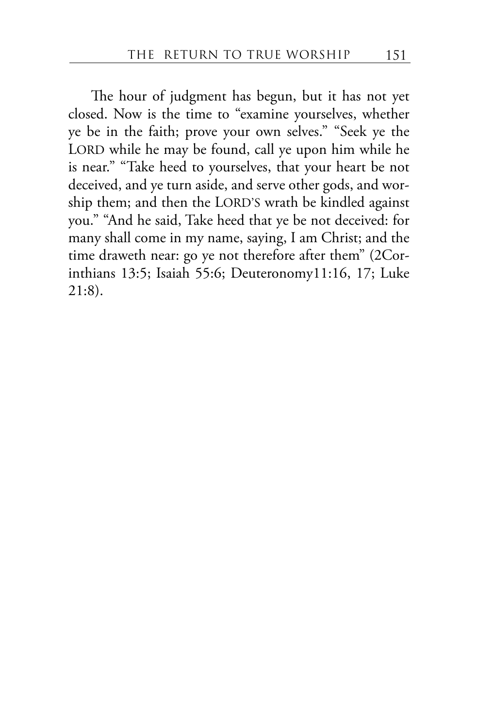The hour of judgment has begun, but it has not yet closed. Now is the time to "examine yourselves, whether ye be in the faith; prove your own selves." "Seek ye the LORD while he may be found, call ye upon him while he is near." "Take heed to yourselves, that your heart be not deceived, and ye turn aside, and serve other gods, and worship them; and then the LORD'S wrath be kindled against you." "And he said, Take heed that ye be not deceived: for many shall come in my name, saying, I am Christ; and the time draweth near: go ye not therefore after them" (2Corinthians 13:5; Isaiah 55:6; Deuteronomy11:16, 17; Luke 21:8).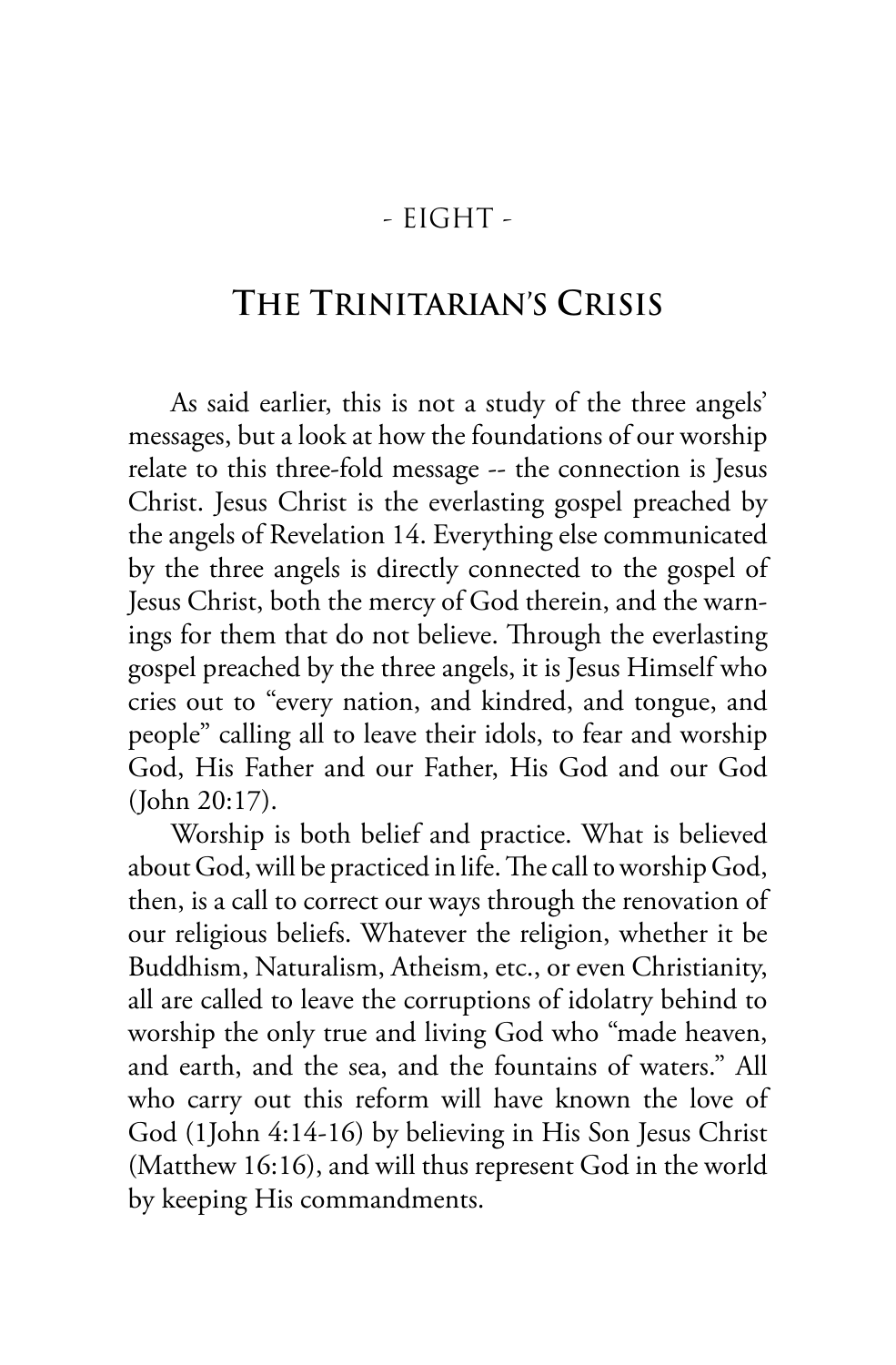- EIGHT -

# The Trinitarian's Crisis

As said earlier, this is not a study of the three angels' messages, but a look at how the foundations of our worship relate to this three-fold message -- the connection is Jesus Christ. Jesus Christ is the everlasting gospel preached by the angels of Revelation 14. Everything else communicated by the three angels is directly connected to the gospel of Jesus Christ, both the mercy of God therein, and the warnings for them that do not believe. Through the everlasting gospel preached by the three angels, it is Jesus Himself who cries out to "every nation, and kindred, and tongue, and people" calling all to leave their idols, to fear and worship God, His Father and our Father, His God and our God (John 20:17).

Worship is both belief and practice. What is believed about God, will be practiced in life. The call to worship God, then, is a call to correct our ways through the renovation of our religious beliefs. Whatever the religion, whether it be Buddhism, Naturalism, Atheism, etc., or even Christianity, all are called to leave the corruptions of idolatry behind to worship the only true and living God who "made heaven, and earth, and the sea, and the fountains of waters." All who carry out this reform will have known the love of God (1John 4:14-16) by believing in His Son Jesus Christ (Matthew 16:16), and will thus represent God in the world by keeping His commandments.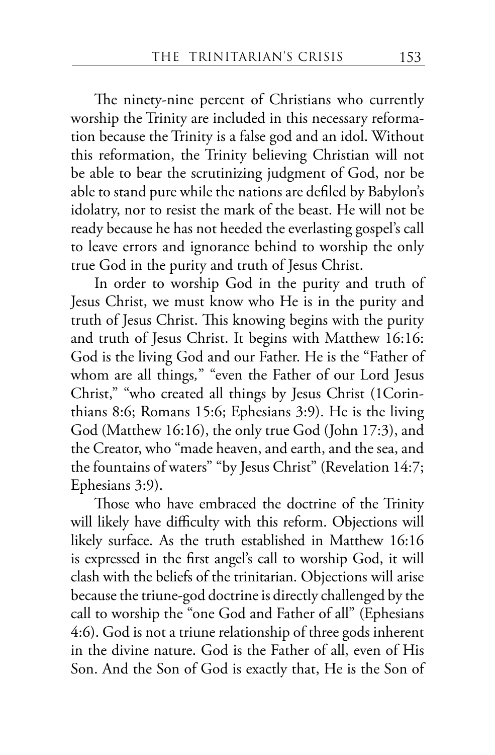The ninety-nine percent of Christians who currently worship the Trinity are included in this necessary reformation because the Trinity is a false god and an idol. Without this reformation, the Trinity believing Christian will not be able to bear the scrutinizing judgment of God, nor be able to stand pure while the nations are defiled by Babylon's idolatry, nor to resist the mark of the beast. He will not be ready because he has not heeded the everlasting gospel's call to leave errors and ignorance behind to worship the only true God in the purity and truth of Jesus Christ.

In order to worship God in the purity and truth of Jesus Christ, we must know who He is in the purity and truth of Jesus Christ. This knowing begins with the purity and truth of Jesus Christ. It begins with Matthew 16:16: God is the living God and our Father. He is the "Father of whom are all things," "even the Father of our Lord Jesus Christ," "who created all things by Jesus Christ (1Corinthians 8:6; Romans 15:6; Ephesians 3:9). He is the living God (Matthew 16:16), the only true God (John 17:3), and the Creator, who "made heaven, and earth, and the sea, and the fountains of waters" "by Jesus Christ" (Revelation 14:7; Ephesians 3:9).

Those who have embraced the doctrine of the Trinity will likely have difficulty with this reform. Objections will likely surface. As the truth established in Matthew 16:16 is expressed in the first angel's call to worship God, it will clash with the beliefs of the trinitarian. Objections will arise because the triune-god doctrine is directly challenged by the call to worship the "one God and Father of all" (Ephesians 4:6). God is not a triune relationship of three gods inherent in the divine nature. God is the Father of all, even of His Son. And the Son of God is exactly that, He is the Son of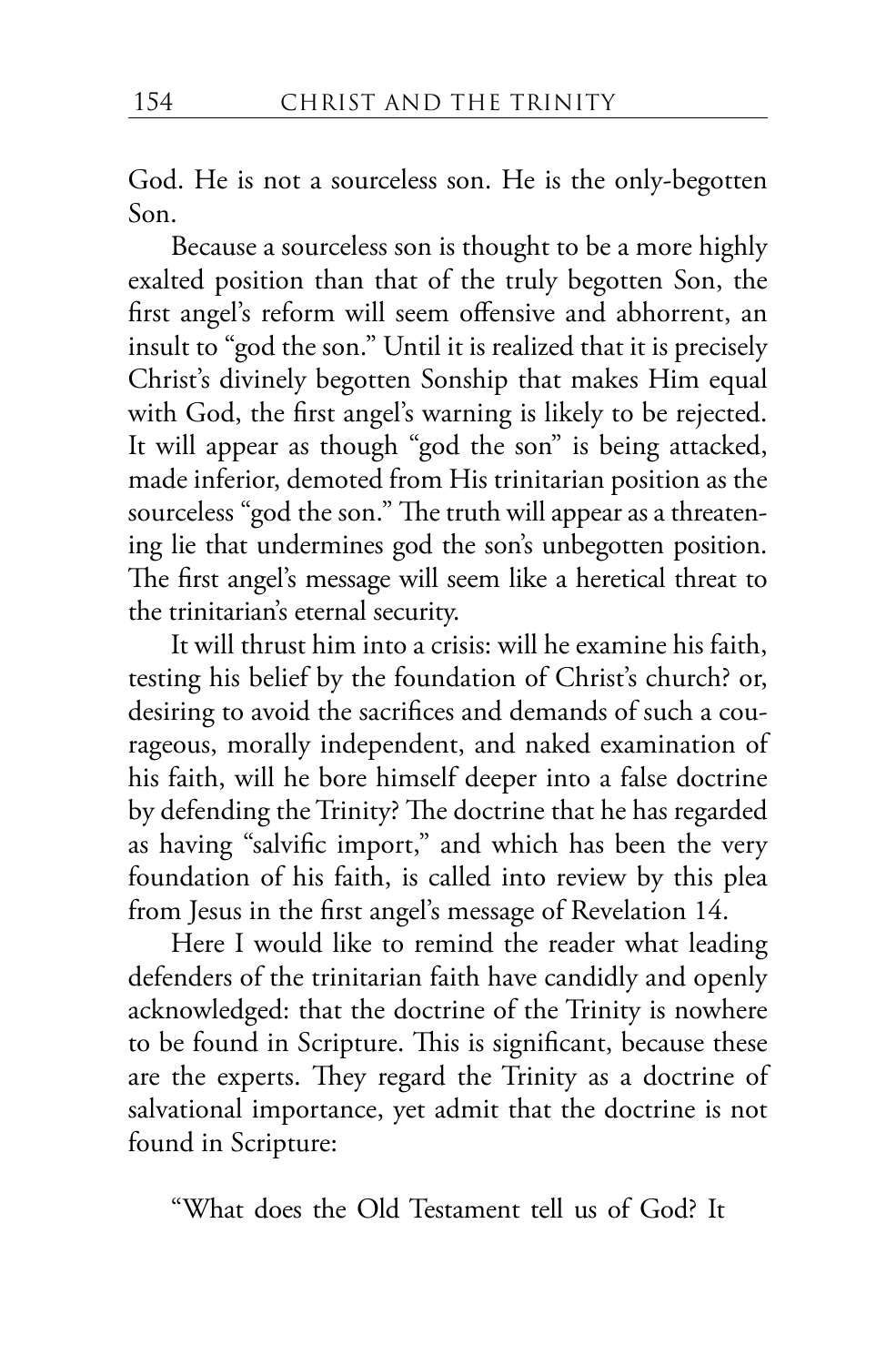God. He is not a sourceless son. He is the only-begotten Son.

Because a sourceless son is thought to be a more highly exalted position than that of the truly begotten Son, the first angel's reform will seem offensive and abhorrent, an insult to "god the son." Until it is realized that it is precisely Christ's divinely begotten Sonship that makes Him equal with God, the first angel's warning is likely to be rejected. It will appear as though "god the son" is being attacked, made inferior, demoted from His trinitarian position as the sourceless "god the son." The truth will appear as a threatening lie that undermines god the son's unbegotten position. The first angel's message will seem like a heretical threat to the trinitarian's eternal security.

It will thrust him into a crisis: will he examine his faith, testing his belief by the foundation of Christ's church? or, desiring to avoid the sacrifices and demands of such a courageous, morally independent, and naked examination of his faith, will he bore himself deeper into a false doctrine by defending the Trinity? The doctrine that he has regarded as having "salvific import," and which has been the very foundation of his faith, is called into review by this plea from Jesus in the first angel's message of Revelation 14.

Here I would like to remind the reader what leading defenders of the trinitarian faith have candidly and openly acknowledged: that the doctrine of the Trinity is nowhere to be found in Scripture. This is significant, because these are the experts. They regard the Trinity as a doctrine of salvational importance, yet admit that the doctrine is not found in Scripture:

"What does the Old Testament tell us of God? It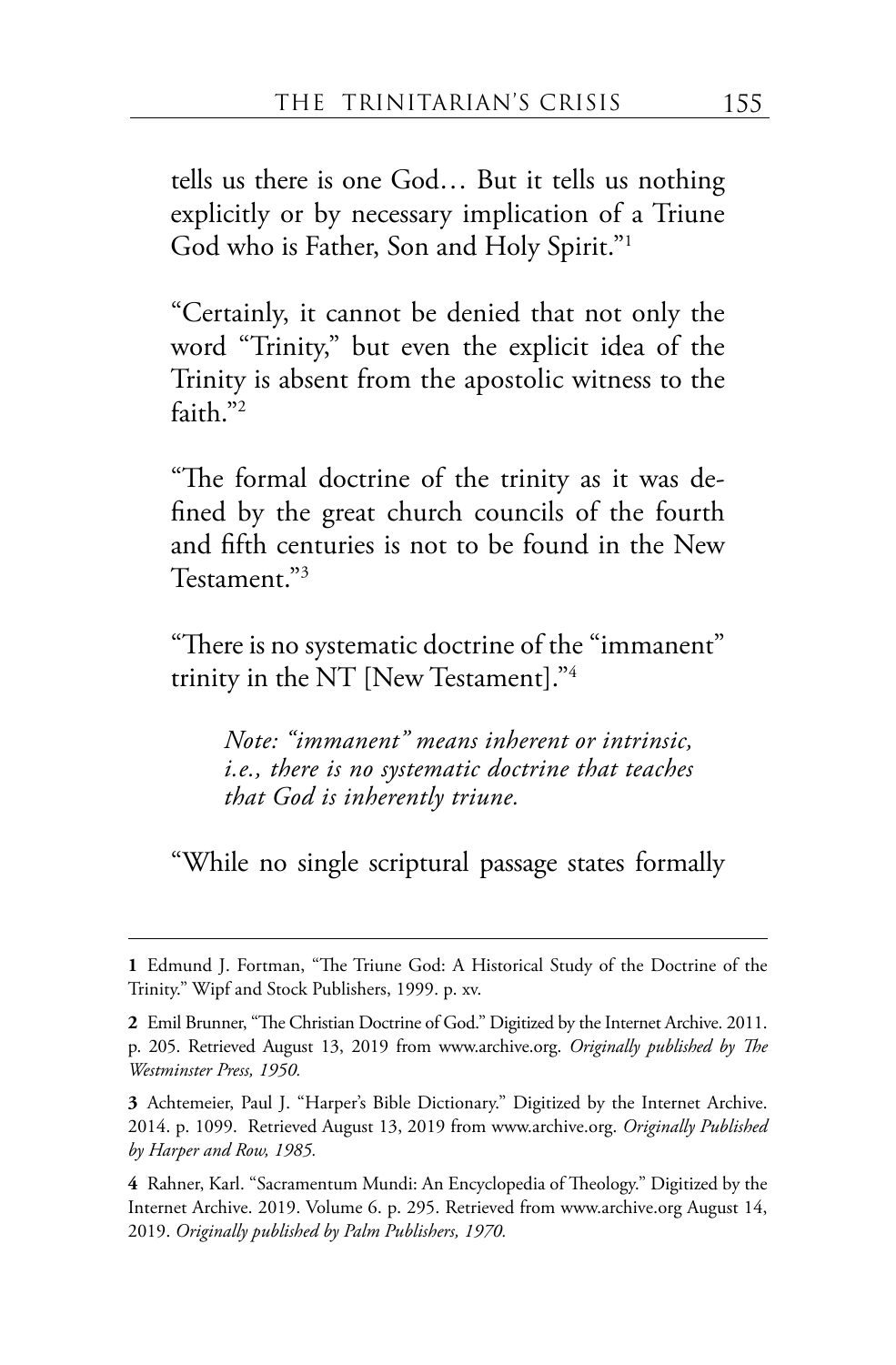tells us there is one God… But it tells us nothing explicitly or by necessary implication of a Triune God who is Father, Son and Holy Spirit."[1]

"Certainly, it cannot be denied that not only the word "Trinity," but even the explicit idea of the Trinity is absent from the apostolic witness to the faith."[2]

"The formal doctrine of the trinity as it was defined by the great church councils of the fourth and fifth centuries is not to be found in the New Testament."[3]

"There is no systematic doctrine of the "immanent" trinity in the NT [New Testament]."[4]

> *Note: "immanent" means inherent or intrinsic, i.e., there is no systematic doctrine that teaches that God is inherently triune.*

"While no single scriptural passage states formally

---

**1** Edmund J. Fortman, "The Triune God: A Historical Study of the Doctrine of the Trinity." Wipf and Stock Publishers, 1999. p. xv.

**2** Emil Brunner, "The Christian Doctrine of God." Digitized by the Internet Archive. 2011. p. 205. Retrieved August 13, 2019 from www.archive.org. *Originally published by The Westminster Press, 1950.*

**3** Achtemeier, Paul J. "Harper's Bible Dictionary." Digitized by the Internet Archive. 2014. p. 1099. Retrieved August 13, 2019 from www.archive.org. *Originally Published by Harper and Row, 1985.*

**4** Rahner, Karl. "Sacramentum Mundi: An Encyclopedia of Theology." Digitized by the Internet Archive. 2019. Volume 6. p. 295. Retrieved from www.archive.org August 14, 2019. *Originally published by Palm Publishers, 1970.*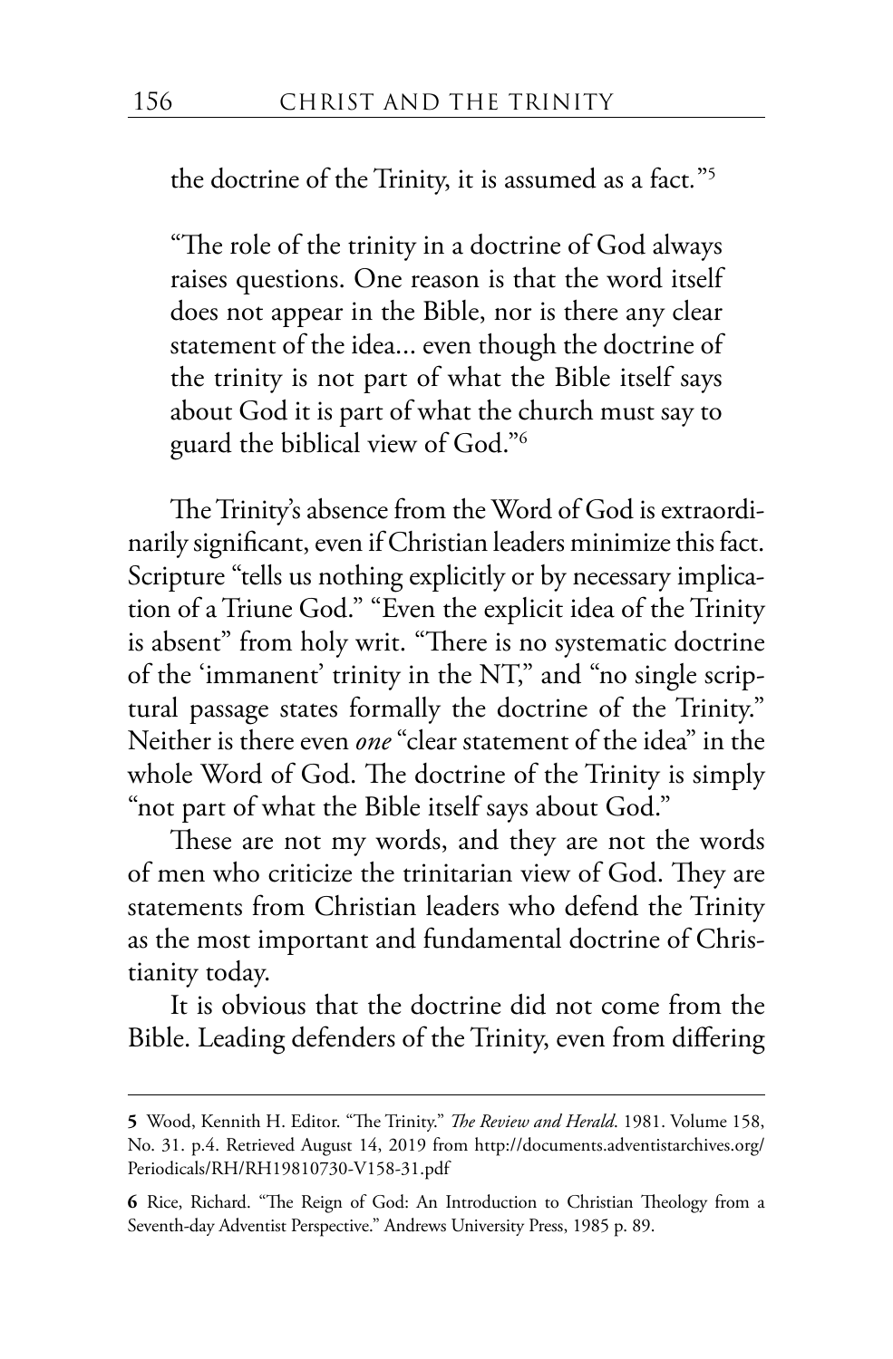the doctrine of the Trinity, it is assumed as a fact."[5]

> "The role of the trinity in a doctrine of God always raises questions. One reason is that the word itself does not appear in the Bible, nor is there any clear statement of the idea... even though the doctrine of the trinity is not part of what the Bible itself says about God it is part of what the church must say to guard the biblical view of God."[6]

The Trinity's absence from the Word of God is extraordinarily significant, even if Christian leaders minimize this fact. Scripture "tells us nothing explicitly or by necessary implication of a Triune God." "Even the explicit idea of the Trinity is absent" from holy writ. "There is no systematic doctrine of the 'immanent' trinity in the NT," and "no single scriptural passage states formally the doctrine of the Trinity." Neither is there even *one* "clear statement of the idea" in the whole Word of God. The doctrine of the Trinity is simply "not part of what the Bible itself says about God."

These are not my words, and they are not the words of men who criticize the trinitarian view of God. They are statements from Christian leaders who defend the Trinity as the most important and fundamental doctrine of Christianity today.

It is obvious that the doctrine did not come from the Bible. Leading defenders of the Trinity, even from differing

---

**5** Wood, Kennith H. Editor. "The Trinity." *The Review and Herald*. 1981. Volume 158, No. 31. p.4. Retrieved August 14, 2019 from http://documents.adventistarchives.org/Periodicals/RH/RH19810730-V158-31.pdf

**6** Rice, Richard. "The Reign of God: An Introduction to Christian Theology from a Seventh-day Adventist Perspective." Andrews University Press, 1985 p. 89.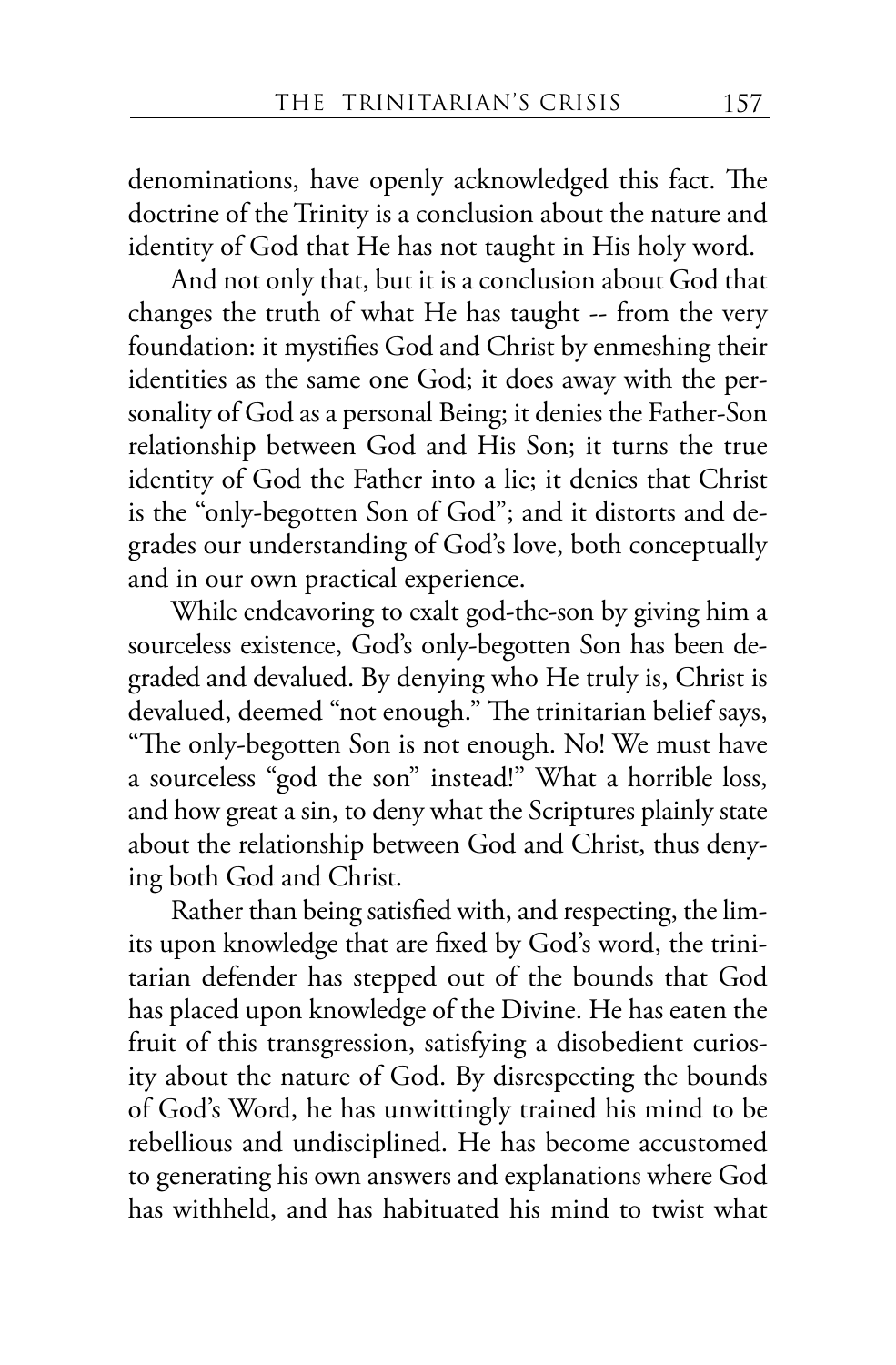denominations, have openly acknowledged this fact. The doctrine of the Trinity is a conclusion about the nature and identity of God that He has not taught in His holy word.

And not only that, but it is a conclusion about God that changes the truth of what He has taught -- from the very foundation: it mystifies God and Christ by enmeshing their identities as the same one God; it does away with the personality of God as a personal Being; it denies the Father-Son relationship between God and His Son; it turns the true identity of God the Father into a lie; it denies that Christ is the "only-begotten Son of God"; and it distorts and degrades our understanding of God's love, both conceptually and in our own practical experience.

While endeavoring to exalt god-the-son by giving him a sourceless existence, God's only-begotten Son has been degraded and devalued. By denying who He truly is, Christ is devalued, deemed "not enough." The trinitarian belief says, "The only-begotten Son is not enough. No! We must have a sourceless "god the son" instead!" What a horrible loss, and how great a sin, to deny what the Scriptures plainly state about the relationship between God and Christ, thus denying both God and Christ.

Rather than being satisfied with, and respecting, the limits upon knowledge that are fixed by God's word, the trinitarian defender has stepped out of the bounds that God has placed upon knowledge of the Divine. He has eaten the fruit of this transgression, satisfying a disobedient curiosity about the nature of God. By disrespecting the bounds of God's Word, he has unwittingly trained his mind to be rebellious and undisciplined. He has become accustomed to generating his own answers and explanations where God has withheld, and has habituated his mind to twist what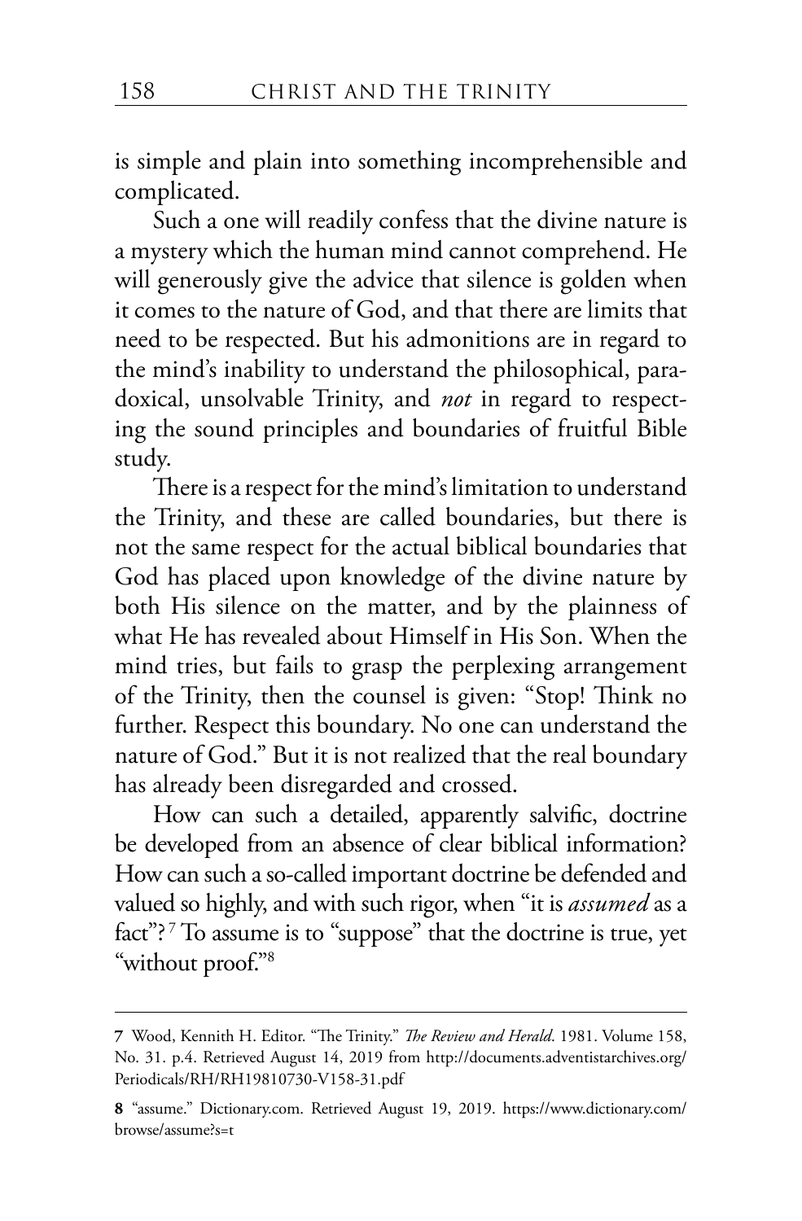is simple and plain into something incomprehensible and complicated.

Such a one will readily confess that the divine nature is a mystery which the human mind cannot comprehend. He will generously give the advice that silence is golden when it comes to the nature of God, and that there are limits that need to be respected. But his admonitions are in regard to the mind's inability to understand the philosophical, paradoxical, unsolvable Trinity, and *not* in regard to respecting the sound principles and boundaries of fruitful Bible study.

There is a respect for the mind's limitation to understand the Trinity, and these are called boundaries, but there is not the same respect for the actual biblical boundaries that God has placed upon knowledge of the divine nature by both His silence on the matter, and by the plainness of what He has revealed about Himself in His Son. When the mind tries, but fails to grasp the perplexing arrangement of the Trinity, then the counsel is given: "Stop! Think no further. Respect this boundary. No one can understand the nature of God." But it is not realized that the real boundary has already been disregarded and crossed.

How can such a detailed, apparently salvific, doctrine be developed from an absence of clear biblical information? How can such a so-called important doctrine be defended and valued so highly, and with such rigor, when "it is *assumed* as a fact"?[7] To assume is to "suppose" that the doctrine is true, yet "without proof."[8]

---

**7** Wood, Kennith H. Editor. "The Trinity." *The Review and Herald*. 1981. Volume 158, No. 31. p.4. Retrieved August 14, 2019 from http://documents.adventistarchives.org/Periodicals/RH/RH19810730-V158-31.pdf

**8** "assume." Dictionary.com. Retrieved August 19, 2019. https://www.dictionary.com/browse/assume?s=t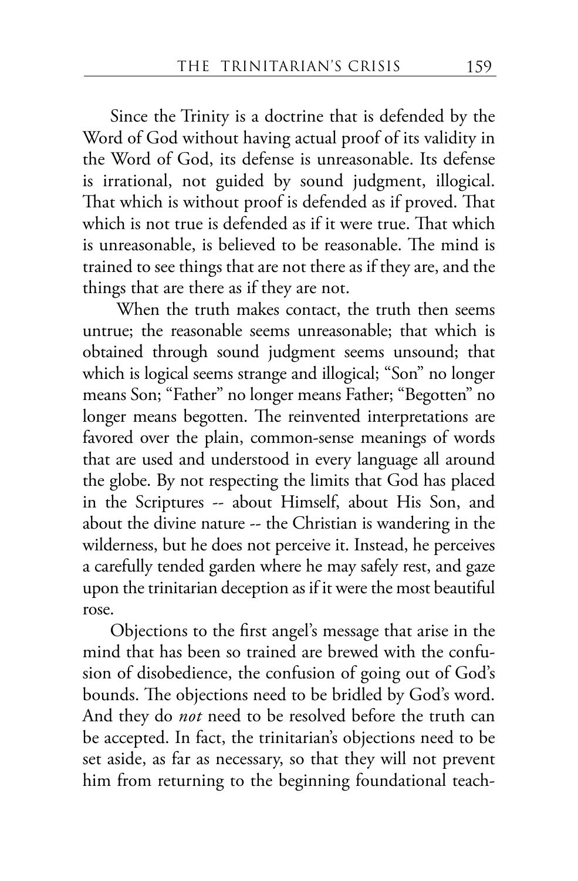Since the Trinity is a doctrine that is defended by the Word of God without having actual proof of its validity in the Word of God, its defense is unreasonable. Its defense is irrational, not guided by sound judgment, illogical. That which is without proof is defended as if proved. That which is not true is defended as if it were true. That which is unreasonable, is believed to be reasonable. The mind is trained to see things that are not there as if they are, and the things that are there as if they are not.

When the truth makes contact, the truth then seems untrue; the reasonable seems unreasonable; that which is obtained through sound judgment seems unsound; that which is logical seems strange and illogical; "Son" no longer means Son; "Father" no longer means Father; "Begotten" no longer means begotten. The reinvented interpretations are favored over the plain, common-sense meanings of words that are used and understood in every language all around the globe. By not respecting the limits that God has placed in the Scriptures -- about Himself, about His Son, and about the divine nature -- the Christian is wandering in the wilderness, but he does not perceive it. Instead, he perceives a carefully tended garden where he may safely rest, and gaze upon the trinitarian deception as if it were the most beautiful rose.

Objections to the first angel's message that arise in the mind that has been so trained are brewed with the confusion of disobedience, the confusion of going out of God's bounds. The objections need to be bridled by God's word. And they do *not* need to be resolved before the truth can be accepted. In fact, the trinitarian's objections need to be set aside, as far as necessary, so that they will not prevent him from returning to the beginning foundational teach-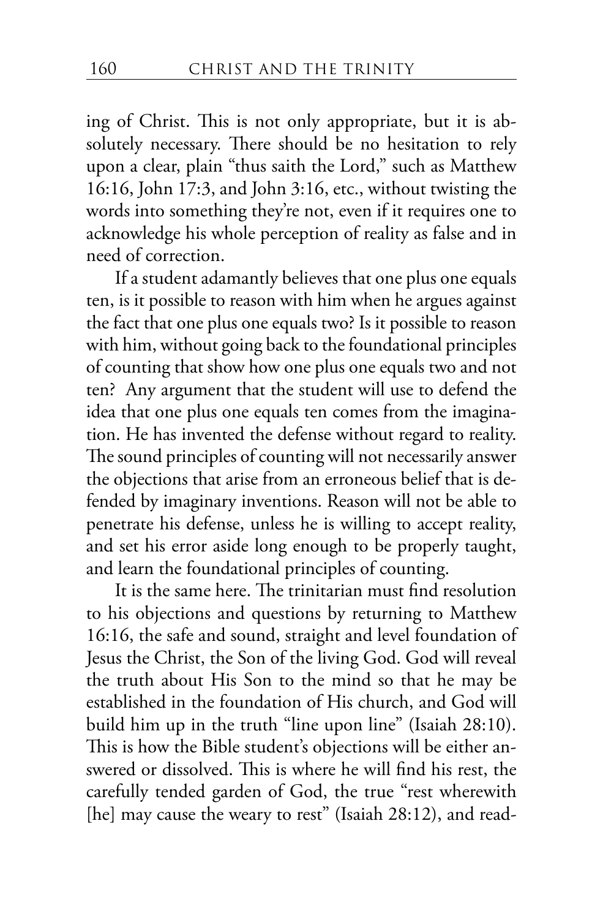ing of Christ. This is not only appropriate, but it is absolutely necessary. There should be no hesitation to rely upon a clear, plain "thus saith the Lord," such as Matthew 16:16, John 17:3, and John 3:16, etc., without twisting the words into something they're not, even if it requires one to acknowledge his whole perception of reality as false and in need of correction.

If a student adamantly believes that one plus one equals ten, is it possible to reason with him when he argues against the fact that one plus one equals two? Is it possible to reason with him, without going back to the foundational principles of counting that show how one plus one equals two and not ten? Any argument that the student will use to defend the idea that one plus one equals ten comes from the imagination. He has invented the defense without regard to reality. The sound principles of counting will not necessarily answer the objections that arise from an erroneous belief that is defended by imaginary inventions. Reason will not be able to penetrate his defense, unless he is willing to accept reality, and set his error aside long enough to be properly taught, and learn the foundational principles of counting.

It is the same here. The trinitarian must find resolution to his objections and questions by returning to Matthew 16:16, the safe and sound, straight and level foundation of Jesus the Christ, the Son of the living God. God will reveal the truth about His Son to the mind so that he may be established in the foundation of His church, and God will build him up in the truth "line upon line" (Isaiah 28:10). This is how the Bible student's objections will be either answered or dissolved. This is where he will find his rest, the carefully tended garden of God, the true "rest wherewith [he] may cause the weary to rest" (Isaiah 28:12), and read-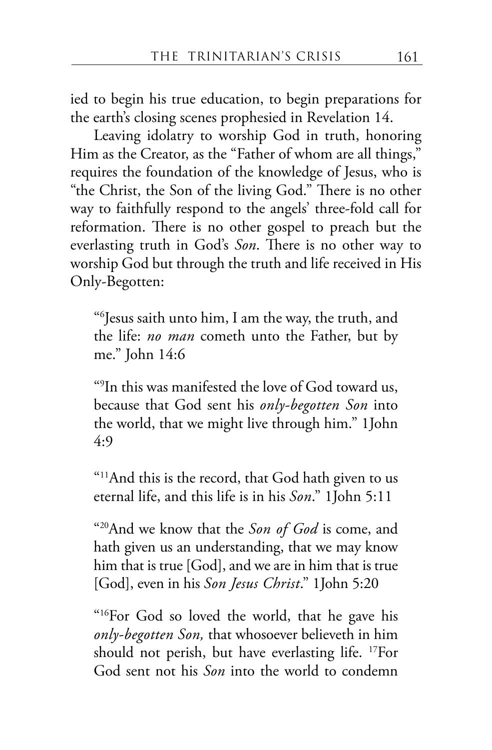ied to begin his true education, to begin preparations for the earth's closing scenes prophesied in Revelation 14.

Leaving idolatry to worship God in truth, honoring Him as the Creator, as the "Father of whom are all things," requires the foundation of the knowledge of Jesus, who is "the Christ, the Son of the living God." There is no other way to faithfully respond to the angels' three-fold call for reformation. There is no other gospel to preach but the everlasting truth in God's *Son*. There is no other way to worship God but through the truth and life received in His Only-Begotten:

> "[6]Jesus saith unto him, I am the way, the truth, and the life: *no man* cometh unto the Father, but by me." John 14:6

> "[9]In this was manifested the love of God toward us, because that God sent his *only-begotten Son* into the world, that we might live through him." 1John 4:9

> "[11]And this is the record, that God hath given to us eternal life, and this life is in his *Son*." 1John 5:11

> "[20]And we know that the *Son of God* is come, and hath given us an understanding, that we may know him that is true [God], and we are in him that is true [God], even in his *Son Jesus Christ*." 1John 5:20

> "[16]For God so loved the world, that he gave his *only-begotten Son,* that whosoever believeth in him should not perish, but have everlasting life. [17]For God sent not his *Son* into the world to condemn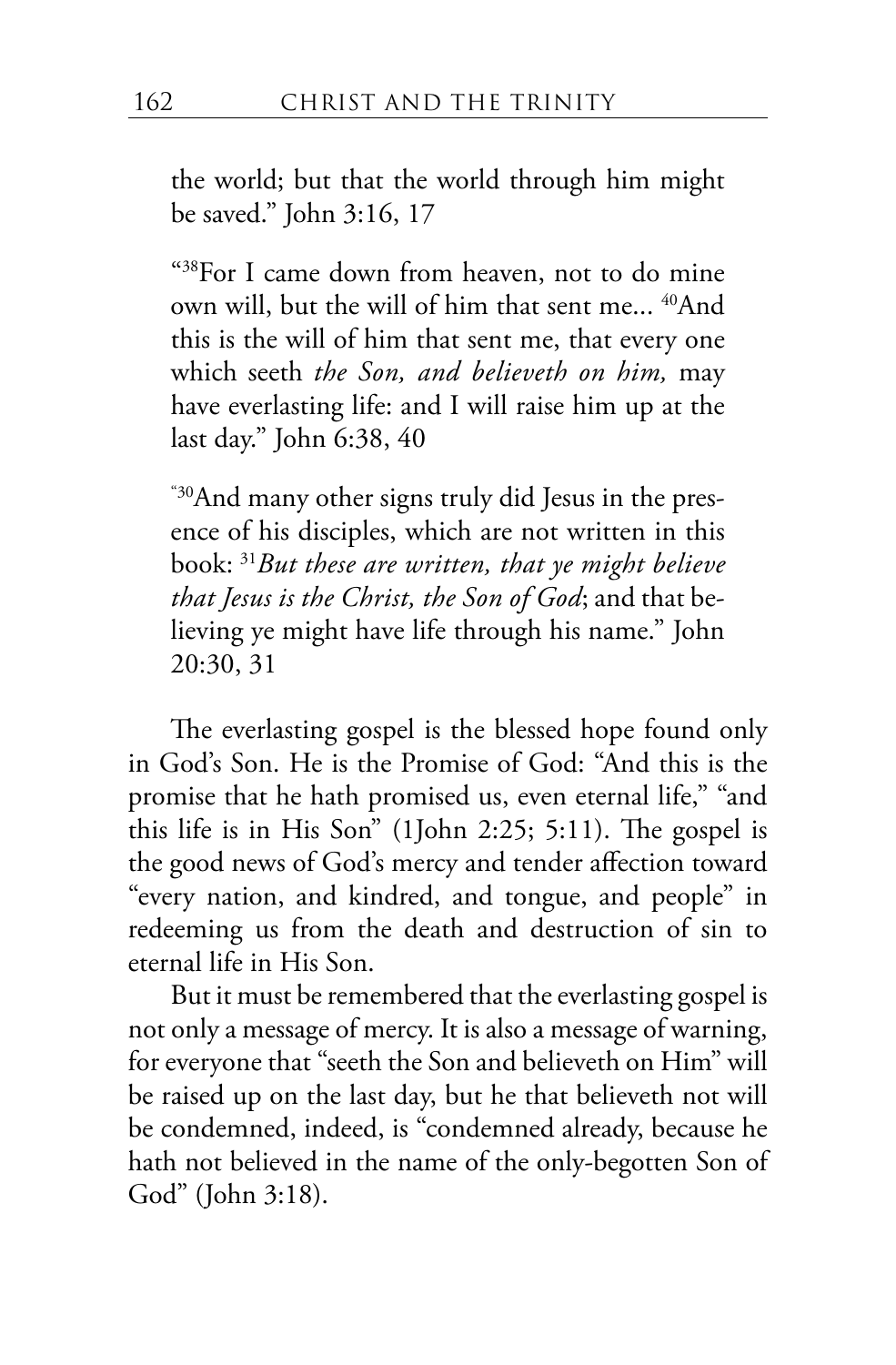the world; but that the world through him might be saved." John 3:16, 17

"[38]For I came down from heaven, not to do mine own will, but the will of him that sent me... [40]And this is the will of him that sent me, that every one which seeth *the Son, and believeth on him,* may have everlasting life: and I will raise him up at the last day." John 6:38, 40

"[30]And many other signs truly did Jesus in the presence of his disciples, which are not written in this book: [31]*But these are written, that ye might believe that Jesus is the Christ, the Son of God*; and that believing ye might have life through his name." John 20:30, 31

The everlasting gospel is the blessed hope found only in God's Son. He is the Promise of God: "And this is the promise that he hath promised us, even eternal life," "and this life is in His Son" (1John 2:25; 5:11). The gospel is the good news of God's mercy and tender affection toward "every nation, and kindred, and tongue, and people" in redeeming us from the death and destruction of sin to eternal life in His Son.

But it must be remembered that the everlasting gospel is not only a message of mercy. It is also a message of warning, for everyone that "seeth the Son and believeth on Him" will be raised up on the last day, but he that believeth not will be condemned, indeed, is "condemned already, because he hath not believed in the name of the only-begotten Son of God" (John 3:18).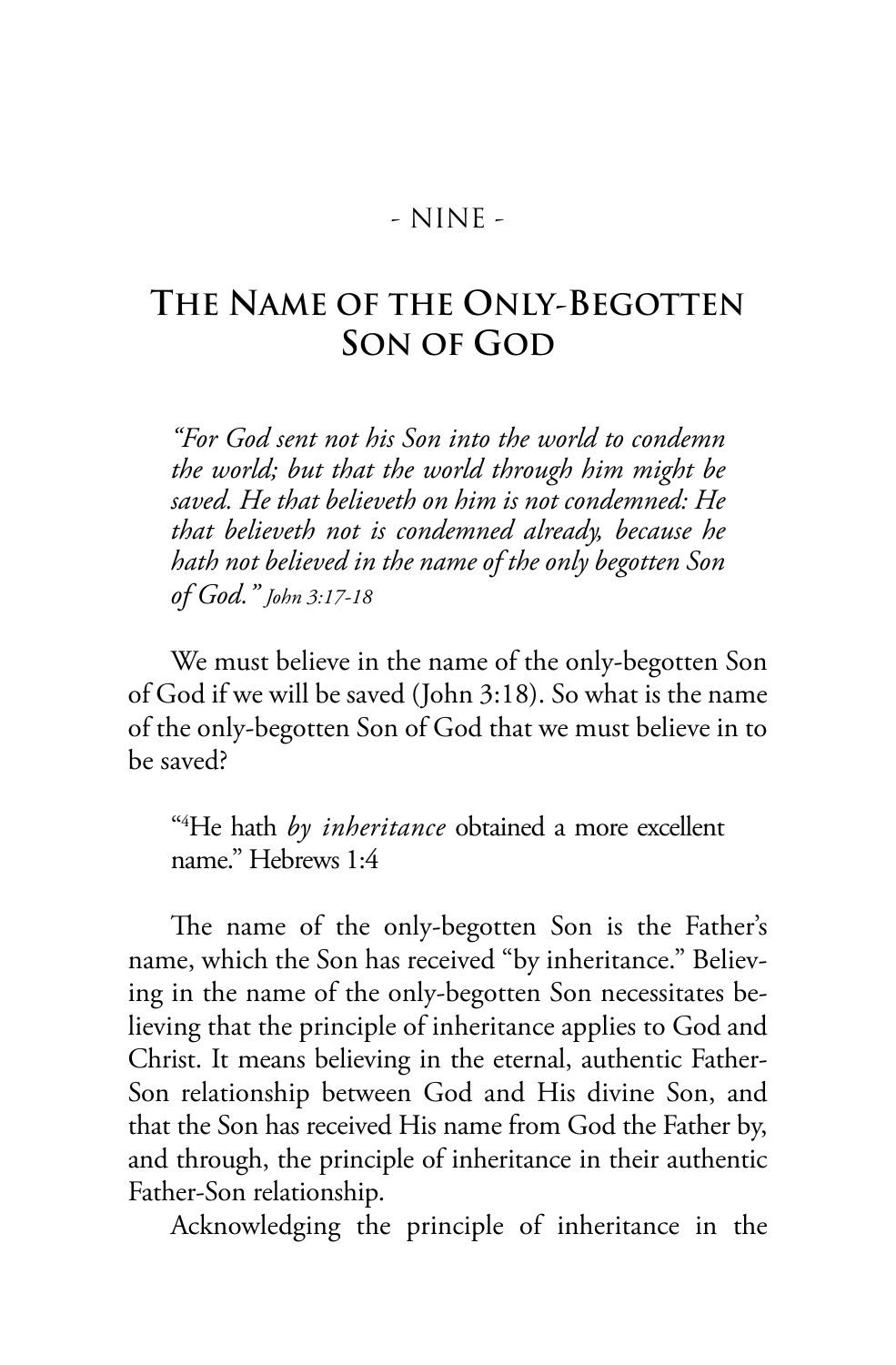- NINE -

# The Name of the Only-Begotten Son of God

> *"For God sent not his Son into the world to condemn the world; but that the world through him might be saved. He that believeth on him is not condemned: He that believeth not is condemned already, because he hath not believed in the name of the only begotten Son of God."* John 3:17-18

We must believe in the name of the only-begotten Son of God if we will be saved (John 3:18). So what is the name of the only-begotten Son of God that we must believe in to be saved?

> "[4]He hath *by inheritance* obtained a more excellent name." Hebrews 1:4

The name of the only-begotten Son is the Father's name, which the Son has received "by inheritance." Believing in the name of the only-begotten Son necessitates believing that the principle of inheritance applies to God and Christ. It means believing in the eternal, authentic Father-Son relationship between God and His divine Son, and that the Son has received His name from God the Father by, and through, the principle of inheritance in their authentic Father-Son relationship.

Acknowledging the principle of inheritance in the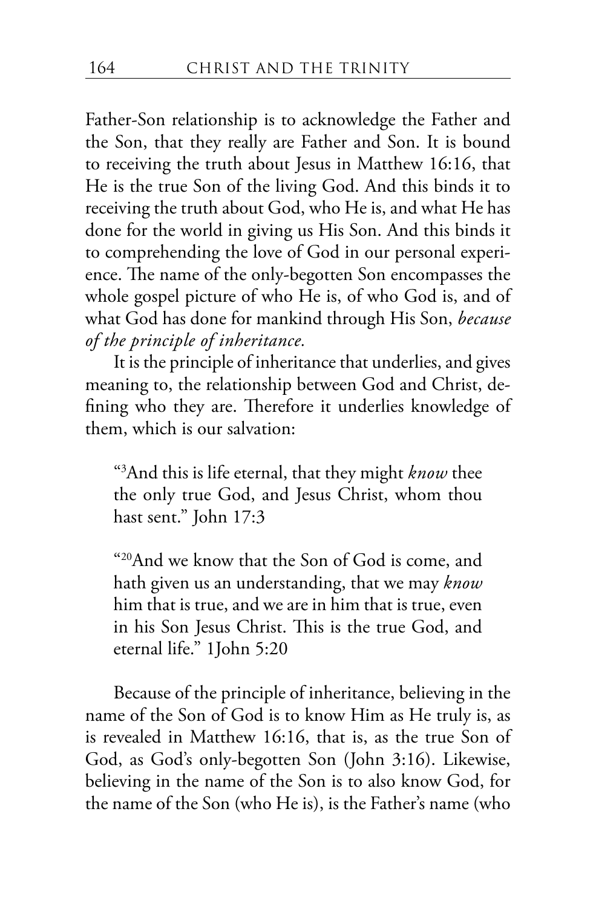Father-Son relationship is to acknowledge the Father and the Son, that they really are Father and Son. It is bound to receiving the truth about Jesus in Matthew 16:16, that He is the true Son of the living God. And this binds it to receiving the truth about God, who He is, and what He has done for the world in giving us His Son. And this binds it to comprehending the love of God in our personal experience. The name of the only-begotten Son encompasses the whole gospel picture of who He is, of who God is, and of what God has done for mankind through His Son, *because of the principle of inheritance.*

It is the principle of inheritance that underlies, and gives meaning to, the relationship between God and Christ, defining who they are. Therefore it underlies knowledge of them, which is our salvation:

> "[3]And this is life eternal, that they might *know* thee the only true God, and Jesus Christ, whom thou hast sent." John 17:3

> "[20]And we know that the Son of God is come, and hath given us an understanding, that we may *know* him that is true, and we are in him that is true, even in his Son Jesus Christ. This is the true God, and eternal life." 1John 5:20

Because of the principle of inheritance, believing in the name of the Son of God is to know Him as He truly is, as is revealed in Matthew 16:16, that is, as the true Son of God, as God's only-begotten Son (John 3:16). Likewise, believing in the name of the Son is to also know God, for the name of the Son (who He is), is the Father's name (who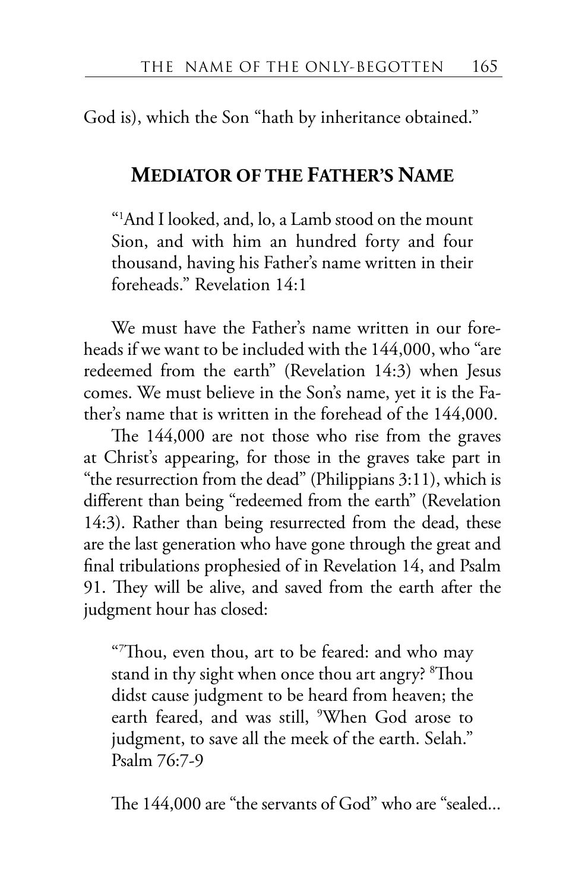God is), which the Son "hath by inheritance obtained."

## MEDIATOR OF THE FATHER'S NAME

> "[1]And I looked, and, lo, a Lamb stood on the mount Sion, and with him an hundred forty and four thousand, having his Father's name written in their foreheads." Revelation 14:1

We must have the Father's name written in our foreheads if we want to be included with the 144,000, who "are redeemed from the earth" (Revelation 14:3) when Jesus comes. We must believe in the Son's name, yet it is the Father's name that is written in the forehead of the 144,000.

The 144,000 are not those who rise from the graves at Christ's appearing, for those in the graves take part in "the resurrection from the dead" (Philippians 3:11), which is different than being "redeemed from the earth" (Revelation 14:3). Rather than being resurrected from the dead, these are the last generation who have gone through the great and final tribulations prophesied of in Revelation 14, and Psalm 91. They will be alive, and saved from the earth after the judgment hour has closed:

> "[7]Thou, even thou, art to be feared: and who may stand in thy sight when once thou art angry? [8]Thou didst cause judgment to be heard from heaven; the earth feared, and was still, [9]When God arose to judgment, to save all the meek of the earth. Selah." Psalm 76:7-9

The 144,000 are "the servants of God" who are "sealed...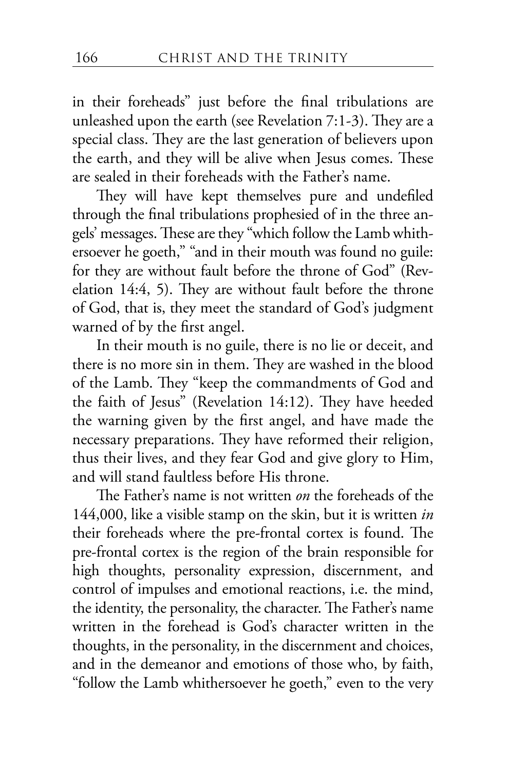in their foreheads" just before the final tribulations are unleashed upon the earth (see Revelation 7:1-3). They are a special class. They are the last generation of believers upon the earth, and they will be alive when Jesus comes. These are sealed in their foreheads with the Father's name.

They will have kept themselves pure and undefiled through the final tribulations prophesied of in the three angels' messages. These are they "which follow the Lamb whithersoever he goeth," "and in their mouth was found no guile: for they are without fault before the throne of God" (Revelation 14:4, 5). They are without fault before the throne of God, that is, they meet the standard of God's judgment warned of by the first angel.

In their mouth is no guile, there is no lie or deceit, and there is no more sin in them. They are washed in the blood of the Lamb. They "keep the commandments of God and the faith of Jesus" (Revelation 14:12). They have heeded the warning given by the first angel, and have made the necessary preparations. They have reformed their religion, thus their lives, and they fear God and give glory to Him, and will stand faultless before His throne.

The Father's name is not written *on* the foreheads of the 144,000, like a visible stamp on the skin, but it is written *in* their foreheads where the pre-frontal cortex is found. The pre-frontal cortex is the region of the brain responsible for high thoughts, personality expression, discernment, and control of impulses and emotional reactions, i.e. the mind, the identity, the personality, the character. The Father's name written in the forehead is God's character written in the thoughts, in the personality, in the discernment and choices, and in the demeanor and emotions of those who, by faith, "follow the Lamb whithersoever he goeth," even to the very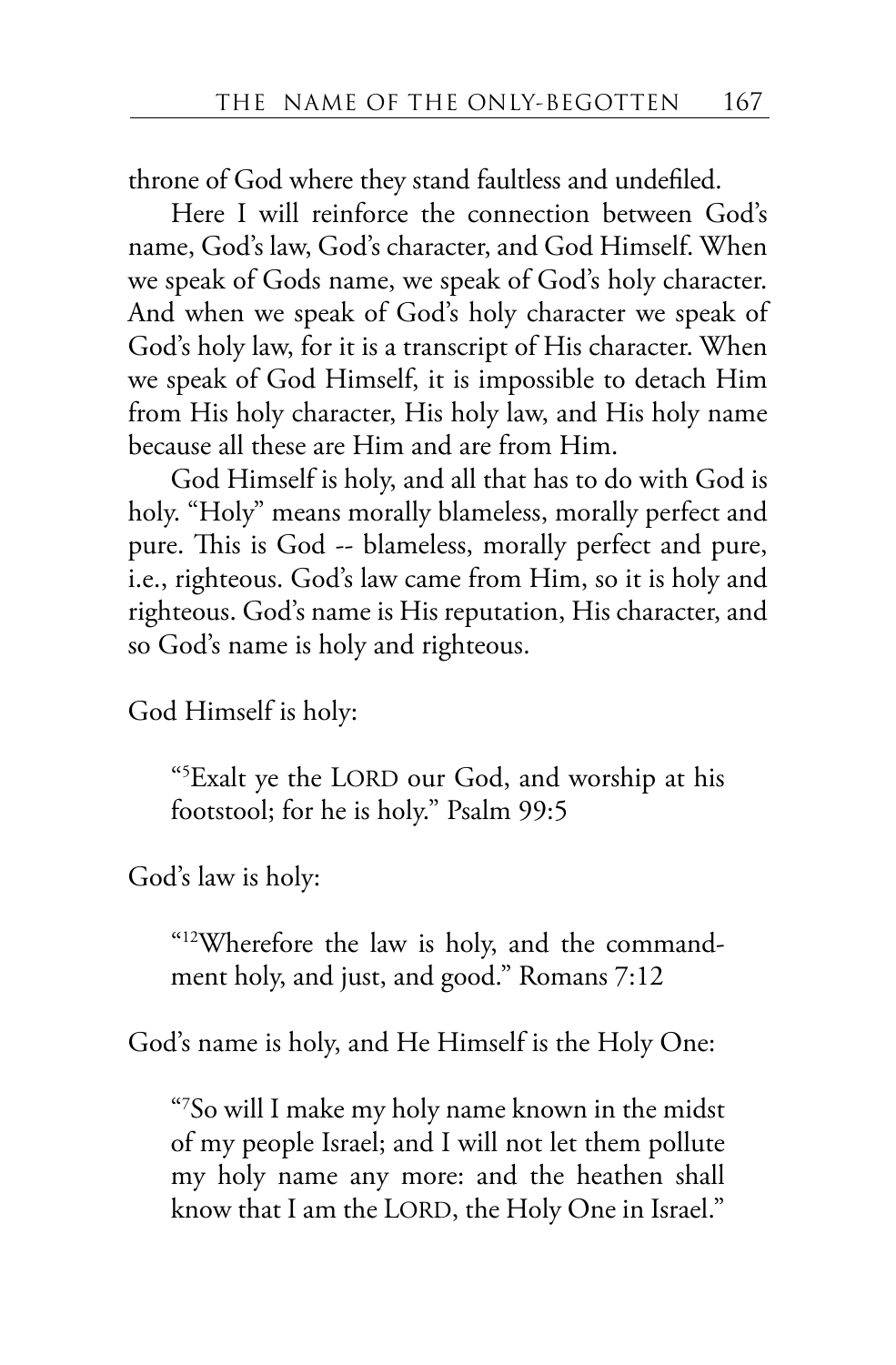throne of God where they stand faultless and undefiled.

Here I will reinforce the connection between God's name, God's law, God's character, and God Himself. When we speak of Gods name, we speak of God's holy character. And when we speak of God's holy character we speak of God's holy law, for it is a transcript of His character. When we speak of God Himself, it is impossible to detach Him from His holy character, His holy law, and His holy name because all these are Him and are from Him.

God Himself is holy, and all that has to do with God is holy. "Holy" means morally blameless, morally perfect and pure. This is God -- blameless, morally perfect and pure, i.e., righteous. God's law came from Him, so it is holy and righteous. God's name is His reputation, His character, and so God's name is holy and righteous.

God Himself is holy:

> "[5]Exalt ye the LORD our God, and worship at his footstool; for he is holy." Psalm 99:5

God's law is holy:

> "[12]Wherefore the law is holy, and the commandment holy, and just, and good." Romans 7:12

God's name is holy, and He Himself is the Holy One:

> "[7]So will I make my holy name known in the midst of my people Israel; and I will not let them pollute my holy name any more: and the heathen shall know that I am the LORD, the Holy One in Israel."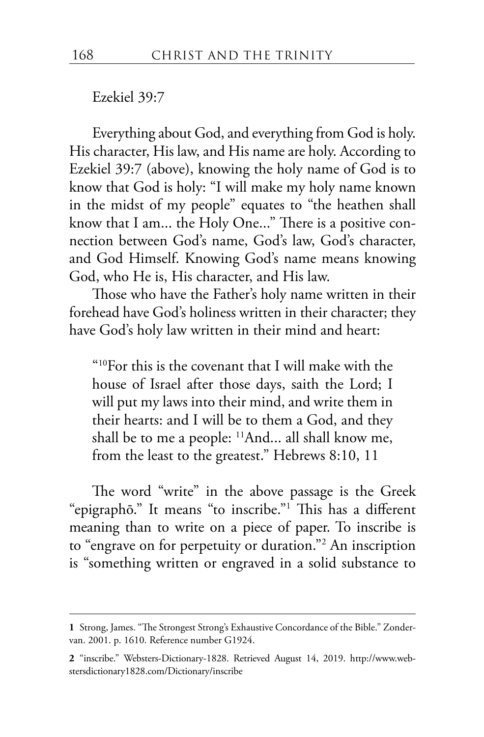Ezekiel 39:7

Everything about God, and everything from God is holy. His character, His law, and His name are holy. According to Ezekiel 39:7 (above), knowing the holy name of God is to know that God is holy: "I will make my holy name known in the midst of my people" equates to "the heathen shall know that I am... the Holy One..." There is a positive connection between God's name, God's law, God's character, and God Himself. Knowing God's name means knowing God, who He is, His character, and His law.

Those who have the Father's holy name written in their forehead have God's holiness written in their character; they have God's holy law written in their mind and heart:

> "[10]For this is the covenant that I will make with the house of Israel after those days, saith the Lord; I will put my laws into their mind, and write them in their hearts: and I will be to them a God, and they shall be to me a people: [11]And... all shall know me, from the least to the greatest." Hebrews 8:10, 11

The word "write" in the above passage is the Greek "epigraphō." It means "to inscribe."[1] This has a different meaning than to write on a piece of paper. To inscribe is to "engrave on for perpetuity or duration."[2] An inscription is "something written or engraved in a solid substance to

---

**1** Strong, James. "The Strongest Strong's Exhaustive Concordance of the Bible." Zondervan. 2001. p. 1610. Reference number G1924.

**2** "inscribe." Websters-Dictionary-1828. Retrieved August 14, 2019. http://www.webstersdictionary1828.com/Dictionary/inscribe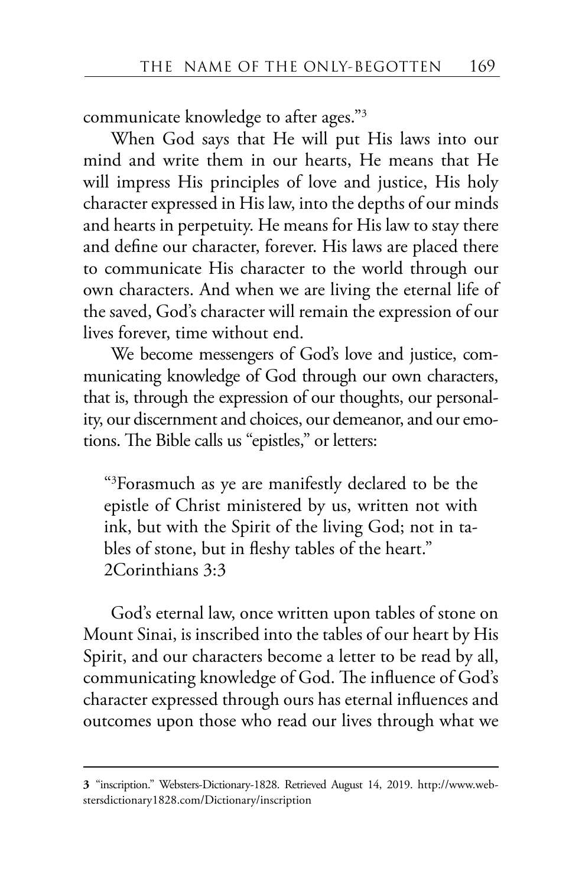communicate knowledge to after ages."[3]

When God says that He will put His laws into our mind and write them in our hearts, He means that He will impress His principles of love and justice, His holy character expressed in His law, into the depths of our minds and hearts in perpetuity. He means for His law to stay there and define our character, forever. His laws are placed there to communicate His character to the world through our own characters. And when we are living the eternal life of the saved, God's character will remain the expression of our lives forever, time without end.

We become messengers of God's love and justice, communicating knowledge of God through our own characters, that is, through the expression of our thoughts, our personality, our discernment and choices, our demeanor, and our emotions. The Bible calls us "epistles," or letters:

> "[3]Forasmuch as ye are manifestly declared to be the epistle of Christ ministered by us, written not with ink, but with the Spirit of the living God; not in tables of stone, but in fleshy tables of the heart."
> 2Corinthians 3:3

God's eternal law, once written upon tables of stone on Mount Sinai, is inscribed into the tables of our heart by His Spirit, and our characters become a letter to be read by all, communicating knowledge of God. The influence of God's character expressed through ours has eternal influences and outcomes upon those who read our lives through what we

---

**3** "inscription." Websters-Dictionary-1828. Retrieved August 14, 2019. http://www.webstersdictionary1828.com/Dictionary/inscription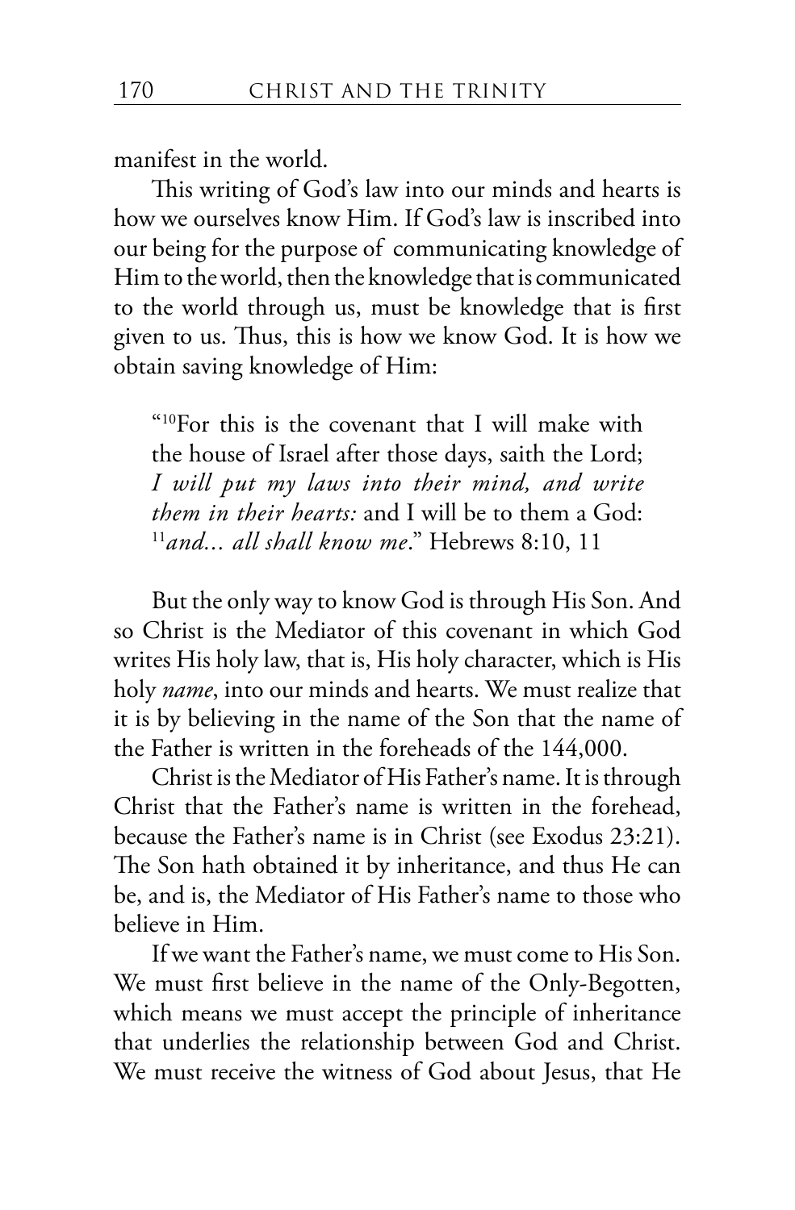manifest in the world.

This writing of God's law into our minds and hearts is how we ourselves know Him. If God's law is inscribed into our being for the purpose of communicating knowledge of Him to the world, then the knowledge that is communicated to the world through us, must be knowledge that is first given to us. Thus, this is how we know God. It is how we obtain saving knowledge of Him:

> "[10]For this is the covenant that I will make with the house of Israel after those days, saith the Lord; *I will put my laws into their mind, and write them in their hearts:* and I will be to them a God: [11]*and... all shall know me*." Hebrews 8:10, 11

But the only way to know God is through His Son. And so Christ is the Mediator of this covenant in which God writes His holy law, that is, His holy character, which is His holy *name*, into our minds and hearts. We must realize that it is by believing in the name of the Son that the name of the Father is written in the foreheads of the 144,000.

Christ is the Mediator of His Father's name. It is through Christ that the Father's name is written in the forehead, because the Father's name is in Christ (see Exodus 23:21). The Son hath obtained it by inheritance, and thus He can be, and is, the Mediator of His Father's name to those who believe in Him.

If we want the Father's name, we must come to His Son. We must first believe in the name of the Only-Begotten, which means we must accept the principle of inheritance that underlies the relationship between God and Christ. We must receive the witness of God about Jesus, that He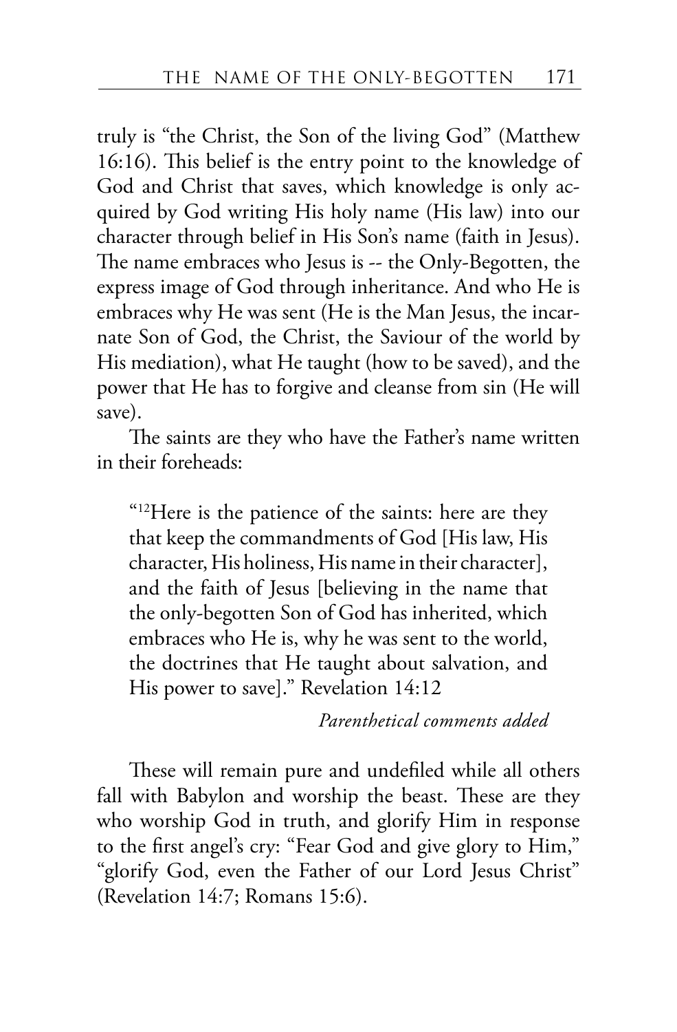truly is "the Christ, the Son of the living God" (Matthew 16:16). This belief is the entry point to the knowledge of God and Christ that saves, which knowledge is only acquired by God writing His holy name (His law) into our character through belief in His Son's name (faith in Jesus). The name embraces who Jesus is -- the Only-Begotten, the express image of God through inheritance. And who He is embraces why He was sent (He is the Man Jesus, the incarnate Son of God, the Christ, the Saviour of the world by His mediation), what He taught (how to be saved), and the power that He has to forgive and cleanse from sin (He will save).

The saints are they who have the Father's name written in their foreheads:

> "[12]Here is the patience of the saints: here are they that keep the commandments of God [His law, His character, His holiness, His name in their character], and the faith of Jesus [believing in the name that the only-begotten Son of God has inherited, which embraces who He is, why he was sent to the world, the doctrines that He taught about salvation, and His power to save]." Revelation 14:12
>
> *Parenthetical comments added*

These will remain pure and undefiled while all others fall with Babylon and worship the beast. These are they who worship God in truth, and glorify Him in response to the first angel's cry: "Fear God and give glory to Him," "glorify God, even the Father of our Lord Jesus Christ" (Revelation 14:7; Romans 15:6).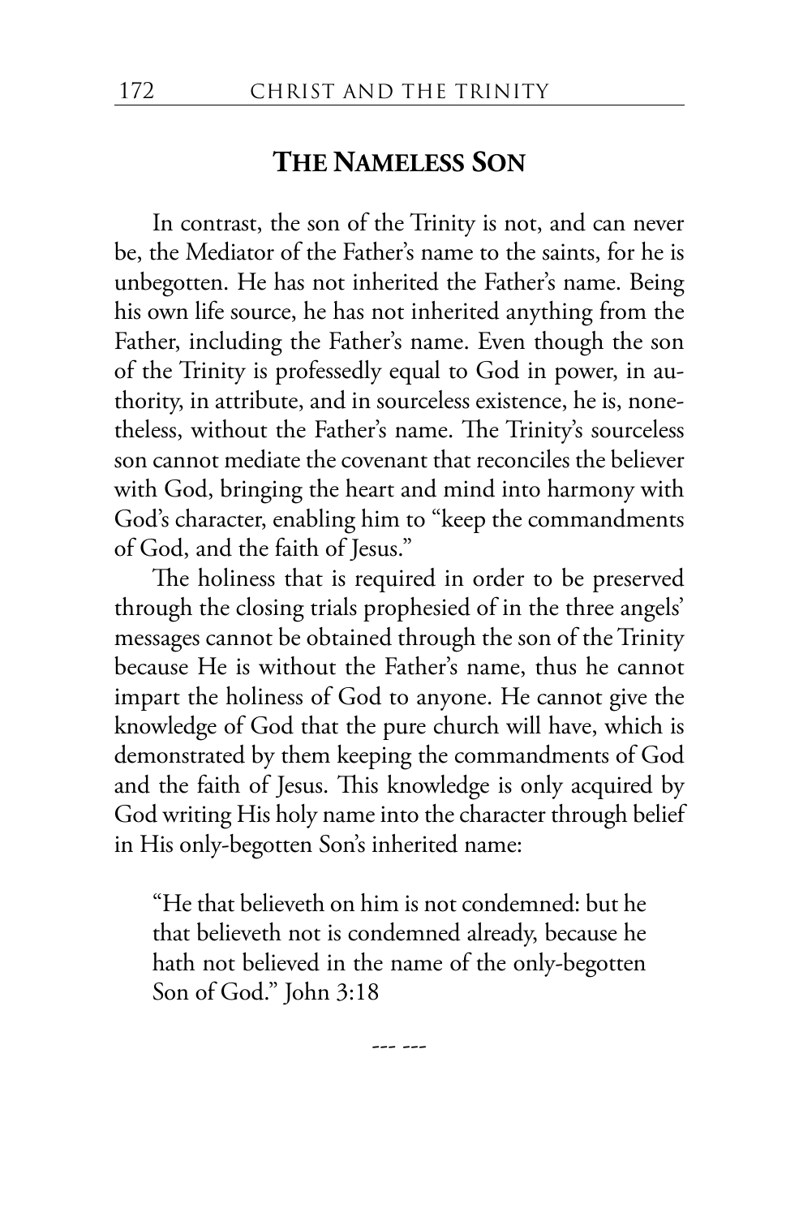## The Nameless Son

In contrast, the son of the Trinity is not, and can never be, the Mediator of the Father's name to the saints, for he is unbegotten. He has not inherited the Father's name. Being his own life source, he has not inherited anything from the Father, including the Father's name. Even though the son of the Trinity is professedly equal to God in power, in authority, in attribute, and in sourceless existence, he is, nonetheless, without the Father's name. The Trinity's sourceless son cannot mediate the covenant that reconciles the believer with God, bringing the heart and mind into harmony with God's character, enabling him to "keep the commandments of God, and the faith of Jesus."

The holiness that is required in order to be preserved through the closing trials prophesied of in the three angels' messages cannot be obtained through the son of the Trinity because He is without the Father's name, thus he cannot impart the holiness of God to anyone. He cannot give the knowledge of God that the pure church will have, which is demonstrated by them keeping the commandments of God and the faith of Jesus. This knowledge is only acquired by God writing His holy name into the character through belief in His only-begotten Son's inherited name:

> "He that believeth on him is not condemned: but he that believeth not is condemned already, because he hath not believed in the name of the only-begotten Son of God." John 3:18

--- ---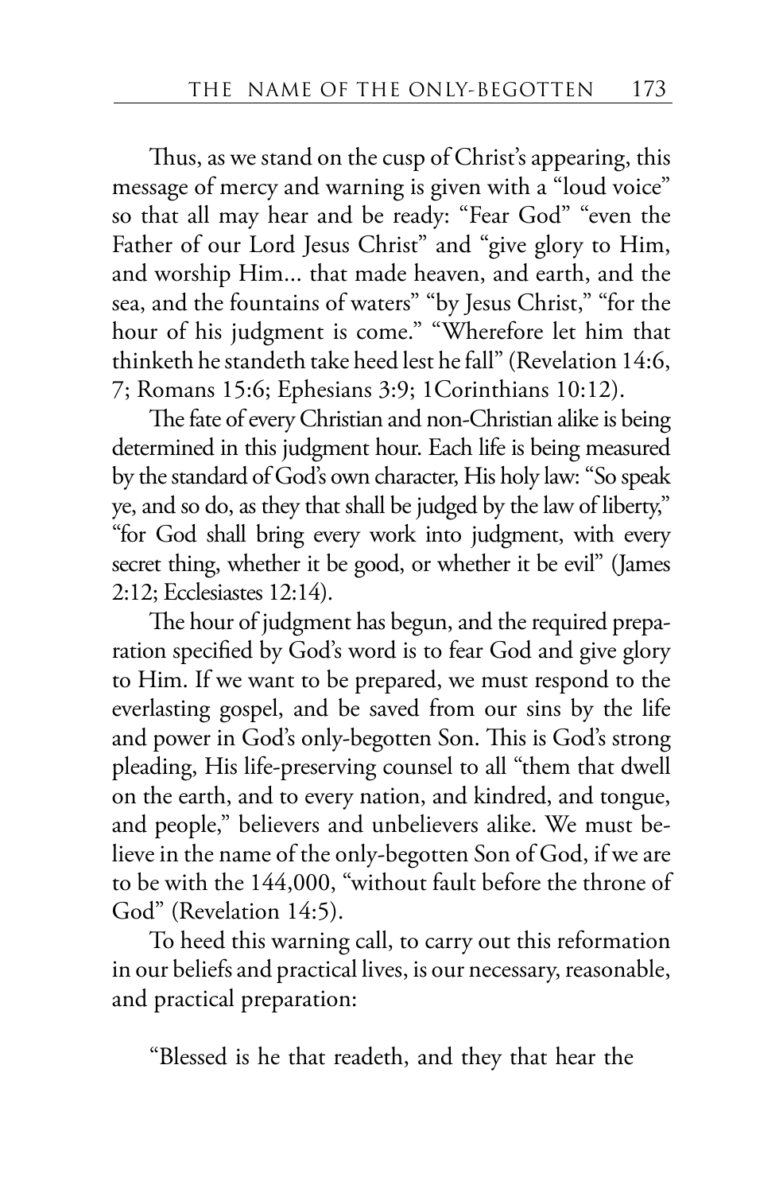Thus, as we stand on the cusp of Christ's appearing, this message of mercy and warning is given with a "loud voice" so that all may hear and be ready: "Fear God" "even the Father of our Lord Jesus Christ" and "give glory to Him, and worship Him... that made heaven, and earth, and the sea, and the fountains of waters" "by Jesus Christ," "for the hour of his judgment is come." "Wherefore let him that thinketh he standeth take heed lest he fall" (Revelation 14:6, 7; Romans 15:6; Ephesians 3:9; 1Corinthians 10:12).

The fate of every Christian and non-Christian alike is being determined in this judgment hour. Each life is being measured by the standard of God's own character, His holy law: "So speak ye, and so do, as they that shall be judged by the law of liberty," "for God shall bring every work into judgment, with every secret thing, whether it be good, or whether it be evil" (James 2:12; Ecclesiastes 12:14).

The hour of judgment has begun, and the required preparation specified by God's word is to fear God and give glory to Him. If we want to be prepared, we must respond to the everlasting gospel, and be saved from our sins by the life and power in God's only-begotten Son. This is God's strong pleading, His life-preserving counsel to all "them that dwell on the earth, and to every nation, and kindred, and tongue, and people," believers and unbelievers alike. We must believe in the name of the only-begotten Son of God, if we are to be with the 144,000, "without fault before the throne of God" (Revelation 14:5).

To heed this warning call, to carry out this reformation in our beliefs and practical lives, is our necessary, reasonable, and practical preparation:

"Blessed is he that readeth, and they that hear the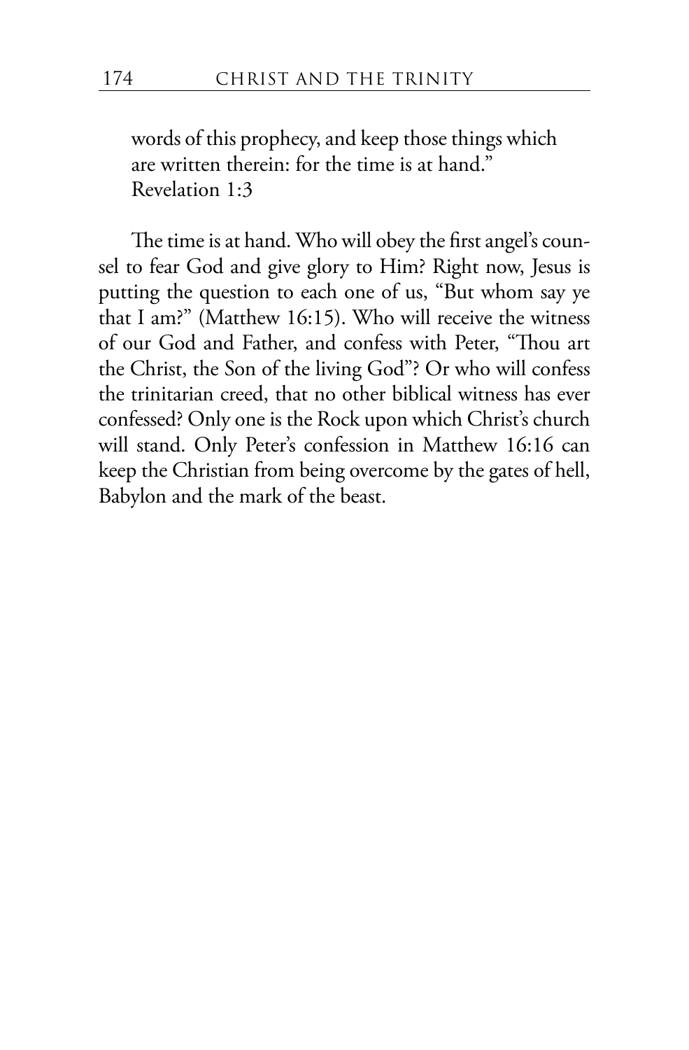> words of this prophecy, and keep those things which are written therein: for the time is at hand."
> Revelation 1:3

The time is at hand. Who will obey the first angel's counsel to fear God and give glory to Him? Right now, Jesus is putting the question to each one of us, "But whom say ye that I am?" (Matthew 16:15). Who will receive the witness of our God and Father, and confess with Peter, "Thou art the Christ, the Son of the living God"? Or who will confess the trinitarian creed, that no other biblical witness has ever confessed? Only one is the Rock upon which Christ's church will stand. Only Peter's confession in Matthew 16:16 can keep the Christian from being overcome by the gates of hell, Babylon and the mark of the beast.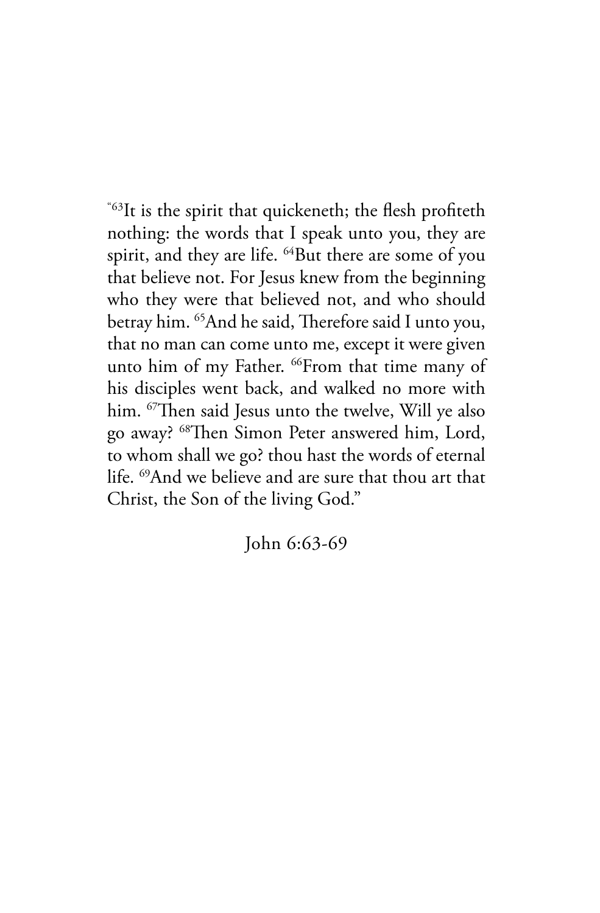"[63]It is the spirit that quickeneth; the flesh profiteth nothing: the words that I speak unto you, they are spirit, and they are life. [64]But there are some of you that believe not. For Jesus knew from the beginning who they were that believed not, and who should betray him. [65]And he said, Therefore said I unto you, that no man can come unto me, except it were given unto him of my Father. [66]From that time many of his disciples went back, and walked no more with him. [67]Then said Jesus unto the twelve, Will ye also go away? [68]Then Simon Peter answered him, Lord, to whom shall we go? thou hast the words of eternal life. [69]And we believe and are sure that thou art that Christ, the Son of the living God."

John 6:63-69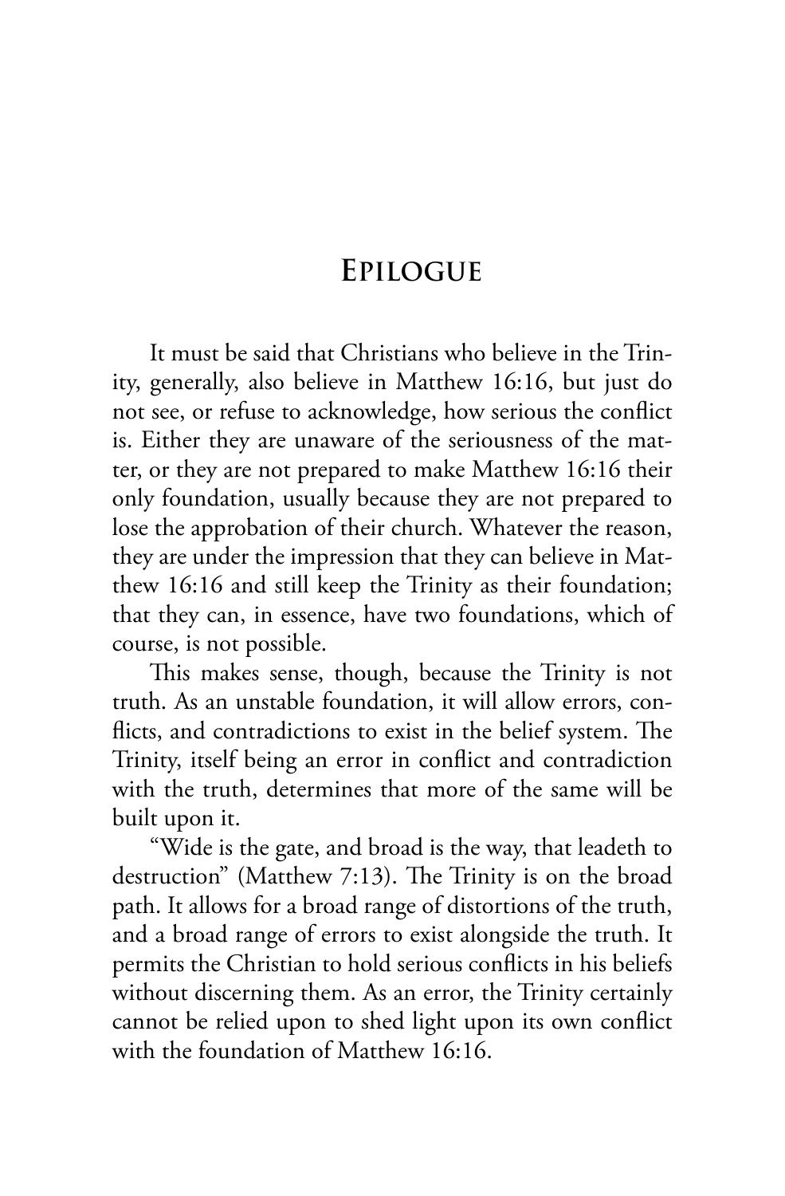# Epilogue

It must be said that Christians who believe in the Trinity, generally, also believe in Matthew 16:16, but just do not see, or refuse to acknowledge, how serious the conflict is. Either they are unaware of the seriousness of the matter, or they are not prepared to make Matthew 16:16 their only foundation, usually because they are not prepared to lose the approbation of their church. Whatever the reason, they are under the impression that they can believe in Matthew 16:16 and still keep the Trinity as their foundation; that they can, in essence, have two foundations, which of course, is not possible.

This makes sense, though, because the Trinity is not truth. As an unstable foundation, it will allow errors, conflicts, and contradictions to exist in the belief system. The Trinity, itself being an error in conflict and contradiction with the truth, determines that more of the same will be built upon it.

"Wide is the gate, and broad is the way, that leadeth to destruction" (Matthew 7:13). The Trinity is on the broad path. It allows for a broad range of distortions of the truth, and a broad range of errors to exist alongside the truth. It permits the Christian to hold serious conflicts in his beliefs without discerning them. As an error, the Trinity certainly cannot be relied upon to shed light upon its own conflict with the foundation of Matthew 16:16.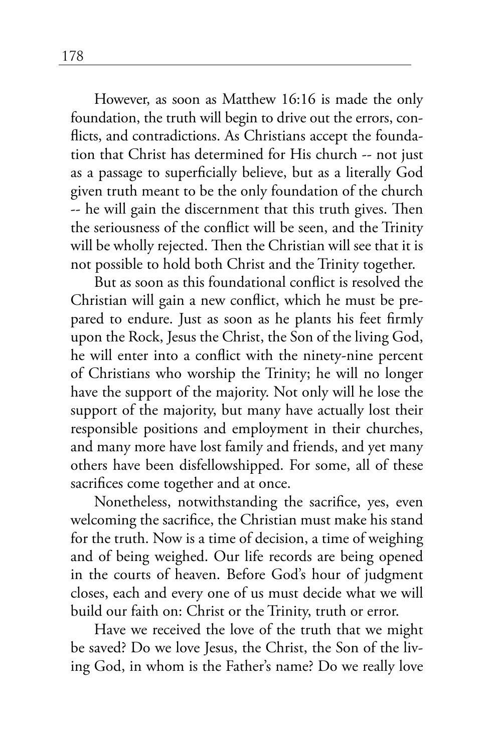However, as soon as Matthew 16:16 is made the only foundation, the truth will begin to drive out the errors, conflicts, and contradictions. As Christians accept the foundation that Christ has determined for His church -- not just as a passage to superficially believe, but as a literally God given truth meant to be the only foundation of the church -- he will gain the discernment that this truth gives. Then the seriousness of the conflict will be seen, and the Trinity will be wholly rejected. Then the Christian will see that it is not possible to hold both Christ and the Trinity together.

But as soon as this foundational conflict is resolved the Christian will gain a new conflict, which he must be prepared to endure. Just as soon as he plants his feet firmly upon the Rock, Jesus the Christ, the Son of the living God, he will enter into a conflict with the ninety-nine percent of Christians who worship the Trinity; he will no longer have the support of the majority. Not only will he lose the support of the majority, but many have actually lost their responsible positions and employment in their churches, and many more have lost family and friends, and yet many others have been disfellowshipped. For some, all of these sacrifices come together and at once.

Nonetheless, notwithstanding the sacrifice, yes, even welcoming the sacrifice, the Christian must make his stand for the truth. Now is a time of decision, a time of weighing and of being weighed. Our life records are being opened in the courts of heaven. Before God's hour of judgment closes, each and every one of us must decide what we will build our faith on: Christ or the Trinity, truth or error.

Have we received the love of the truth that we might be saved? Do we love Jesus, the Christ, the Son of the living God, in whom is the Father's name? Do we really love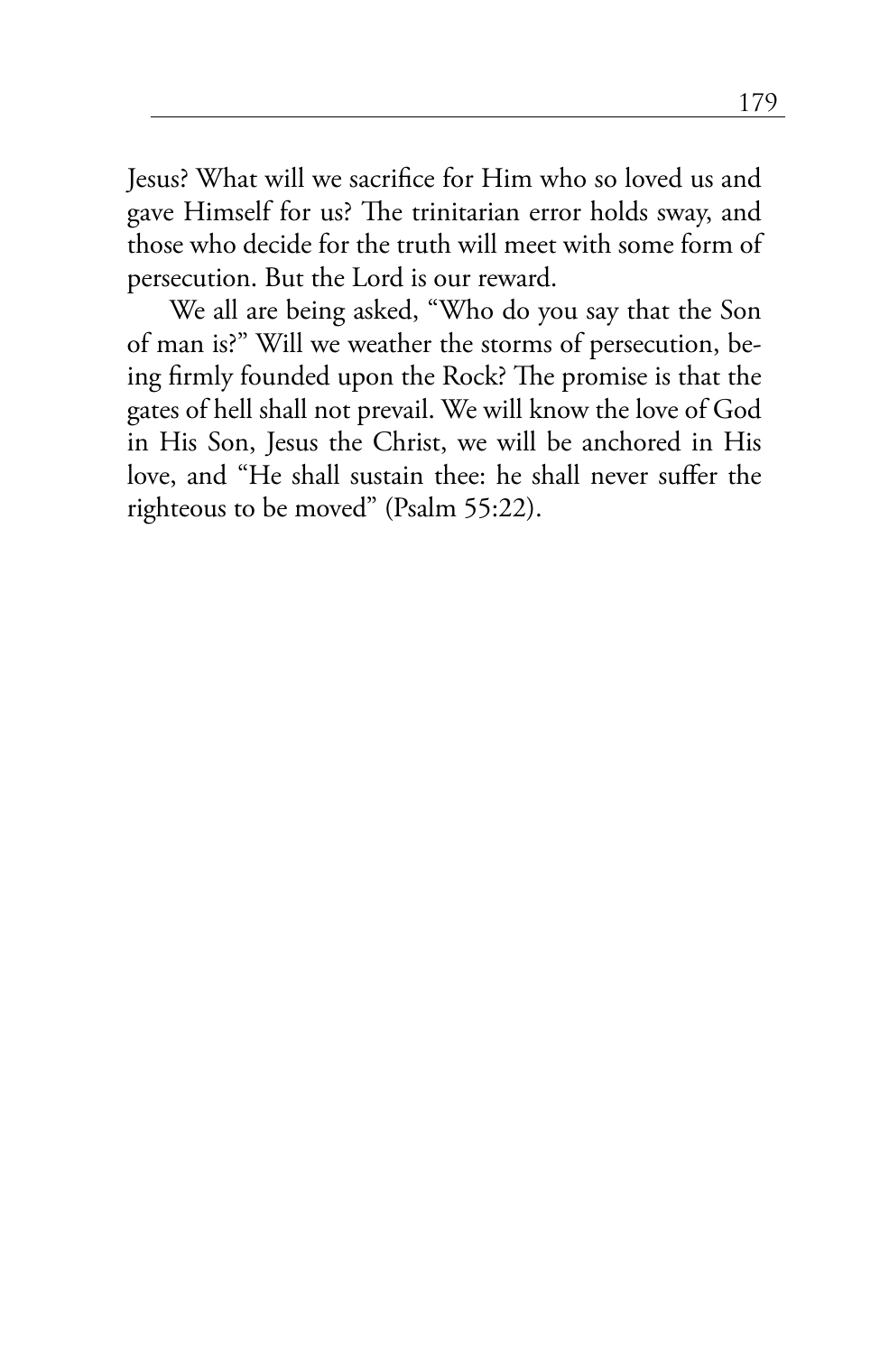Jesus? What will we sacrifice for Him who so loved us and gave Himself for us? The trinitarian error holds sway, and those who decide for the truth will meet with some form of persecution. But the Lord is our reward.

We all are being asked, "Who do you say that the Son of man is?" Will we weather the storms of persecution, being firmly founded upon the Rock? The promise is that the gates of hell shall not prevail. We will know the love of God in His Son, Jesus the Christ, we will be anchored in His love, and "He shall sustain thee: he shall never suffer the righteous to be moved" (Psalm 55:22).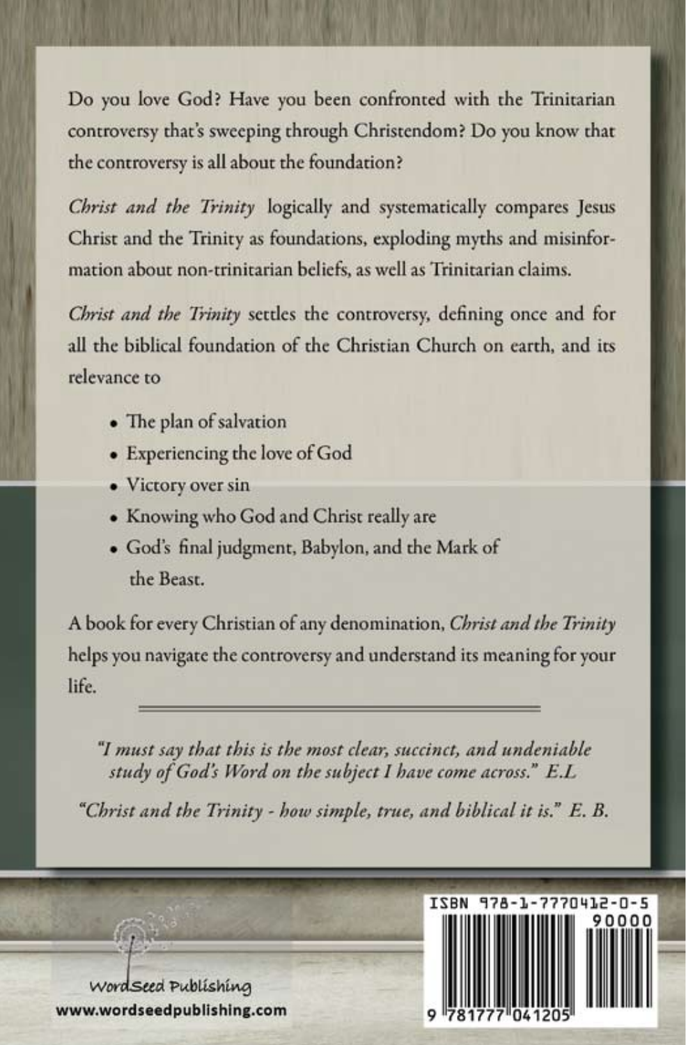Do you love God? Have you been confronted with the Trinitarian controversy that's sweeping through Christendom? Do you know that the controversy is all about the foundation?

*Christ and the Trinity* logically and systematically compares Jesus Christ and the Trinity as foundations, exploding myths and misinformation about non-trinitarian beliefs, as well as Trinitarian claims.

*Christ and the Trinity* settles the controversy, defining once and for all the biblical foundation of the Christian Church on earth, and its relevance to

- The plan of salvation
- Experiencing the love of God
- Victory over sin
- Knowing who God and Christ really are
- God's final judgment, Babylon, and the Mark of the Beast.

A book for every Christian of any denomination, *Christ and the Trinity* helps you navigate the controversy and understand its meaning for your life.

---

*"I must say that this is the most clear, succinct, and undeniable study of God's Word on the subject I have come across."* E.L

*"Christ and the Trinity - how simple, true, and biblical it is."* E. B.

WordSeed Publishing
www.wordseedpublishing.com

ISBN 978-1-7770412-0-5
90000
9 781777 041205